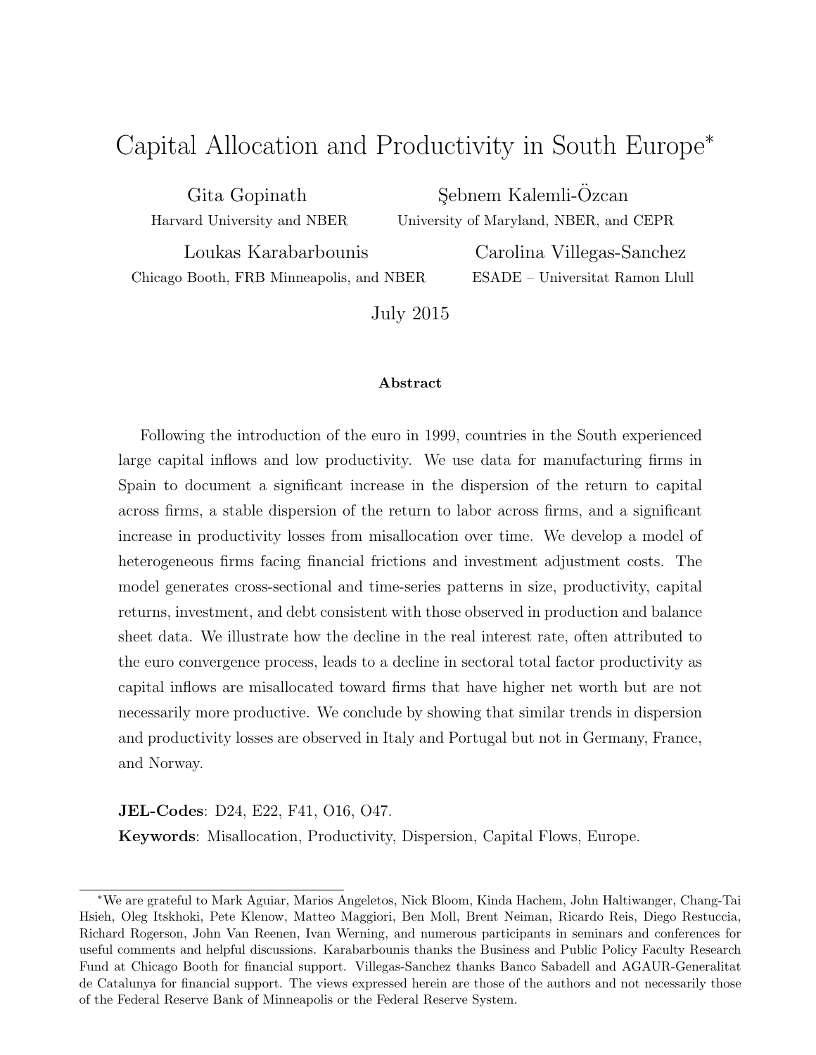# Capital Allocation and Productivity in South Europe*

Gita Gopinath
Harvard University and NBER

Şebnem Kalemli-Özcan
University of Maryland, NBER, and CEPR

Loukas Karabarbounis
Chicago Booth, FRB Minneapolis, and NBER

Carolina Villegas-Sanchez
ESADE – Universitat Ramon Llull

July 2015

**Abstract**

Following the introduction of the euro in 1999, countries in the South experienced large capital inflows and low productivity. We use data for manufacturing firms in Spain to document a significant increase in the dispersion of the return to capital across firms, a stable dispersion of the return to labor across firms, and a significant increase in productivity losses from misallocation over time. We develop a model of heterogeneous firms facing financial frictions and investment adjustment costs. The model generates cross-sectional and time-series patterns in size, productivity, capital returns, investment, and debt consistent with those observed in production and balance sheet data. We illustrate how the decline in the real interest rate, often attributed to the euro convergence process, leads to a decline in sectoral total factor productivity as capital inflows are misallocated toward firms that have higher net worth but are not necessarily more productive. We conclude by showing that similar trends in dispersion and productivity losses are observed in Italy and Portugal but not in Germany, France, and Norway.

**JEL-Codes**: D24, E22, F41, O16, O47.

**Keywords**: Misallocation, Productivity, Dispersion, Capital Flows, Europe.

---

*We are grateful to Mark Aguiar, Marios Angeletos, Nick Bloom, Kinda Hachem, John Haltiwanger, Chang-Tai Hsieh, Oleg Itskhoki, Pete Klenow, Matteo Maggiori, Ben Moll, Brent Neiman, Ricardo Reis, Diego Restuccia, Richard Rogerson, John Van Reenen, Ivan Werning, and numerous participants in seminars and conferences for useful comments and helpful discussions. Karabarbounis thanks the Business and Public Policy Faculty Research Fund at Chicago Booth for financial support. Villegas-Sanchez thanks Banco Sabadell and AGAUR-Generalitat de Catalunya for financial support. The views expressed herein are those of the authors and not necessarily those of the Federal Reserve Bank of Minneapolis or the Federal Reserve System.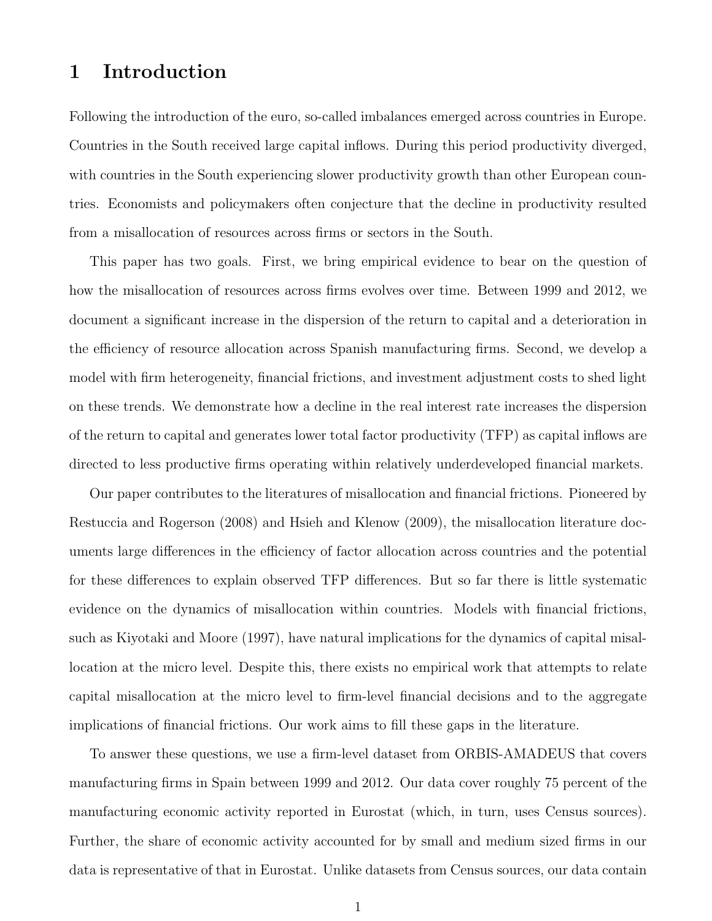# 1 Introduction

Following the introduction of the euro, so-called imbalances emerged across countries in Europe. Countries in the South received large capital inflows. During this period productivity diverged, with countries in the South experiencing slower productivity growth than other European countries. Economists and policymakers often conjecture that the decline in productivity resulted from a misallocation of resources across firms or sectors in the South.

This paper has two goals. First, we bring empirical evidence to bear on the question of how the misallocation of resources across firms evolves over time. Between 1999 and 2012, we document a significant increase in the dispersion of the return to capital and a deterioration in the efficiency of resource allocation across Spanish manufacturing firms. Second, we develop a model with firm heterogeneity, financial frictions, and investment adjustment costs to shed light on these trends. We demonstrate how a decline in the real interest rate increases the dispersion of the return to capital and generates lower total factor productivity (TFP) as capital inflows are directed to less productive firms operating within relatively underdeveloped financial markets.

Our paper contributes to the literatures of misallocation and financial frictions. Pioneered by Restuccia and Rogerson (2008) and Hsieh and Klenow (2009), the misallocation literature documents large differences in the efficiency of factor allocation across countries and the potential for these differences to explain observed TFP differences. But so far there is little systematic evidence on the dynamics of misallocation within countries. Models with financial frictions, such as Kiyotaki and Moore (1997), have natural implications for the dynamics of capital misallocation at the micro level. Despite this, there exists no empirical work that attempts to relate capital misallocation at the micro level to firm-level financial decisions and to the aggregate implications of financial frictions. Our work aims to fill these gaps in the literature.

To answer these questions, we use a firm-level dataset from ORBIS-AMADEUS that covers manufacturing firms in Spain between 1999 and 2012. Our data cover roughly 75 percent of the manufacturing economic activity reported in Eurostat (which, in turn, uses Census sources). Further, the share of economic activity accounted for by small and medium sized firms in our data is representative of that in Eurostat. Unlike datasets from Census sources, our data contain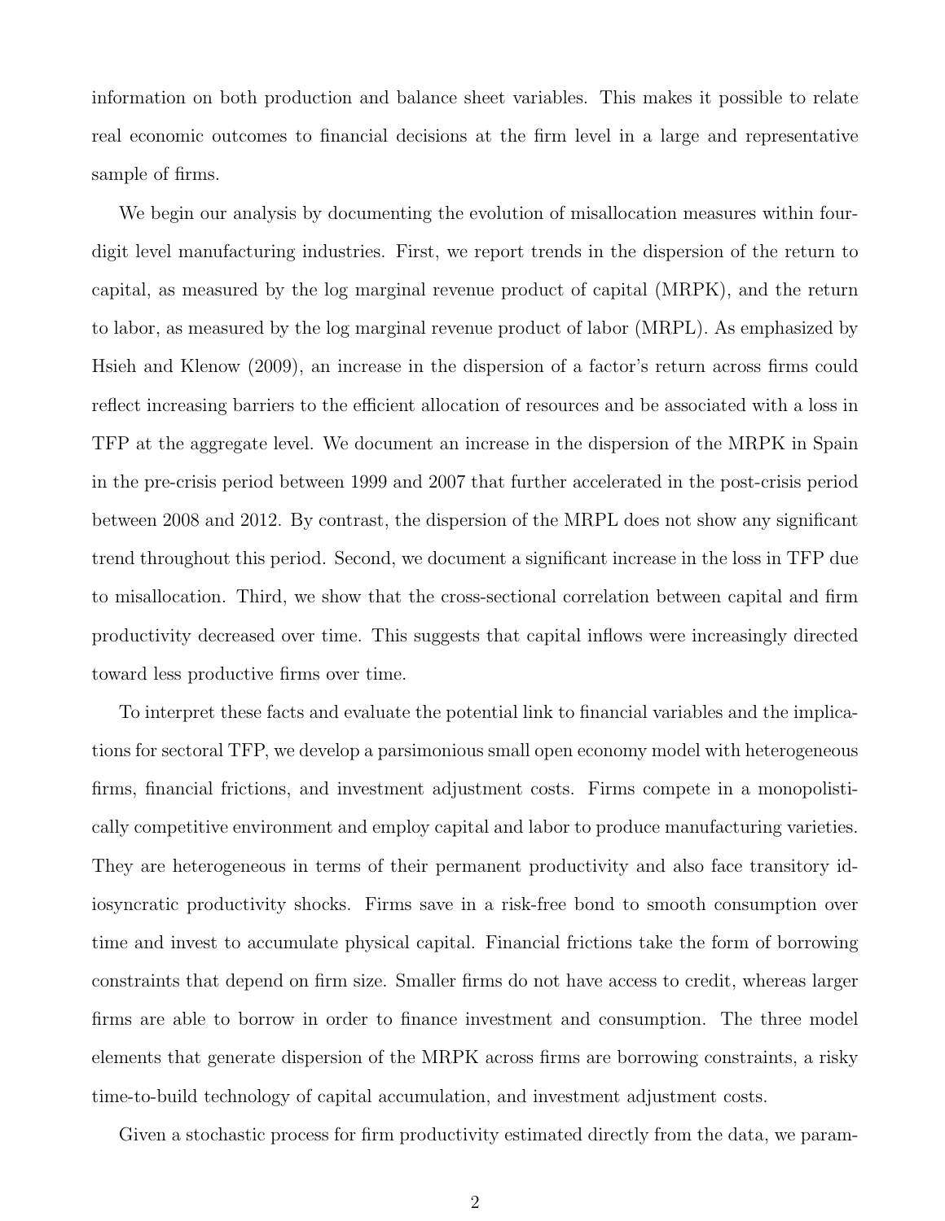information on both production and balance sheet variables. This makes it possible to relate real economic outcomes to financial decisions at the firm level in a large and representative sample of firms.

We begin our analysis by documenting the evolution of misallocation measures within four-digit level manufacturing industries. First, we report trends in the dispersion of the return to capital, as measured by the log marginal revenue product of capital (MRPK), and the return to labor, as measured by the log marginal revenue product of labor (MRPL). As emphasized by Hsieh and Klenow (2009), an increase in the dispersion of a factor's return across firms could reflect increasing barriers to the efficient allocation of resources and be associated with a loss in TFP at the aggregate level. We document an increase in the dispersion of the MRPK in Spain in the pre-crisis period between 1999 and 2007 that further accelerated in the post-crisis period between 2008 and 2012. By contrast, the dispersion of the MRPL does not show any significant trend throughout this period. Second, we document a significant increase in the loss in TFP due to misallocation. Third, we show that the cross-sectional correlation between capital and firm productivity decreased over time. This suggests that capital inflows were increasingly directed toward less productive firms over time.

To interpret these facts and evaluate the potential link to financial variables and the implications for sectoral TFP, we develop a parsimonious small open economy model with heterogeneous firms, financial frictions, and investment adjustment costs. Firms compete in a monopolistically competitive environment and employ capital and labor to produce manufacturing varieties. They are heterogeneous in terms of their permanent productivity and also face transitory idiosyncratic productivity shocks. Firms save in a risk-free bond to smooth consumption over time and invest to accumulate physical capital. Financial frictions take the form of borrowing constraints that depend on firm size. Smaller firms do not have access to credit, whereas larger firms are able to borrow in order to finance investment and consumption. The three model elements that generate dispersion of the MRPK across firms are borrowing constraints, a risky time-to-build technology of capital accumulation, and investment adjustment costs.

Given a stochastic process for firm productivity estimated directly from the data, we param-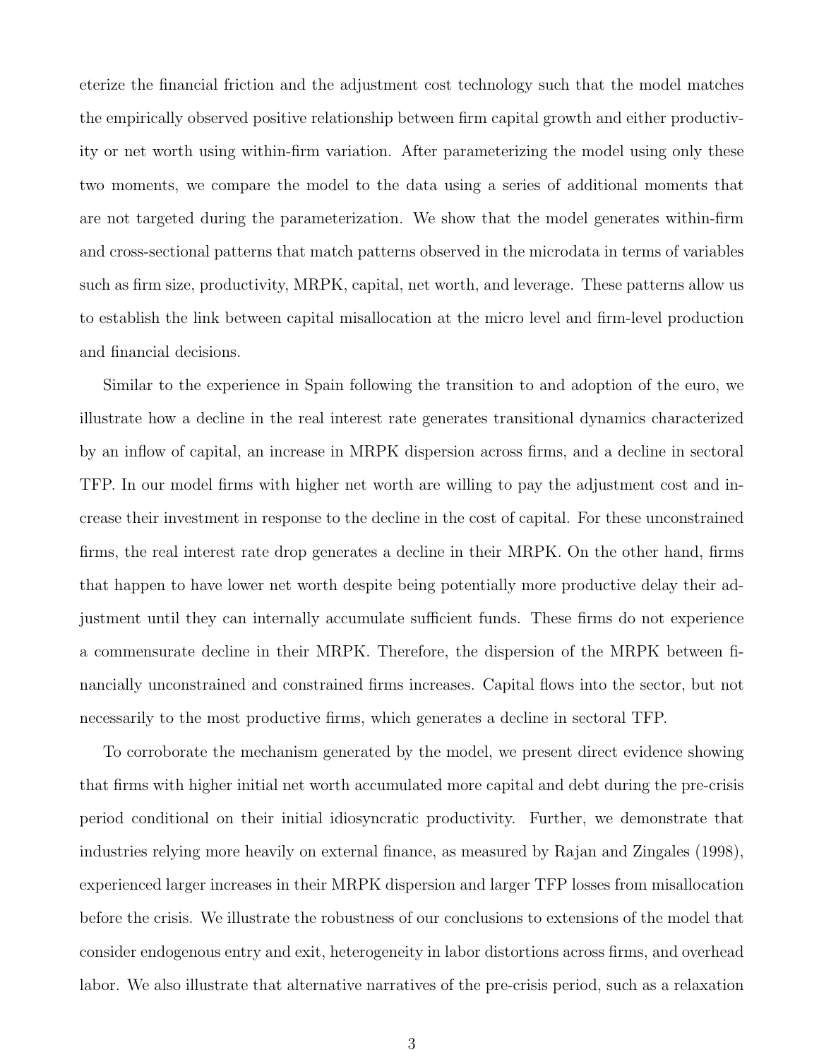eterize the financial friction and the adjustment cost technology such that the model matches the empirically observed positive relationship between firm capital growth and either productivity or net worth using within-firm variation. After parameterizing the model using only these two moments, we compare the model to the data using a series of additional moments that are not targeted during the parameterization. We show that the model generates within-firm and cross-sectional patterns that match patterns observed in the microdata in terms of variables such as firm size, productivity, MRPK, capital, net worth, and leverage. These patterns allow us to establish the link between capital misallocation at the micro level and firm-level production and financial decisions.

Similar to the experience in Spain following the transition to and adoption of the euro, we illustrate how a decline in the real interest rate generates transitional dynamics characterized by an inflow of capital, an increase in MRPK dispersion across firms, and a decline in sectoral TFP. In our model firms with higher net worth are willing to pay the adjustment cost and increase their investment in response to the decline in the cost of capital. For these unconstrained firms, the real interest rate drop generates a decline in their MRPK. On the other hand, firms that happen to have lower net worth despite being potentially more productive delay their adjustment until they can internally accumulate sufficient funds. These firms do not experience a commensurate decline in their MRPK. Therefore, the dispersion of the MRPK between financially unconstrained and constrained firms increases. Capital flows into the sector, but not necessarily to the most productive firms, which generates a decline in sectoral TFP.

To corroborate the mechanism generated by the model, we present direct evidence showing that firms with higher initial net worth accumulated more capital and debt during the pre-crisis period conditional on their initial idiosyncratic productivity. Further, we demonstrate that industries relying more heavily on external finance, as measured by Rajan and Zingales (1998), experienced larger increases in their MRPK dispersion and larger TFP losses from misallocation before the crisis. We illustrate the robustness of our conclusions to extensions of the model that consider endogenous entry and exit, heterogeneity in labor distortions across firms, and overhead labor. We also illustrate that alternative narratives of the pre-crisis period, such as a relaxation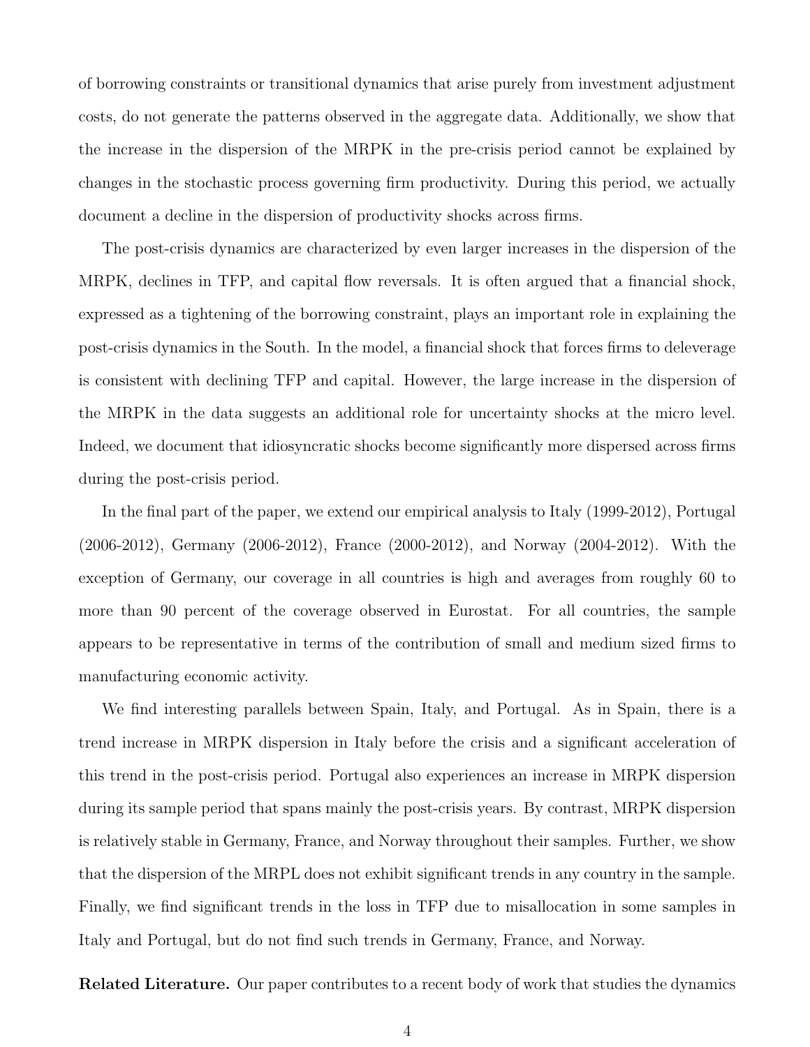of borrowing constraints or transitional dynamics that arise purely from investment adjustment costs, do not generate the patterns observed in the aggregate data. Additionally, we show that the increase in the dispersion of the MRPK in the pre-crisis period cannot be explained by changes in the stochastic process governing firm productivity. During this period, we actually document a decline in the dispersion of productivity shocks across firms.

The post-crisis dynamics are characterized by even larger increases in the dispersion of the MRPK, declines in TFP, and capital flow reversals. It is often argued that a financial shock, expressed as a tightening of the borrowing constraint, plays an important role in explaining the post-crisis dynamics in the South. In the model, a financial shock that forces firms to deleverage is consistent with declining TFP and capital. However, the large increase in the dispersion of the MRPK in the data suggests an additional role for uncertainty shocks at the micro level. Indeed, we document that idiosyncratic shocks become significantly more dispersed across firms during the post-crisis period.

In the final part of the paper, we extend our empirical analysis to Italy (1999-2012), Portugal (2006-2012), Germany (2006-2012), France (2000-2012), and Norway (2004-2012). With the exception of Germany, our coverage in all countries is high and averages from roughly 60 to more than 90 percent of the coverage observed in Eurostat. For all countries, the sample appears to be representative in terms of the contribution of small and medium sized firms to manufacturing economic activity.

We find interesting parallels between Spain, Italy, and Portugal. As in Spain, there is a trend increase in MRPK dispersion in Italy before the crisis and a significant acceleration of this trend in the post-crisis period. Portugal also experiences an increase in MRPK dispersion during its sample period that spans mainly the post-crisis years. By contrast, MRPK dispersion is relatively stable in Germany, France, and Norway throughout their samples. Further, we show that the dispersion of the MRPL does not exhibit significant trends in any country in the sample. Finally, we find significant trends in the loss in TFP due to misallocation in some samples in Italy and Portugal, but do not find such trends in Germany, France, and Norway.

**Related Literature.** Our paper contributes to a recent body of work that studies the dynamics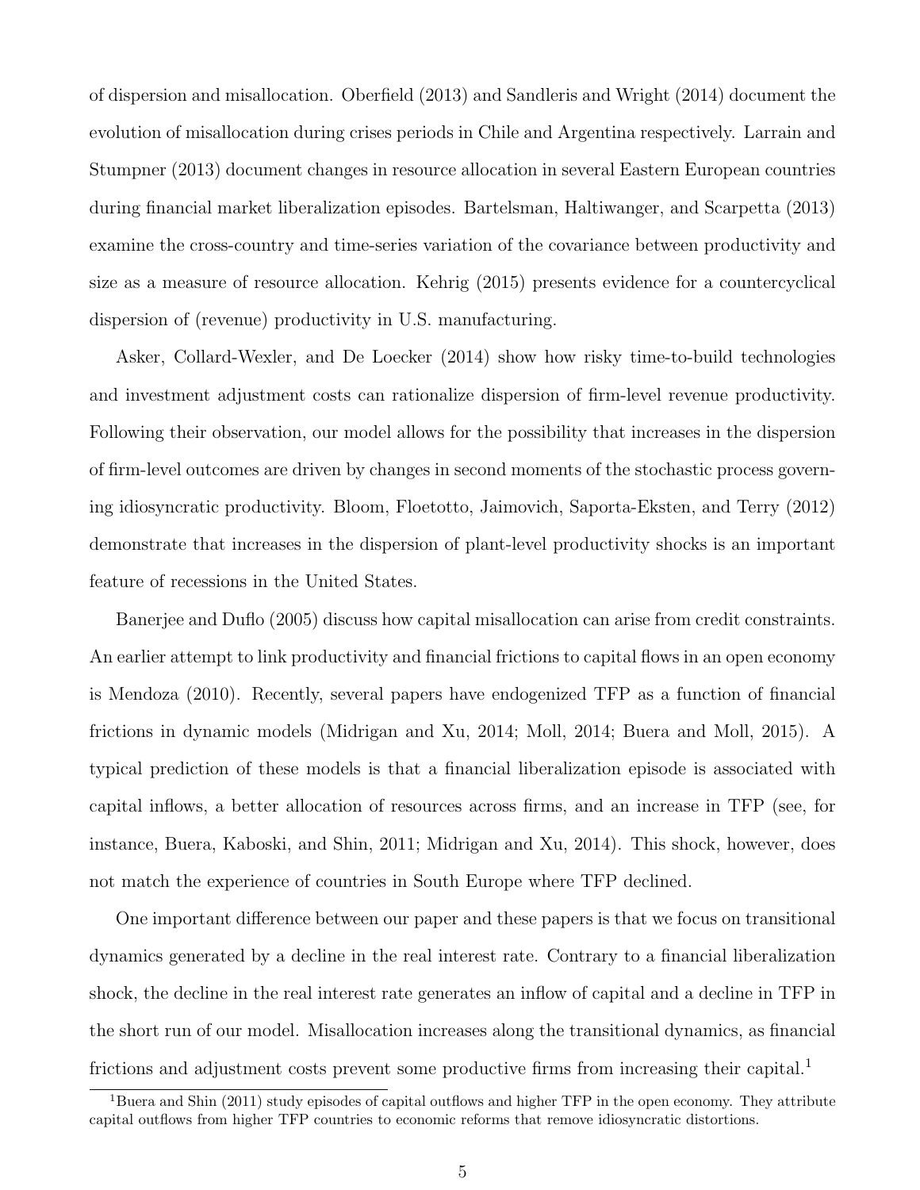of dispersion and misallocation. Oberfield (2013) and Sandleris and Wright (2014) document the evolution of misallocation during crises periods in Chile and Argentina respectively. Larrain and Stumpner (2013) document changes in resource allocation in several Eastern European countries during financial market liberalization episodes. Bartelsman, Haltiwanger, and Scarpetta (2013) examine the cross-country and time-series variation of the covariance between productivity and size as a measure of resource allocation. Kehrig (2015) presents evidence for a countercyclical dispersion of (revenue) productivity in U.S. manufacturing.

Asker, Collard-Wexler, and De Loecker (2014) show how risky time-to-build technologies and investment adjustment costs can rationalize dispersion of firm-level revenue productivity. Following their observation, our model allows for the possibility that increases in the dispersion of firm-level outcomes are driven by changes in second moments of the stochastic process governing idiosyncratic productivity. Bloom, Floetotto, Jaimovich, Saporta-Eksten, and Terry (2012) demonstrate that increases in the dispersion of plant-level productivity shocks is an important feature of recessions in the United States.

Banerjee and Duflo (2005) discuss how capital misallocation can arise from credit constraints. An earlier attempt to link productivity and financial frictions to capital flows in an open economy is Mendoza (2010). Recently, several papers have endogenized TFP as a function of financial frictions in dynamic models (Midrigan and Xu, 2014; Moll, 2014; Buera and Moll, 2015). A typical prediction of these models is that a financial liberalization episode is associated with capital inflows, a better allocation of resources across firms, and an increase in TFP (see, for instance, Buera, Kaboski, and Shin, 2011; Midrigan and Xu, 2014). This shock, however, does not match the experience of countries in South Europe where TFP declined.

One important difference between our paper and these papers is that we focus on transitional dynamics generated by a decline in the real interest rate. Contrary to a financial liberalization shock, the decline in the real interest rate generates an inflow of capital and a decline in TFP in the short run of our model. Misallocation increases along the transitional dynamics, as financial frictions and adjustment costs prevent some productive firms from increasing their capital.[1]

[1] Buera and Shin (2011) study episodes of capital outflows and higher TFP in the open economy. They attribute capital outflows from higher TFP countries to economic reforms that remove idiosyncratic distortions.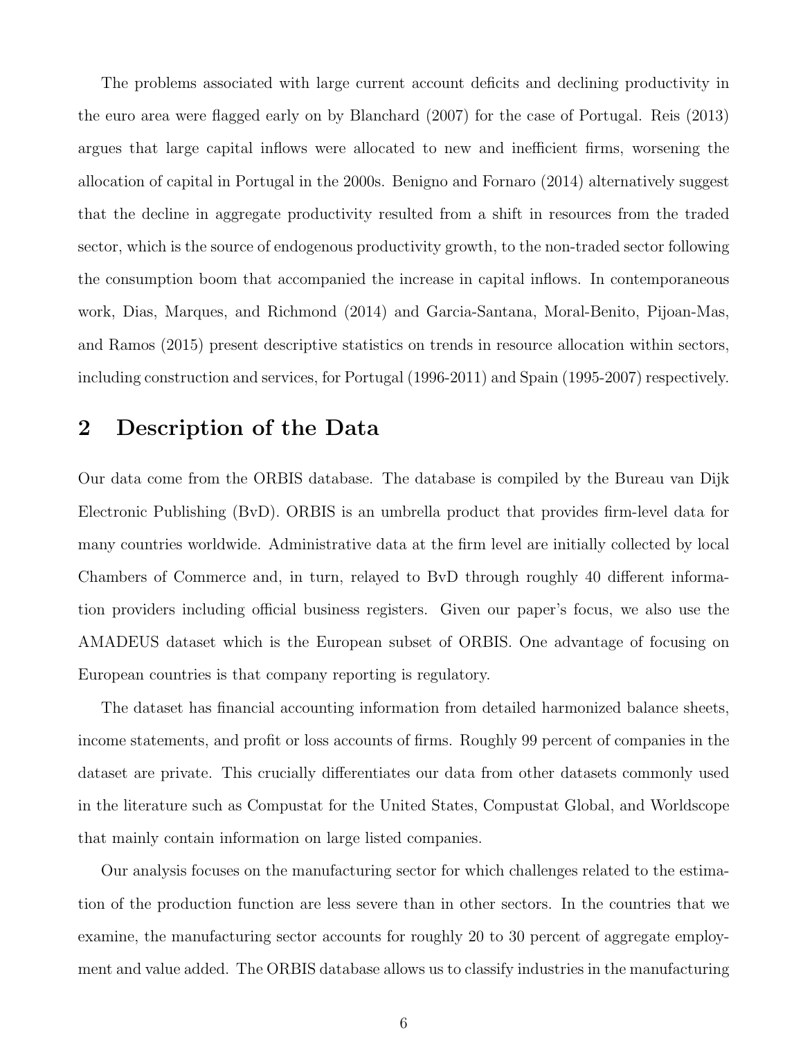The problems associated with large current account deficits and declining productivity in the euro area were flagged early on by Blanchard (2007) for the case of Portugal. Reis (2013) argues that large capital inflows were allocated to new and inefficient firms, worsening the allocation of capital in Portugal in the 2000s. Benigno and Fornaro (2014) alternatively suggest that the decline in aggregate productivity resulted from a shift in resources from the traded sector, which is the source of endogenous productivity growth, to the non-traded sector following the consumption boom that accompanied the increase in capital inflows. In contemporaneous work, Dias, Marques, and Richmond (2014) and Garcia-Santana, Moral-Benito, Pijoan-Mas, and Ramos (2015) present descriptive statistics on trends in resource allocation within sectors, including construction and services, for Portugal (1996-2011) and Spain (1995-2007) respectively.

## 2 Description of the Data

Our data come from the ORBIS database. The database is compiled by the Bureau van Dijk Electronic Publishing (BvD). ORBIS is an umbrella product that provides firm-level data for many countries worldwide. Administrative data at the firm level are initially collected by local Chambers of Commerce and, in turn, relayed to BvD through roughly 40 different information providers including official business registers. Given our paper's focus, we also use the AMADEUS dataset which is the European subset of ORBIS. One advantage of focusing on European countries is that company reporting is regulatory.

The dataset has financial accounting information from detailed harmonized balance sheets, income statements, and profit or loss accounts of firms. Roughly 99 percent of companies in the dataset are private. This crucially differentiates our data from other datasets commonly used in the literature such as Compustat for the United States, Compustat Global, and Worldscope that mainly contain information on large listed companies.

Our analysis focuses on the manufacturing sector for which challenges related to the estimation of the production function are less severe than in other sectors. In the countries that we examine, the manufacturing sector accounts for roughly 20 to 30 percent of aggregate employment and value added. The ORBIS database allows us to classify industries in the manufacturing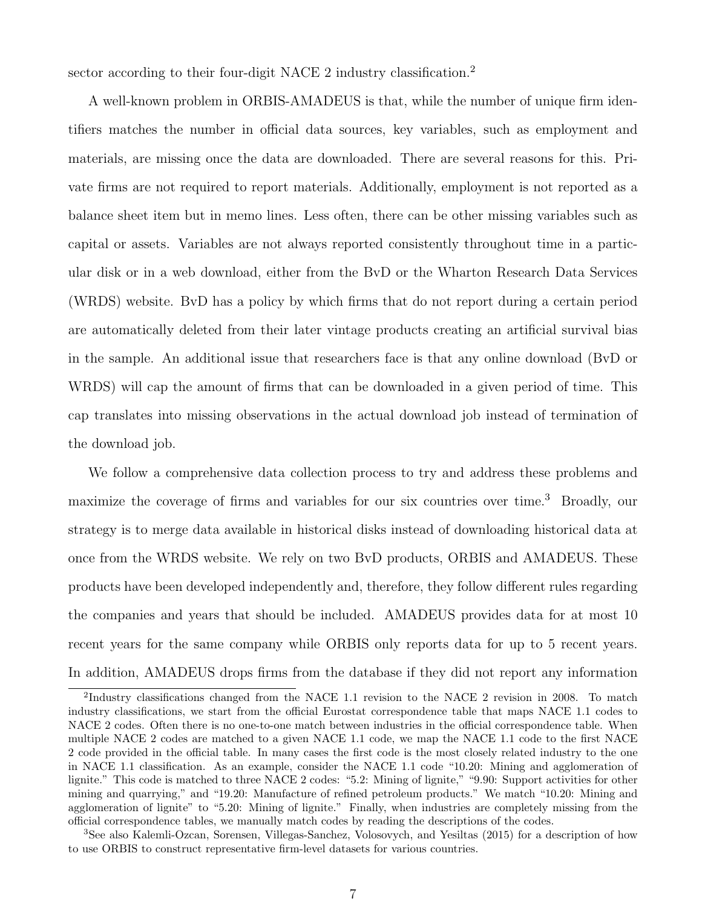sector according to their four-digit NACE 2 industry classification.[2]

A well-known problem in ORBIS-AMADEUS is that, while the number of unique firm identifiers matches the number in official data sources, key variables, such as employment and materials, are missing once the data are downloaded. There are several reasons for this. Private firms are not required to report materials. Additionally, employment is not reported as a balance sheet item but in memo lines. Less often, there can be other missing variables such as capital or assets. Variables are not always reported consistently throughout time in a particular disk or in a web download, either from the BvD or the Wharton Research Data Services (WRDS) website. BvD has a policy by which firms that do not report during a certain period are automatically deleted from their later vintage products creating an artificial survival bias in the sample. An additional issue that researchers face is that any online download (BvD or WRDS) will cap the amount of firms that can be downloaded in a given period of time. This cap translates into missing observations in the actual download job instead of termination of the download job.

We follow a comprehensive data collection process to try and address these problems and maximize the coverage of firms and variables for our six countries over time.[3] Broadly, our strategy is to merge data available in historical disks instead of downloading historical data at once from the WRDS website. We rely on two BvD products, ORBIS and AMADEUS. These products have been developed independently and, therefore, they follow different rules regarding the companies and years that should be included. AMADEUS provides data for at most 10 recent years for the same company while ORBIS only reports data for up to 5 recent years. In addition, AMADEUS drops firms from the database if they did not report any information

[2]Industry classifications changed from the NACE 1.1 revision to the NACE 2 revision in 2008. To match industry classifications, we start from the official Eurostat correspondence table that maps NACE 1.1 codes to NACE 2 codes. Often there is no one-to-one match between industries in the official correspondence table. When multiple NACE 2 codes are matched to a given NACE 1.1 code, we map the NACE 1.1 code to the first NACE 2 code provided in the official table. In many cases the first code is the most closely related industry to the one in NACE 1.1 classification. As an example, consider the NACE 1.1 code "10.20: Mining and agglomeration of lignite." This code is matched to three NACE 2 codes: "5.2: Mining of lignite," "9.90: Support activities for other mining and quarrying," and "19.20: Manufacture of refined petroleum products." We match "10.20: Mining and agglomeration of lignite" to "5.20: Mining of lignite." Finally, when industries are completely missing from the official correspondence tables, we manually match codes by reading the descriptions of the codes.

[3]See also Kalemli-Ozcan, Sorensen, Villegas-Sanchez, Volosovych, and Yesiltas (2015) for a description of how to use ORBIS to construct representative firm-level datasets for various countries.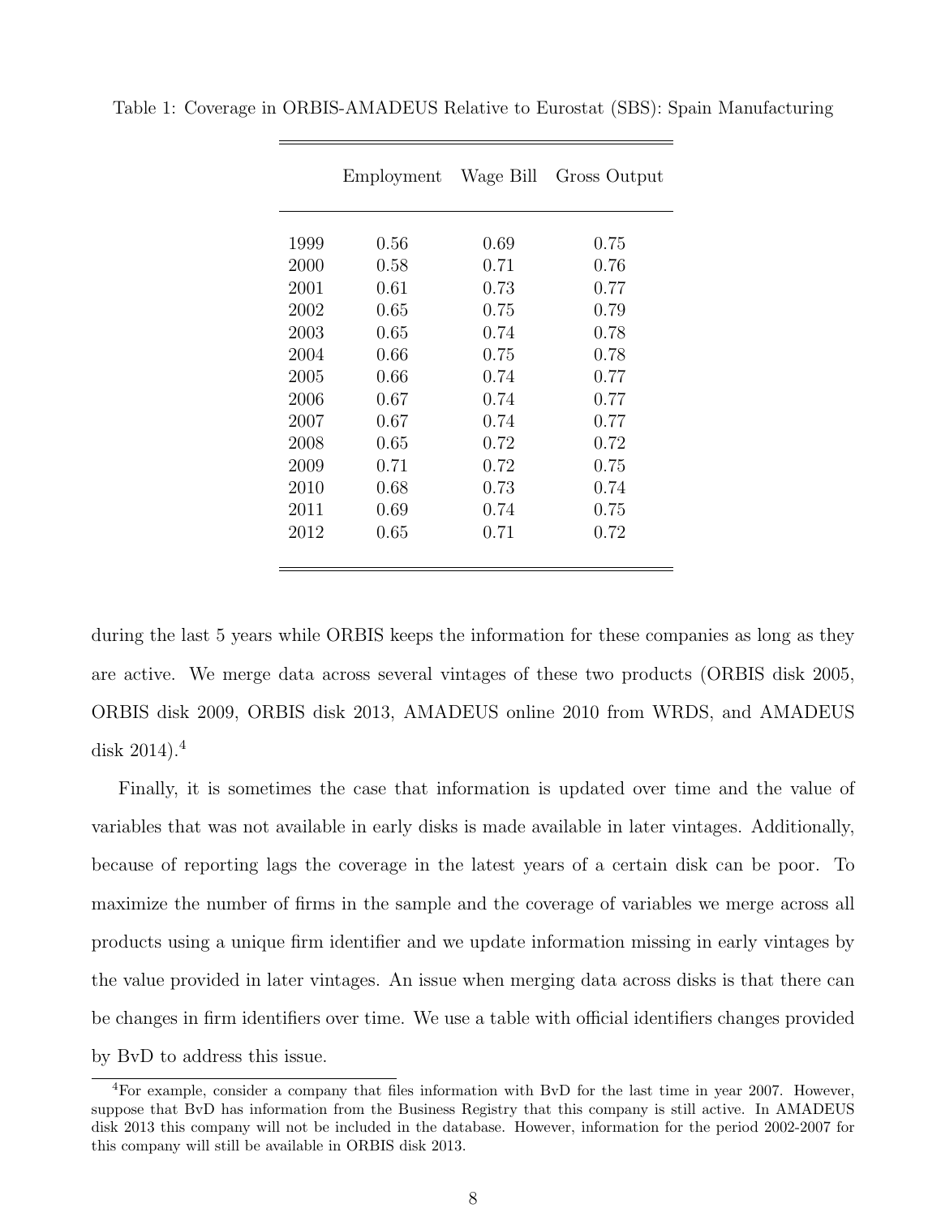Table 1: Coverage in ORBIS-AMADEUS Relative to Eurostat (SBS): Spain Manufacturing

| | Employment | Wage Bill | Gross Output |
|---|---|---|---|
| 1999 | 0.56 | 0.69 | 0.75 |
| 2000 | 0.58 | 0.71 | 0.76 |
| 2001 | 0.61 | 0.73 | 0.77 |
| 2002 | 0.65 | 0.75 | 0.79 |
| 2003 | 0.65 | 0.74 | 0.78 |
| 2004 | 0.66 | 0.75 | 0.78 |
| 2005 | 0.66 | 0.74 | 0.77 |
| 2006 | 0.67 | 0.74 | 0.77 |
| 2007 | 0.67 | 0.74 | 0.77 |
| 2008 | 0.65 | 0.72 | 0.72 |
| 2009 | 0.71 | 0.72 | 0.75 |
| 2010 | 0.68 | 0.73 | 0.74 |
| 2011 | 0.69 | 0.74 | 0.75 |
| 2012 | 0.65 | 0.71 | 0.72 |

during the last 5 years while ORBIS keeps the information for these companies as long as they are active. We merge data across several vintages of these two products (ORBIS disk 2005, ORBIS disk 2009, ORBIS disk 2013, AMADEUS online 2010 from WRDS, and AMADEUS disk 2014).[4]

Finally, it is sometimes the case that information is updated over time and the value of variables that was not available in early disks is made available in later vintages. Additionally, because of reporting lags the coverage in the latest years of a certain disk can be poor. To maximize the number of firms in the sample and the coverage of variables we merge across all products using a unique firm identifier and we update information missing in early vintages by the value provided in later vintages. An issue when merging data across disks is that there can be changes in firm identifiers over time. We use a table with official identifiers changes provided by BvD to address this issue.

[4]For example, consider a company that files information with BvD for the last time in year 2007. However, suppose that BvD has information from the Business Registry that this company is still active. In AMADEUS disk 2013 this company will not be included in the database. However, information for the period 2002-2007 for this company will still be available in ORBIS disk 2013.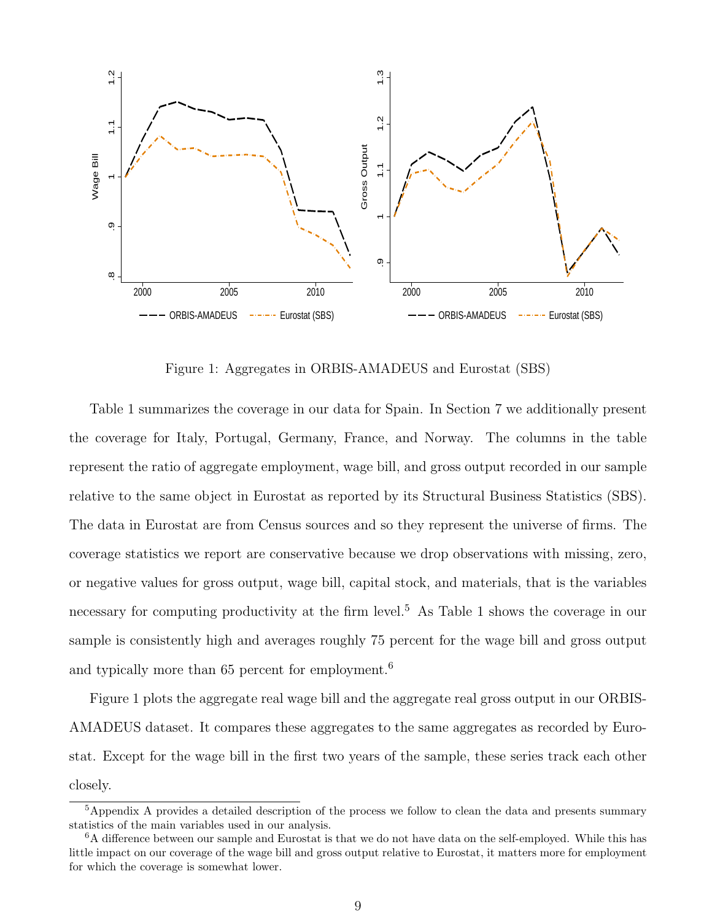Figure 1: Aggregates in ORBIS-AMADEUS and Eurostat (SBS)

Table 1 summarizes the coverage in our data for Spain. In Section 7 we additionally present the coverage for Italy, Portugal, Germany, France, and Norway. The columns in the table represent the ratio of aggregate employment, wage bill, and gross output recorded in our sample relative to the same object in Eurostat as reported by its Structural Business Statistics (SBS). The data in Eurostat are from Census sources and so they represent the universe of firms. The coverage statistics we report are conservative because we drop observations with missing, zero, or negative values for gross output, wage bill, capital stock, and materials, that is the variables necessary for computing productivity at the firm level.[5] As Table 1 shows the coverage in our sample is consistently high and averages roughly 75 percent for the wage bill and gross output and typically more than 65 percent for employment.[6]

Figure 1 plots the aggregate real wage bill and the aggregate real gross output in our ORBIS-AMADEUS dataset. It compares these aggregates to the same aggregates as recorded by Eurostat. Except for the wage bill in the first two years of the sample, these series track each other closely.

[5] Appendix A provides a detailed description of the process we follow to clean the data and presents summary statistics of the main variables used in our analysis.

[6] A difference between our sample and Eurostat is that we do not have data on the self-employed. While this has little impact on our coverage of the wage bill and gross output relative to Eurostat, it matters more for employment for which the coverage is somewhat lower.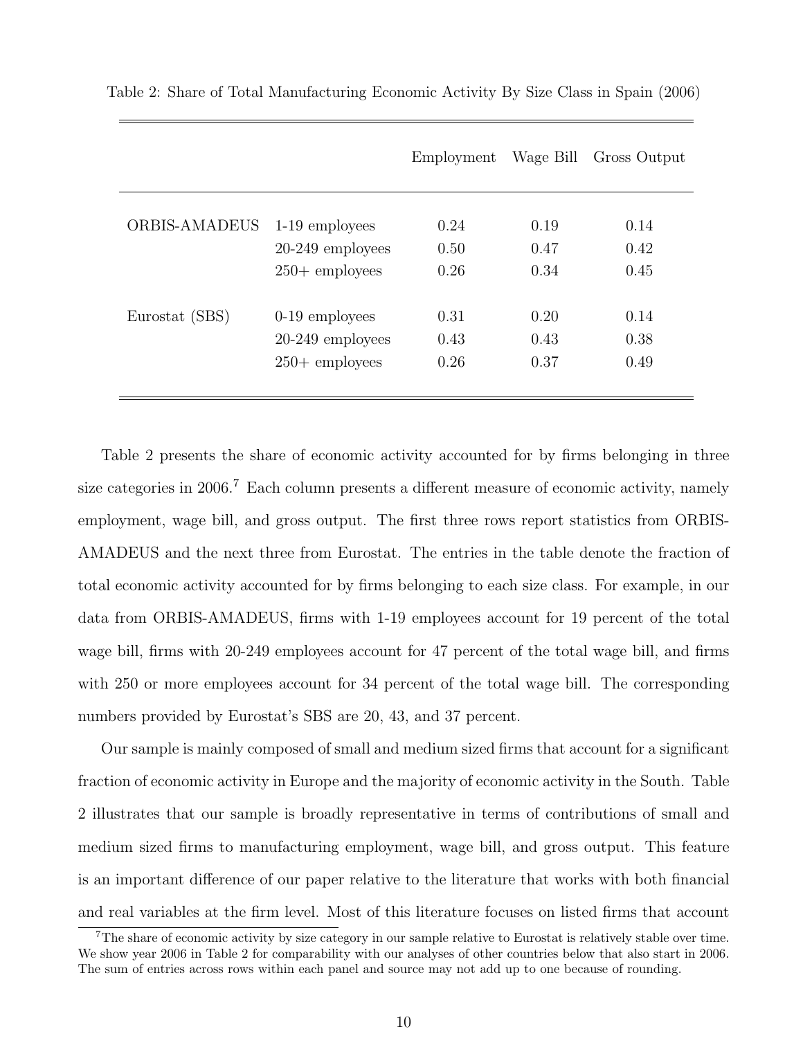Table 2: Share of Total Manufacturing Economic Activity By Size Class in Spain (2006)

| | | Employment | Wage Bill | Gross Output |
|---|---|---|---|---|
| ORBIS-AMADEUS | 1-19 employees | 0.24 | 0.19 | 0.14 |
| | 20-249 employees | 0.50 | 0.47 | 0.42 |
| | 250+ employees | 0.26 | 0.34 | 0.45 |
| Eurostat (SBS) | 0-19 employees | 0.31 | 0.20 | 0.14 |
| | 20-249 employees | 0.43 | 0.43 | 0.38 |
| | 250+ employees | 0.26 | 0.37 | 0.49 |

Table 2 presents the share of economic activity accounted for by firms belonging in three size categories in 2006.[7] Each column presents a different measure of economic activity, namely employment, wage bill, and gross output. The first three rows report statistics from ORBIS-AMADEUS and the next three from Eurostat. The entries in the table denote the fraction of total economic activity accounted for by firms belonging to each size class. For example, in our data from ORBIS-AMADEUS, firms with 1-19 employees account for 19 percent of the total wage bill, firms with 20-249 employees account for 47 percent of the total wage bill, and firms with 250 or more employees account for 34 percent of the total wage bill. The corresponding numbers provided by Eurostat's SBS are 20, 43, and 37 percent.

Our sample is mainly composed of small and medium sized firms that account for a significant fraction of economic activity in Europe and the majority of economic activity in the South. Table 2 illustrates that our sample is broadly representative in terms of contributions of small and medium sized firms to manufacturing employment, wage bill, and gross output. This feature is an important difference of our paper relative to the literature that works with both financial and real variables at the firm level. Most of this literature focuses on listed firms that account

[7] The share of economic activity by size category in our sample relative to Eurostat is relatively stable over time. We show year 2006 in Table 2 for comparability with our analyses of other countries below that also start in 2006. The sum of entries across rows within each panel and source may not add up to one because of rounding.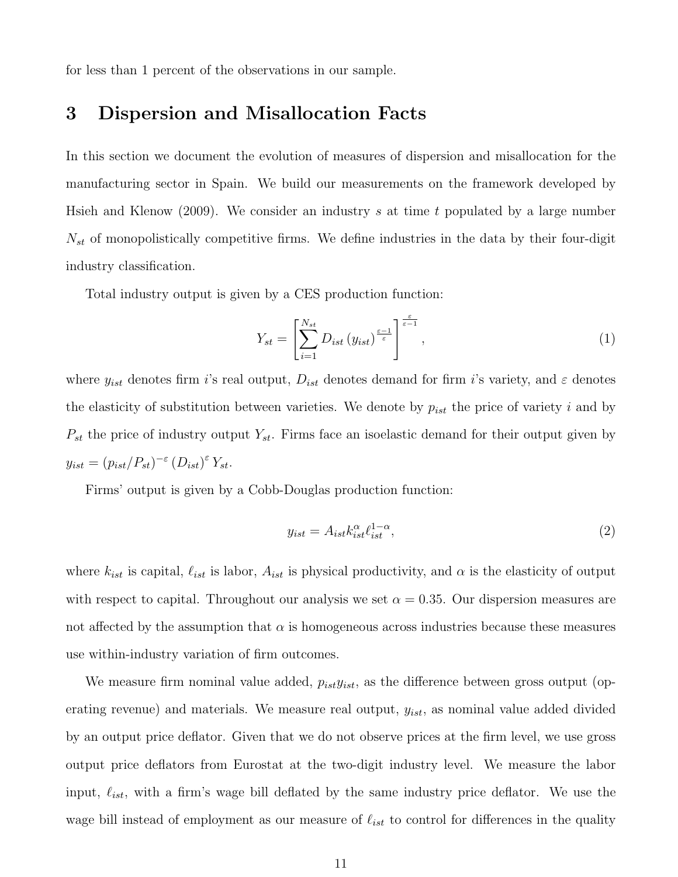for less than 1 percent of the observations in our sample.

# 3 Dispersion and Misallocation Facts

In this section we document the evolution of measures of dispersion and misallocation for the manufacturing sector in Spain. We build our measurements on the framework developed by Hsieh and Klenow (2009). We consider an industry $s$ at time $t$ populated by a large number $N_{st}$ of monopolistically competitive firms. We define industries in the data by their four-digit industry classification.

Total industry output is given by a CES production function:

$$Y_{st} = \left[ \sum_{i=1}^{N_{st}} D_{ist} \left( y_{ist} \right)^{\frac{\varepsilon - 1}{\varepsilon}} \right]^{\frac{\varepsilon}{\varepsilon - 1}}, \tag{1}$$

where $y_{ist}$ denotes firm $i$'s real output, $D_{ist}$ denotes demand for firm $i$'s variety, and $\varepsilon$ denotes the elasticity of substitution between varieties. We denote by $p_{ist}$ the price of variety $i$ and by $P_{st}$ the price of industry output $Y_{st}$. Firms face an isoelastic demand for their output given by $y_{ist} = \left( p_{ist}/P_{st} \right)^{-\varepsilon} \left( D_{ist} \right)^{\varepsilon} Y_{st}$.

Firms' output is given by a Cobb-Douglas production function:

$$y_{ist} = A_{ist} k_{ist}^{\alpha} \ell_{ist}^{1-\alpha}, \tag{2}$$

where $k_{ist}$ is capital, $\ell_{ist}$ is labor, $A_{ist}$ is physical productivity, and $\alpha$ is the elasticity of output with respect to capital. Throughout our analysis we set $\alpha = 0.35$. Our dispersion measures are not affected by the assumption that $\alpha$ is homogeneous across industries because these measures use within-industry variation of firm outcomes.

We measure firm nominal value added, $p_{ist} y_{ist}$, as the difference between gross output (operating revenue) and materials. We measure real output, $y_{ist}$, as nominal value added divided by an output price deflator. Given that we do not observe prices at the firm level, we use gross output price deflators from Eurostat at the two-digit industry level. We measure the labor input, $\ell_{ist}$, with a firm's wage bill deflated by the same industry price deflator. We use the wage bill instead of employment as our measure of $\ell_{ist}$ to control for differences in the quality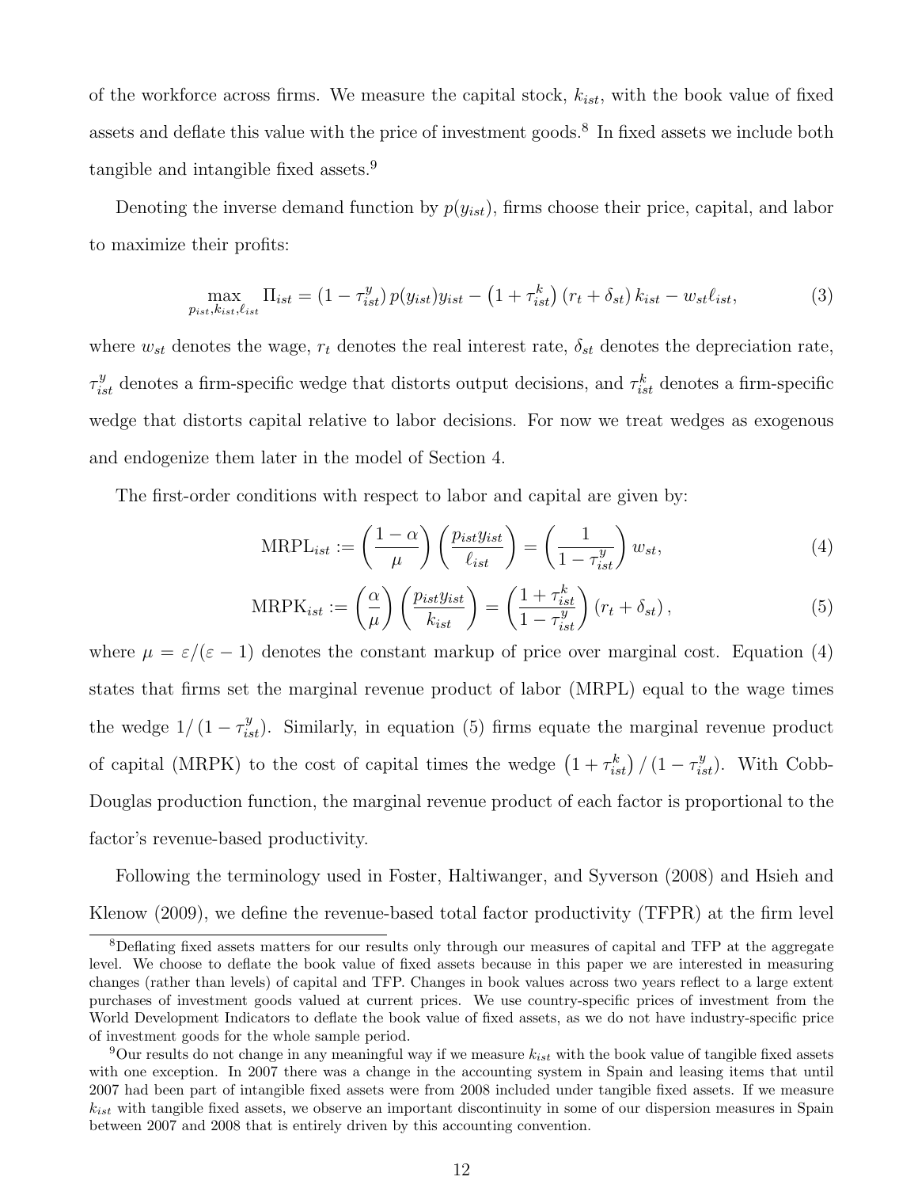of the workforce across firms. We measure the capital stock, $k_{ist}$, with the book value of fixed assets and deflate this value with the price of investment goods.[8] In fixed assets we include both tangible and intangible fixed assets.[9]

Denoting the inverse demand function by $p(y_{ist})$, firms choose their price, capital, and labor to maximize their profits:

$$\max_{p_{ist},k_{ist},\ell_{ist}} \Pi_{ist} = (1-\tau_{ist}^{y})\, p(y_{ist})y_{ist} - \left(1+\tau_{ist}^{k}\right)(r_t + \delta_{st})\, k_{ist} - w_{st}\ell_{ist}, \tag{3}$$

where $w_{st}$ denotes the wage, $r_t$ denotes the real interest rate, $\delta_{st}$ denotes the depreciation rate, $\tau_{ist}^{y}$ denotes a firm-specific wedge that distorts output decisions, and $\tau_{ist}^{k}$ denotes a firm-specific wedge that distorts capital relative to labor decisions. For now we treat wedges as exogenous and endogenize them later in the model of Section 4.

The first-order conditions with respect to labor and capital are given by:

$$\text{MRPL}_{ist} := \left(\frac{1-\alpha}{\mu}\right)\left(\frac{p_{ist}y_{ist}}{\ell_{ist}}\right) = \left(\frac{1}{1-\tau_{ist}^{y}}\right) w_{st}, \tag{4}$$

$$\text{MRPK}_{ist} := \left(\frac{\alpha}{\mu}\right)\left(\frac{p_{ist}y_{ist}}{k_{ist}}\right) = \left(\frac{1+\tau_{ist}^{k}}{1-\tau_{ist}^{y}}\right)(r_t + \delta_{st}), \tag{5}$$

where $\mu = \varepsilon/(\varepsilon-1)$ denotes the constant markup of price over marginal cost. Equation (4) states that firms set the marginal revenue product of labor (MRPL) equal to the wage times the wedge $1/(1-\tau_{ist}^{y})$. Similarly, in equation (5) firms equate the marginal revenue product of capital (MRPK) to the cost of capital times the wedge $\left(1+\tau_{ist}^{k}\right)/(1-\tau_{ist}^{y})$. With Cobb-Douglas production function, the marginal revenue product of each factor is proportional to the factor's revenue-based productivity.

Following the terminology used in Foster, Haltiwanger, and Syverson (2008) and Hsieh and Klenow (2009), we define the revenue-based total factor productivity (TFPR) at the firm level

[8] Deflating fixed assets matters for our results only through our measures of capital and TFP at the aggregate level. We choose to deflate the book value of fixed assets because in this paper we are interested in measuring changes (rather than levels) of capital and TFP. Changes in book values across two years reflect to a large extent purchases of investment goods valued at current prices. We use country-specific prices of investment from the World Development Indicators to deflate the book value of fixed assets, as we do not have industry-specific price of investment goods for the whole sample period.

[9] Our results do not change in any meaningful way if we measure $k_{ist}$ with the book value of tangible fixed assets with one exception. In 2007 there was a change in the accounting system in Spain and leasing items that until 2007 had been part of intangible fixed assets were from 2008 included under tangible fixed assets. If we measure $k_{ist}$ with tangible fixed assets, we observe an important discontinuity in some of our dispersion measures in Spain between 2007 and 2008 that is entirely driven by this accounting convention.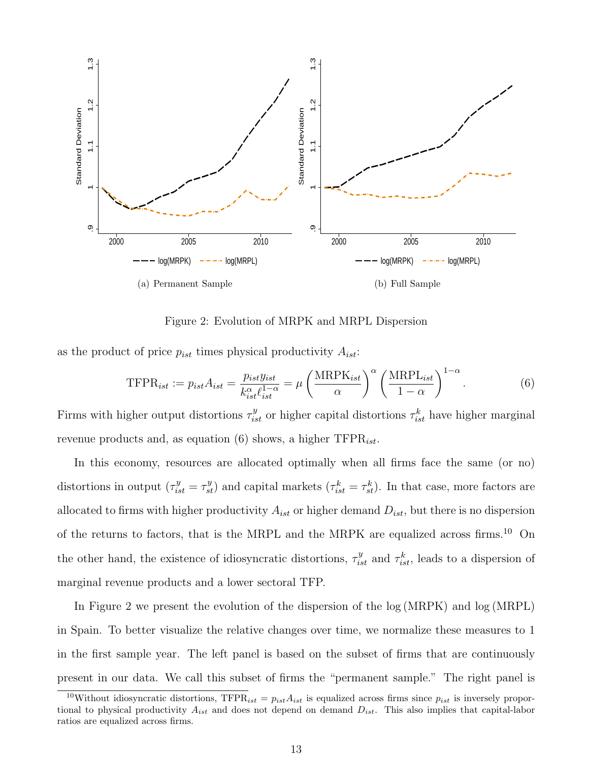Figure 2: Evolution of MRPK and MRPL Dispersion

(a) Permanent Sample

(b) Full Sample

as the product of price $p_{ist}$ times physical productivity $A_{ist}$:

$$\text{TFPR}_{ist} := p_{ist}A_{ist} = \frac{p_{ist}y_{ist}}{k_{ist}^{\alpha}\ell_{ist}^{1-\alpha}} = \mu\left(\frac{\text{MRPK}_{ist}}{\alpha}\right)^{\alpha}\left(\frac{\text{MRPL}_{ist}}{1-\alpha}\right)^{1-\alpha}. \tag{6}$$

Firms with higher output distortions $\tau_{ist}^{y}$ or higher capital distortions $\tau_{ist}^{k}$ have higher marginal revenue products and, as equation (6) shows, a higher $\text{TFPR}_{ist}$.

In this economy, resources are allocated optimally when all firms face the same (or no) distortions in output ($\tau_{ist}^{y} = \tau_{st}^{y}$) and capital markets ($\tau_{ist}^{k} = \tau_{st}^{k}$). In that case, more factors are allocated to firms with higher productivity $A_{ist}$ or higher demand $D_{ist}$, but there is no dispersion of the returns to factors, that is the MRPL and the MRPK are equalized across firms.[10] On the other hand, the existence of idiosyncratic distortions, $\tau_{ist}^{y}$ and $\tau_{ist}^{k}$, leads to a dispersion of marginal revenue products and a lower sectoral TFP.

In Figure 2 we present the evolution of the dispersion of the $\log(\text{MRPK})$ and $\log(\text{MRPL})$ in Spain. To better visualize the relative changes over time, we normalize these measures to 1 in the first sample year. The left panel is based on the subset of firms that are continuously present in our data. We call this subset of firms the "permanent sample." The right panel is

[10] Without idiosyncratic distortions, $\text{TFPR}_{ist} = p_{ist}A_{ist}$ is equalized across firms since $p_{ist}$ is inversely proportional to physical productivity $A_{ist}$ and does not depend on demand $D_{ist}$. This also implies that capital-labor ratios are equalized across firms.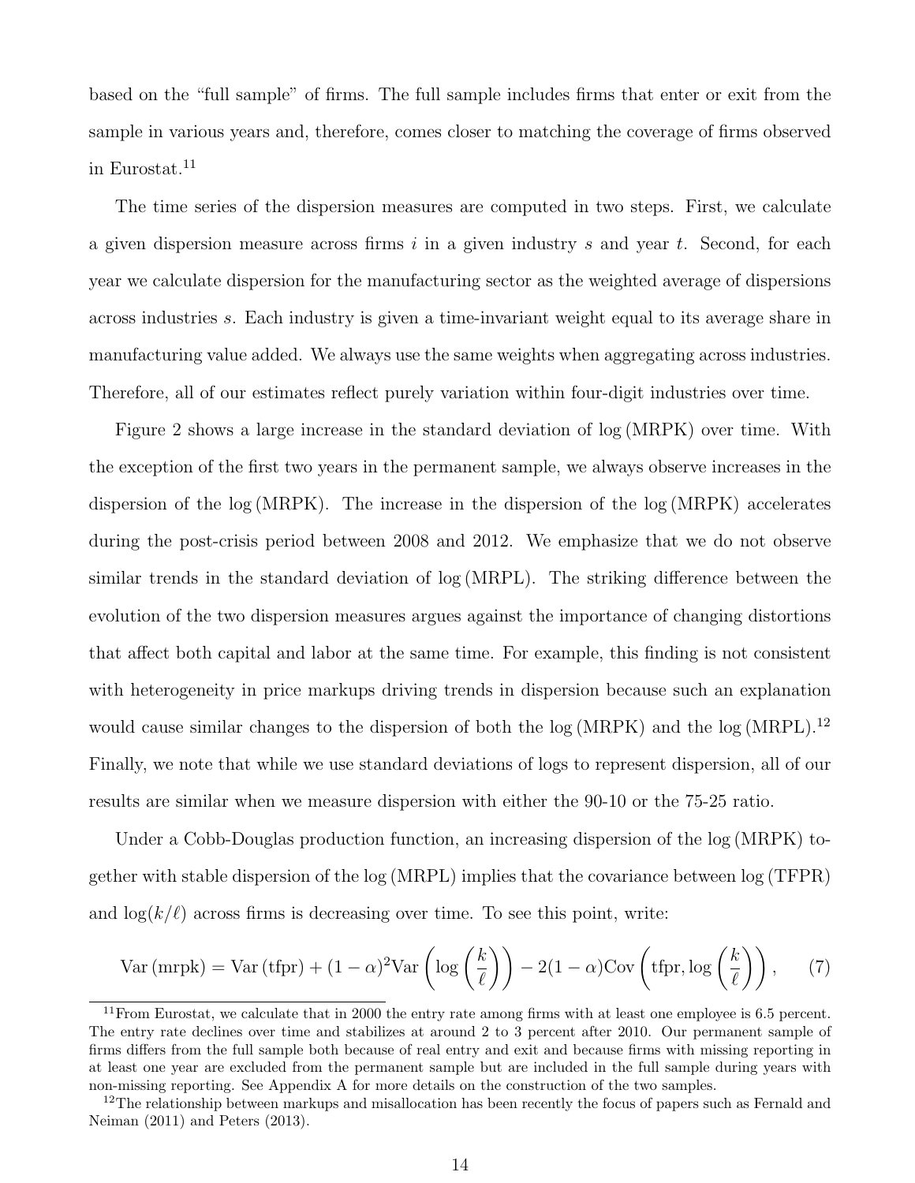based on the "full sample" of firms. The full sample includes firms that enter or exit from the sample in various years and, therefore, comes closer to matching the coverage of firms observed in Eurostat.[11]

The time series of the dispersion measures are computed in two steps. First, we calculate a given dispersion measure across firms $i$ in a given industry $s$ and year $t$. Second, for each year we calculate dispersion for the manufacturing sector as the weighted average of dispersions across industries $s$. Each industry is given a time-invariant weight equal to its average share in manufacturing value added. We always use the same weights when aggregating across industries. Therefore, all of our estimates reflect purely variation within four-digit industries over time.

Figure 2 shows a large increase in the standard deviation of $\log(\text{MRPK})$ over time. With the exception of the first two years in the permanent sample, we always observe increases in the dispersion of the $\log(\text{MRPK})$. The increase in the dispersion of the $\log(\text{MRPK})$ accelerates during the post-crisis period between 2008 and 2012. We emphasize that we do not observe similar trends in the standard deviation of $\log(\text{MRPL})$. The striking difference between the evolution of the two dispersion measures argues against the importance of changing distortions that affect both capital and labor at the same time. For example, this finding is not consistent with heterogeneity in price markups driving trends in dispersion because such an explanation would cause similar changes to the dispersion of both the $\log(\text{MRPK})$ and the $\log(\text{MRPL})$.[12] Finally, we note that while we use standard deviations of logs to represent dispersion, all of our results are similar when we measure dispersion with either the 90-10 or the 75-25 ratio.

Under a Cobb-Douglas production function, an increasing dispersion of the $\log(\text{MRPK})$ together with stable dispersion of the $\log(\text{MRPL})$ implies that the covariance between $\log(\text{TFPR})$ and $\log(k/\ell)$ across firms is decreasing over time. To see this point, write:

$$\text{Var}(\text{mrpk}) = \text{Var}(\text{tfpr}) + (1-\alpha)^2 \text{Var}\left(\log\left(\frac{k}{\ell}\right)\right) - 2(1-\alpha)\text{Cov}\left(\text{tfpr}, \log\left(\frac{k}{\ell}\right)\right), \tag{7}$$

[11] From Eurostat, we calculate that in 2000 the entry rate among firms with at least one employee is 6.5 percent. The entry rate declines over time and stabilizes at around 2 to 3 percent after 2010. Our permanent sample of firms differs from the full sample both because of real entry and exit and because firms with missing reporting in at least one year are excluded from the permanent sample but are included in the full sample during years with non-missing reporting. See Appendix A for more details on the construction of the two samples.

[12] The relationship between markups and misallocation has been recently the focus of papers such as Fernald and Neiman (2011) and Peters (2013).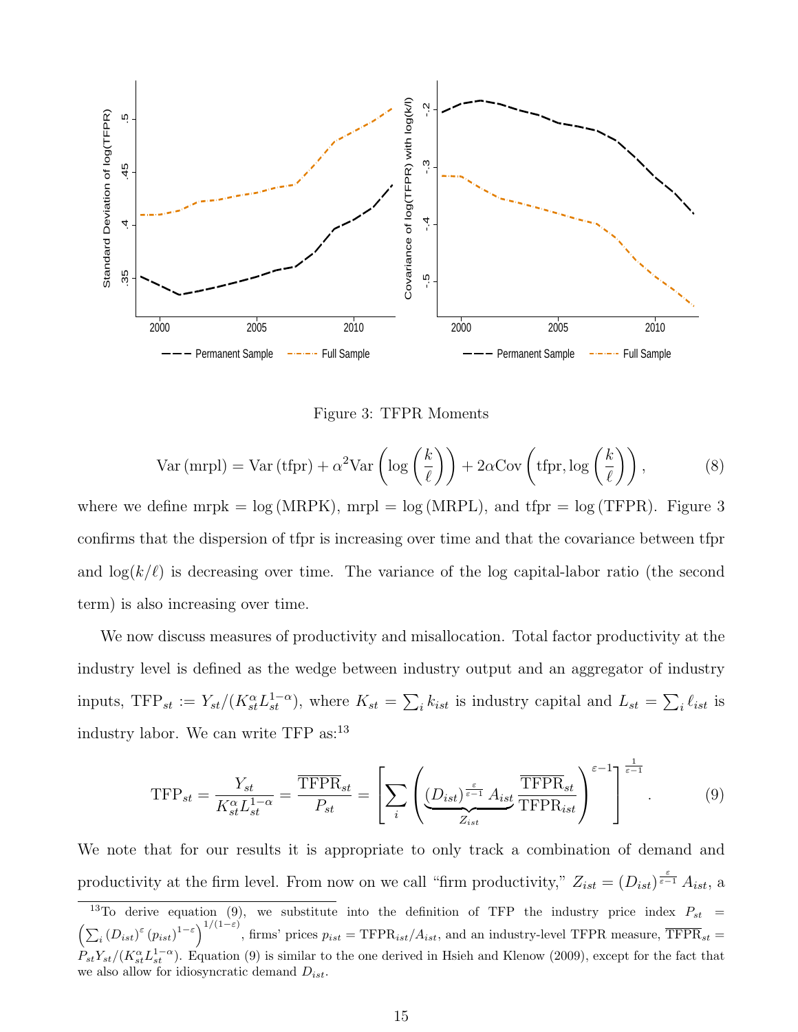Figure 3: TFPR Moments

$$\text{Var}(\text{mrpl}) = \text{Var}(\text{tfpr}) + \alpha^2 \text{Var}\left(\log\left(\frac{k}{\ell}\right)\right) + 2\alpha \text{Cov}\left(\text{tfpr}, \log\left(\frac{k}{\ell}\right)\right), \tag{8}$$

where we define $\text{mrpk} = \log(\text{MRPK})$, $\text{mrpl} = \log(\text{MRPL})$, and $\text{tfpr} = \log(\text{TFPR})$. Figure 3 confirms that the dispersion of tfpr is increasing over time and that the covariance between tfpr and $\log(k/\ell)$ is decreasing over time. The variance of the log capital-labor ratio (the second term) is also increasing over time.

We now discuss measures of productivity and misallocation. Total factor productivity at the industry level is defined as the wedge between industry output and an aggregator of industry inputs, $\text{TFP}_{st} := Y_{st}/(K_{st}^{\alpha} L_{st}^{1-\alpha})$, where $K_{st} = \sum_i k_{ist}$ is industry capital and $L_{st} = \sum_i \ell_{ist}$ is industry labor. We can write TFP as:[13]

$$\text{TFP}_{st} = \frac{Y_{st}}{K_{st}^{\alpha} L_{st}^{1-\alpha}} = \frac{\overline{\text{TFPR}}_{st}}{P_{st}} = \left[\sum_i \left(\underbrace{(D_{ist})^{\frac{\varepsilon}{\varepsilon-1}} A_{ist}}_{Z_{ist}} \frac{\overline{\text{TFPR}}_{st}}{\text{TFPR}_{ist}}\right)^{\varepsilon-1}\right]^{\frac{1}{\varepsilon-1}}. \tag{9}$$

We note that for our results it is appropriate to only track a combination of demand and productivity at the firm level. From now on we call "firm productivity," $Z_{ist} = (D_{ist})^{\frac{\varepsilon}{\varepsilon-1}} A_{ist}$, a

[13] To derive equation (9), we substitute into the definition of TFP the industry price index $P_{st} = \left(\sum_i (D_{ist})^{\varepsilon} (p_{ist})^{1-\varepsilon}\right)^{1/(1-\varepsilon)}$, firms' prices $p_{ist} = \text{TFPR}_{ist}/A_{ist}$, and an industry-level TFPR measure, $\overline{\text{TFPR}}_{st} = P_{st} Y_{st}/(K_{st}^{\alpha} L_{st}^{1-\alpha})$. Equation (9) is similar to the one derived in Hsieh and Klenow (2009), except for the fact that we also allow for idiosyncratic demand $D_{ist}$.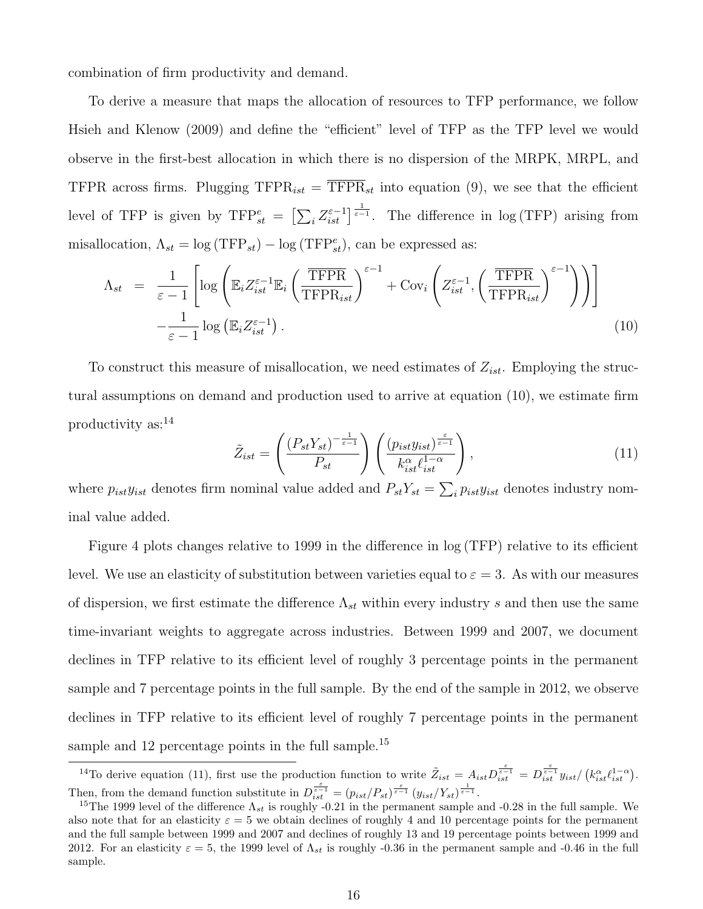combination of firm productivity and demand.

To derive a measure that maps the allocation of resources to TFP performance, we follow Hsieh and Klenow (2009) and define the "efficient" level of TFP as the TFP level we would observe in the first-best allocation in which there is no dispersion of the MRPK, MRPL, and TFPR across firms. Plugging $\text{TFPR}_{ist} = \overline{\text{TFPR}}_{st}$ into equation (9), we see that the efficient level of TFP is given by $\text{TFP}^e_{st} = \left[\sum_i Z_{ist}^{\varepsilon-1}\right]^{\frac{1}{\varepsilon-1}}$. The difference in $\log(\text{TFP})$ arising from misallocation, $\Lambda_{st} = \log(\text{TFP}_{st}) - \log(\text{TFP}^e_{st})$, can be expressed as:

$$
\begin{aligned}
\Lambda_{st} &= \frac{1}{\varepsilon-1}\left[\log\left(\mathbb{E}_i Z_{ist}^{\varepsilon-1}\mathbb{E}_i\left(\frac{\overline{\text{TFPR}}}{\text{TFPR}_{ist}}\right)^{\varepsilon-1} + \text{Cov}_i\left(Z_{ist}^{\varepsilon-1}, \left(\frac{\overline{\text{TFPR}}}{\text{TFPR}_{ist}}\right)^{\varepsilon-1}\right)\right)\right] \\
&\quad -\frac{1}{\varepsilon-1}\log\left(\mathbb{E}_i Z_{ist}^{\varepsilon-1}\right). \qquad (10)
\end{aligned}
$$

To construct this measure of misallocation, we need estimates of $Z_{ist}$. Employing the structural assumptions on demand and production used to arrive at equation (10), we estimate firm productivity as:[14]

$$
\tilde{Z}_{ist} = \left(\frac{(P_{st}Y_{st})^{-\frac{1}{\varepsilon-1}}}{P_{st}}\right)\left(\frac{(p_{ist}y_{ist})^{\frac{\varepsilon}{\varepsilon-1}}}{k_{ist}^{\alpha}\ell_{ist}^{1-\alpha}}\right), \qquad (11)
$$

where $p_{ist}y_{ist}$ denotes firm nominal value added and $P_{st}Y_{st} = \sum_i p_{ist}y_{ist}$ denotes industry nominal value added.

Figure 4 plots changes relative to 1999 in the difference in $\log(\text{TFP})$ relative to its efficient level. We use an elasticity of substitution between varieties equal to $\varepsilon = 3$. As with our measures of dispersion, we first estimate the difference $\Lambda_{st}$ within every industry $s$ and then use the same time-invariant weights to aggregate across industries. Between 1999 and 2007, we document declines in TFP relative to its efficient level of roughly 3 percentage points in the permanent sample and 7 percentage points in the full sample. By the end of the sample in 2012, we observe declines in TFP relative to its efficient level of roughly 7 percentage points in the permanent sample and 12 percentage points in the full sample.[15]

---

[14] To derive equation (11), first use the production function to write $\tilde{Z}_{ist} = A_{ist}D_{ist}^{\frac{\varepsilon}{\varepsilon-1}} = D_{ist}^{\frac{\varepsilon}{\varepsilon-1}}y_{ist}/\left(k_{ist}^{\alpha}\ell_{ist}^{1-\alpha}\right)$. Then, from the demand function substitute in $D_{ist}^{\frac{\varepsilon}{\varepsilon-1}} = (p_{ist}/P_{st})^{\frac{\varepsilon}{\varepsilon-1}}(y_{ist}/Y_{st})^{\frac{1}{\varepsilon-1}}$.

[15] The 1999 level of the difference $\Lambda_{st}$ is roughly -0.21 in the permanent sample and -0.28 in the full sample. We also note that for an elasticity $\varepsilon = 5$ we obtain declines of roughly 4 and 10 percentage points for the permanent and the full sample between 1999 and 2007 and declines of roughly 13 and 19 percentage points between 1999 and 2012. For an elasticity $\varepsilon = 5$, the 1999 level of $\Lambda_{st}$ is roughly -0.36 in the permanent sample and -0.46 in the full sample.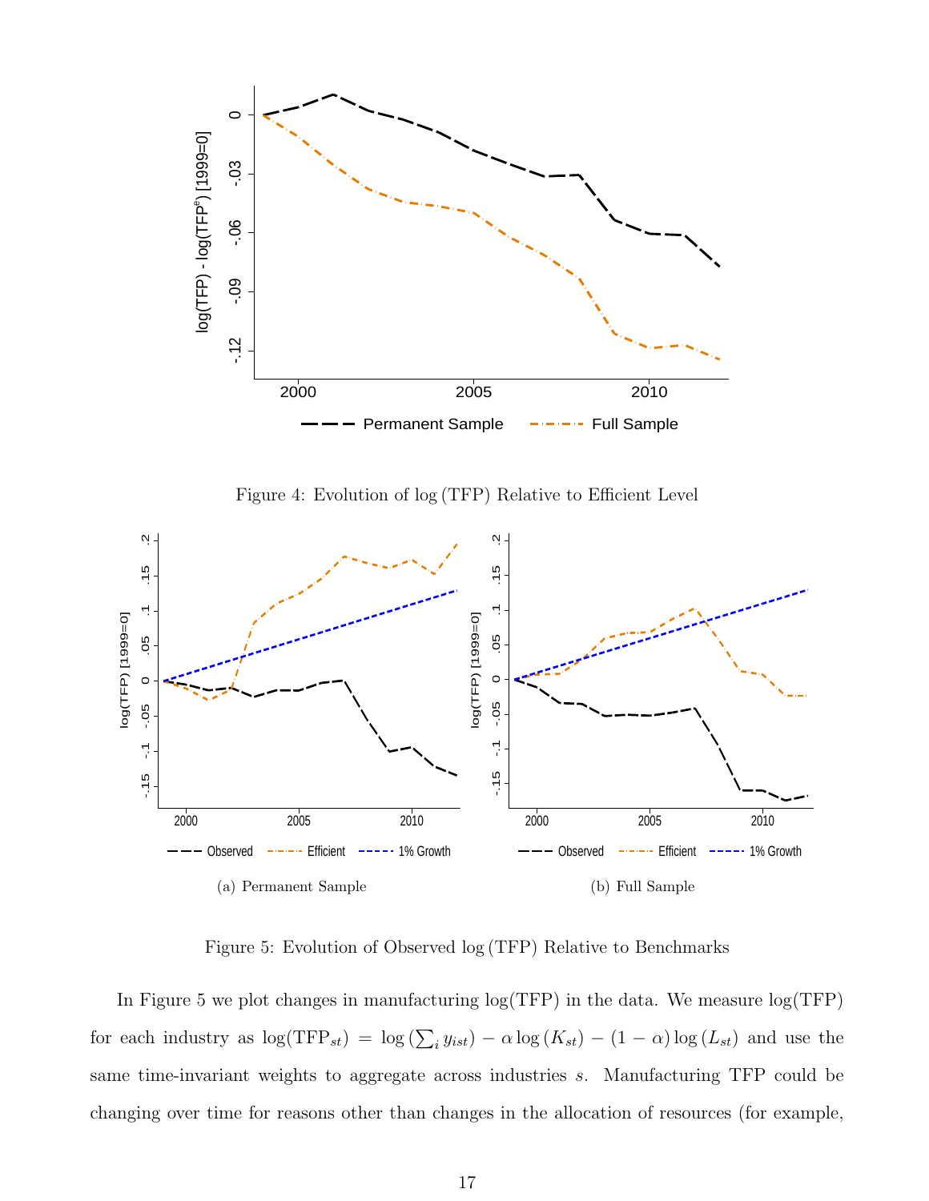Figure 4: Evolution of $\log(\text{TFP})$ Relative to Efficient Level

(a) Permanent Sample

(b) Full Sample

Figure 5: Evolution of Observed $\log(\text{TFP})$ Relative to Benchmarks

In Figure 5 we plot changes in manufacturing log(TFP) in the data. We measure log(TFP) for each industry as $\log(\text{TFP}_{st}) = \log\left(\sum_i y_{ist}\right) - \alpha \log(K_{st}) - (1-\alpha)\log(L_{st})$ and use the same time-invariant weights to aggregate across industries $s$. Manufacturing TFP could be changing over time for reasons other than changes in the allocation of resources (for example,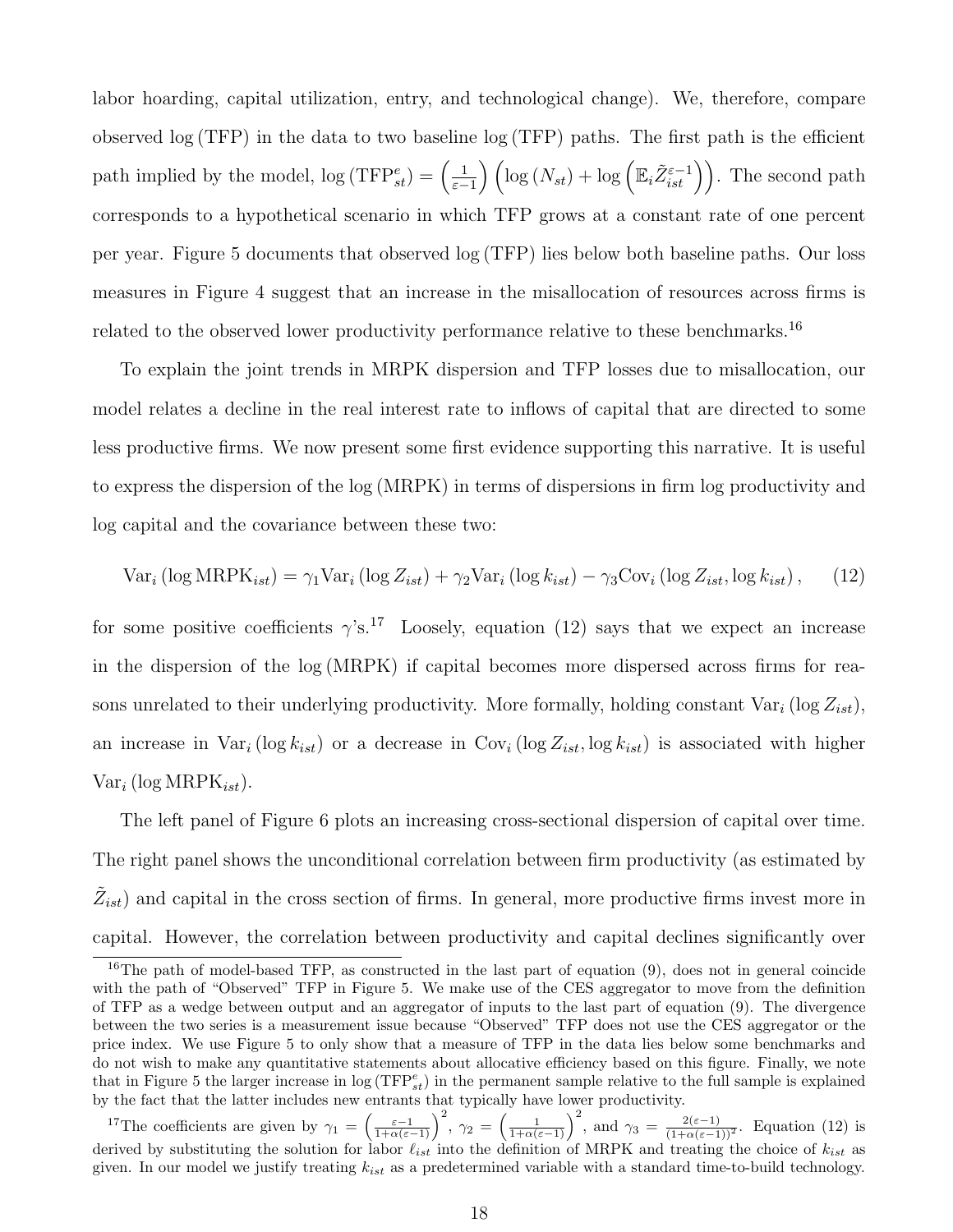labor hoarding, capital utilization, entry, and technological change). We, therefore, compare observed $\log(\text{TFP})$ in the data to two baseline $\log(\text{TFP})$ paths. The first path is the efficient path implied by the model, $\log(\text{TFP}^e_{st}) = \left(\frac{1}{\varepsilon-1}\right)\left(\log(N_{st}) + \log\left(\mathbb{E}_i \tilde{Z}^{\varepsilon-1}_{ist}\right)\right)$. The second path corresponds to a hypothetical scenario in which TFP grows at a constant rate of one percent per year. Figure 5 documents that observed $\log(\text{TFP})$ lies below both baseline paths. Our loss measures in Figure 4 suggest that an increase in the misallocation of resources across firms is related to the observed lower productivity performance relative to these benchmarks.[16]

To explain the joint trends in MRPK dispersion and TFP losses due to misallocation, our model relates a decline in the real interest rate to inflows of capital that are directed to some less productive firms. We now present some first evidence supporting this narrative. It is useful to express the dispersion of the $\log(\text{MRPK})$ in terms of dispersions in firm log productivity and log capital and the covariance between these two:

$$\text{Var}_i(\log \text{MRPK}_{ist}) = \gamma_1 \text{Var}_i(\log Z_{ist}) + \gamma_2 \text{Var}_i(\log k_{ist}) - \gamma_3 \text{Cov}_i(\log Z_{ist}, \log k_{ist}), \qquad (12)$$

for some positive coefficients $\gamma$'s.[17] Loosely, equation (12) says that we expect an increase in the dispersion of the $\log(\text{MRPK})$ if capital becomes more dispersed across firms for reasons unrelated to their underlying productivity. More formally, holding constant $\text{Var}_i(\log Z_{ist})$, an increase in $\text{Var}_i(\log k_{ist})$ or a decrease in $\text{Cov}_i(\log Z_{ist}, \log k_{ist})$ is associated with higher $\text{Var}_i(\log \text{MRPK}_{ist})$.

The left panel of Figure 6 plots an increasing cross-sectional dispersion of capital over time. The right panel shows the unconditional correlation between firm productivity (as estimated by $\tilde{Z}_{ist}$) and capital in the cross section of firms. In general, more productive firms invest more in capital. However, the correlation between productivity and capital declines significantly over

---

[16] The path of model-based TFP, as constructed in the last part of equation (9), does not in general coincide with the path of "Observed" TFP in Figure 5. We make use of the CES aggregator to move from the definition of TFP as a wedge between output and an aggregator of inputs to the last part of equation (9). The divergence between the two series is a measurement issue because "Observed" TFP does not use the CES aggregator or the price index. We use Figure 5 to only show that a measure of TFP in the data lies below some benchmarks and do not wish to make any quantitative statements about allocative efficiency based on this figure. Finally, we note that in Figure 5 the larger increase in $\log(\text{TFP}^e_{st})$ in the permanent sample relative to the full sample is explained by the fact that the latter includes new entrants that typically have lower productivity.

[17] The coefficients are given by $\gamma_1 = \left(\frac{\varepsilon-1}{1+\alpha(\varepsilon-1)}\right)^2$, $\gamma_2 = \left(\frac{1}{1+\alpha(\varepsilon-1)}\right)^2$, and $\gamma_3 = \frac{2(\varepsilon-1)}{(1+\alpha(\varepsilon-1))^2}$. Equation (12) is derived by substituting the solution for labor $\ell_{ist}$ into the definition of MRPK and treating the choice of $k_{ist}$ as given. In our model we justify treating $k_{ist}$ as a predetermined variable with a standard time-to-build technology.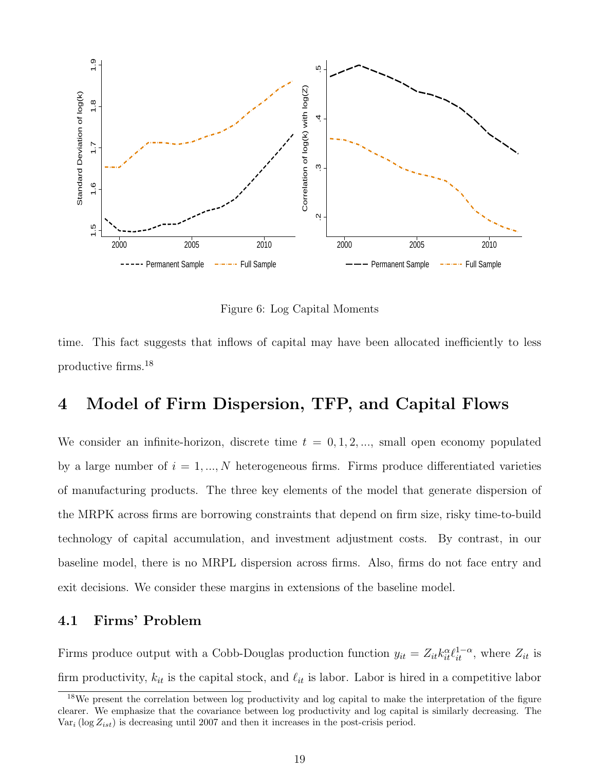Figure 6: Log Capital Moments

time. This fact suggests that inflows of capital may have been allocated inefficiently to less productive firms.[18]

# 4 Model of Firm Dispersion, TFP, and Capital Flows

We consider an infinite-horizon, discrete time $t = 0, 1, 2, ...,$ small open economy populated by a large number of $i = 1, ..., N$ heterogeneous firms. Firms produce differentiated varieties of manufacturing products. The three key elements of the model that generate dispersion of the MRPK across firms are borrowing constraints that depend on firm size, risky time-to-build technology of capital accumulation, and investment adjustment costs. By contrast, in our baseline model, there is no MRPL dispersion across firms. Also, firms do not face entry and exit decisions. We consider these margins in extensions of the baseline model.

## 4.1 Firms' Problem

Firms produce output with a Cobb-Douglas production function $y_{it} = Z_{it} k_{it}^{\alpha} \ell_{it}^{1-\alpha}$, where $Z_{it}$ is firm productivity, $k_{it}$ is the capital stock, and $\ell_{it}$ is labor. Labor is hired in a competitive labor

[18] We present the correlation between log productivity and log capital to make the interpretation of the figure clearer. We emphasize that the covariance between log productivity and log capital is similarly decreasing. The $\text{Var}_i(\log Z_{ist})$ is decreasing until 2007 and then it increases in the post-crisis period.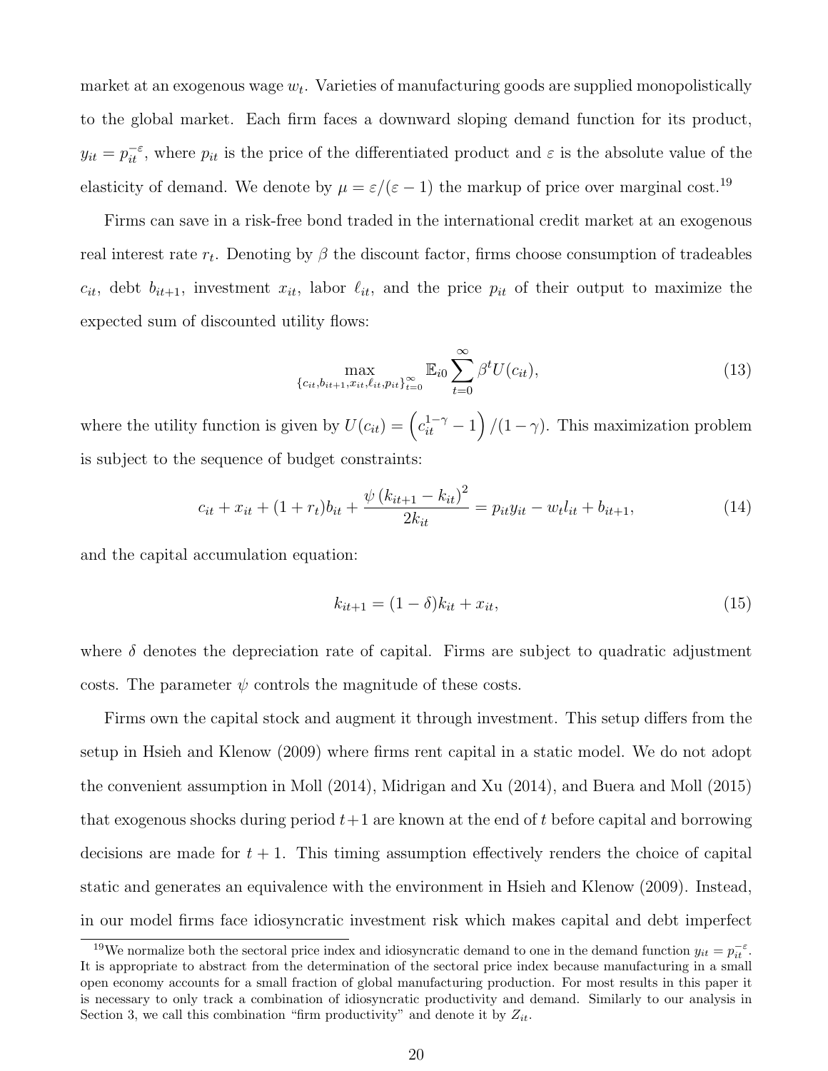market at an exogenous wage $w_t$. Varieties of manufacturing goods are supplied monopolistically to the global market. Each firm faces a downward sloping demand function for its product, $y_{it} = p_{it}^{-\varepsilon}$, where $p_{it}$ is the price of the differentiated product and $\varepsilon$ is the absolute value of the elasticity of demand. We denote by $\mu = \varepsilon/(\varepsilon - 1)$ the markup of price over marginal cost.[19]

Firms can save in a risk-free bond traded in the international credit market at an exogenous real interest rate $r_t$. Denoting by $\beta$ the discount factor, firms choose consumption of tradeables $c_{it}$, debt $b_{it+1}$, investment $x_{it}$, labor $\ell_{it}$, and the price $p_{it}$ of their output to maximize the expected sum of discounted utility flows:

$$\max_{\{c_{it}, b_{it+1}, x_{it}, \ell_{it}, p_{it}\}_{t=0}^{\infty}} \mathbb{E}_{i0} \sum_{t=0}^{\infty} \beta^t U(c_{it}), \tag{13}$$

where the utility function is given by $U(c_{it}) = \left(c_{it}^{1-\gamma} - 1\right)/(1-\gamma)$. This maximization problem is subject to the sequence of budget constraints:

$$c_{it} + x_{it} + (1 + r_t)b_{it} + \frac{\psi \left(k_{it+1} - k_{it}\right)^2}{2k_{it}} = p_{it}y_{it} - w_t l_{it} + b_{it+1}, \tag{14}$$

and the capital accumulation equation:

$$k_{it+1} = (1 - \delta)k_{it} + x_{it}, \tag{15}$$

where $\delta$ denotes the depreciation rate of capital. Firms are subject to quadratic adjustment costs. The parameter $\psi$ controls the magnitude of these costs.

Firms own the capital stock and augment it through investment. This setup differs from the setup in Hsieh and Klenow (2009) where firms rent capital in a static model. We do not adopt the convenient assumption in Moll (2014), Midrigan and Xu (2014), and Buera and Moll (2015) that exogenous shocks during period $t+1$ are known at the end of $t$ before capital and borrowing decisions are made for $t + 1$. This timing assumption effectively renders the choice of capital static and generates an equivalence with the environment in Hsieh and Klenow (2009). Instead, in our model firms face idiosyncratic investment risk which makes capital and debt imperfect

[19] We normalize both the sectoral price index and idiosyncratic demand to one in the demand function $y_{it} = p_{it}^{-\varepsilon}$. It is appropriate to abstract from the determination of the sectoral price index because manufacturing in a small open economy accounts for a small fraction of global manufacturing production. For most results in this paper it is necessary to only track a combination of idiosyncratic productivity and demand. Similarly to our analysis in Section 3, we call this combination "firm productivity" and denote it by $Z_{it}$.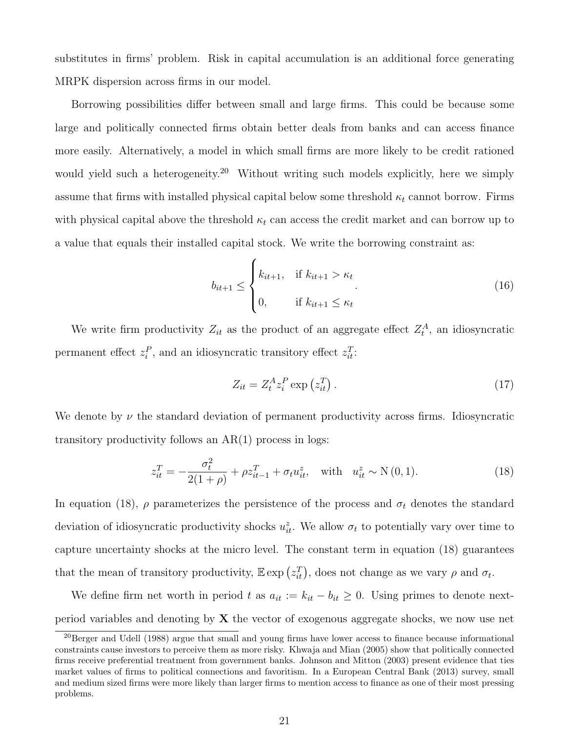substitutes in firms' problem. Risk in capital accumulation is an additional force generating MRPK dispersion across firms in our model.

Borrowing possibilities differ between small and large firms. This could be because some large and politically connected firms obtain better deals from banks and can access finance more easily. Alternatively, a model in which small firms are more likely to be credit rationed would yield such a heterogeneity.[20] Without writing such models explicitly, here we simply assume that firms with installed physical capital below some threshold $\kappa_t$ cannot borrow. Firms with physical capital above the threshold $\kappa_t$ can access the credit market and can borrow up to a value that equals their installed capital stock. We write the borrowing constraint as:

$$b_{it+1} \leq \begin{cases} k_{it+1}, & \text{if } k_{it+1} > \kappa_t \\ 0, & \text{if } k_{it+1} \leq \kappa_t \end{cases}. \tag{16}$$

We write firm productivity $Z_{it}$ as the product of an aggregate effect $Z_t^A$, an idiosyncratic permanent effect $z_i^P$, and an idiosyncratic transitory effect $z_{it}^T$:

$$Z_{it} = Z_t^A z_i^P \exp\left(z_{it}^T\right). \tag{17}$$

We denote by $\nu$ the standard deviation of permanent productivity across firms. Idiosyncratic transitory productivity follows an AR(1) process in logs:

$$z_{it}^T = -\frac{\sigma_t^2}{2(1+\rho)} + \rho z_{it-1}^T + \sigma_t u_{it}^z, \quad \text{with} \quad u_{it}^z \sim \mathrm{N}(0,1). \tag{18}$$

In equation (18), $\rho$ parameterizes the persistence of the process and $\sigma_t$ denotes the standard deviation of idiosyncratic productivity shocks $u_{it}^z$. We allow $\sigma_t$ to potentially vary over time to capture uncertainty shocks at the micro level. The constant term in equation (18) guarantees that the mean of transitory productivity, $\mathbb{E}\exp\left(z_{it}^T\right)$, does not change as we vary $\rho$ and $\sigma_t$.

We define firm net worth in period $t$ as $a_{it} := k_{it} - b_{it} \geq 0$. Using primes to denote next-period variables and denoting by $\mathbf{X}$ the vector of exogenous aggregate shocks, we now use net

[20] Berger and Udell (1988) argue that small and young firms have lower access to finance because informational constraints cause investors to perceive them as more risky. Khwaja and Mian (2005) show that politically connected firms receive preferential treatment from government banks. Johnson and Mitton (2003) present evidence that ties market values of firms to political connections and favoritism. In a European Central Bank (2013) survey, small and medium sized firms were more likely than larger firms to mention access to finance as one of their most pressing problems.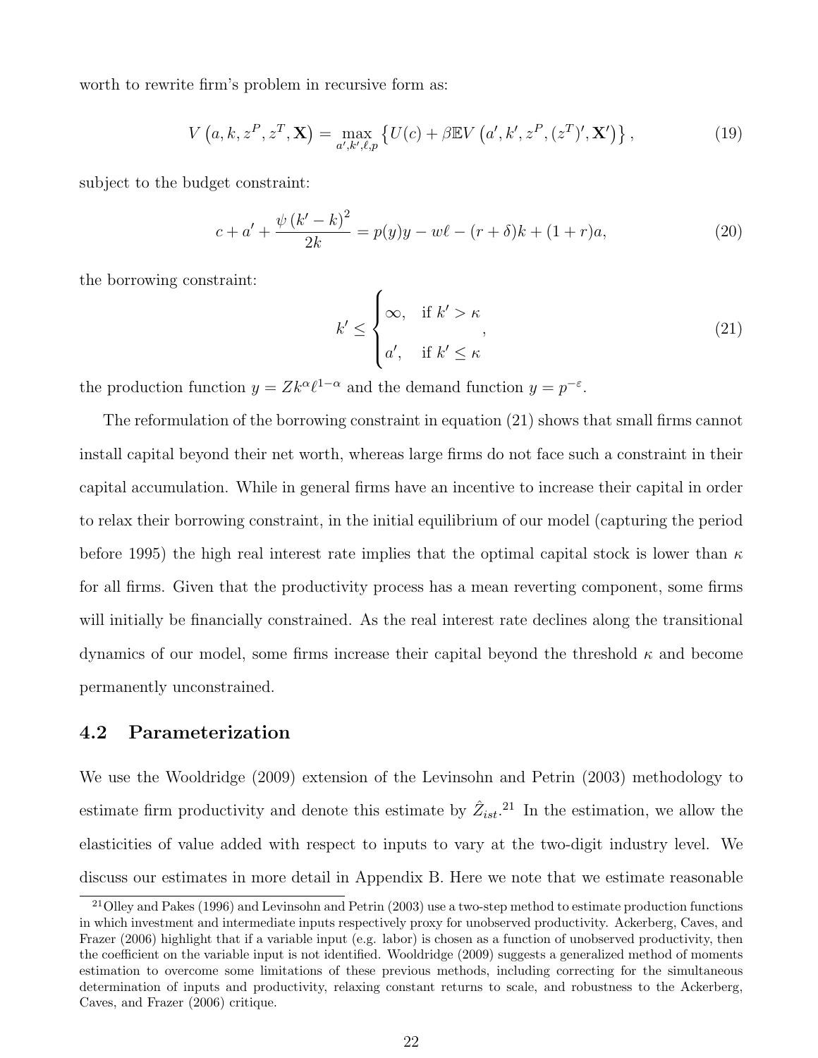worth to rewrite firm's problem in recursive form as:

$$V\left(a, k, z^P, z^T, \mathbf{X}\right) = \max_{a', k', \ell, p} \left\{ U(c) + \beta \mathbb{E} V\left(a', k', z^P, (z^T)', \mathbf{X}'\right) \right\}, \tag{19}$$

subject to the budget constraint:

$$c + a' + \frac{\psi\left(k' - k\right)^2}{2k} = p(y)y - w\ell - (r + \delta)k + (1 + r)a, \tag{20}$$

the borrowing constraint:

$$k' \leq \begin{cases} \infty, & \text{if } k' > \kappa \\ a', & \text{if } k' \leq \kappa \end{cases}, \tag{21}$$

the production function $y = Zk^{\alpha}\ell^{1-\alpha}$ and the demand function $y = p^{-\varepsilon}$.

The reformulation of the borrowing constraint in equation (21) shows that small firms cannot install capital beyond their net worth, whereas large firms do not face such a constraint in their capital accumulation. While in general firms have an incentive to increase their capital in order to relax their borrowing constraint, in the initial equilibrium of our model (capturing the period before 1995) the high real interest rate implies that the optimal capital stock is lower than $\kappa$ for all firms. Given that the productivity process has a mean reverting component, some firms will initially be financially constrained. As the real interest rate declines along the transitional dynamics of our model, some firms increase their capital beyond the threshold $\kappa$ and become permanently unconstrained.

## 4.2 Parameterization

We use the Wooldridge (2009) extension of the Levinsohn and Petrin (2003) methodology to estimate firm productivity and denote this estimate by $\hat{Z}_{ist}$.[21] In the estimation, we allow the elasticities of value added with respect to inputs to vary at the two-digit industry level. We discuss our estimates in more detail in Appendix B. Here we note that we estimate reasonable

[21] Olley and Pakes (1996) and Levinsohn and Petrin (2003) use a two-step method to estimate production functions in which investment and intermediate inputs respectively proxy for unobserved productivity. Ackerberg, Caves, and Frazer (2006) highlight that if a variable input (e.g. labor) is chosen as a function of unobserved productivity, then the coefficient on the variable input is not identified. Wooldridge (2009) suggests a generalized method of moments estimation to overcome some limitations of these previous methods, including correcting for the simultaneous determination of inputs and productivity, relaxing constant returns to scale, and robustness to the Ackerberg, Caves, and Frazer (2006) critique.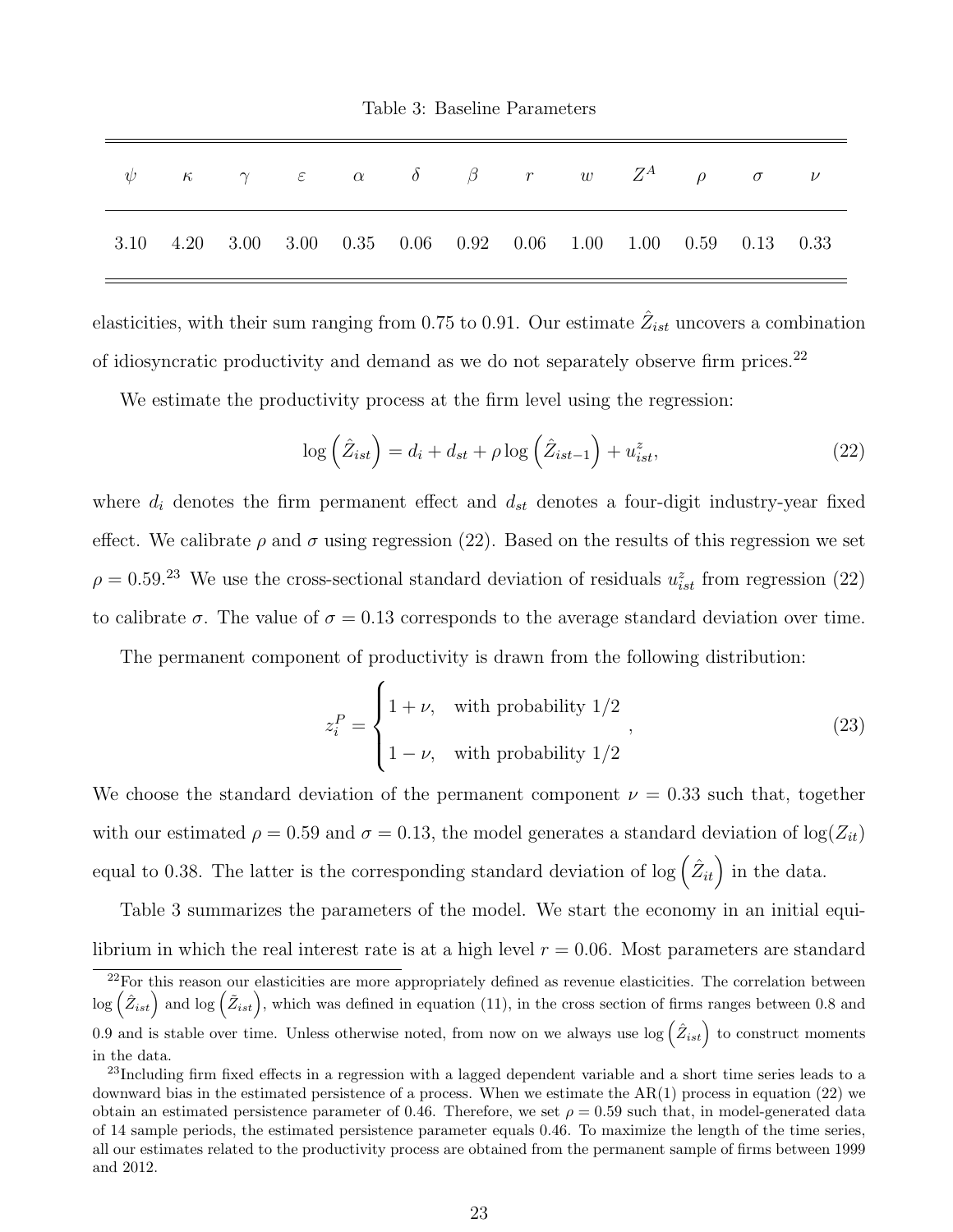Table 3: Baseline Parameters

| $\psi$ | $\kappa$ | $\gamma$ | $\varepsilon$ | $\alpha$ | $\delta$ | $\beta$ | $r$ | $w$ | $Z^A$ | $\rho$ | $\sigma$ | $\nu$ |
|---|---|---|---|---|---|---|---|---|---|---|---|---|
| 3.10 | 4.20 | 3.00 | 3.00 | 0.35 | 0.06 | 0.92 | 0.06 | 1.00 | 1.00 | 0.59 | 0.13 | 0.33 |

elasticities, with their sum ranging from 0.75 to 0.91. Our estimate $\hat{Z}_{ist}$ uncovers a combination of idiosyncratic productivity and demand as we do not separately observe firm prices.[22]

We estimate the productivity process at the firm level using the regression:

$$\log\left(\hat{Z}_{ist}\right) = d_i + d_{st} + \rho \log\left(\hat{Z}_{ist-1}\right) + u^z_{ist}, \tag{22}$$

where $d_i$ denotes the firm permanent effect and $d_{st}$ denotes a four-digit industry-year fixed effect. We calibrate $\rho$ and $\sigma$ using regression (22). Based on the results of this regression we set $\rho = 0.59$.[23] We use the cross-sectional standard deviation of residuals $u^z_{ist}$ from regression (22) to calibrate $\sigma$. The value of $\sigma = 0.13$ corresponds to the average standard deviation over time.

The permanent component of productivity is drawn from the following distribution:

$$z_i^P = \begin{cases} 1+\nu, & \text{with probability } 1/2 \\ 1-\nu, & \text{with probability } 1/2 \end{cases}, \tag{23}$$

We choose the standard deviation of the permanent component $\nu = 0.33$ such that, together with our estimated $\rho = 0.59$ and $\sigma = 0.13$, the model generates a standard deviation of $\log(Z_{it})$ equal to 0.38. The latter is the corresponding standard deviation of $\log\left(\hat{Z}_{it}\right)$ in the data.

Table 3 summarizes the parameters of the model. We start the economy in an initial equilibrium in which the real interest rate is at a high level $r = 0.06$. Most parameters are standard

[22] For this reason our elasticities are more appropriately defined as revenue elasticities. The correlation between $\log\left(\hat{Z}_{ist}\right)$ and $\log\left(\tilde{Z}_{ist}\right)$, which was defined in equation (11), in the cross section of firms ranges between 0.8 and 0.9 and is stable over time. Unless otherwise noted, from now on we always use $\log\left(\hat{Z}_{ist}\right)$ to construct moments in the data.

[23] Including firm fixed effects in a regression with a lagged dependent variable and a short time series leads to a downward bias in the estimated persistence of a process. When we estimate the AR(1) process in equation (22) we obtain an estimated persistence parameter of 0.46. Therefore, we set $\rho = 0.59$ such that, in model-generated data of 14 sample periods, the estimated persistence parameter equals 0.46. To maximize the length of the time series, all our estimates related to the productivity process are obtained from the permanent sample of firms between 1999 and 2012.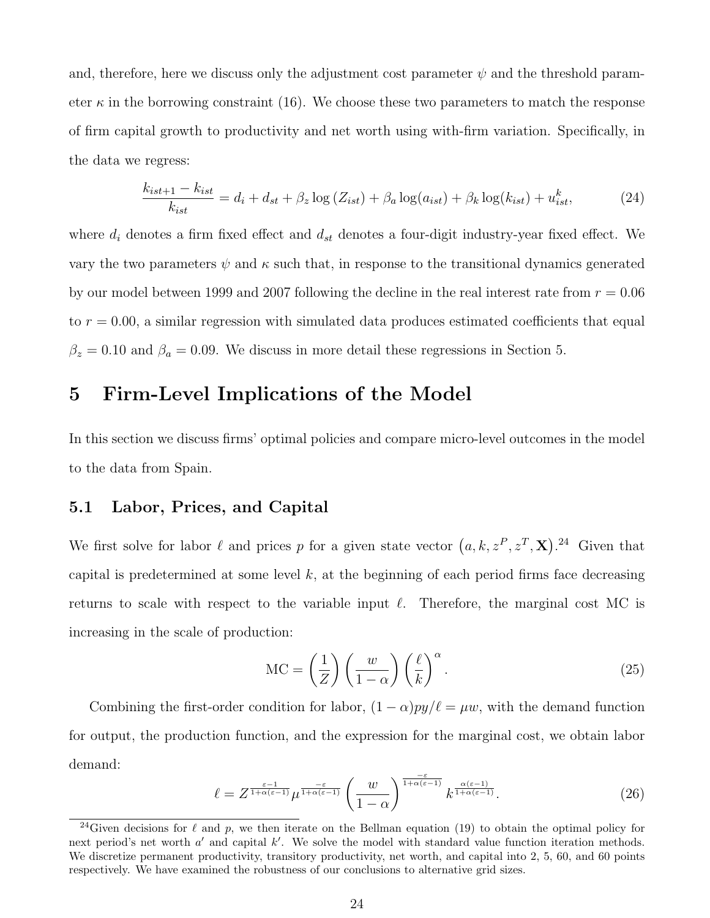and, therefore, here we discuss only the adjustment cost parameter $\psi$ and the threshold parameter $\kappa$ in the borrowing constraint (16). We choose these two parameters to match the response of firm capital growth to productivity and net worth using with-firm variation. Specifically, in the data we regress:

$$\frac{k_{ist+1} - k_{ist}}{k_{ist}} = d_i + d_{st} + \beta_z \log\left(Z_{ist}\right) + \beta_a \log(a_{ist}) + \beta_k \log(k_{ist}) + u^k_{ist}, \tag{24}$$

where $d_i$ denotes a firm fixed effect and $d_{st}$ denotes a four-digit industry-year fixed effect. We vary the two parameters $\psi$ and $\kappa$ such that, in response to the transitional dynamics generated by our model between 1999 and 2007 following the decline in the real interest rate from $r = 0.06$ to $r = 0.00$, a similar regression with simulated data produces estimated coefficients that equal $\beta_z = 0.10$ and $\beta_a = 0.09$. We discuss in more detail these regressions in Section 5.

# 5 Firm-Level Implications of the Model

In this section we discuss firms' optimal policies and compare micro-level outcomes in the model to the data from Spain.

## 5.1 Labor, Prices, and Capital

We first solve for labor $\ell$ and prices $p$ for a given state vector $\left(a, k, z^P, z^T, \mathbf{X}\right)$.[24] Given that capital is predetermined at some level $k$, at the beginning of each period firms face decreasing returns to scale with respect to the variable input $\ell$. Therefore, the marginal cost MC is increasing in the scale of production:

$$\text{MC} = \left(\frac{1}{Z}\right)\left(\frac{w}{1-\alpha}\right)\left(\frac{\ell}{k}\right)^{\alpha}. \tag{25}$$

Combining the first-order condition for labor, $(1-\alpha)py/\ell = \mu w$, with the demand function for output, the production function, and the expression for the marginal cost, we obtain labor demand:

$$\ell = Z^{\frac{\varepsilon-1}{1+\alpha(\varepsilon-1)}} \mu^{\frac{-\varepsilon}{1+\alpha(\varepsilon-1)}} \left(\frac{w}{1-\alpha}\right)^{\frac{-\varepsilon}{1+\alpha(\varepsilon-1)}} k^{\frac{\alpha(\varepsilon-1)}{1+\alpha(\varepsilon-1)}}. \tag{26}$$

[24] Given decisions for $\ell$ and $p$, we then iterate on the Bellman equation (19) to obtain the optimal policy for next period's net worth $a'$ and capital $k'$. We solve the model with standard value function iteration methods. We discretize permanent productivity, transitory productivity, net worth, and capital into 2, 5, 60, and 60 points respectively. We have examined the robustness of our conclusions to alternative grid sizes.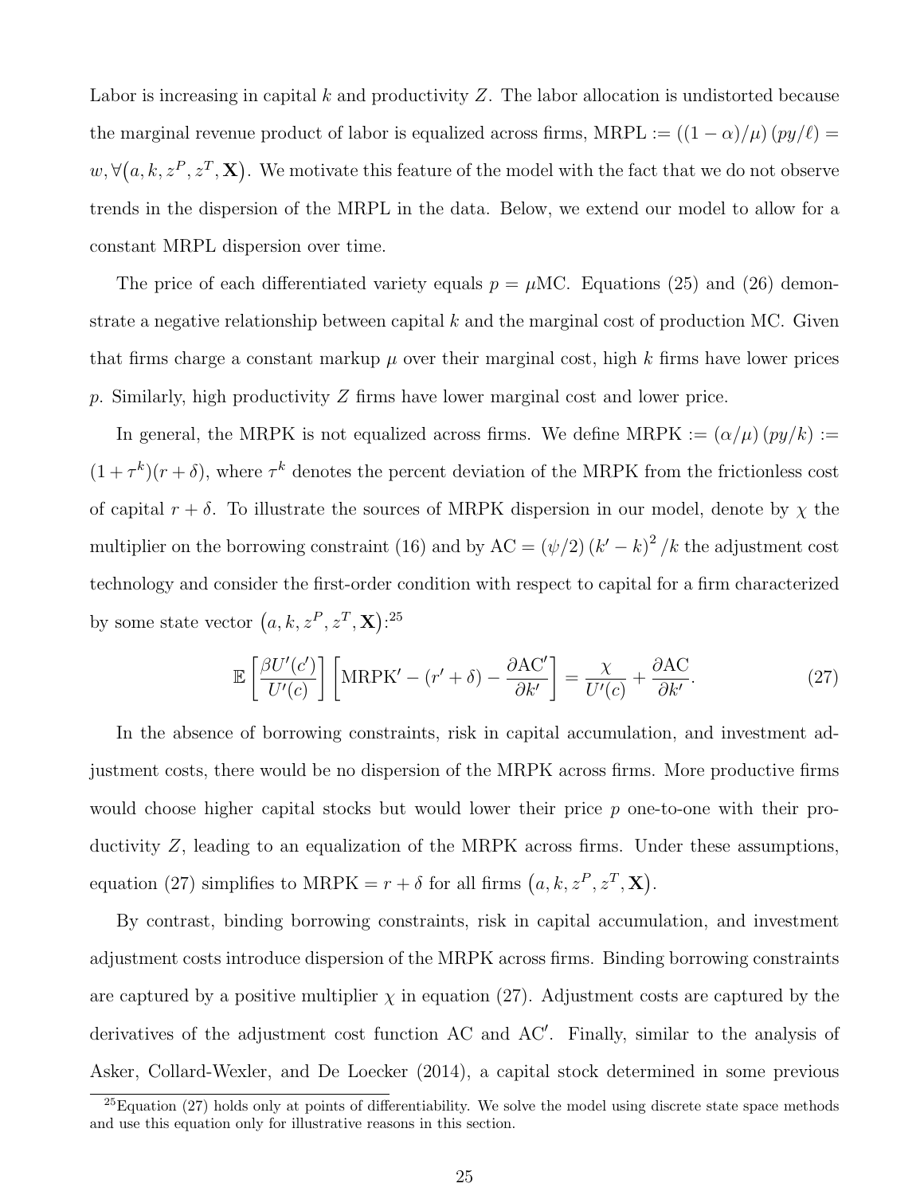Labor is increasing in capital $k$ and productivity $Z$. The labor allocation is undistorted because the marginal revenue product of labor is equalized across firms, $\text{MRPL} := ((1-\alpha)/\mu)\,(py/\ell) = w, \forall \big(a, k, z^P, z^T, \mathbf{X}\big)$. We motivate this feature of the model with the fact that we do not observe trends in the dispersion of the MRPL in the data. Below, we extend our model to allow for a constant MRPL dispersion over time.

The price of each differentiated variety equals $p = \mu \text{MC}$. Equations (25) and (26) demonstrate a negative relationship between capital $k$ and the marginal cost of production MC. Given that firms charge a constant markup $\mu$ over their marginal cost, high $k$ firms have lower prices $p$. Similarly, high productivity $Z$ firms have lower marginal cost and lower price.

In general, the MRPK is not equalized across firms. We define $\text{MRPK} := (\alpha/\mu)\,(py/k) := (1+\tau^k)(r+\delta)$, where $\tau^k$ denotes the percent deviation of the MRPK from the frictionless cost of capital $r+\delta$. To illustrate the sources of MRPK dispersion in our model, denote by $\chi$ the multiplier on the borrowing constraint (16) and by $\text{AC} = (\psi/2)\,(k'-k)^2/k$ the adjustment cost technology and consider the first-order condition with respect to capital for a firm characterized by some state vector $\big(a, k, z^P, z^T, \mathbf{X}\big)$:[25]

$$\mathbb{E}\left[\frac{\beta U'(c')}{U'(c)}\right]\left[\text{MRPK}' - (r'+\delta) - \frac{\partial \text{AC}'}{\partial k'}\right] = \frac{\chi}{U'(c)} + \frac{\partial \text{AC}}{\partial k'}. \tag{27}$$

In the absence of borrowing constraints, risk in capital accumulation, and investment adjustment costs, there would be no dispersion of the MRPK across firms. More productive firms would choose higher capital stocks but would lower their price $p$ one-to-one with their productivity $Z$, leading to an equalization of the MRPK across firms. Under these assumptions, equation (27) simplifies to $\text{MRPK} = r+\delta$ for all firms $\big(a, k, z^P, z^T, \mathbf{X}\big)$.

By contrast, binding borrowing constraints, risk in capital accumulation, and investment adjustment costs introduce dispersion of the MRPK across firms. Binding borrowing constraints are captured by a positive multiplier $\chi$ in equation (27). Adjustment costs are captured by the derivatives of the adjustment cost function AC and AC$'$. Finally, similar to the analysis of Asker, Collard-Wexler, and De Loecker (2014), a capital stock determined in some previous

[25] Equation (27) holds only at points of differentiability. We solve the model using discrete state space methods and use this equation only for illustrative reasons in this section.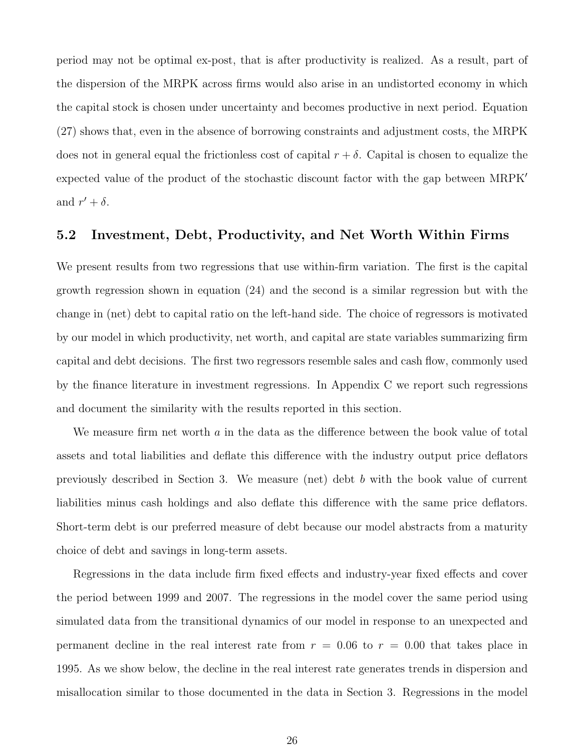period may not be optimal ex-post, that is after productivity is realized. As a result, part of the dispersion of the MRPK across firms would also arise in an undistorted economy in which the capital stock is chosen under uncertainty and becomes productive in next period. Equation (27) shows that, even in the absence of borrowing constraints and adjustment costs, the MRPK does not in general equal the frictionless cost of capital $r + \delta$. Capital is chosen to equalize the expected value of the product of the stochastic discount factor with the gap between MRPK$'$ and $r' + \delta$.

## 5.2 Investment, Debt, Productivity, and Net Worth Within Firms

We present results from two regressions that use within-firm variation. The first is the capital growth regression shown in equation (24) and the second is a similar regression but with the change in (net) debt to capital ratio on the left-hand side. The choice of regressors is motivated by our model in which productivity, net worth, and capital are state variables summarizing firm capital and debt decisions. The first two regressors resemble sales and cash flow, commonly used by the finance literature in investment regressions. In Appendix C we report such regressions and document the similarity with the results reported in this section.

We measure firm net worth $a$ in the data as the difference between the book value of total assets and total liabilities and deflate this difference with the industry output price deflators previously described in Section 3. We measure (net) debt $b$ with the book value of current liabilities minus cash holdings and also deflate this difference with the same price deflators. Short-term debt is our preferred measure of debt because our model abstracts from a maturity choice of debt and savings in long-term assets.

Regressions in the data include firm fixed effects and industry-year fixed effects and cover the period between 1999 and 2007. The regressions in the model cover the same period using simulated data from the transitional dynamics of our model in response to an unexpected and permanent decline in the real interest rate from $r = 0.06$ to $r = 0.00$ that takes place in 1995. As we show below, the decline in the real interest rate generates trends in dispersion and misallocation similar to those documented in the data in Section 3. Regressions in the model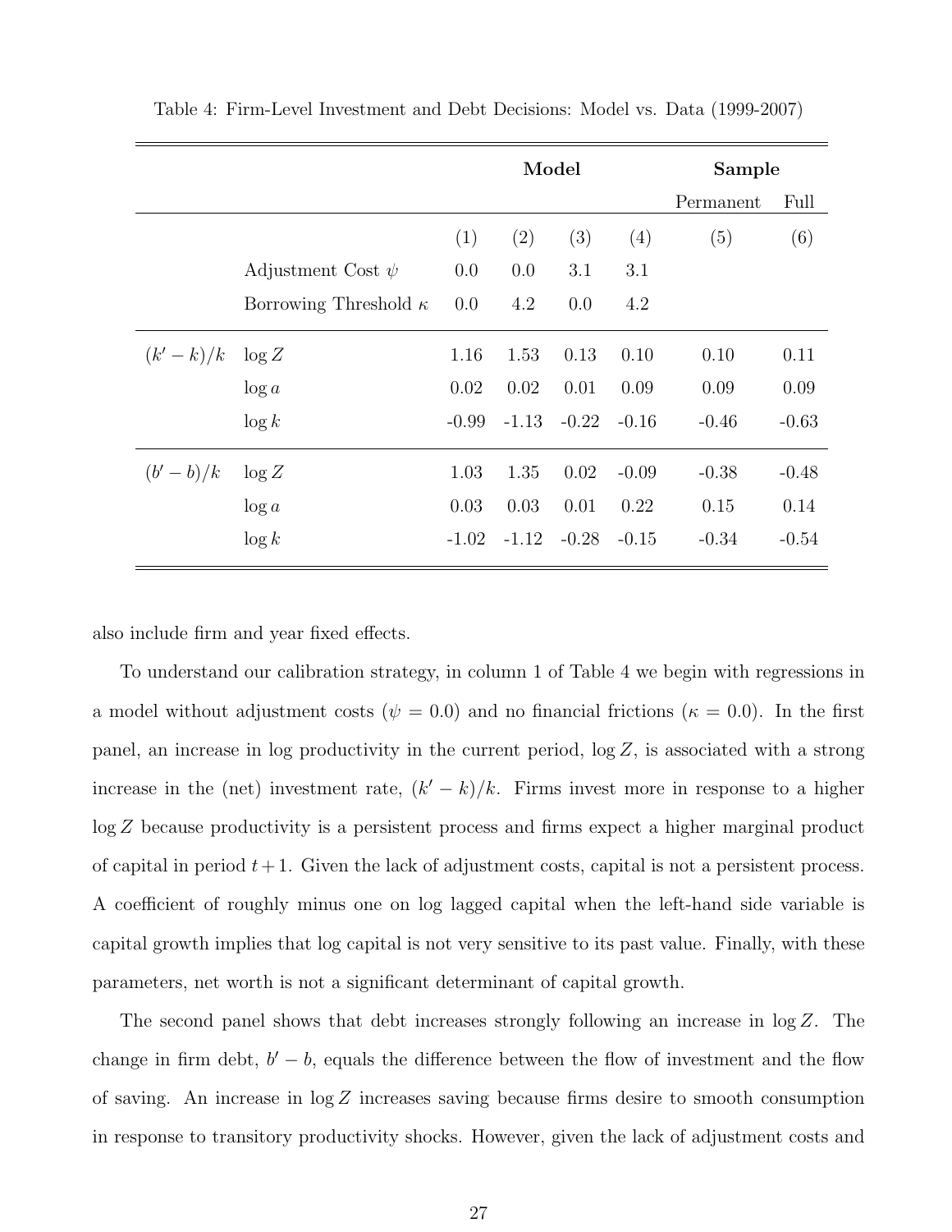Table 4: Firm-Level Investment and Debt Decisions: Model vs. Data (1999-2007)

| | | Model | | | | Sample | |
|---|---|---|---|---|---|---|---|
| | | | | | | Permanent | Full |
| | | (1) | (2) | (3) | (4) | (5) | (6) |
| | Adjustment Cost $\psi$ | 0.0 | 0.0 | 3.1 | 3.1 | | |
| | Borrowing Threshold $\kappa$ | 0.0 | 4.2 | 0.0 | 4.2 | | |
| $(k'-k)/k$ | $\log Z$ | 1.16 | 1.53 | 0.13 | 0.10 | 0.10 | 0.11 |
| | $\log a$ | 0.02 | 0.02 | 0.01 | 0.09 | 0.09 | 0.09 |
| | $\log k$ | -0.99 | -1.13 | -0.22 | -0.16 | -0.46 | -0.63 |
| $(b'-b)/k$ | $\log Z$ | 1.03 | 1.35 | 0.02 | -0.09 | -0.38 | -0.48 |
| | $\log a$ | 0.03 | 0.03 | 0.01 | 0.22 | 0.15 | 0.14 |
| | $\log k$ | -1.02 | -1.12 | -0.28 | -0.15 | -0.34 | -0.54 |

also include firm and year fixed effects.

To understand our calibration strategy, in column 1 of Table 4 we begin with regressions in a model without adjustment costs ($\psi = 0.0$) and no financial frictions ($\kappa = 0.0$). In the first panel, an increase in log productivity in the current period, $\log Z$, is associated with a strong increase in the (net) investment rate, $(k' - k)/k$. Firms invest more in response to a higher $\log Z$ because productivity is a persistent process and firms expect a higher marginal product of capital in period $t+1$. Given the lack of adjustment costs, capital is not a persistent process. A coefficient of roughly minus one on log lagged capital when the left-hand side variable is capital growth implies that log capital is not very sensitive to its past value. Finally, with these parameters, net worth is not a significant determinant of capital growth.

The second panel shows that debt increases strongly following an increase in $\log Z$. The change in firm debt, $b' - b$, equals the difference between the flow of investment and the flow of saving. An increase in $\log Z$ increases saving because firms desire to smooth consumption in response to transitory productivity shocks. However, given the lack of adjustment costs and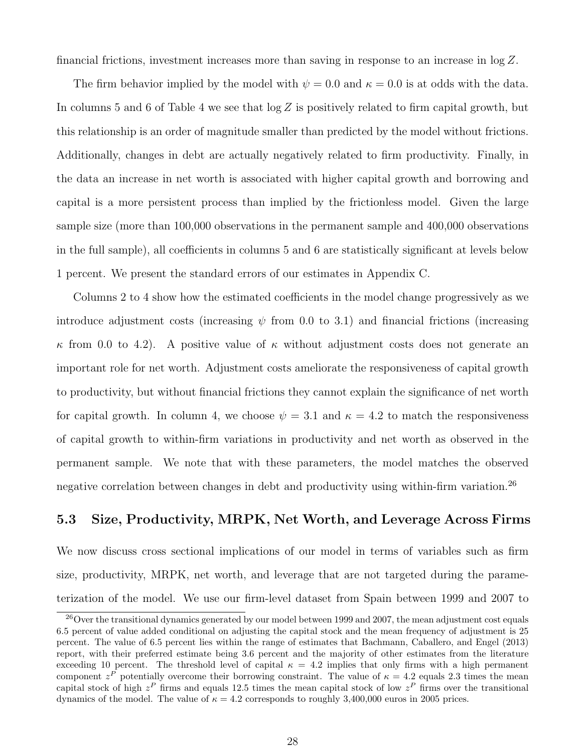financial frictions, investment increases more than saving in response to an increase in $\log Z$.

The firm behavior implied by the model with $\psi = 0.0$ and $\kappa = 0.0$ is at odds with the data. In columns 5 and 6 of Table 4 we see that $\log Z$ is positively related to firm capital growth, but this relationship is an order of magnitude smaller than predicted by the model without frictions. Additionally, changes in debt are actually negatively related to firm productivity. Finally, in the data an increase in net worth is associated with higher capital growth and borrowing and capital is a more persistent process than implied by the frictionless model. Given the large sample size (more than 100,000 observations in the permanent sample and 400,000 observations in the full sample), all coefficients in columns 5 and 6 are statistically significant at levels below 1 percent. We present the standard errors of our estimates in Appendix C.

Columns 2 to 4 show how the estimated coefficients in the model change progressively as we introduce adjustment costs (increasing $\psi$ from 0.0 to 3.1) and financial frictions (increasing $\kappa$ from 0.0 to 4.2). A positive value of $\kappa$ without adjustment costs does not generate an important role for net worth. Adjustment costs ameliorate the responsiveness of capital growth to productivity, but without financial frictions they cannot explain the significance of net worth for capital growth. In column 4, we choose $\psi = 3.1$ and $\kappa = 4.2$ to match the responsiveness of capital growth to within-firm variations in productivity and net worth as observed in the permanent sample. We note that with these parameters, the model matches the observed negative correlation between changes in debt and productivity using within-firm variation.[26]

## 5.3 Size, Productivity, MRPK, Net Worth, and Leverage Across Firms

We now discuss cross sectional implications of our model in terms of variables such as firm size, productivity, MRPK, net worth, and leverage that are not targeted during the parameterization of the model. We use our firm-level dataset from Spain between 1999 and 2007 to

[26] Over the transitional dynamics generated by our model between 1999 and 2007, the mean adjustment cost equals 6.5 percent of value added conditional on adjusting the capital stock and the mean frequency of adjustment is 25 percent. The value of 6.5 percent lies within the range of estimates that Bachmann, Caballero, and Engel (2013) report, with their preferred estimate being 3.6 percent and the majority of other estimates from the literature exceeding 10 percent. The threshold level of capital $\kappa = 4.2$ implies that only firms with a high permanent component $z^P$ potentially overcome their borrowing constraint. The value of $\kappa = 4.2$ equals 2.3 times the mean capital stock of high $z^P$ firms and equals 12.5 times the mean capital stock of low $z^P$ firms over the transitional dynamics of the model. The value of $\kappa = 4.2$ corresponds to roughly 3,400,000 euros in 2005 prices.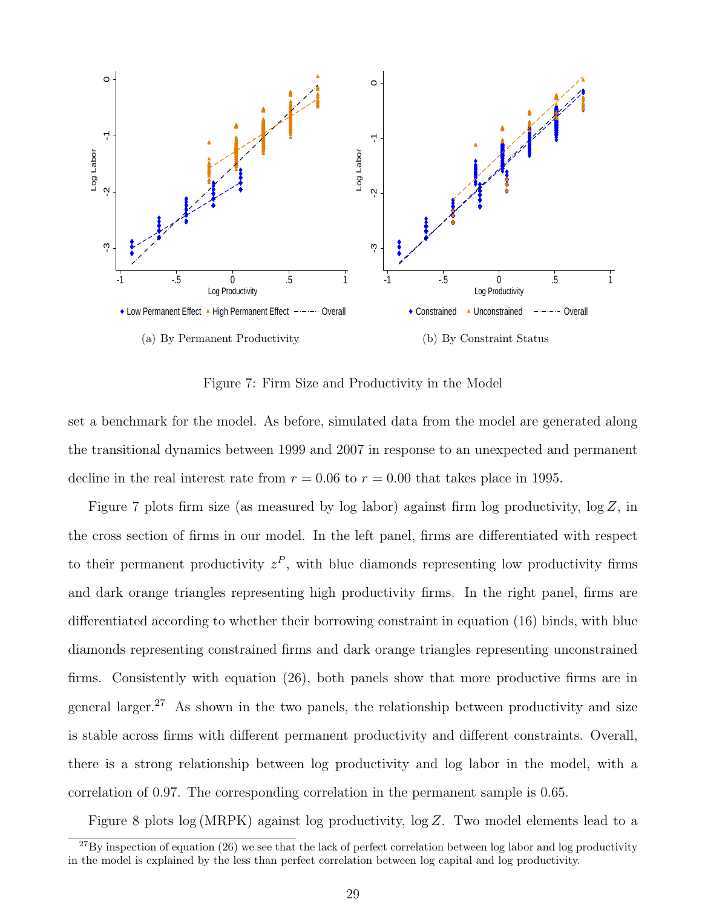(a) By Permanent Productivity

(b) By Constraint Status

Figure 7: Firm Size and Productivity in the Model

set a benchmark for the model. As before, simulated data from the model are generated along the transitional dynamics between 1999 and 2007 in response to an unexpected and permanent decline in the real interest rate from $r = 0.06$ to $r = 0.00$ that takes place in 1995.

Figure 7 plots firm size (as measured by log labor) against firm log productivity, $\log Z$, in the cross section of firms in our model. In the left panel, firms are differentiated with respect to their permanent productivity $z^P$, with blue diamonds representing low productivity firms and dark orange triangles representing high productivity firms. In the right panel, firms are differentiated according to whether their borrowing constraint in equation (16) binds, with blue diamonds representing constrained firms and dark orange triangles representing unconstrained firms. Consistently with equation (26), both panels show that more productive firms are in general larger.[27] As shown in the two panels, the relationship between productivity and size is stable across firms with different permanent productivity and different constraints. Overall, there is a strong relationship between log productivity and log labor in the model, with a correlation of 0.97. The corresponding correlation in the permanent sample is 0.65.

Figure 8 plots $\log(\text{MRPK})$ against log productivity, $\log Z$. Two model elements lead to a

[27] By inspection of equation (26) we see that the lack of perfect correlation between log labor and log productivity in the model is explained by the less than perfect correlation between log capital and log productivity.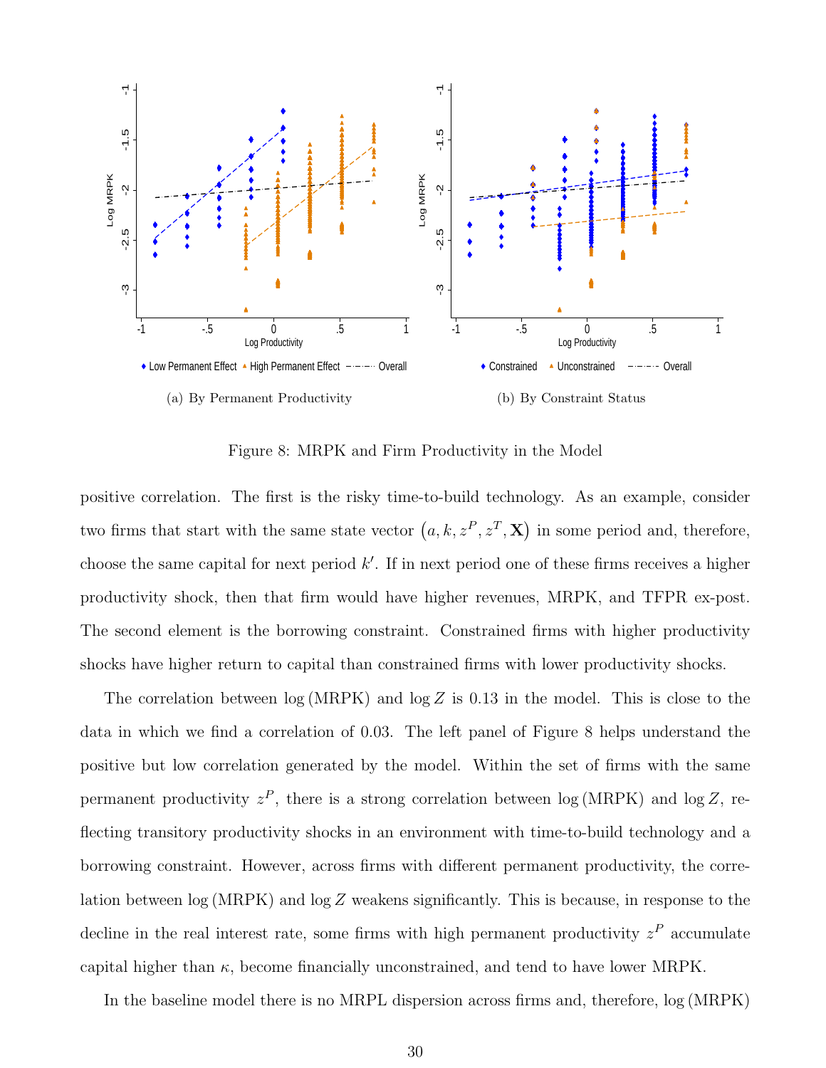(a) By Permanent Productivity

(b) By Constraint Status

Figure 8: MRPK and Firm Productivity in the Model

positive correlation. The first is the risky time-to-build technology. As an example, consider two firms that start with the same state vector $\left(a, k, z^P, z^T, \mathbf{X}\right)$ in some period and, therefore, choose the same capital for next period $k'$. If in next period one of these firms receives a higher productivity shock, then that firm would have higher revenues, MRPK, and TFPR ex-post. The second element is the borrowing constraint. Constrained firms with higher productivity shocks have higher return to capital than constrained firms with lower productivity shocks.

The correlation between $\log(\text{MRPK})$ and $\log Z$ is 0.13 in the model. This is close to the data in which we find a correlation of 0.03. The left panel of Figure 8 helps understand the positive but low correlation generated by the model. Within the set of firms with the same permanent productivity $z^P$, there is a strong correlation between $\log(\text{MRPK})$ and $\log Z$, reflecting transitory productivity shocks in an environment with time-to-build technology and a borrowing constraint. However, across firms with different permanent productivity, the correlation between $\log(\text{MRPK})$ and $\log Z$ weakens significantly. This is because, in response to the decline in the real interest rate, some firms with high permanent productivity $z^P$ accumulate capital higher than $\kappa$, become financially unconstrained, and tend to have lower MRPK.

In the baseline model there is no MRPL dispersion across firms and, therefore, $\log(\text{MRPK})$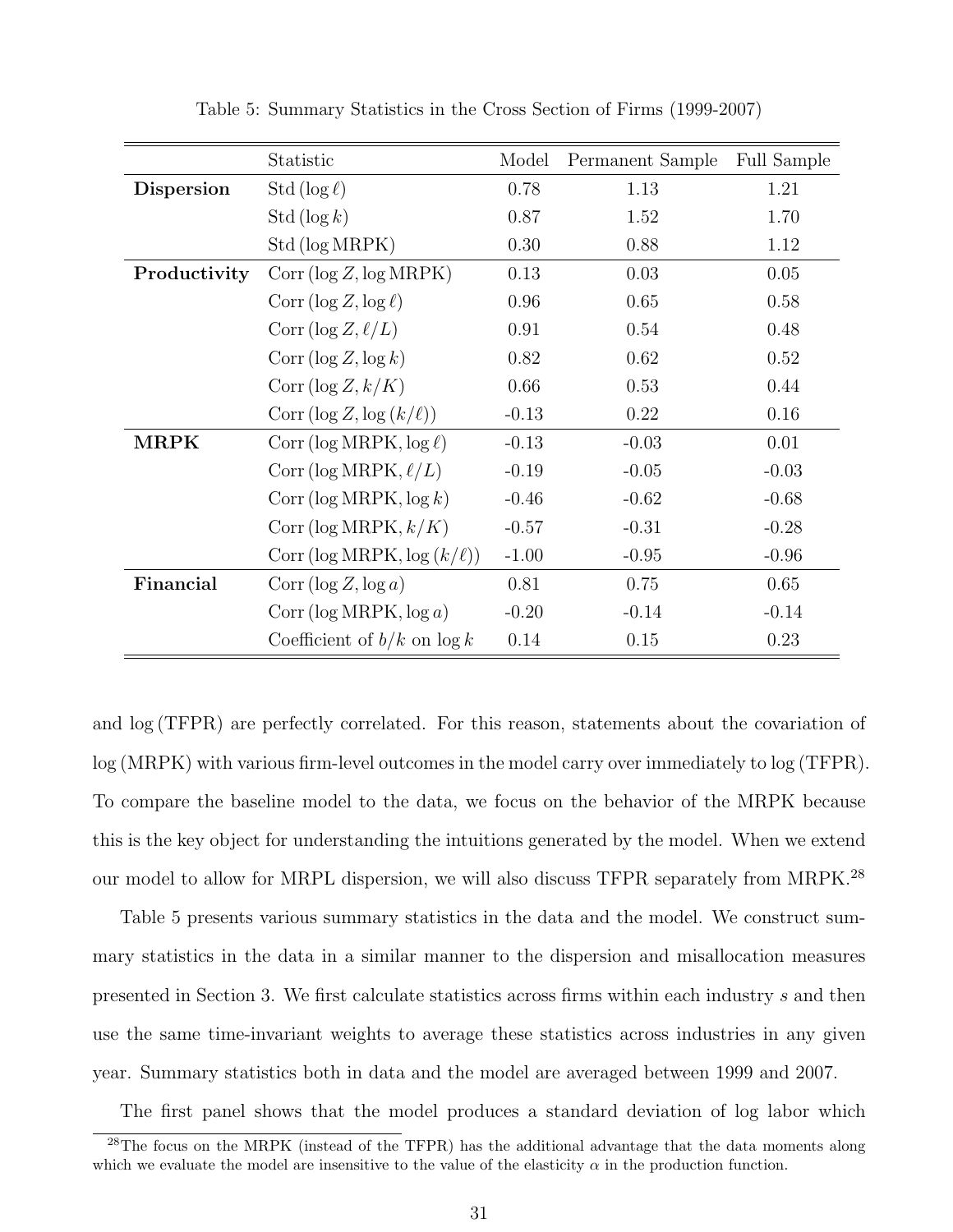Table 5: Summary Statistics in the Cross Section of Firms (1999-2007)

| | Statistic | Model | Permanent Sample | Full Sample |
|---|---|---|---|---|
| **Dispersion** | Std $(\log \ell)$ | 0.78 | 1.13 | 1.21 |
| | Std $(\log k)$ | 0.87 | 1.52 | 1.70 |
| | Std $(\log \text{MRPK})$ | 0.30 | 0.88 | 1.12 |
| **Productivity** | Corr $(\log Z, \log \text{MRPK})$ | 0.13 | 0.03 | 0.05 |
| | Corr $(\log Z, \log \ell)$ | 0.96 | 0.65 | 0.58 |
| | Corr $(\log Z, \ell/L)$ | 0.91 | 0.54 | 0.48 |
| | Corr $(\log Z, \log k)$ | 0.82 | 0.62 | 0.52 |
| | Corr $(\log Z, k/K)$ | 0.66 | 0.53 | 0.44 |
| | Corr $(\log Z, \log (k/\ell))$ | -0.13 | 0.22 | 0.16 |
| **MRPK** | Corr $(\log \text{MRPK}, \log \ell)$ | -0.13 | -0.03 | 0.01 |
| | Corr $(\log \text{MRPK}, \ell/L)$ | -0.19 | -0.05 | -0.03 |
| | Corr $(\log \text{MRPK}, \log k)$ | -0.46 | -0.62 | -0.68 |
| | Corr $(\log \text{MRPK}, k/K)$ | -0.57 | -0.31 | -0.28 |
| | Corr $(\log \text{MRPK}, \log (k/\ell))$ | -1.00 | -0.95 | -0.96 |
| **Financial** | Corr $(\log Z, \log a)$ | 0.81 | 0.75 | 0.65 |
| | Corr $(\log \text{MRPK}, \log a)$ | -0.20 | -0.14 | -0.14 |
| | Coefficient of $b/k$ on $\log k$ | 0.14 | 0.15 | 0.23 |

and log (TFPR) are perfectly correlated. For this reason, statements about the covariation of log (MRPK) with various firm-level outcomes in the model carry over immediately to log (TFPR). To compare the baseline model to the data, we focus on the behavior of the MRPK because this is the key object for understanding the intuitions generated by the model. When we extend our model to allow for MRPL dispersion, we will also discuss TFPR separately from MRPK.[28]

Table 5 presents various summary statistics in the data and the model. We construct summary statistics in the data in a similar manner to the dispersion and misallocation measures presented in Section 3. We first calculate statistics across firms within each industry $s$ and then use the same time-invariant weights to average these statistics across industries in any given year. Summary statistics both in data and the model are averaged between 1999 and 2007.

The first panel shows that the model produces a standard deviation of log labor which

[28]The focus on the MRPK (instead of the TFPR) has the additional advantage that the data moments along which we evaluate the model are insensitive to the value of the elasticity $\alpha$ in the production function.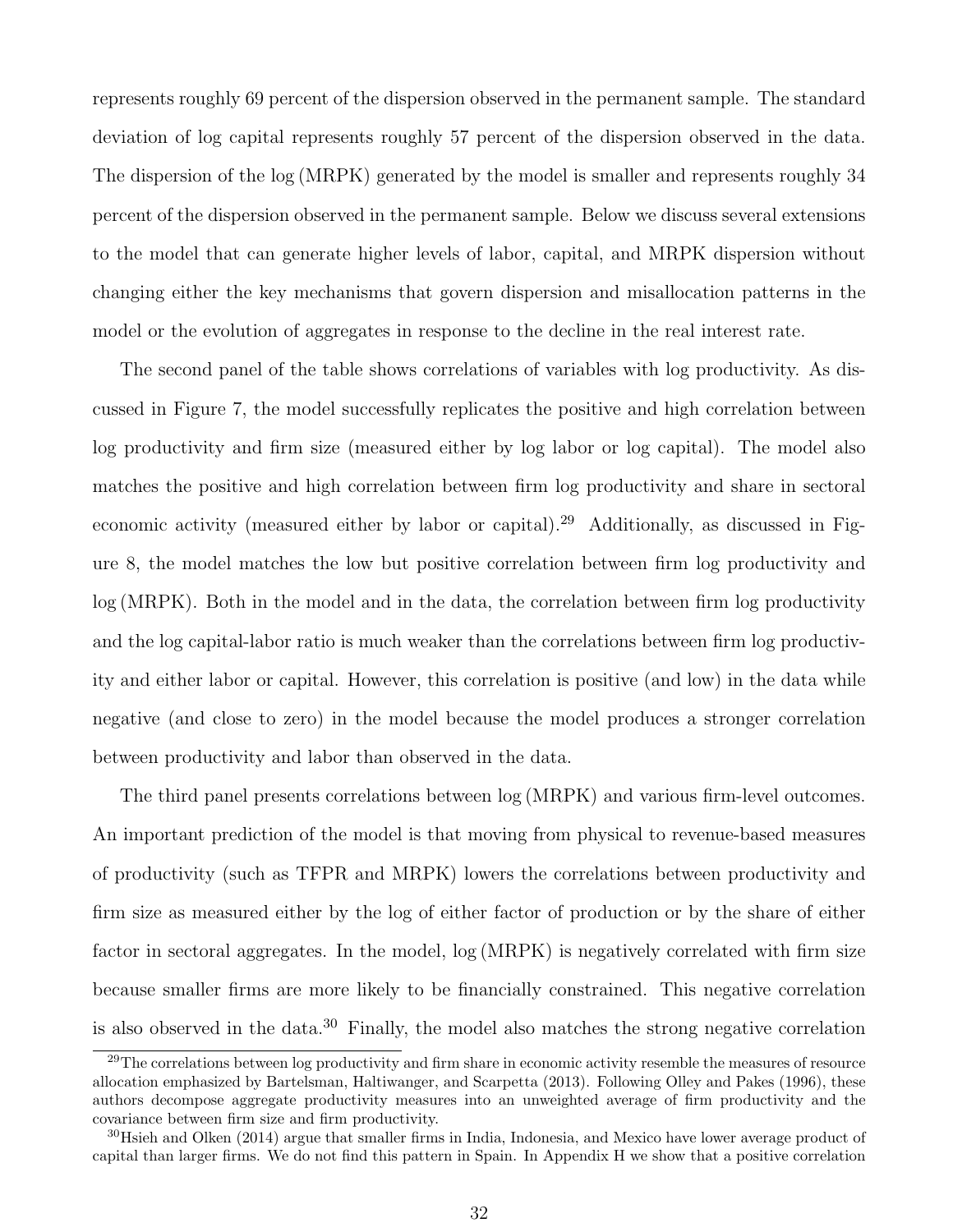represents roughly 69 percent of the dispersion observed in the permanent sample. The standard deviation of log capital represents roughly 57 percent of the dispersion observed in the data. The dispersion of the log (MRPK) generated by the model is smaller and represents roughly 34 percent of the dispersion observed in the permanent sample. Below we discuss several extensions to the model that can generate higher levels of labor, capital, and MRPK dispersion without changing either the key mechanisms that govern dispersion and misallocation patterns in the model or the evolution of aggregates in response to the decline in the real interest rate.

The second panel of the table shows correlations of variables with log productivity. As discussed in Figure 7, the model successfully replicates the positive and high correlation between log productivity and firm size (measured either by log labor or log capital). The model also matches the positive and high correlation between firm log productivity and share in sectoral economic activity (measured either by labor or capital).[29] Additionally, as discussed in Figure 8, the model matches the low but positive correlation between firm log productivity and log (MRPK). Both in the model and in the data, the correlation between firm log productivity and the log capital-labor ratio is much weaker than the correlations between firm log productivity and either labor or capital. However, this correlation is positive (and low) in the data while negative (and close to zero) in the model because the model produces a stronger correlation between productivity and labor than observed in the data.

The third panel presents correlations between log (MRPK) and various firm-level outcomes. An important prediction of the model is that moving from physical to revenue-based measures of productivity (such as TFPR and MRPK) lowers the correlations between productivity and firm size as measured either by the log of either factor of production or by the share of either factor in sectoral aggregates. In the model, log (MRPK) is negatively correlated with firm size because smaller firms are more likely to be financially constrained. This negative correlation is also observed in the data.[30] Finally, the model also matches the strong negative correlation

[29] The correlations between log productivity and firm share in economic activity resemble the measures of resource allocation emphasized by Bartelsman, Haltiwanger, and Scarpetta (2013). Following Olley and Pakes (1996), these authors decompose aggregate productivity measures into an unweighted average of firm productivity and the covariance between firm size and firm productivity.

[30] Hsieh and Olken (2014) argue that smaller firms in India, Indonesia, and Mexico have lower average product of capital than larger firms. We do not find this pattern in Spain. In Appendix H we show that a positive correlation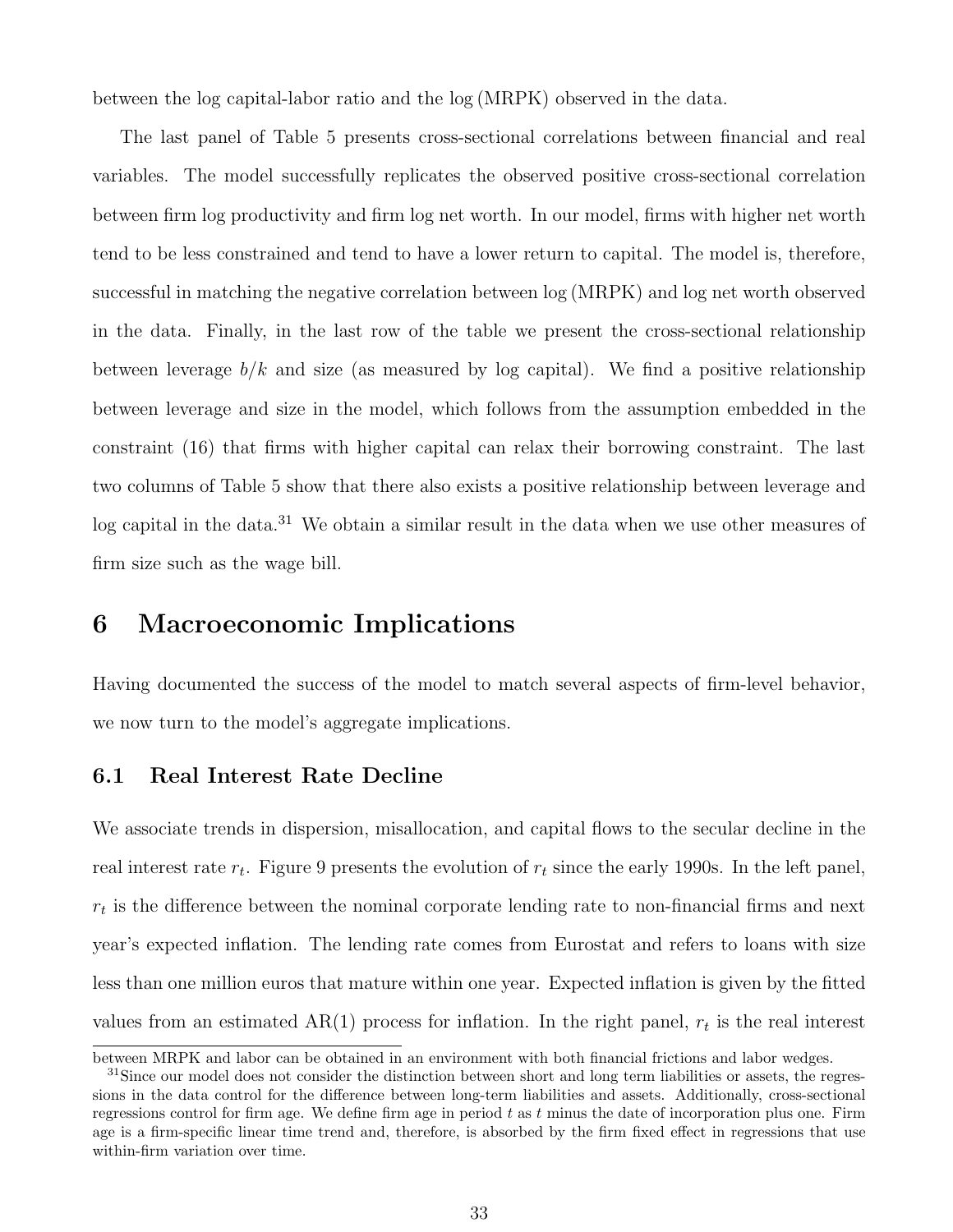between the log capital-labor ratio and the log (MRPK) observed in the data.

The last panel of Table 5 presents cross-sectional correlations between financial and real variables. The model successfully replicates the observed positive cross-sectional correlation between firm log productivity and firm log net worth. In our model, firms with higher net worth tend to be less constrained and tend to have a lower return to capital. The model is, therefore, successful in matching the negative correlation between log (MRPK) and log net worth observed in the data. Finally, in the last row of the table we present the cross-sectional relationship between leverage $b/k$ and size (as measured by log capital). We find a positive relationship between leverage and size in the model, which follows from the assumption embedded in the constraint (16) that firms with higher capital can relax their borrowing constraint. The last two columns of Table 5 show that there also exists a positive relationship between leverage and log capital in the data.[31] We obtain a similar result in the data when we use other measures of firm size such as the wage bill.

# 6 Macroeconomic Implications

Having documented the success of the model to match several aspects of firm-level behavior, we now turn to the model's aggregate implications.

## 6.1 Real Interest Rate Decline

We associate trends in dispersion, misallocation, and capital flows to the secular decline in the real interest rate $r_t$. Figure 9 presents the evolution of $r_t$ since the early 1990s. In the left panel, $r_t$ is the difference between the nominal corporate lending rate to non-financial firms and next year's expected inflation. The lending rate comes from Eurostat and refers to loans with size less than one million euros that mature within one year. Expected inflation is given by the fitted values from an estimated AR(1) process for inflation. In the right panel, $r_t$ is the real interest

---

between MRPK and labor can be obtained in an environment with both financial frictions and labor wedges.

[31] Since our model does not consider the distinction between short and long term liabilities or assets, the regressions in the data control for the difference between long-term liabilities and assets. Additionally, cross-sectional regressions control for firm age. We define firm age in period $t$ as $t$ minus the date of incorporation plus one. Firm age is a firm-specific linear time trend and, therefore, is absorbed by the firm fixed effect in regressions that use within-firm variation over time.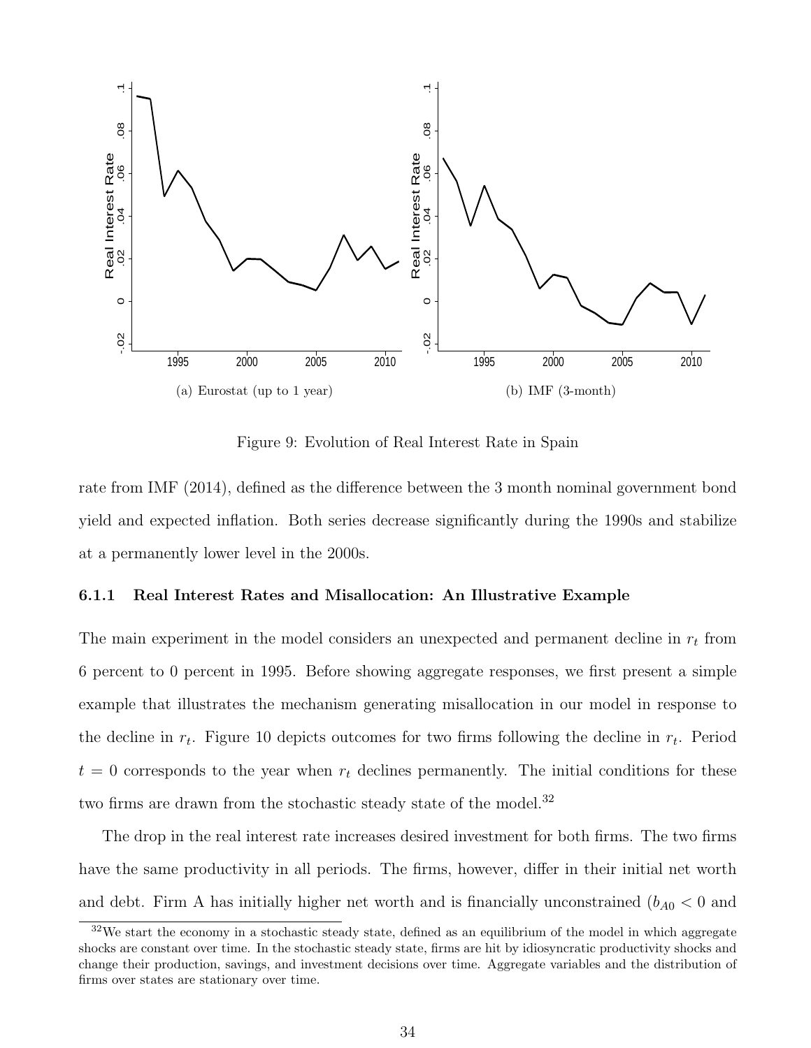(a) Eurostat (up to 1 year)

(b) IMF (3-month)

Figure 9: Evolution of Real Interest Rate in Spain

rate from IMF (2014), defined as the difference between the 3 month nominal government bond yield and expected inflation. Both series decrease significantly during the 1990s and stabilize at a permanently lower level in the 2000s.

### 6.1.1 Real Interest Rates and Misallocation: An Illustrative Example

The main experiment in the model considers an unexpected and permanent decline in $r_t$ from 6 percent to 0 percent in 1995. Before showing aggregate responses, we first present a simple example that illustrates the mechanism generating misallocation in our model in response to the decline in $r_t$. Figure 10 depicts outcomes for two firms following the decline in $r_t$. Period $t = 0$ corresponds to the year when $r_t$ declines permanently. The initial conditions for these two firms are drawn from the stochastic steady state of the model.[32]

The drop in the real interest rate increases desired investment for both firms. The two firms have the same productivity in all periods. The firms, however, differ in their initial net worth and debt. Firm A has initially higher net worth and is financially unconstrained ($b_{A0} < 0$ and

[32] We start the economy in a stochastic steady state, defined as an equilibrium of the model in which aggregate shocks are constant over time. In the stochastic steady state, firms are hit by idiosyncratic productivity shocks and change their production, savings, and investment decisions over time. Aggregate variables and the distribution of firms over states are stationary over time.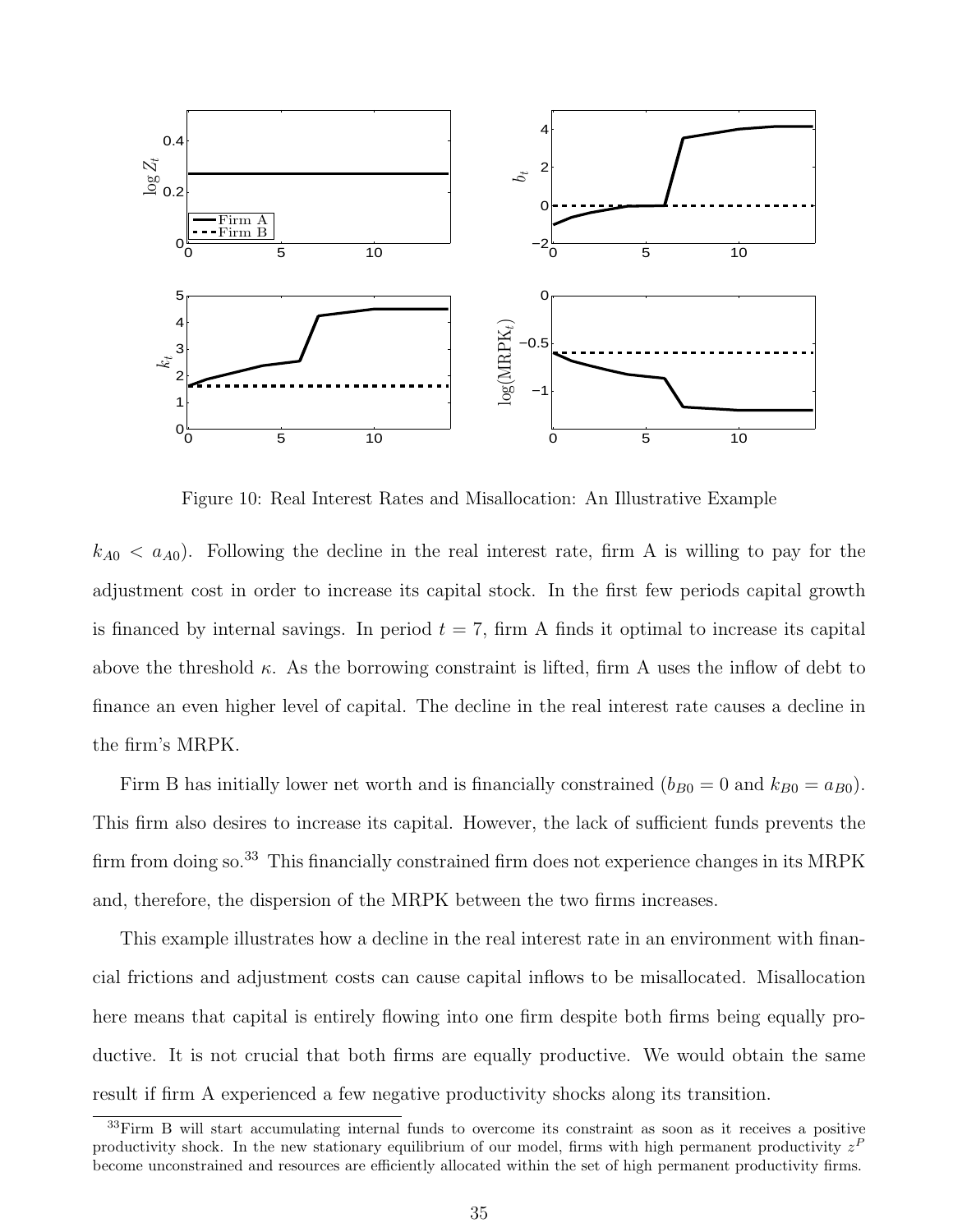Figure 10: Real Interest Rates and Misallocation: An Illustrative Example

$k_{A0} < a_{A0}$). Following the decline in the real interest rate, firm A is willing to pay for the adjustment cost in order to increase its capital stock. In the first few periods capital growth is financed by internal savings. In period $t = 7$, firm A finds it optimal to increase its capital above the threshold $\kappa$. As the borrowing constraint is lifted, firm A uses the inflow of debt to finance an even higher level of capital. The decline in the real interest rate causes a decline in the firm's MRPK.

Firm B has initially lower net worth and is financially constrained ($b_{B0} = 0$ and $k_{B0} = a_{B0}$). This firm also desires to increase its capital. However, the lack of sufficient funds prevents the firm from doing so.[33] This financially constrained firm does not experience changes in its MRPK and, therefore, the dispersion of the MRPK between the two firms increases.

This example illustrates how a decline in the real interest rate in an environment with financial frictions and adjustment costs can cause capital inflows to be misallocated. Misallocation here means that capital is entirely flowing into one firm despite both firms being equally productive. It is not crucial that both firms are equally productive. We would obtain the same result if firm A experienced a few negative productivity shocks along its transition.

[33] Firm B will start accumulating internal funds to overcome its constraint as soon as it receives a positive productivity shock. In the new stationary equilibrium of our model, firms with high permanent productivity $z^P$ become unconstrained and resources are efficiently allocated within the set of high permanent productivity firms.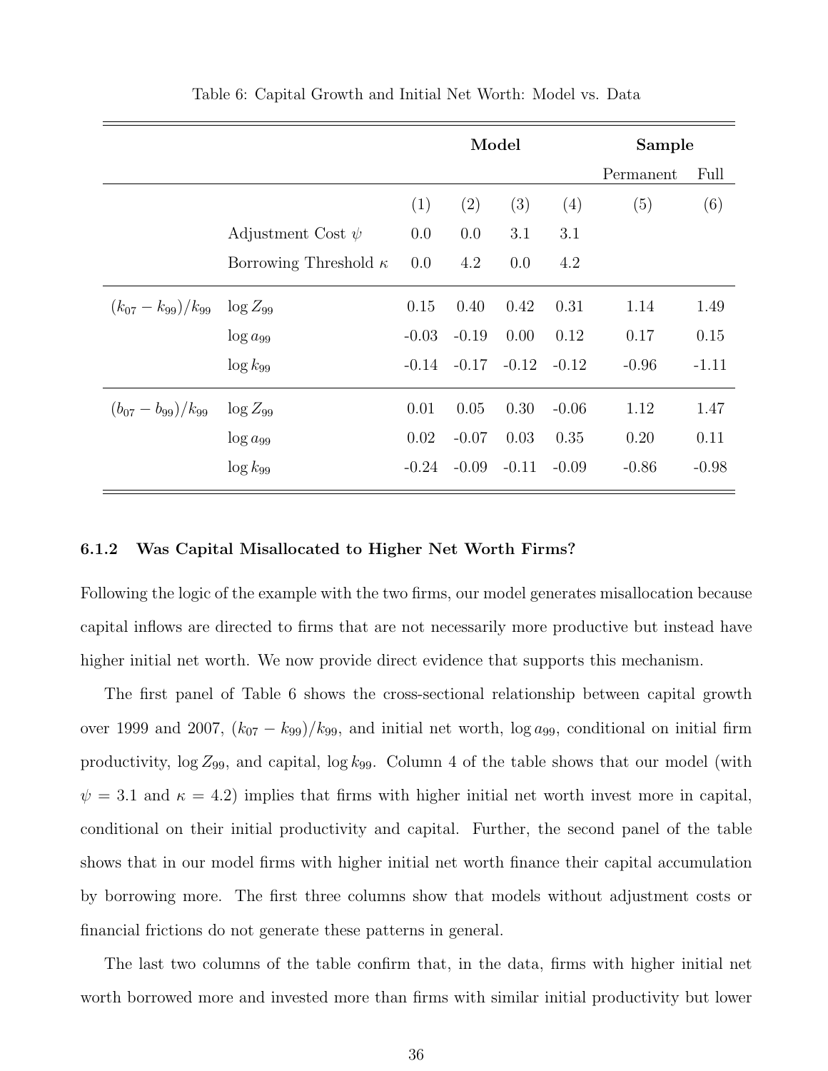Table 6: Capital Growth and Initial Net Worth: Model vs. Data

| | | Model | | | | Sample | |
|---|---|---|---|---|---|---|---|
| | | | | | | Permanent | Full |
| | | (1) | (2) | (3) | (4) | (5) | (6) |
| | Adjustment Cost $\psi$ | 0.0 | 0.0 | 3.1 | 3.1 | | |
| | Borrowing Threshold $\kappa$ | 0.0 | 4.2 | 0.0 | 4.2 | | |
| $(k_{07} - k_{99})/k_{99}$ | $\log Z_{99}$ | 0.15 | 0.40 | 0.42 | 0.31 | 1.14 | 1.49 |
| | $\log a_{99}$ | -0.03 | -0.19 | 0.00 | 0.12 | 0.17 | 0.15 |
| | $\log k_{99}$ | -0.14 | -0.17 | -0.12 | -0.12 | -0.96 | -1.11 |
| $(b_{07} - b_{99})/k_{99}$ | $\log Z_{99}$ | 0.01 | 0.05 | 0.30 | -0.06 | 1.12 | 1.47 |
| | $\log a_{99}$ | 0.02 | -0.07 | 0.03 | 0.35 | 0.20 | 0.11 |
| | $\log k_{99}$ | -0.24 | -0.09 | -0.11 | -0.09 | -0.86 | -0.98 |

### 6.1.2 Was Capital Misallocated to Higher Net Worth Firms?

Following the logic of the example with the two firms, our model generates misallocation because capital inflows are directed to firms that are not necessarily more productive but instead have higher initial net worth. We now provide direct evidence that supports this mechanism.

The first panel of Table 6 shows the cross-sectional relationship between capital growth over 1999 and 2007, $(k_{07} - k_{99})/k_{99}$, and initial net worth, $\log a_{99}$, conditional on initial firm productivity, $\log Z_{99}$, and capital, $\log k_{99}$. Column 4 of the table shows that our model (with $\psi = 3.1$ and $\kappa = 4.2$) implies that firms with higher initial net worth invest more in capital, conditional on their initial productivity and capital. Further, the second panel of the table shows that in our model firms with higher initial net worth finance their capital accumulation by borrowing more. The first three columns show that models without adjustment costs or financial frictions do not generate these patterns in general.

The last two columns of the table confirm that, in the data, firms with higher initial net worth borrowed more and invested more than firms with similar initial productivity but lower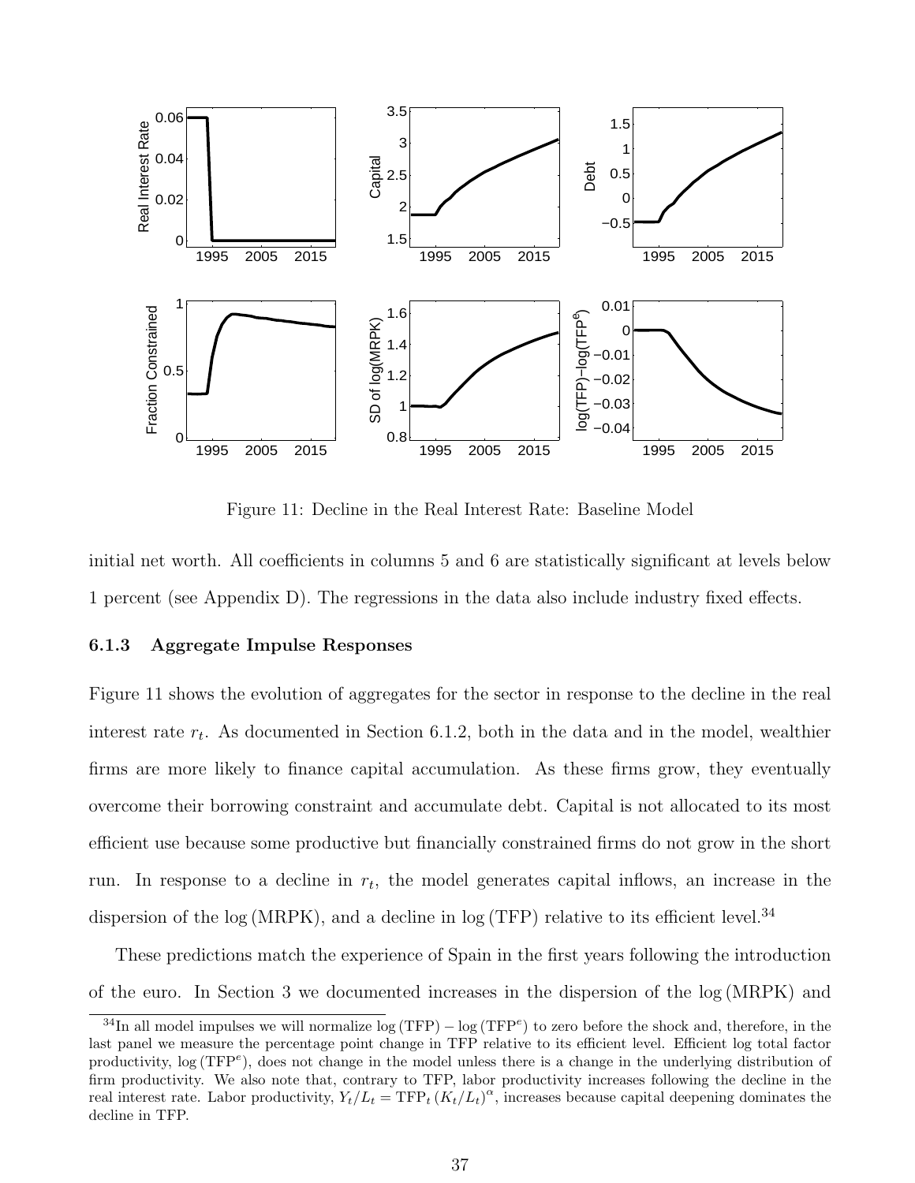Figure 11: Decline in the Real Interest Rate: Baseline Model

initial net worth. All coefficients in columns 5 and 6 are statistically significant at levels below 1 percent (see Appendix D). The regressions in the data also include industry fixed effects.

### 6.1.3 Aggregate Impulse Responses

Figure 11 shows the evolution of aggregates for the sector in response to the decline in the real interest rate $r_t$. As documented in Section 6.1.2, both in the data and in the model, wealthier firms are more likely to finance capital accumulation. As these firms grow, they eventually overcome their borrowing constraint and accumulate debt. Capital is not allocated to its most efficient use because some productive but financially constrained firms do not grow in the short run. In response to a decline in $r_t$, the model generates capital inflows, an increase in the dispersion of the $\log(\text{MRPK})$, and a decline in $\log(\text{TFP})$ relative to its efficient level.[34]

These predictions match the experience of Spain in the first years following the introduction of the euro. In Section 3 we documented increases in the dispersion of the $\log(\text{MRPK})$ and

[34] In all model impulses we will normalize $\log(\text{TFP}) - \log(\text{TFP}^e)$ to zero before the shock and, therefore, in the last panel we measure the percentage point change in TFP relative to its efficient level. Efficient log total factor productivity, $\log(\text{TFP}^e)$, does not change in the model unless there is a change in the underlying distribution of firm productivity. We also note that, contrary to TFP, labor productivity increases following the decline in the real interest rate. Labor productivity, $Y_t/L_t = \text{TFP}_t (K_t/L_t)^\alpha$, increases because capital deepening dominates the decline in TFP.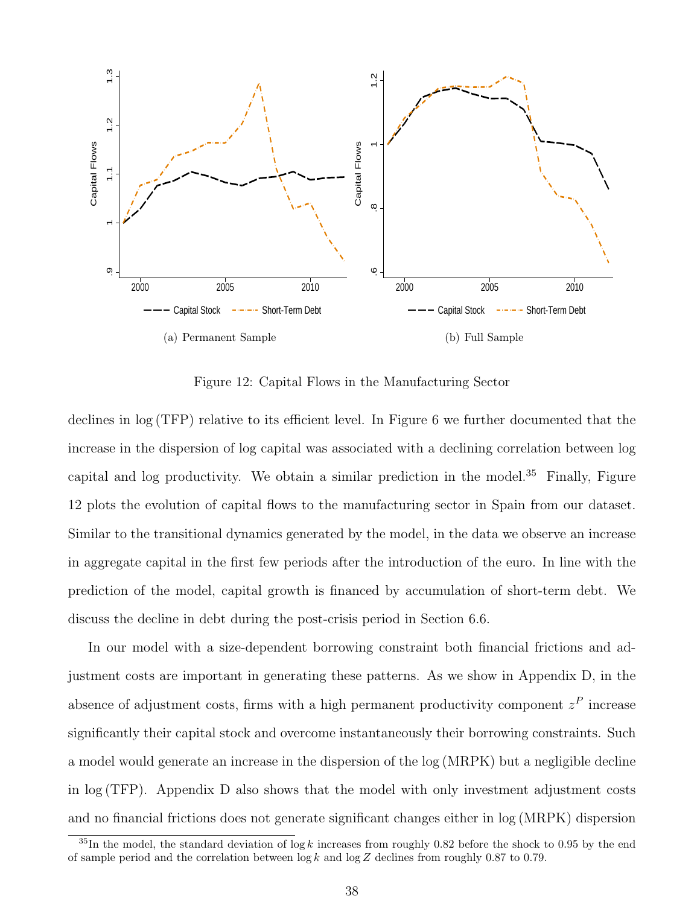(a) Permanent Sample

(b) Full Sample

Figure 12: Capital Flows in the Manufacturing Sector

declines in $\log(\text{TFP})$ relative to its efficient level. In Figure 6 we further documented that the increase in the dispersion of log capital was associated with a declining correlation between log capital and log productivity. We obtain a similar prediction in the model.[35] Finally, Figure 12 plots the evolution of capital flows to the manufacturing sector in Spain from our dataset. Similar to the transitional dynamics generated by the model, in the data we observe an increase in aggregate capital in the first few periods after the introduction of the euro. In line with the prediction of the model, capital growth is financed by accumulation of short-term debt. We discuss the decline in debt during the post-crisis period in Section 6.6.

In our model with a size-dependent borrowing constraint both financial frictions and adjustment costs are important in generating these patterns. As we show in Appendix D, in the absence of adjustment costs, firms with a high permanent productivity component $z^P$ increase significantly their capital stock and overcome instantaneously their borrowing constraints. Such a model would generate an increase in the dispersion of the $\log(\text{MRPK})$ but a negligible decline in $\log(\text{TFP})$. Appendix D also shows that the model with only investment adjustment costs and no financial frictions does not generate significant changes either in $\log(\text{MRPK})$ dispersion

[35] In the model, the standard deviation of $\log k$ increases from roughly 0.82 before the shock to 0.95 by the end of sample period and the correlation between $\log k$ and $\log Z$ declines from roughly 0.87 to 0.79.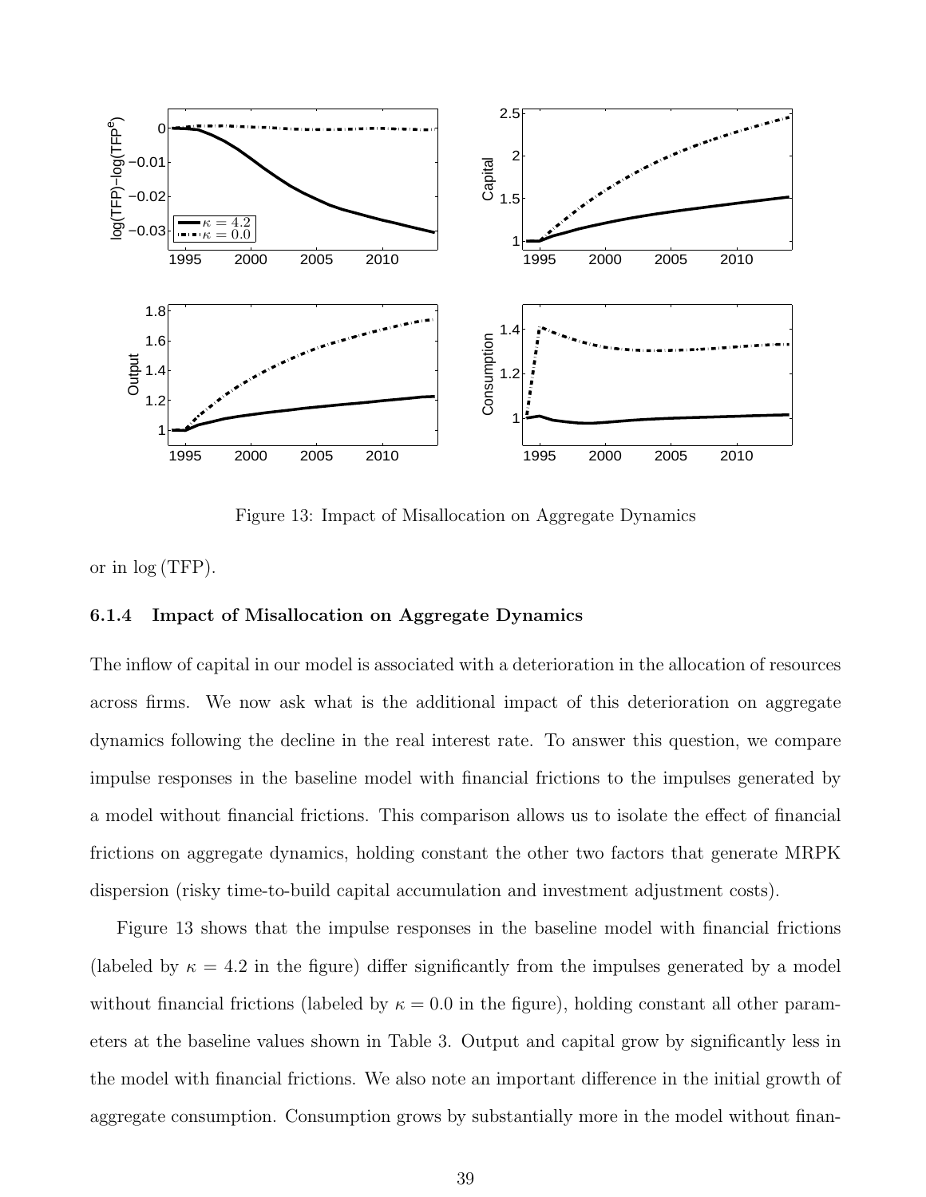Figure 13: Impact of Misallocation on Aggregate Dynamics

or in log (TFP).

### 6.1.4 Impact of Misallocation on Aggregate Dynamics

The inflow of capital in our model is associated with a deterioration in the allocation of resources across firms. We now ask what is the additional impact of this deterioration on aggregate dynamics following the decline in the real interest rate. To answer this question, we compare impulse responses in the baseline model with financial frictions to the impulses generated by a model without financial frictions. This comparison allows us to isolate the effect of financial frictions on aggregate dynamics, holding constant the other two factors that generate MRPK dispersion (risky time-to-build capital accumulation and investment adjustment costs).

Figure 13 shows that the impulse responses in the baseline model with financial frictions (labeled by $\kappa = 4.2$ in the figure) differ significantly from the impulses generated by a model without financial frictions (labeled by $\kappa = 0.0$ in the figure), holding constant all other parameters at the baseline values shown in Table 3. Output and capital grow by significantly less in the model with financial frictions. We also note an important difference in the initial growth of aggregate consumption. Consumption grows by substantially more in the model without finan-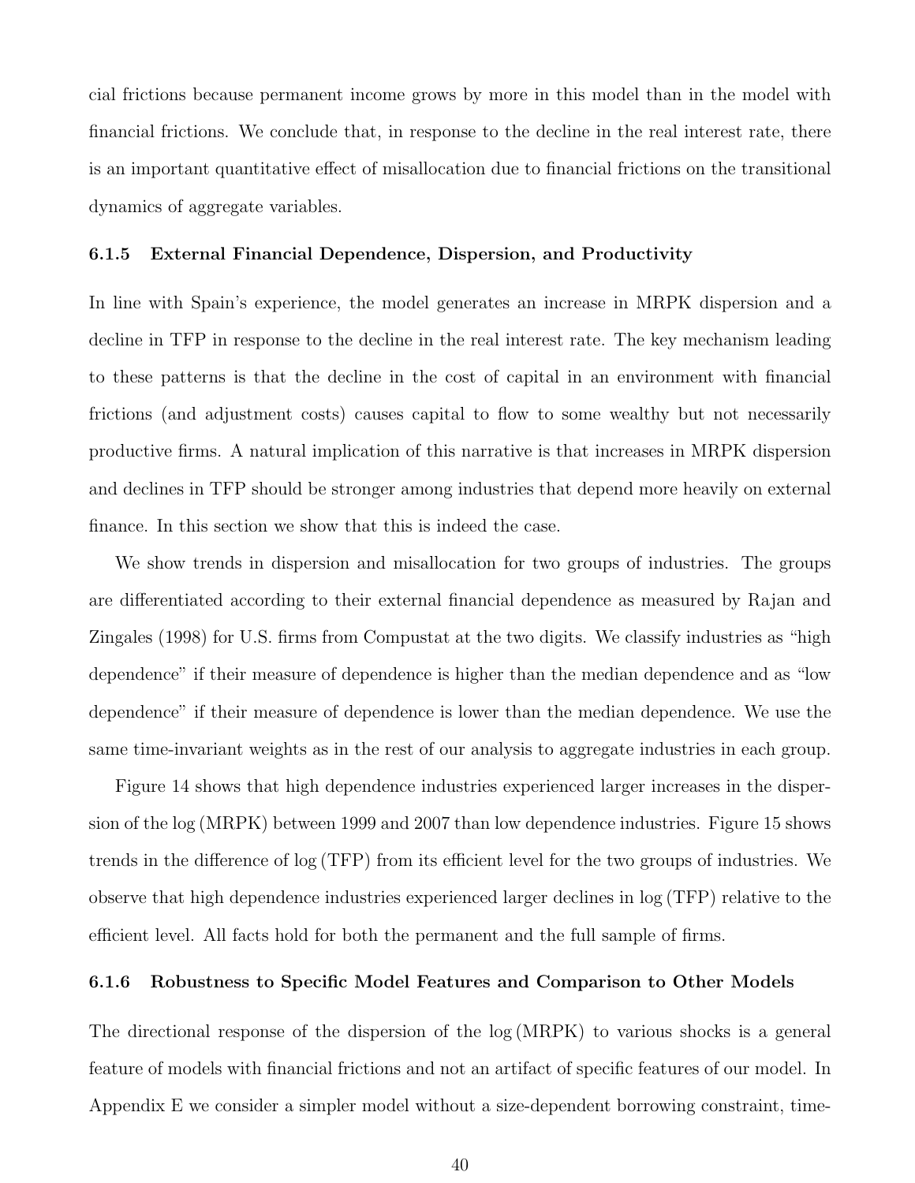cial frictions because permanent income grows by more in this model than in the model with financial frictions. We conclude that, in response to the decline in the real interest rate, there is an important quantitative effect of misallocation due to financial frictions on the transitional dynamics of aggregate variables.

#### 6.1.5 External Financial Dependence, Dispersion, and Productivity

In line with Spain's experience, the model generates an increase in MRPK dispersion and a decline in TFP in response to the decline in the real interest rate. The key mechanism leading to these patterns is that the decline in the cost of capital in an environment with financial frictions (and adjustment costs) causes capital to flow to some wealthy but not necessarily productive firms. A natural implication of this narrative is that increases in MRPK dispersion and declines in TFP should be stronger among industries that depend more heavily on external finance. In this section we show that this is indeed the case.

We show trends in dispersion and misallocation for two groups of industries. The groups are differentiated according to their external financial dependence as measured by Rajan and Zingales (1998) for U.S. firms from Compustat at the two digits. We classify industries as "high dependence" if their measure of dependence is higher than the median dependence and as "low dependence" if their measure of dependence is lower than the median dependence. We use the same time-invariant weights as in the rest of our analysis to aggregate industries in each group.

Figure 14 shows that high dependence industries experienced larger increases in the dispersion of the $\log(\text{MRPK})$ between 1999 and 2007 than low dependence industries. Figure 15 shows trends in the difference of $\log(\text{TFP})$ from its efficient level for the two groups of industries. We observe that high dependence industries experienced larger declines in $\log(\text{TFP})$ relative to the efficient level. All facts hold for both the permanent and the full sample of firms.

#### 6.1.6 Robustness to Specific Model Features and Comparison to Other Models

The directional response of the dispersion of the $\log(\text{MRPK})$ to various shocks is a general feature of models with financial frictions and not an artifact of specific features of our model. In Appendix E we consider a simpler model without a size-dependent borrowing constraint, time-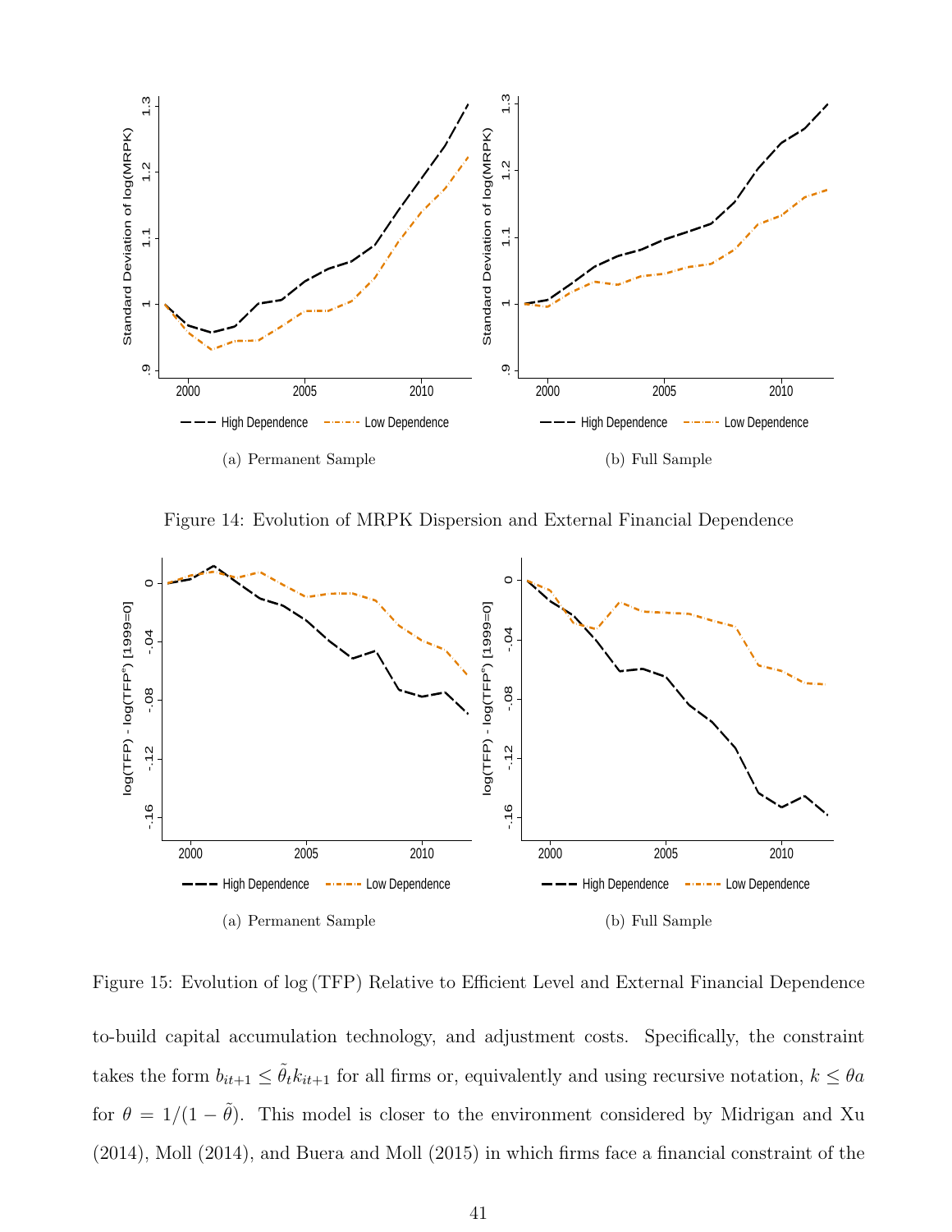(a) Permanent Sample

(b) Full Sample

Figure 14: Evolution of MRPK Dispersion and External Financial Dependence

(a) Permanent Sample

(b) Full Sample

Figure 15: Evolution of $\log(\text{TFP})$ Relative to Efficient Level and External Financial Dependence

to-build capital accumulation technology, and adjustment costs. Specifically, the constraint takes the form $b_{it+1} \leq \tilde{\theta}_t k_{it+1}$ for all firms or, equivalently and using recursive notation, $k \leq \theta a$ for $\theta = 1/(1-\tilde{\theta})$. This model is closer to the environment considered by Midrigan and Xu (2014), Moll (2014), and Buera and Moll (2015) in which firms face a financial constraint of the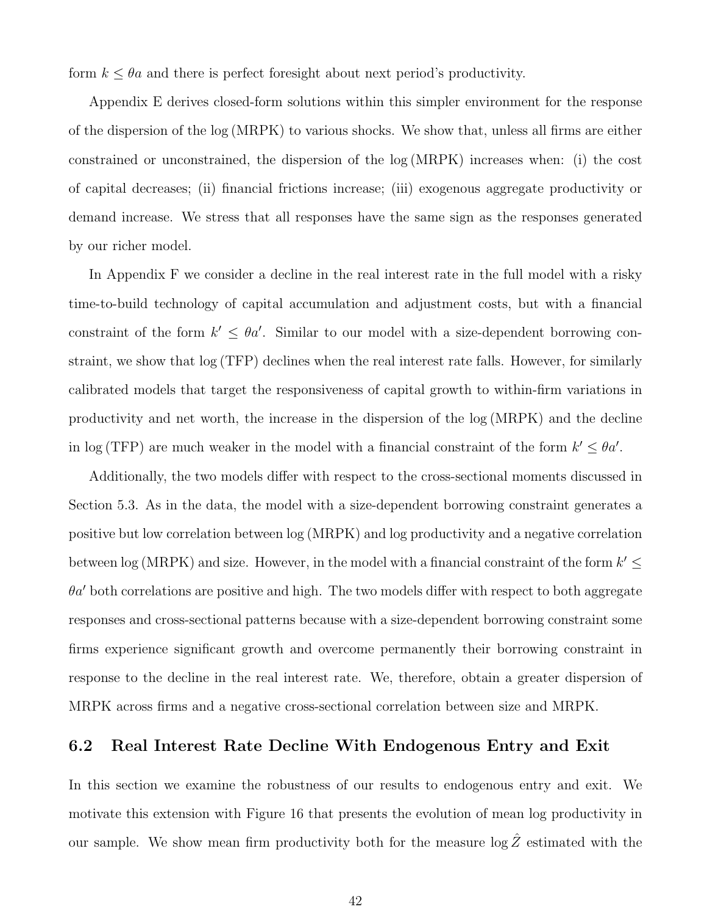form $k \leq \theta a$ and there is perfect foresight about next period's productivity.

Appendix E derives closed-form solutions within this simpler environment for the response of the dispersion of the log (MRPK) to various shocks. We show that, unless all firms are either constrained or unconstrained, the dispersion of the log (MRPK) increases when: (i) the cost of capital decreases; (ii) financial frictions increase; (iii) exogenous aggregate productivity or demand increase. We stress that all responses have the same sign as the responses generated by our richer model.

In Appendix F we consider a decline in the real interest rate in the full model with a risky time-to-build technology of capital accumulation and adjustment costs, but with a financial constraint of the form $k' \leq \theta a'$. Similar to our model with a size-dependent borrowing constraint, we show that log (TFP) declines when the real interest rate falls. However, for similarly calibrated models that target the responsiveness of capital growth to within-firm variations in productivity and net worth, the increase in the dispersion of the log (MRPK) and the decline in log (TFP) are much weaker in the model with a financial constraint of the form $k' \leq \theta a'$.

Additionally, the two models differ with respect to the cross-sectional moments discussed in Section 5.3. As in the data, the model with a size-dependent borrowing constraint generates a positive but low correlation between log (MRPK) and log productivity and a negative correlation between log (MRPK) and size. However, in the model with a financial constraint of the form $k' \leq \theta a'$ both correlations are positive and high. The two models differ with respect to both aggregate responses and cross-sectional patterns because with a size-dependent borrowing constraint some firms experience significant growth and overcome permanently their borrowing constraint in response to the decline in the real interest rate. We, therefore, obtain a greater dispersion of MRPK across firms and a negative cross-sectional correlation between size and MRPK.

## 6.2 Real Interest Rate Decline With Endogenous Entry and Exit

In this section we examine the robustness of our results to endogenous entry and exit. We motivate this extension with Figure 16 that presents the evolution of mean log productivity in our sample. We show mean firm productivity both for the measure $\log \hat{Z}$ estimated with the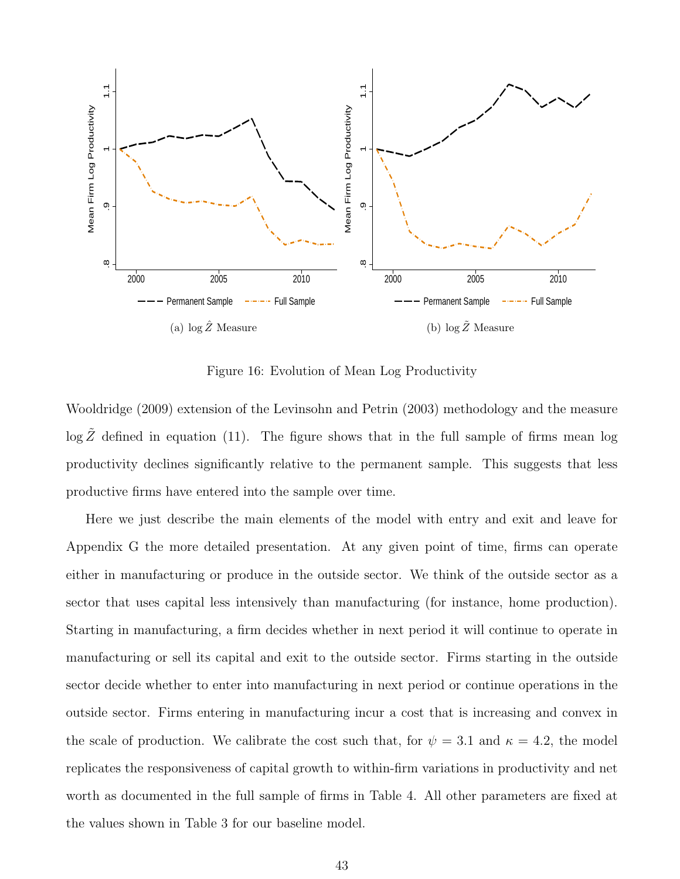(a) $\log \hat{Z}$ Measure

(b) $\log \tilde{Z}$ Measure

Figure 16: Evolution of Mean Log Productivity

Wooldridge (2009) extension of the Levinsohn and Petrin (2003) methodology and the measure $\log \tilde{Z}$ defined in equation (11). The figure shows that in the full sample of firms mean log productivity declines significantly relative to the permanent sample. This suggests that less productive firms have entered into the sample over time.

Here we just describe the main elements of the model with entry and exit and leave for Appendix G the more detailed presentation. At any given point of time, firms can operate either in manufacturing or produce in the outside sector. We think of the outside sector as a sector that uses capital less intensively than manufacturing (for instance, home production). Starting in manufacturing, a firm decides whether in next period it will continue to operate in manufacturing or sell its capital and exit to the outside sector. Firms starting in the outside sector decide whether to enter into manufacturing in next period or continue operations in the outside sector. Firms entering in manufacturing incur a cost that is increasing and convex in the scale of production. We calibrate the cost such that, for $\psi = 3.1$ and $\kappa = 4.2$, the model replicates the responsiveness of capital growth to within-firm variations in productivity and net worth as documented in the full sample of firms in Table 4. All other parameters are fixed at the values shown in Table 3 for our baseline model.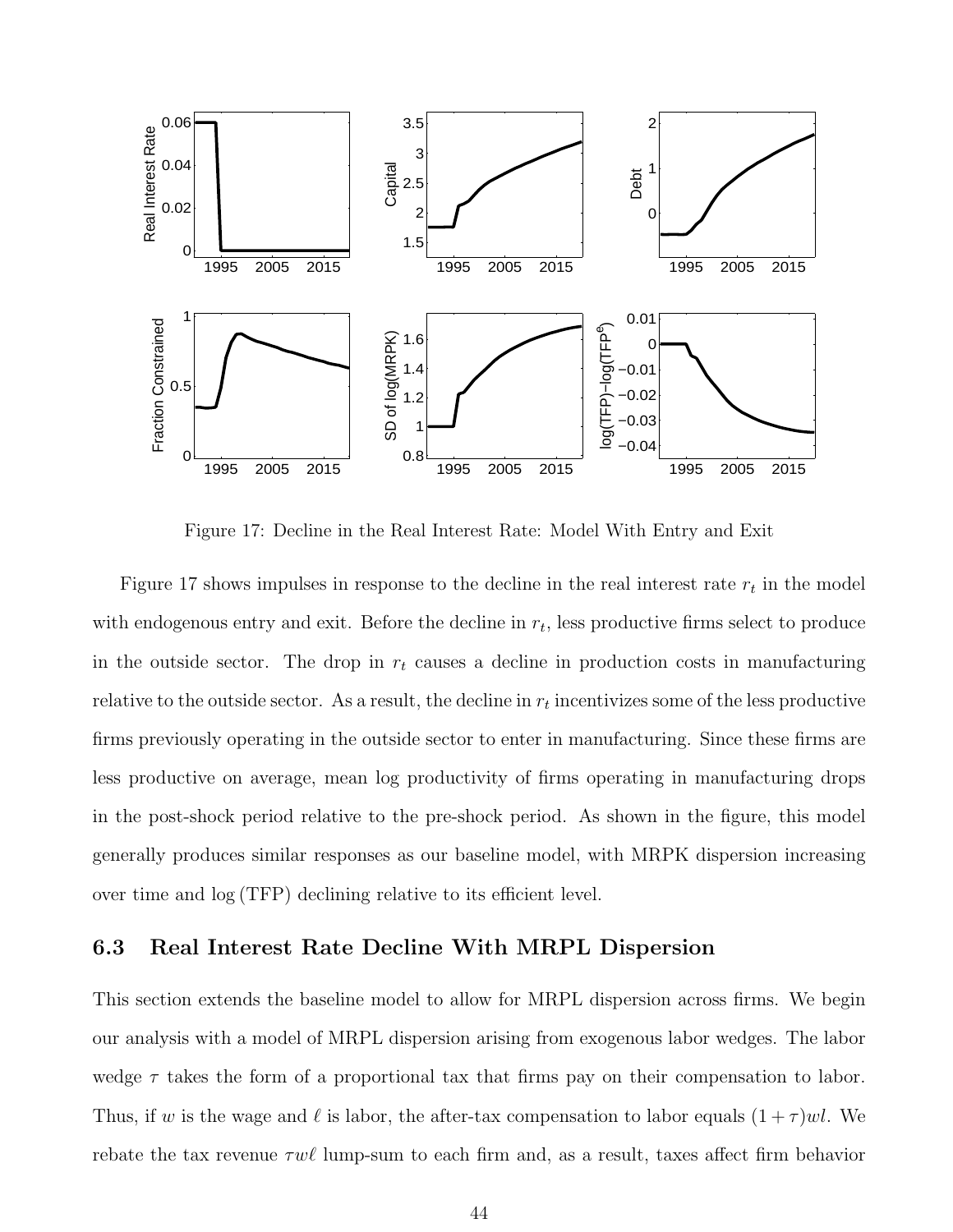Figure 17: Decline in the Real Interest Rate: Model With Entry and Exit

Figure 17 shows impulses in response to the decline in the real interest rate $r_t$ in the model with endogenous entry and exit. Before the decline in $r_t$, less productive firms select to produce in the outside sector. The drop in $r_t$ causes a decline in production costs in manufacturing relative to the outside sector. As a result, the decline in $r_t$ incentivizes some of the less productive firms previously operating in the outside sector to enter in manufacturing. Since these firms are less productive on average, mean log productivity of firms operating in manufacturing drops in the post-shock period relative to the pre-shock period. As shown in the figure, this model generally produces similar responses as our baseline model, with MRPK dispersion increasing over time and log (TFP) declining relative to its efficient level.

### 6.3 Real Interest Rate Decline With MRPL Dispersion

This section extends the baseline model to allow for MRPL dispersion across firms. We begin our analysis with a model of MRPL dispersion arising from exogenous labor wedges. The labor wedge $\tau$ takes the form of a proportional tax that firms pay on their compensation to labor. Thus, if $w$ is the wage and $\ell$ is labor, the after-tax compensation to labor equals $(1+\tau)w\ell$. We rebate the tax revenue $\tau w\ell$ lump-sum to each firm and, as a result, taxes affect firm behavior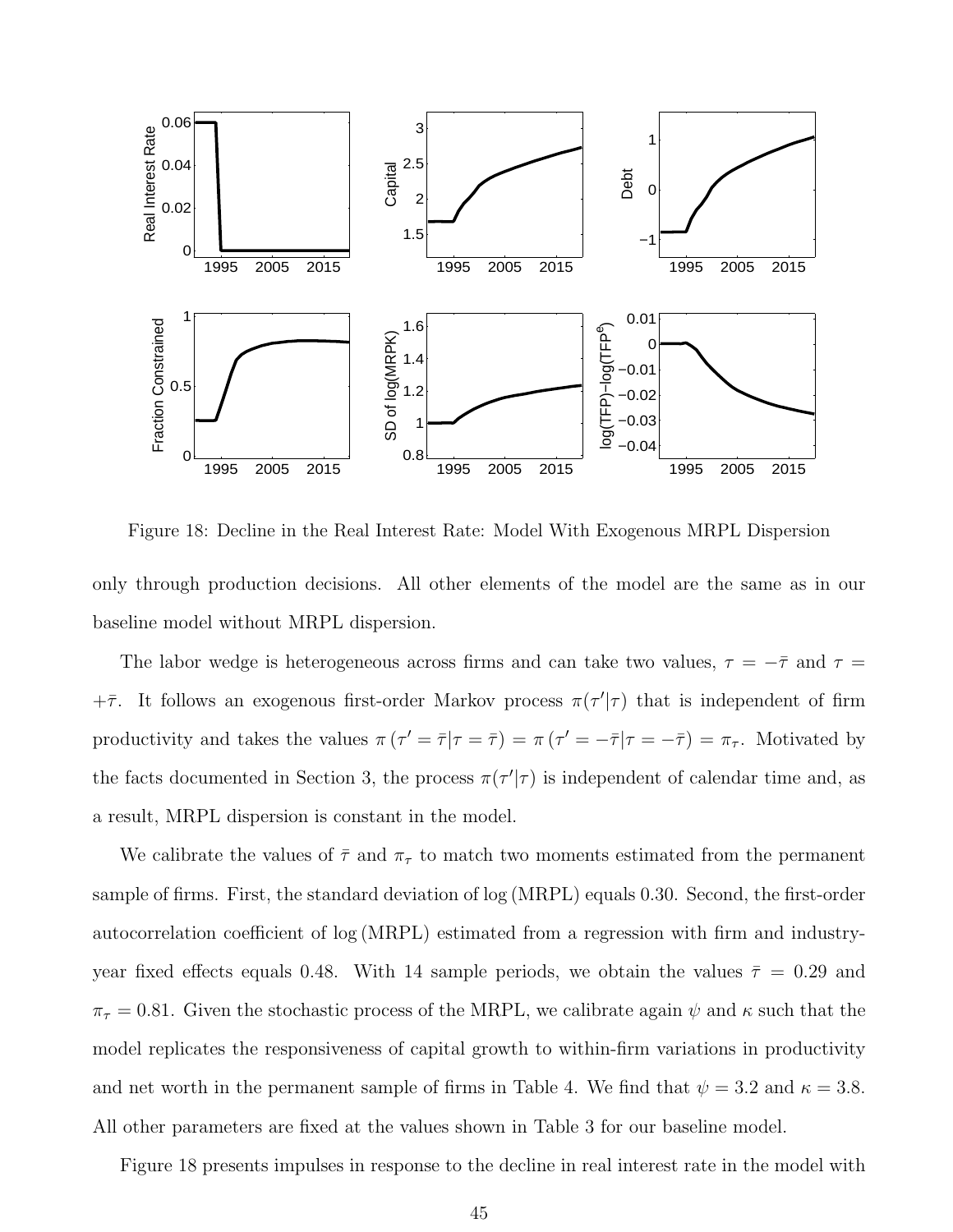Figure 18: Decline in the Real Interest Rate: Model With Exogenous MRPL Dispersion

only through production decisions. All other elements of the model are the same as in our baseline model without MRPL dispersion.

The labor wedge is heterogeneous across firms and can take two values, $\tau = -\bar{\tau}$ and $\tau = +\bar{\tau}$. It follows an exogenous first-order Markov process $\pi(\tau'|\tau)$ that is independent of firm productivity and takes the values $\pi(\tau' = \bar{\tau}|\tau = \bar{\tau}) = \pi(\tau' = -\bar{\tau}|\tau = -\bar{\tau}) = \pi_\tau$. Motivated by the facts documented in Section 3, the process $\pi(\tau'|\tau)$ is independent of calendar time and, as a result, MRPL dispersion is constant in the model.

We calibrate the values of $\bar{\tau}$ and $\pi_\tau$ to match two moments estimated from the permanent sample of firms. First, the standard deviation of $\log(\text{MRPL})$ equals 0.30. Second, the first-order autocorrelation coefficient of $\log(\text{MRPL})$ estimated from a regression with firm and industry-year fixed effects equals 0.48. With 14 sample periods, we obtain the values $\bar{\tau} = 0.29$ and $\pi_\tau = 0.81$. Given the stochastic process of the MRPL, we calibrate again $\psi$ and $\kappa$ such that the model replicates the responsiveness of capital growth to within-firm variations in productivity and net worth in the permanent sample of firms in Table 4. We find that $\psi = 3.2$ and $\kappa = 3.8$. All other parameters are fixed at the values shown in Table 3 for our baseline model.

Figure 18 presents impulses in response to the decline in real interest rate in the model with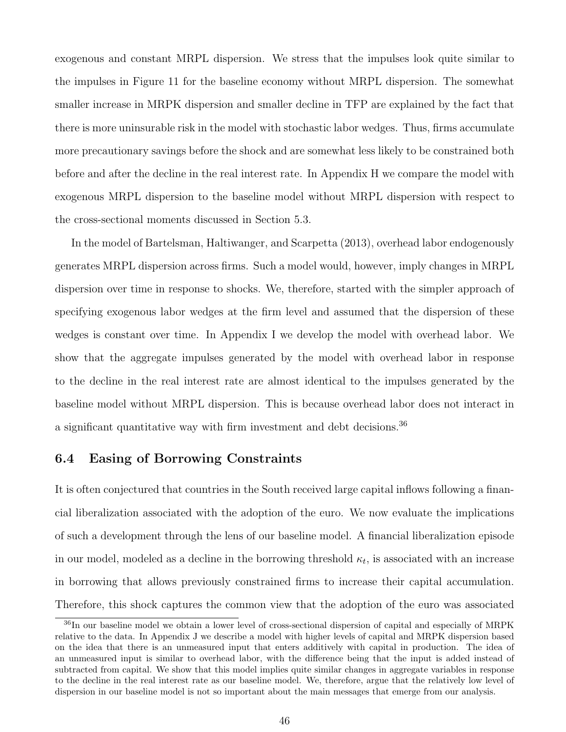exogenous and constant MRPL dispersion. We stress that the impulses look quite similar to the impulses in Figure 11 for the baseline economy without MRPL dispersion. The somewhat smaller increase in MRPK dispersion and smaller decline in TFP are explained by the fact that there is more uninsurable risk in the model with stochastic labor wedges. Thus, firms accumulate more precautionary savings before the shock and are somewhat less likely to be constrained both before and after the decline in the real interest rate. In Appendix H we compare the model with exogenous MRPL dispersion to the baseline model without MRPL dispersion with respect to the cross-sectional moments discussed in Section 5.3.

In the model of Bartelsman, Haltiwanger, and Scarpetta (2013), overhead labor endogenously generates MRPL dispersion across firms. Such a model would, however, imply changes in MRPL dispersion over time in response to shocks. We, therefore, started with the simpler approach of specifying exogenous labor wedges at the firm level and assumed that the dispersion of these wedges is constant over time. In Appendix I we develop the model with overhead labor. We show that the aggregate impulses generated by the model with overhead labor in response to the decline in the real interest rate are almost identical to the impulses generated by the baseline model without MRPL dispersion. This is because overhead labor does not interact in a significant quantitative way with firm investment and debt decisions.[36]

## 6.4 Easing of Borrowing Constraints

It is often conjectured that countries in the South received large capital inflows following a financial liberalization associated with the adoption of the euro. We now evaluate the implications of such a development through the lens of our baseline model. A financial liberalization episode in our model, modeled as a decline in the borrowing threshold $\kappa_t$, is associated with an increase in borrowing that allows previously constrained firms to increase their capital accumulation. Therefore, this shock captures the common view that the adoption of the euro was associated

[36] In our baseline model we obtain a lower level of cross-sectional dispersion of capital and especially of MRPK relative to the data. In Appendix J we describe a model with higher levels of capital and MRPK dispersion based on the idea that there is an unmeasured input that enters additively with capital in production. The idea of an unmeasured input is similar to overhead labor, with the difference being that the input is added instead of subtracted from capital. We show that this model implies quite similar changes in aggregate variables in response to the decline in the real interest rate as our baseline model. We, therefore, argue that the relatively low level of dispersion in our baseline model is not so important about the main messages that emerge from our analysis.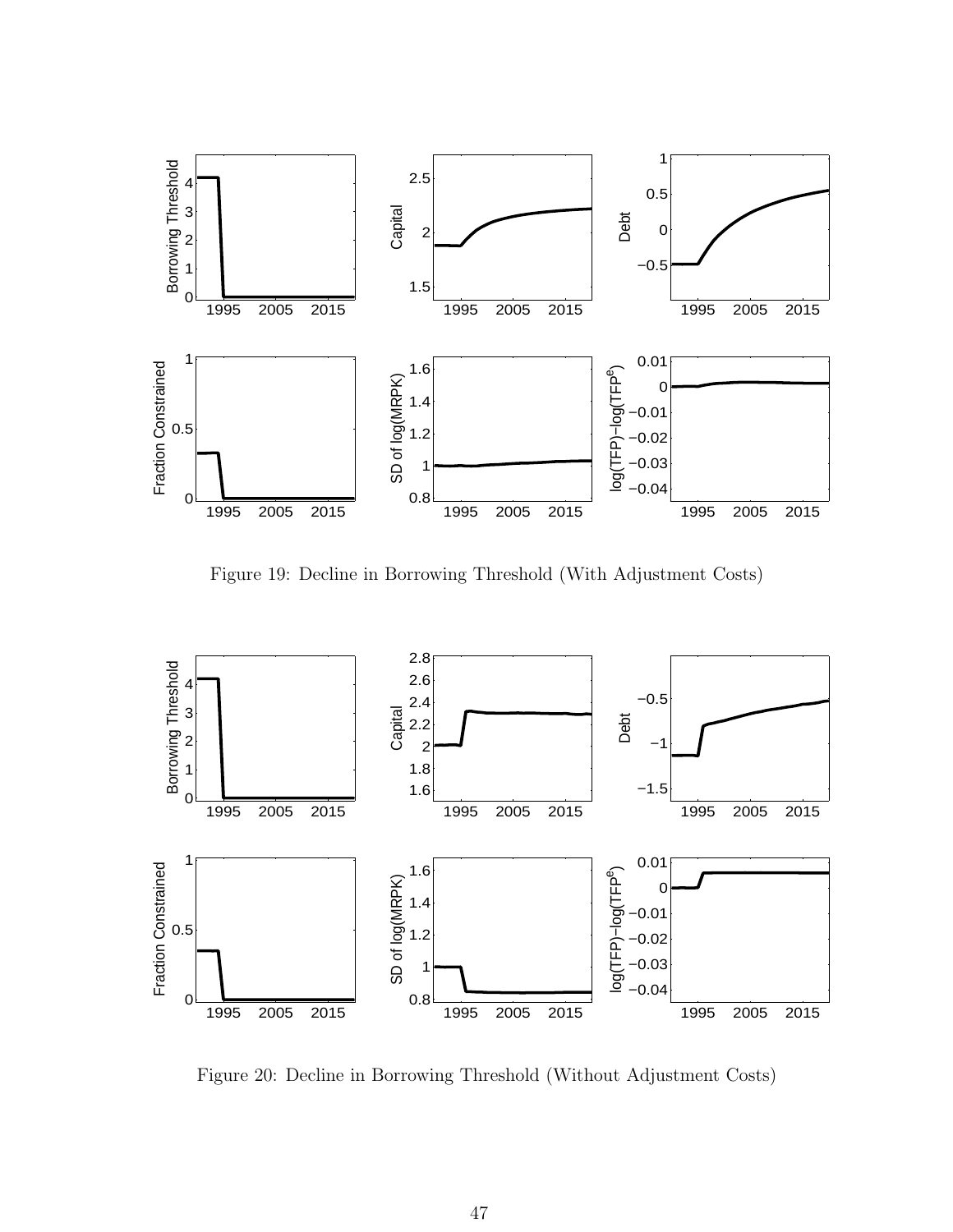Figure 19: Decline in Borrowing Threshold (With Adjustment Costs)

Figure 20: Decline in Borrowing Threshold (Without Adjustment Costs)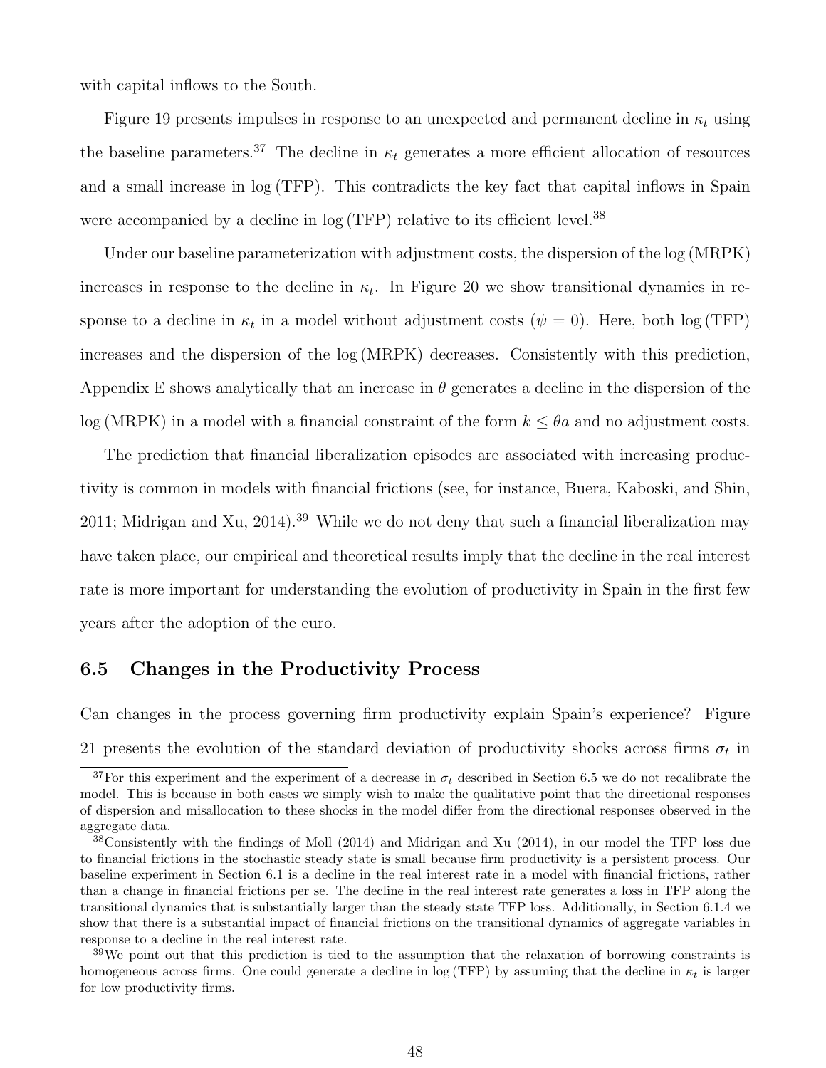with capital inflows to the South.

Figure 19 presents impulses in response to an unexpected and permanent decline in $\kappa_t$ using the baseline parameters.[37] The decline in $\kappa_t$ generates a more efficient allocation of resources and a small increase in $\log(\text{TFP})$. This contradicts the key fact that capital inflows in Spain were accompanied by a decline in $\log(\text{TFP})$ relative to its efficient level.[38]

Under our baseline parameterization with adjustment costs, the dispersion of the $\log(\text{MRPK})$ increases in response to the decline in $\kappa_t$. In Figure 20 we show transitional dynamics in response to a decline in $\kappa_t$ in a model without adjustment costs ($\psi = 0$). Here, both $\log(\text{TFP})$ increases and the dispersion of the $\log(\text{MRPK})$ decreases. Consistently with this prediction, Appendix E shows analytically that an increase in $\theta$ generates a decline in the dispersion of the $\log(\text{MRPK})$ in a model with a financial constraint of the form $k \leq \theta a$ and no adjustment costs.

The prediction that financial liberalization episodes are associated with increasing productivity is common in models with financial frictions (see, for instance, Buera, Kaboski, and Shin, 2011; Midrigan and Xu, 2014).[39] While we do not deny that such a financial liberalization may have taken place, our empirical and theoretical results imply that the decline in the real interest rate is more important for understanding the evolution of productivity in Spain in the first few years after the adoption of the euro.

### 6.5 Changes in the Productivity Process

Can changes in the process governing firm productivity explain Spain's experience? Figure 21 presents the evolution of the standard deviation of productivity shocks across firms $\sigma_t$ in

[37] For this experiment and the experiment of a decrease in $\sigma_t$ described in Section 6.5 we do not recalibrate the model. This is because in both cases we simply wish to make the qualitative point that the directional responses of dispersion and misallocation to these shocks in the model differ from the directional responses observed in the aggregate data.

[38] Consistently with the findings of Moll (2014) and Midrigan and Xu (2014), in our model the TFP loss due to financial frictions in the stochastic steady state is small because firm productivity is a persistent process. Our baseline experiment in Section 6.1 is a decline in the real interest rate in a model with financial frictions, rather than a change in financial frictions per se. The decline in the real interest rate generates a loss in TFP along the transitional dynamics that is substantially larger than the steady state TFP loss. Additionally, in Section 6.1.4 we show that there is a substantial impact of financial frictions on the transitional dynamics of aggregate variables in response to a decline in the real interest rate.

[39] We point out that this prediction is tied to the assumption that the relaxation of borrowing constraints is homogeneous across firms. One could generate a decline in $\log(\text{TFP})$ by assuming that the decline in $\kappa_t$ is larger for low productivity firms.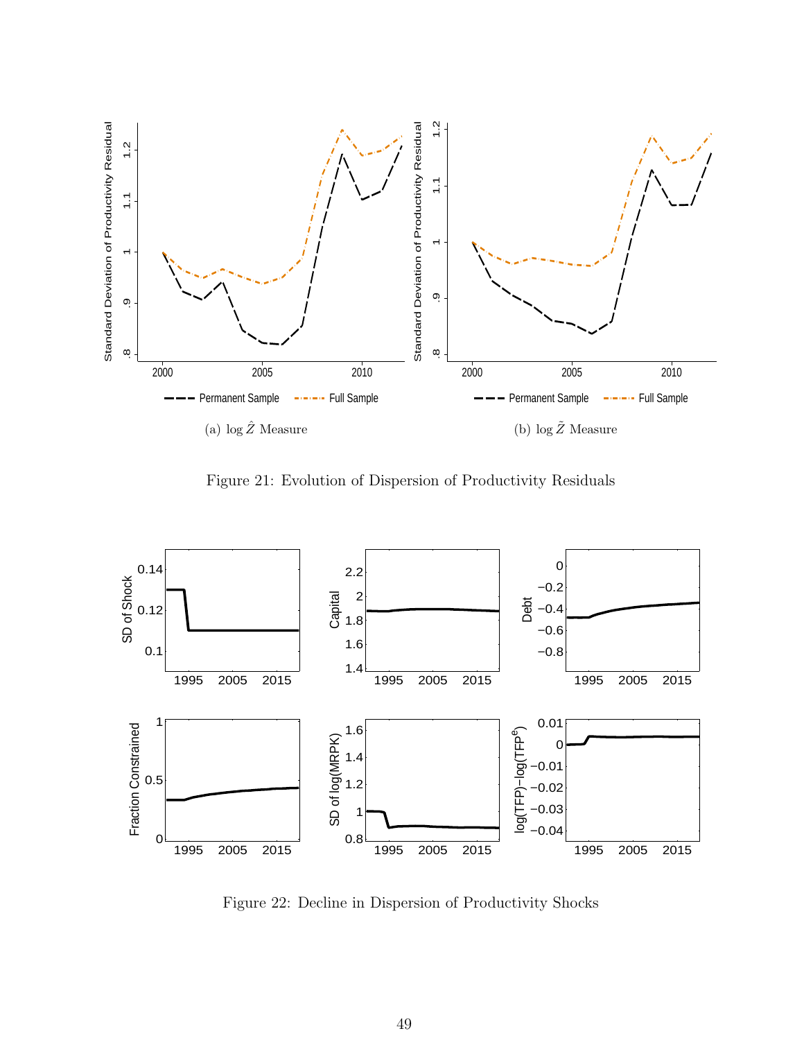(a) $\log \hat{Z}$ Measure

(b) $\log \tilde{Z}$ Measure

Figure 21: Evolution of Dispersion of Productivity Residuals

Figure 22: Decline in Dispersion of Productivity Shocks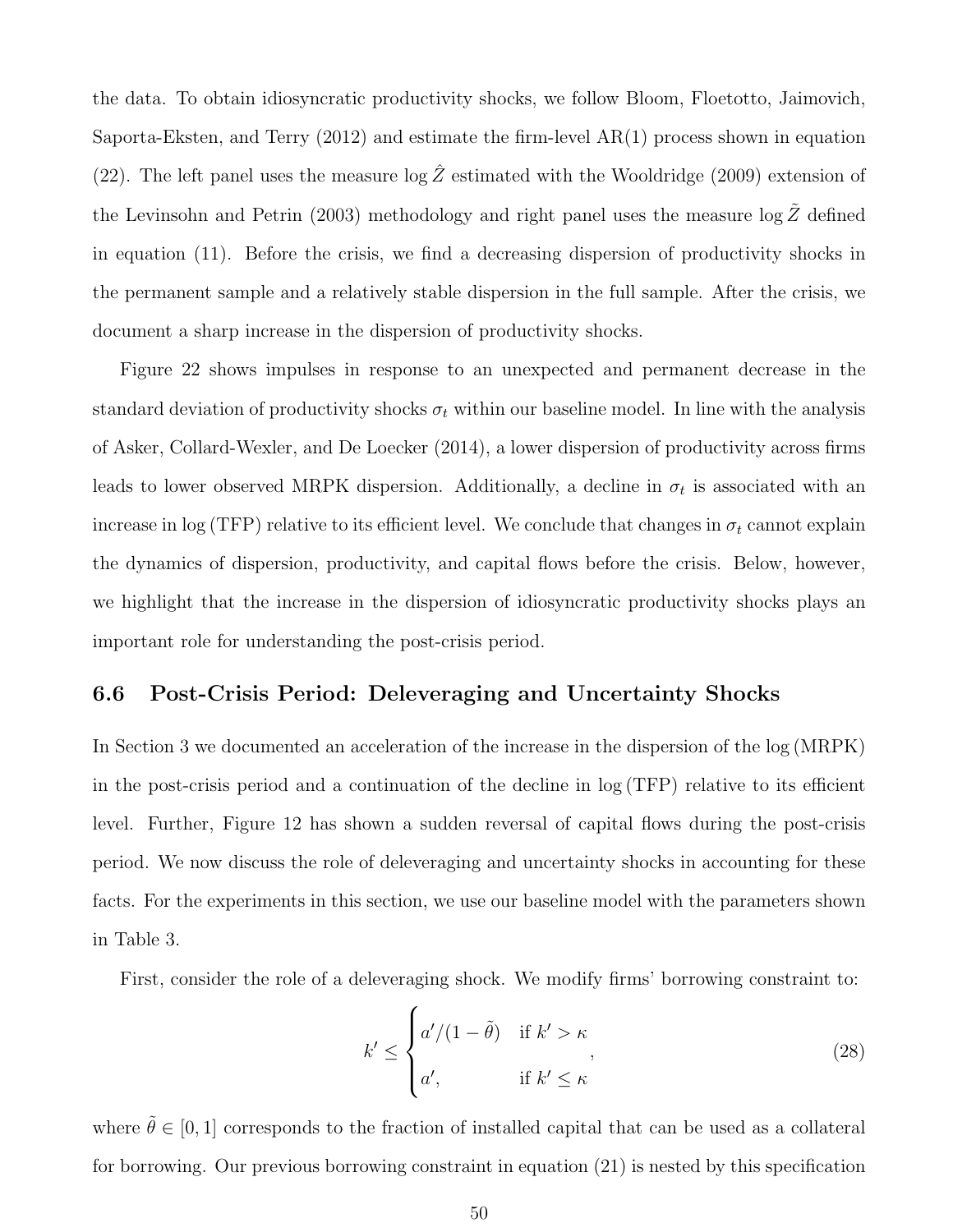the data. To obtain idiosyncratic productivity shocks, we follow Bloom, Floetotto, Jaimovich, Saporta-Eksten, and Terry (2012) and estimate the firm-level AR(1) process shown in equation (22). The left panel uses the measure $\log \hat{Z}$ estimated with the Wooldridge (2009) extension of the Levinsohn and Petrin (2003) methodology and right panel uses the measure $\log \tilde{Z}$ defined in equation (11). Before the crisis, we find a decreasing dispersion of productivity shocks in the permanent sample and a relatively stable dispersion in the full sample. After the crisis, we document a sharp increase in the dispersion of productivity shocks.

Figure 22 shows impulses in response to an unexpected and permanent decrease in the standard deviation of productivity shocks $\sigma_t$ within our baseline model. In line with the analysis of Asker, Collard-Wexler, and De Loecker (2014), a lower dispersion of productivity across firms leads to lower observed MRPK dispersion. Additionally, a decline in $\sigma_t$ is associated with an increase in $\log(\text{TFP})$ relative to its efficient level. We conclude that changes in $\sigma_t$ cannot explain the dynamics of dispersion, productivity, and capital flows before the crisis. Below, however, we highlight that the increase in the dispersion of idiosyncratic productivity shocks plays an important role for understanding the post-crisis period.

## 6.6 Post-Crisis Period: Deleveraging and Uncertainty Shocks

In Section 3 we documented an acceleration of the increase in the dispersion of the $\log(\text{MRPK})$ in the post-crisis period and a continuation of the decline in $\log(\text{TFP})$ relative to its efficient level. Further, Figure 12 has shown a sudden reversal of capital flows during the post-crisis period. We now discuss the role of deleveraging and uncertainty shocks in accounting for these facts. For the experiments in this section, we use our baseline model with the parameters shown in Table 3.

First, consider the role of a deleveraging shock. We modify firms' borrowing constraint to:

$$k' \leq \begin{cases} a'/(1-\tilde{\theta}) & \text{if } k' > \kappa \\ a', & \text{if } k' \leq \kappa \end{cases}, \tag{28}$$

where $\tilde{\theta} \in [0, 1]$ corresponds to the fraction of installed capital that can be used as a collateral for borrowing. Our previous borrowing constraint in equation (21) is nested by this specification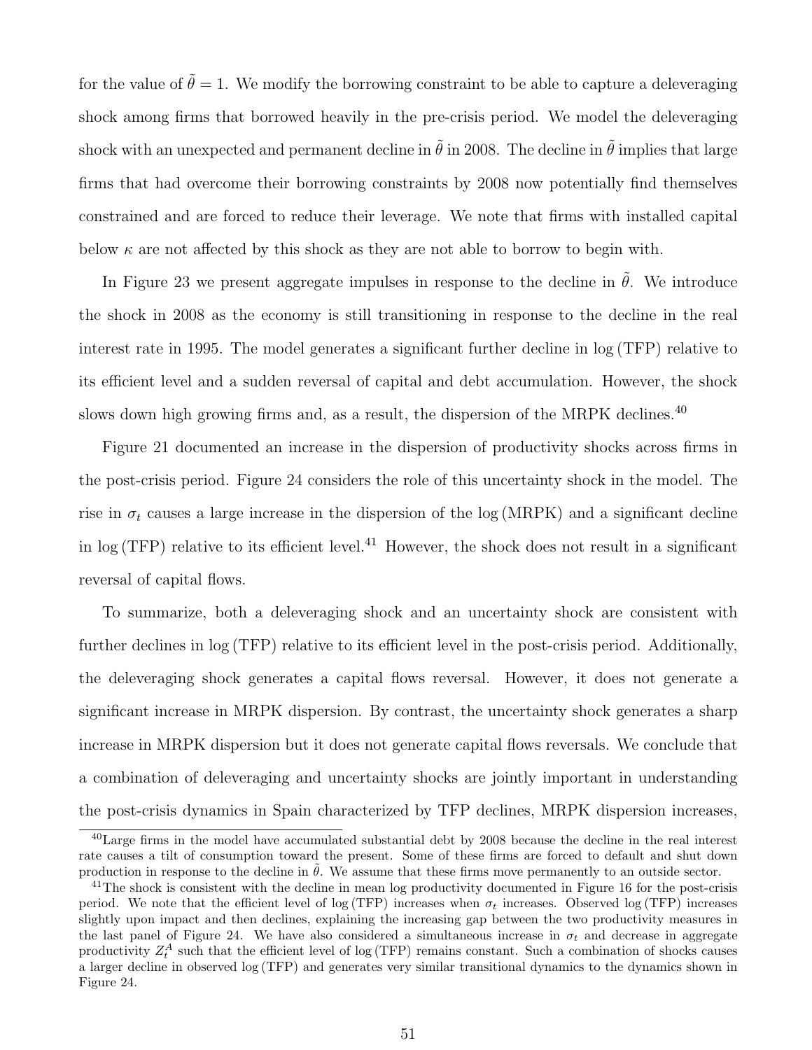for the value of $\tilde{\theta} = 1$. We modify the borrowing constraint to be able to capture a deleveraging shock among firms that borrowed heavily in the pre-crisis period. We model the deleveraging shock with an unexpected and permanent decline in $\tilde{\theta}$ in 2008. The decline in $\tilde{\theta}$ implies that large firms that had overcome their borrowing constraints by 2008 now potentially find themselves constrained and are forced to reduce their leverage. We note that firms with installed capital below $\kappa$ are not affected by this shock as they are not able to borrow to begin with.

In Figure 23 we present aggregate impulses in response to the decline in $\tilde{\theta}$. We introduce the shock in 2008 as the economy is still transitioning in response to the decline in the real interest rate in 1995. The model generates a significant further decline in $\log(\text{TFP})$ relative to its efficient level and a sudden reversal of capital and debt accumulation. However, the shock slows down high growing firms and, as a result, the dispersion of the MRPK declines.[40]

Figure 21 documented an increase in the dispersion of productivity shocks across firms in the post-crisis period. Figure 24 considers the role of this uncertainty shock in the model. The rise in $\sigma_t$ causes a large increase in the dispersion of the $\log(\text{MRPK})$ and a significant decline in $\log(\text{TFP})$ relative to its efficient level.[41] However, the shock does not result in a significant reversal of capital flows.

To summarize, both a deleveraging shock and an uncertainty shock are consistent with further declines in $\log(\text{TFP})$ relative to its efficient level in the post-crisis period. Additionally, the deleveraging shock generates a capital flows reversal. However, it does not generate a significant increase in MRPK dispersion. By contrast, the uncertainty shock generates a sharp increase in MRPK dispersion but it does not generate capital flows reversals. We conclude that a combination of deleveraging and uncertainty shocks are jointly important in understanding the post-crisis dynamics in Spain characterized by TFP declines, MRPK dispersion increases,

[40] Large firms in the model have accumulated substantial debt by 2008 because the decline in the real interest rate causes a tilt of consumption toward the present. Some of these firms are forced to default and shut down production in response to the decline in $\tilde{\theta}$. We assume that these firms move permanently to an outside sector.

[41] The shock is consistent with the decline in mean log productivity documented in Figure 16 for the post-crisis period. We note that the efficient level of $\log(\text{TFP})$ increases when $\sigma_t$ increases. Observed $\log(\text{TFP})$ increases slightly upon impact and then declines, explaining the increasing gap between the two productivity measures in the last panel of Figure 24. We have also considered a simultaneous increase in $\sigma_t$ and decrease in aggregate productivity $Z_t^A$ such that the efficient level of $\log(\text{TFP})$ remains constant. Such a combination of shocks causes a larger decline in observed $\log(\text{TFP})$ and generates very similar transitional dynamics to the dynamics shown in Figure 24.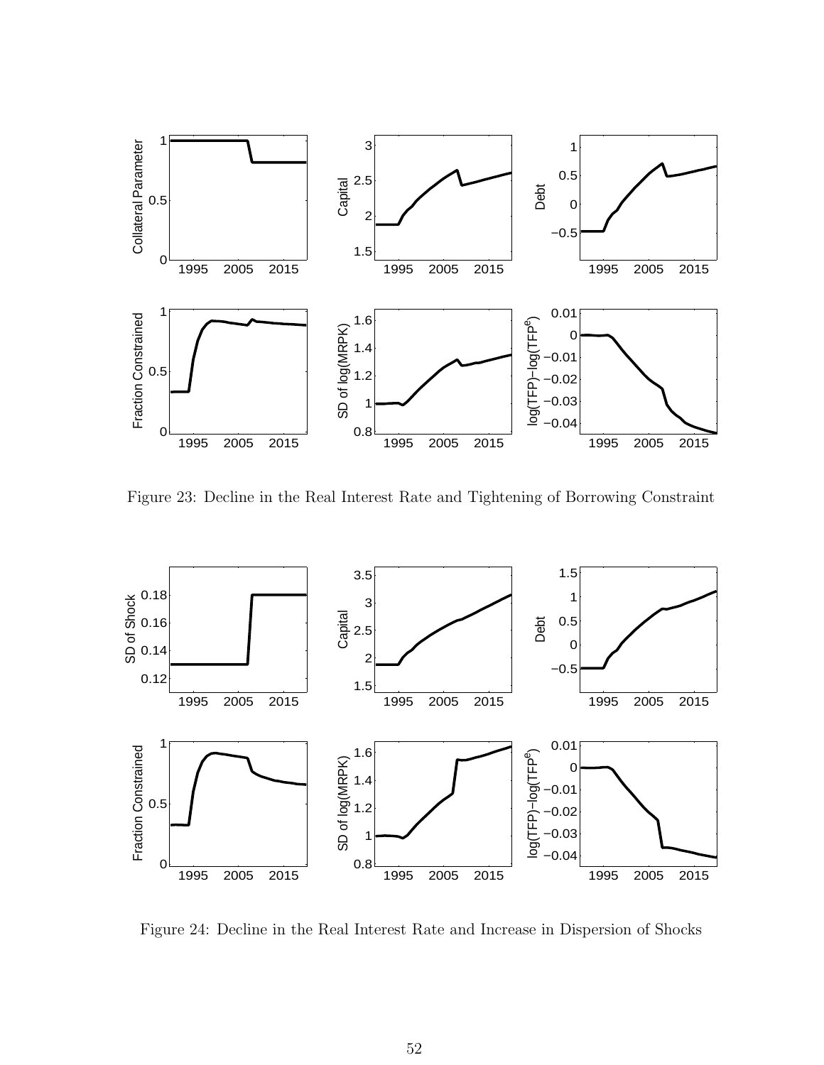Figure 23: Decline in the Real Interest Rate and Tightening of Borrowing Constraint

Figure 24: Decline in the Real Interest Rate and Increase in Dispersion of Shocks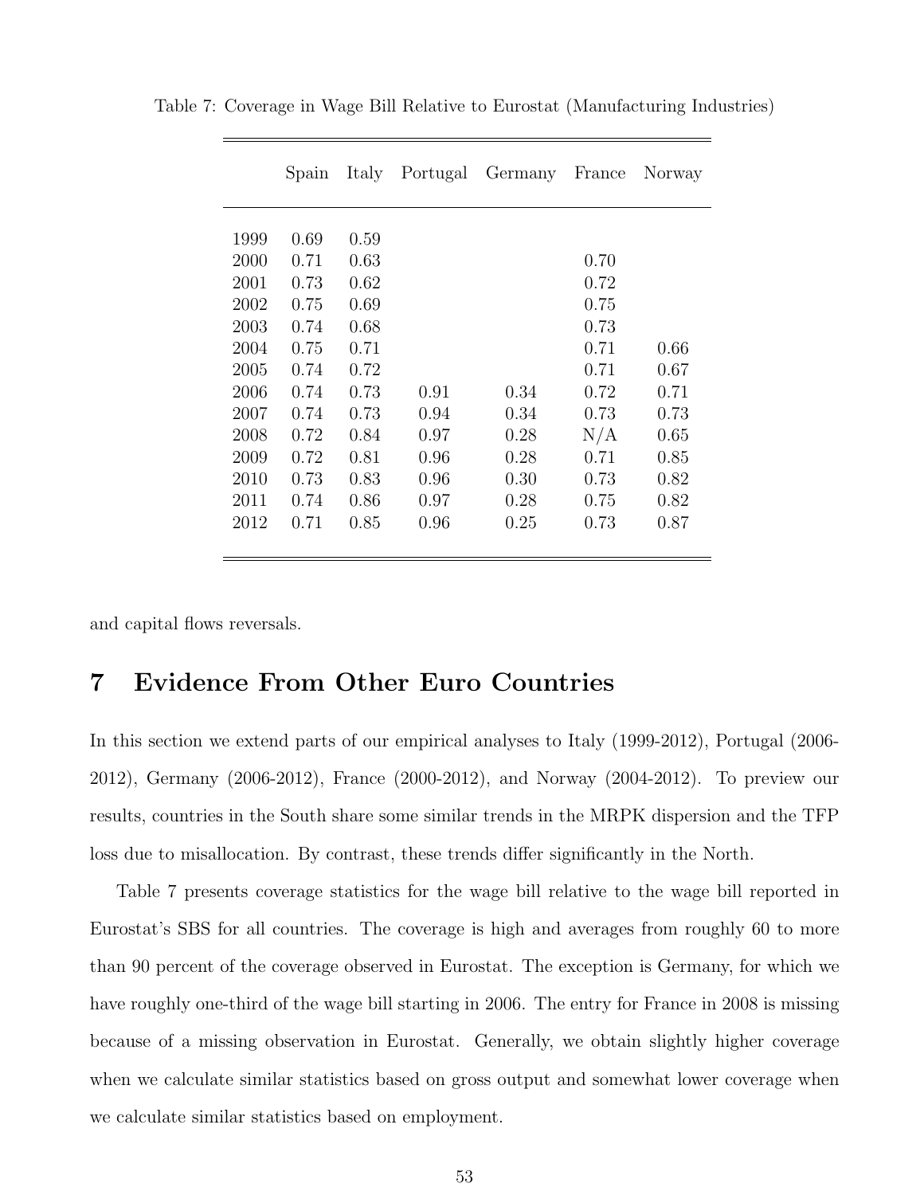Table 7: Coverage in Wage Bill Relative to Eurostat (Manufacturing Industries)

| | Spain | Italy | Portugal | Germany | France | Norway |
|---|---|---|---|---|---|---|
| 1999 | 0.69 | 0.59 | | | | |
| 2000 | 0.71 | 0.63 | | | 0.70 | |
| 2001 | 0.73 | 0.62 | | | 0.72 | |
| 2002 | 0.75 | 0.69 | | | 0.75 | |
| 2003 | 0.74 | 0.68 | | | 0.73 | |
| 2004 | 0.75 | 0.71 | | | 0.71 | 0.66 |
| 2005 | 0.74 | 0.72 | | | 0.71 | 0.67 |
| 2006 | 0.74 | 0.73 | 0.91 | 0.34 | 0.72 | 0.71 |
| 2007 | 0.74 | 0.73 | 0.94 | 0.34 | 0.73 | 0.73 |
| 2008 | 0.72 | 0.84 | 0.97 | 0.28 | N/A | 0.65 |
| 2009 | 0.72 | 0.81 | 0.96 | 0.28 | 0.71 | 0.85 |
| 2010 | 0.73 | 0.83 | 0.96 | 0.30 | 0.73 | 0.82 |
| 2011 | 0.74 | 0.86 | 0.97 | 0.28 | 0.75 | 0.82 |
| 2012 | 0.71 | 0.85 | 0.96 | 0.25 | 0.73 | 0.87 |

and capital flows reversals.

# 7 Evidence From Other Euro Countries

In this section we extend parts of our empirical analyses to Italy (1999-2012), Portugal (2006-2012), Germany (2006-2012), France (2000-2012), and Norway (2004-2012). To preview our results, countries in the South share some similar trends in the MRPK dispersion and the TFP loss due to misallocation. By contrast, these trends differ significantly in the North.

Table 7 presents coverage statistics for the wage bill relative to the wage bill reported in Eurostat's SBS for all countries. The coverage is high and averages from roughly 60 to more than 90 percent of the coverage observed in Eurostat. The exception is Germany, for which we have roughly one-third of the wage bill starting in 2006. The entry for France in 2008 is missing because of a missing observation in Eurostat. Generally, we obtain slightly higher coverage when we calculate similar statistics based on gross output and somewhat lower coverage when we calculate similar statistics based on employment.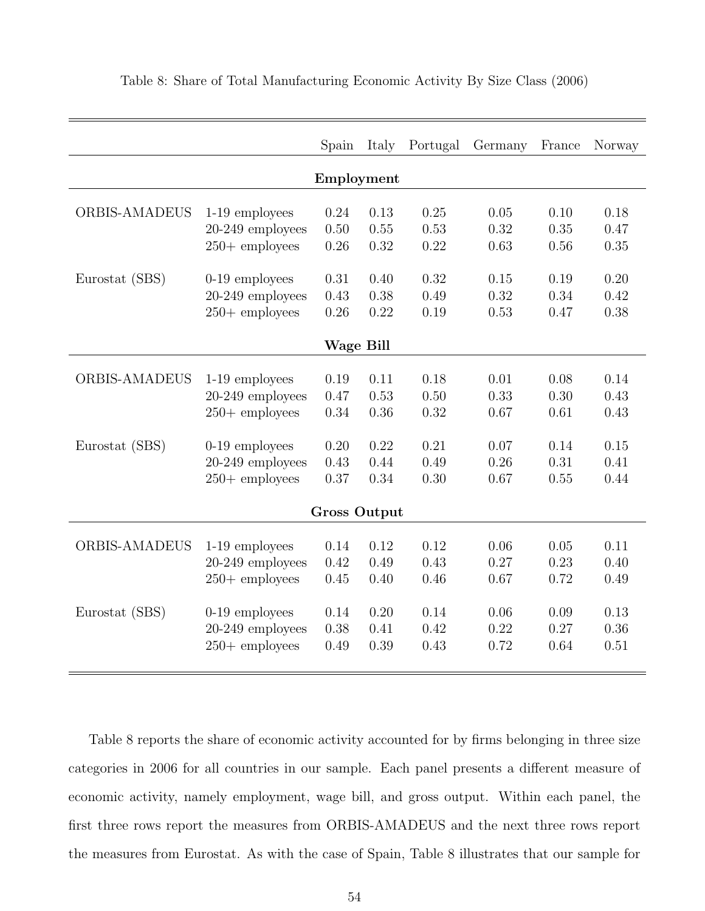Table 8: Share of Total Manufacturing Economic Activity By Size Class (2006)

| | | Spain | Italy | Portugal | Germany | France | Norway |
|---|---|---|---|---|---|---|---|
| **Employment** | | | | | | | |
| ORBIS-AMADEUS | 1-19 employees | 0.24 | 0.13 | 0.25 | 0.05 | 0.10 | 0.18 |
| | 20-249 employees | 0.50 | 0.55 | 0.53 | 0.32 | 0.35 | 0.47 |
| | 250+ employees | 0.26 | 0.32 | 0.22 | 0.63 | 0.56 | 0.35 |
| Eurostat (SBS) | 0-19 employees | 0.31 | 0.40 | 0.32 | 0.15 | 0.19 | 0.20 |
| | 20-249 employees | 0.43 | 0.38 | 0.49 | 0.32 | 0.34 | 0.42 |
| | 250+ employees | 0.26 | 0.22 | 0.19 | 0.53 | 0.47 | 0.38 |
| **Wage Bill** | | | | | | | |
| ORBIS-AMADEUS | 1-19 employees | 0.19 | 0.11 | 0.18 | 0.01 | 0.08 | 0.14 |
| | 20-249 employees | 0.47 | 0.53 | 0.50 | 0.33 | 0.30 | 0.43 |
| | 250+ employees | 0.34 | 0.36 | 0.32 | 0.67 | 0.61 | 0.43 |
| Eurostat (SBS) | 0-19 employees | 0.20 | 0.22 | 0.21 | 0.07 | 0.14 | 0.15 |
| | 20-249 employees | 0.43 | 0.44 | 0.49 | 0.26 | 0.31 | 0.41 |
| | 250+ employees | 0.37 | 0.34 | 0.30 | 0.67 | 0.55 | 0.44 |
| **Gross Output** | | | | | | | |
| ORBIS-AMADEUS | 1-19 employees | 0.14 | 0.12 | 0.12 | 0.06 | 0.05 | 0.11 |
| | 20-249 employees | 0.42 | 0.49 | 0.43 | 0.27 | 0.23 | 0.40 |
| | 250+ employees | 0.45 | 0.40 | 0.46 | 0.67 | 0.72 | 0.49 |
| Eurostat (SBS) | 0-19 employees | 0.14 | 0.20 | 0.14 | 0.06 | 0.09 | 0.13 |
| | 20-249 employees | 0.38 | 0.41 | 0.42 | 0.22 | 0.27 | 0.36 |
| | 250+ employees | 0.49 | 0.39 | 0.43 | 0.72 | 0.64 | 0.51 |

Table 8 reports the share of economic activity accounted for by firms belonging in three size categories in 2006 for all countries in our sample. Each panel presents a different measure of economic activity, namely employment, wage bill, and gross output. Within each panel, the first three rows report the measures from ORBIS-AMADEUS and the next three rows report the measures from Eurostat. As with the case of Spain, Table 8 illustrates that our sample for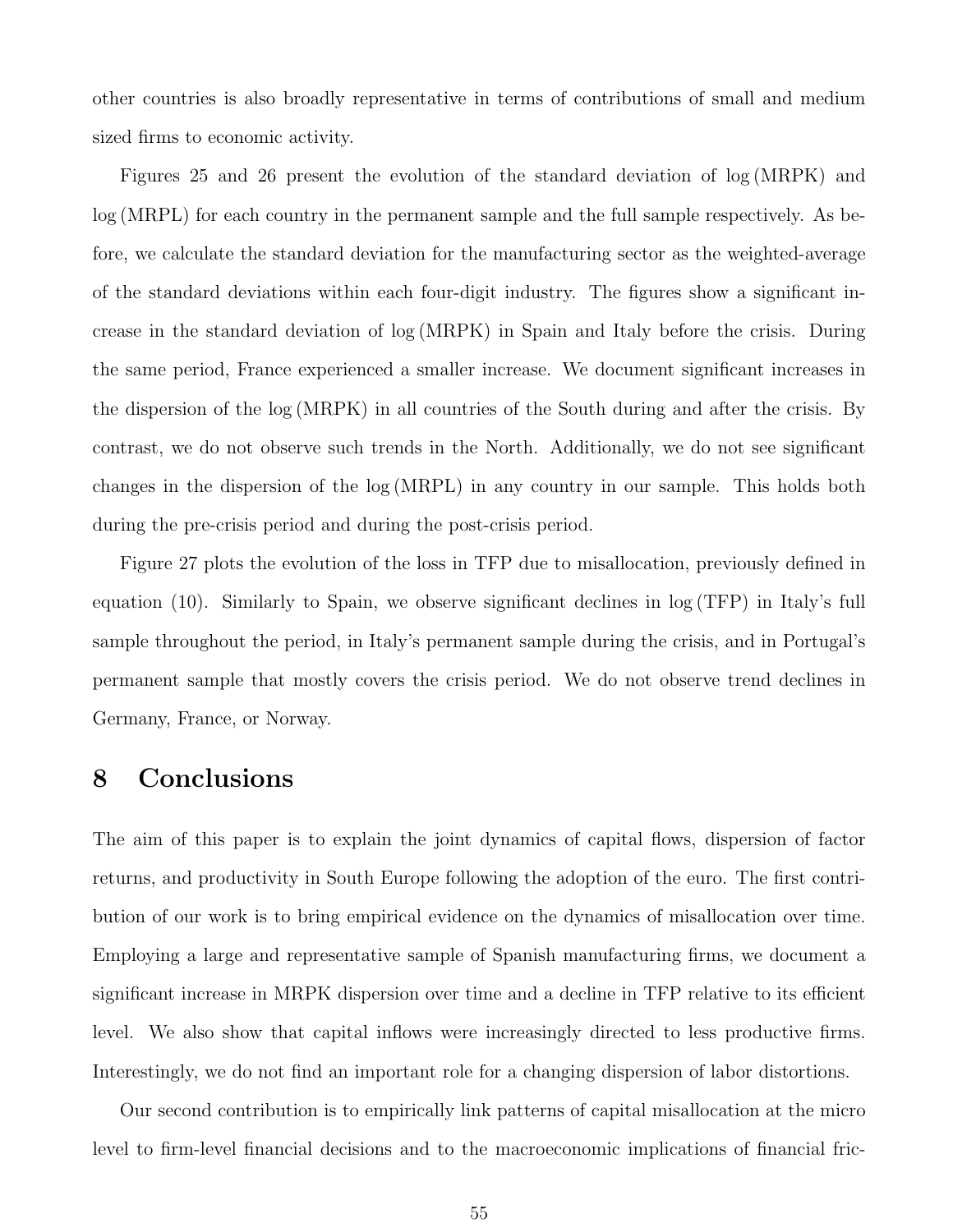other countries is also broadly representative in terms of contributions of small and medium sized firms to economic activity.

Figures 25 and 26 present the evolution of the standard deviation of $\log(\text{MRPK})$ and $\log(\text{MRPL})$ for each country in the permanent sample and the full sample respectively. As before, we calculate the standard deviation for the manufacturing sector as the weighted-average of the standard deviations within each four-digit industry. The figures show a significant increase in the standard deviation of $\log(\text{MRPK})$ in Spain and Italy before the crisis. During the same period, France experienced a smaller increase. We document significant increases in the dispersion of the $\log(\text{MRPK})$ in all countries of the South during and after the crisis. By contrast, we do not observe such trends in the North. Additionally, we do not see significant changes in the dispersion of the $\log(\text{MRPL})$ in any country in our sample. This holds both during the pre-crisis period and during the post-crisis period.

Figure 27 plots the evolution of the loss in TFP due to misallocation, previously defined in equation (10). Similarly to Spain, we observe significant declines in $\log(\text{TFP})$ in Italy's full sample throughout the period, in Italy's permanent sample during the crisis, and in Portugal's permanent sample that mostly covers the crisis period. We do not observe trend declines in Germany, France, or Norway.

# 8 Conclusions

The aim of this paper is to explain the joint dynamics of capital flows, dispersion of factor returns, and productivity in South Europe following the adoption of the euro. The first contribution of our work is to bring empirical evidence on the dynamics of misallocation over time. Employing a large and representative sample of Spanish manufacturing firms, we document a significant increase in MRPK dispersion over time and a decline in TFP relative to its efficient level. We also show that capital inflows were increasingly directed to less productive firms. Interestingly, we do not find an important role for a changing dispersion of labor distortions.

Our second contribution is to empirically link patterns of capital misallocation at the micro level to firm-level financial decisions and to the macroeconomic implications of financial fric-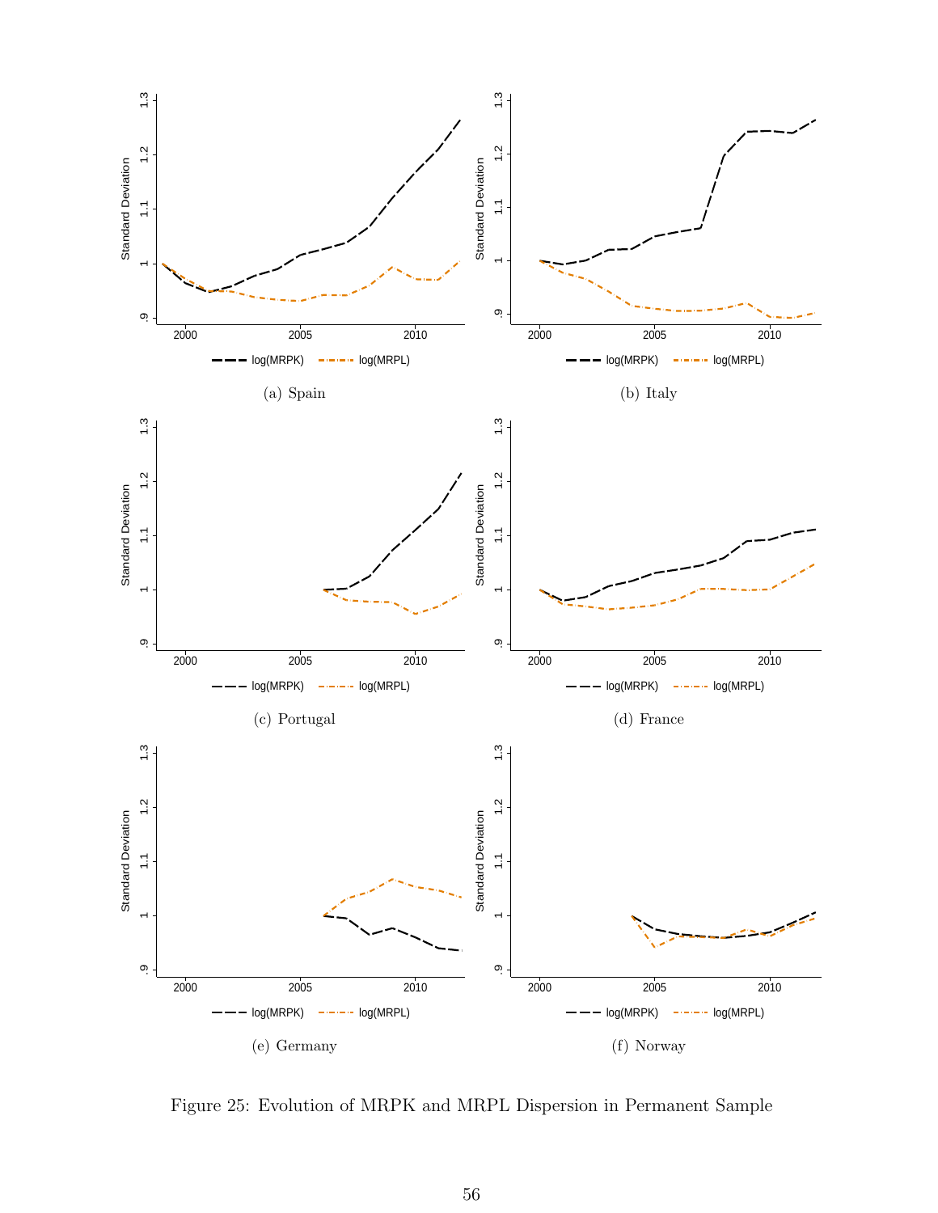(a) Spain

(b) Italy

(c) Portugal

(d) France

(e) Germany

(f) Norway

Figure 25: Evolution of MRPK and MRPL Dispersion in Permanent Sample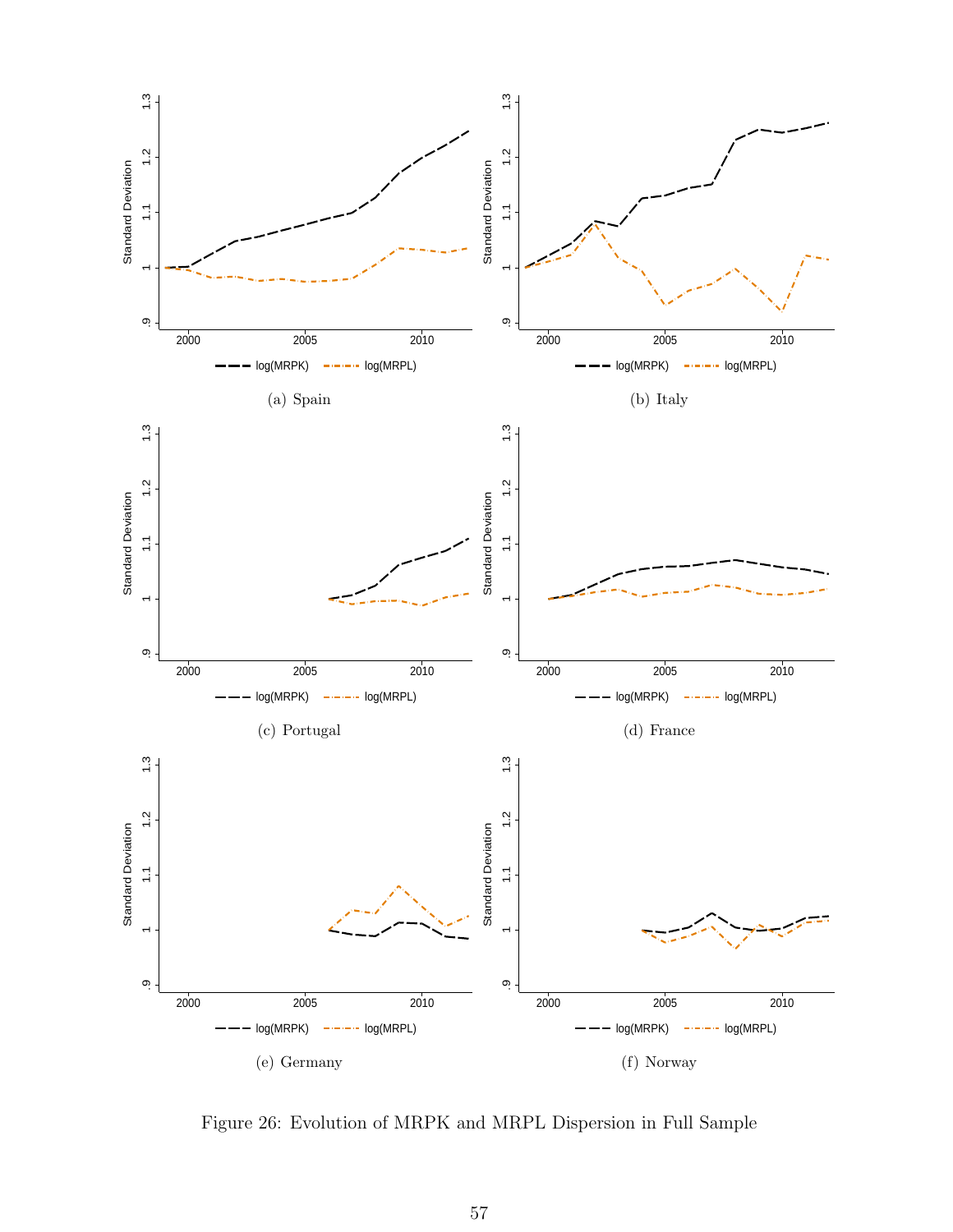(a) Spain

(b) Italy

(c) Portugal

(d) France

(e) Germany

(f) Norway

Figure 26: Evolution of MRPK and MRPL Dispersion in Full Sample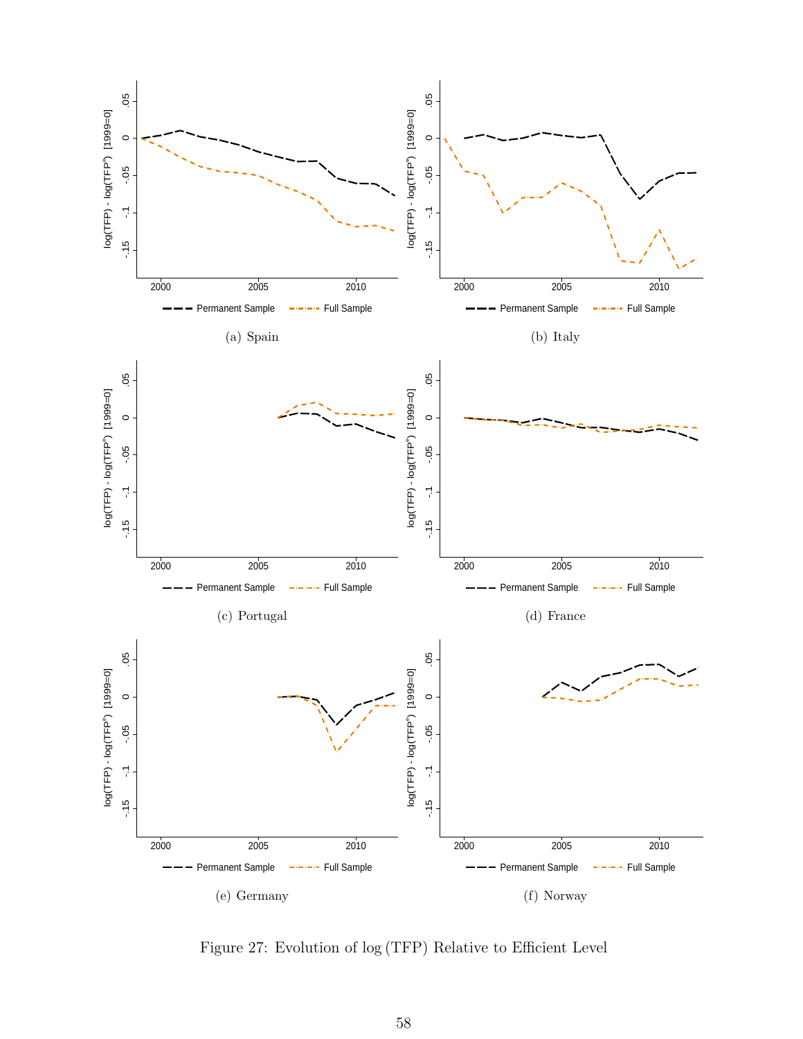(a) Spain

(b) Italy

(c) Portugal

(d) France

(e) Germany

(f) Norway

Figure 27: Evolution of $\log(\text{TFP})$ Relative to Efficient Level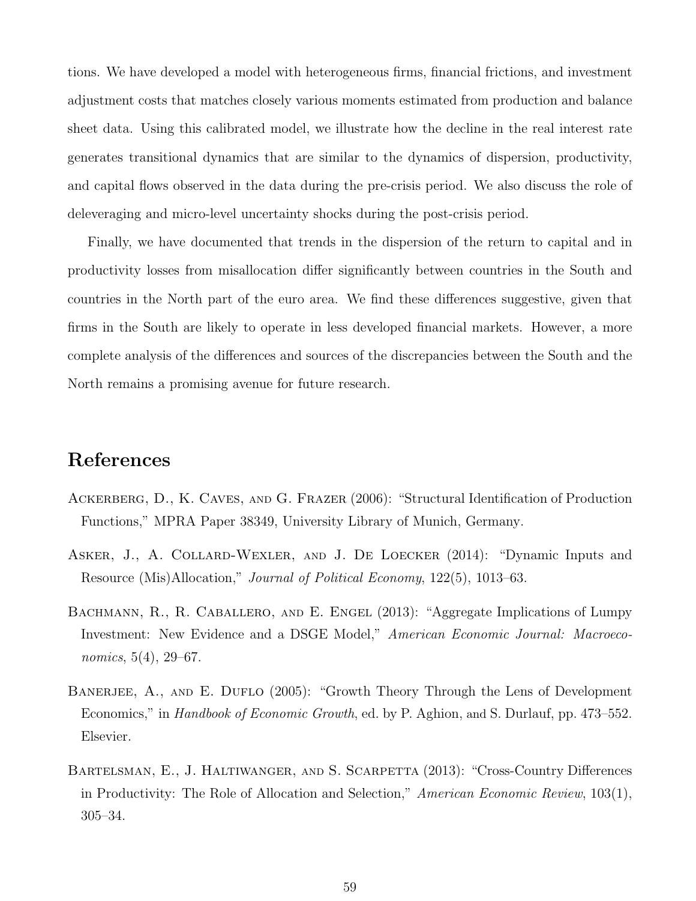tions. We have developed a model with heterogeneous firms, financial frictions, and investment adjustment costs that matches closely various moments estimated from production and balance sheet data. Using this calibrated model, we illustrate how the decline in the real interest rate generates transitional dynamics that are similar to the dynamics of dispersion, productivity, and capital flows observed in the data during the pre-crisis period. We also discuss the role of deleveraging and micro-level uncertainty shocks during the post-crisis period.

Finally, we have documented that trends in the dispersion of the return to capital and in productivity losses from misallocation differ significantly between countries in the South and countries in the North part of the euro area. We find these differences suggestive, given that firms in the South are likely to operate in less developed financial markets. However, a more complete analysis of the differences and sources of the discrepancies between the South and the North remains a promising avenue for future research.

# References

Ackerberg, D., K. Caves, and G. Frazer (2006): "Structural Identification of Production Functions," MPRA Paper 38349, University Library of Munich, Germany.

Asker, J., A. Collard-Wexler, and J. De Loecker (2014): "Dynamic Inputs and Resource (Mis)Allocation," *Journal of Political Economy*, 122(5), 1013–63.

Bachmann, R., R. Caballero, and E. Engel (2013): "Aggregate Implications of Lumpy Investment: New Evidence and a DSGE Model," *American Economic Journal: Macroeconomics*, 5(4), 29–67.

Banerjee, A., and E. Duflo (2005): "Growth Theory Through the Lens of Development Economics," in *Handbook of Economic Growth*, ed. by P. Aghion, and S. Durlauf, pp. 473–552. Elsevier.

Bartelsman, E., J. Haltiwanger, and S. Scarpetta (2013): "Cross-Country Differences in Productivity: The Role of Allocation and Selection," *American Economic Review*, 103(1), 305–34.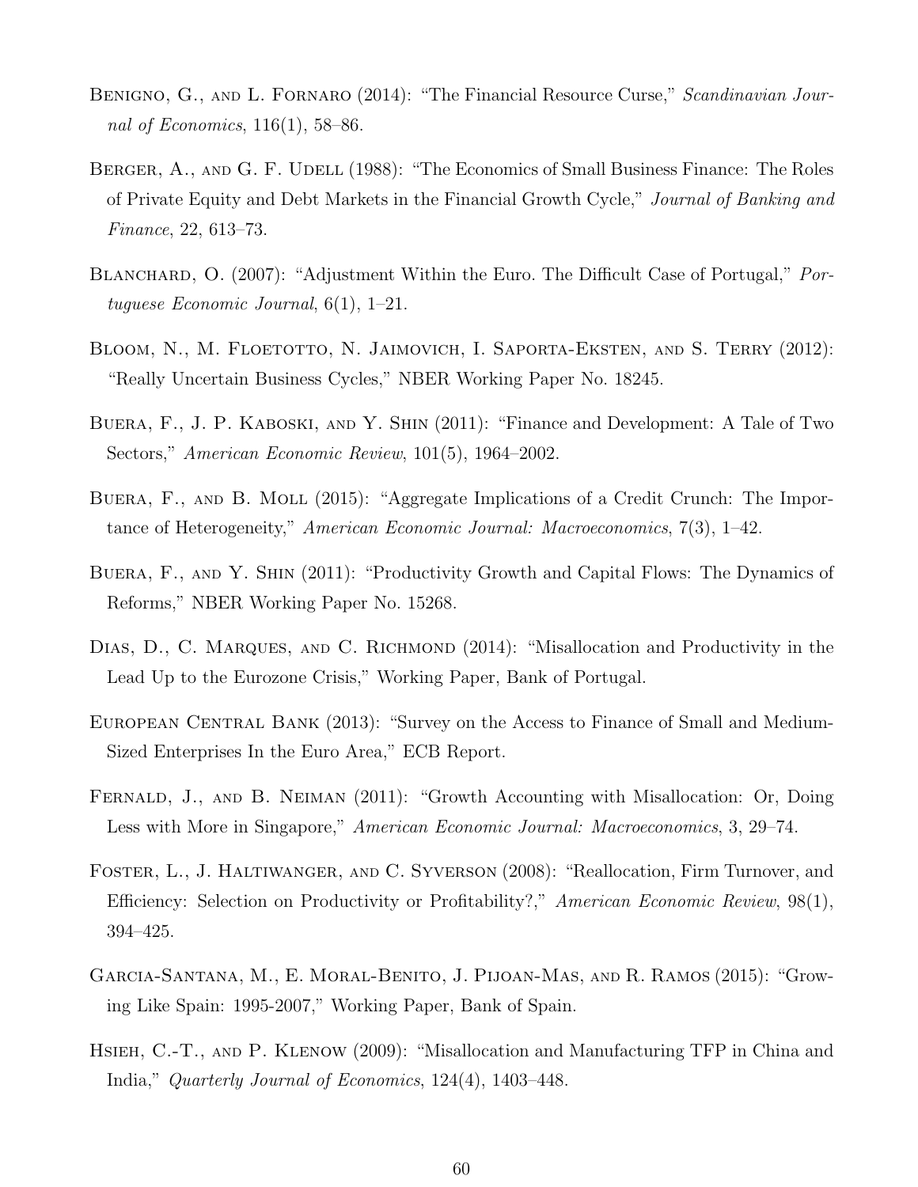Benigno, G., and L. Fornaro (2014): "The Financial Resource Curse," *Scandinavian Journal of Economics*, 116(1), 58–86.

Berger, A., and G. F. Udell (1988): "The Economics of Small Business Finance: The Roles of Private Equity and Debt Markets in the Financial Growth Cycle," *Journal of Banking and Finance*, 22, 613–73.

Blanchard, O. (2007): "Adjustment Within the Euro. The Difficult Case of Portugal," *Portuguese Economic Journal*, 6(1), 1–21.

Bloom, N., M. Floetotto, N. Jaimovich, I. Saporta-Eksten, and S. Terry (2012): "Really Uncertain Business Cycles," NBER Working Paper No. 18245.

Buera, F., J. P. Kaboski, and Y. Shin (2011): "Finance and Development: A Tale of Two Sectors," *American Economic Review*, 101(5), 1964–2002.

Buera, F., and B. Moll (2015): "Aggregate Implications of a Credit Crunch: The Importance of Heterogeneity," *American Economic Journal: Macroeconomics*, 7(3), 1–42.

Buera, F., and Y. Shin (2011): "Productivity Growth and Capital Flows: The Dynamics of Reforms," NBER Working Paper No. 15268.

Dias, D., C. Marques, and C. Richmond (2014): "Misallocation and Productivity in the Lead Up to the Eurozone Crisis," Working Paper, Bank of Portugal.

European Central Bank (2013): "Survey on the Access to Finance of Small and Medium-Sized Enterprises In the Euro Area," ECB Report.

Fernald, J., and B. Neiman (2011): "Growth Accounting with Misallocation: Or, Doing Less with More in Singapore," *American Economic Journal: Macroeconomics*, 3, 29–74.

Foster, L., J. Haltiwanger, and C. Syverson (2008): "Reallocation, Firm Turnover, and Efficiency: Selection on Productivity or Profitability?," *American Economic Review*, 98(1), 394–425.

Garcia-Santana, M., E. Moral-Benito, J. Pijoan-Mas, and R. Ramos (2015): "Growing Like Spain: 1995-2007," Working Paper, Bank of Spain.

Hsieh, C.-T., and P. Klenow (2009): "Misallocation and Manufacturing TFP in China and India," *Quarterly Journal of Economics*, 124(4), 1403–448.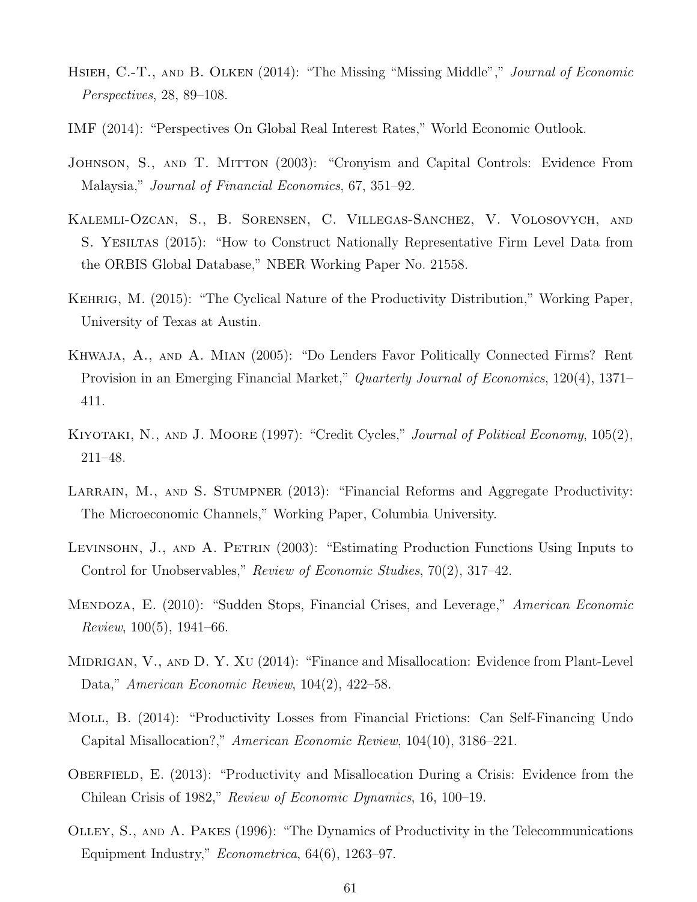Hsieh, C.-T., and B. Olken (2014): "The Missing "Missing Middle"," *Journal of Economic Perspectives*, 28, 89–108.

IMF (2014): "Perspectives On Global Real Interest Rates," World Economic Outlook.

Johnson, S., and T. Mitton (2003): "Cronyism and Capital Controls: Evidence From Malaysia," *Journal of Financial Economics*, 67, 351–92.

Kalemli-Ozcan, S., B. Sorensen, C. Villegas-Sanchez, V. Volosovych, and S. Yesiltas (2015): "How to Construct Nationally Representative Firm Level Data from the ORBIS Global Database," NBER Working Paper No. 21558.

Kehrig, M. (2015): "The Cyclical Nature of the Productivity Distribution," Working Paper, University of Texas at Austin.

Khwaja, A., and A. Mian (2005): "Do Lenders Favor Politically Connected Firms? Rent Provision in an Emerging Financial Market," *Quarterly Journal of Economics*, 120(4), 1371–411.

Kiyotaki, N., and J. Moore (1997): "Credit Cycles," *Journal of Political Economy*, 105(2), 211–48.

Larrain, M., and S. Stumpner (2013): "Financial Reforms and Aggregate Productivity: The Microeconomic Channels," Working Paper, Columbia University.

Levinsohn, J., and A. Petrin (2003): "Estimating Production Functions Using Inputs to Control for Unobservables," *Review of Economic Studies*, 70(2), 317–42.

Mendoza, E. (2010): "Sudden Stops, Financial Crises, and Leverage," *American Economic Review*, 100(5), 1941–66.

Midrigan, V., and D. Y. Xu (2014): "Finance and Misallocation: Evidence from Plant-Level Data," *American Economic Review*, 104(2), 422–58.

Moll, B. (2014): "Productivity Losses from Financial Frictions: Can Self-Financing Undo Capital Misallocation?," *American Economic Review*, 104(10), 3186–221.

Oberfield, E. (2013): "Productivity and Misallocation During a Crisis: Evidence from the Chilean Crisis of 1982," *Review of Economic Dynamics*, 16, 100–19.

Olley, S., and A. Pakes (1996): "The Dynamics of Productivity in the Telecommunications Equipment Industry," *Econometrica*, 64(6), 1263–97.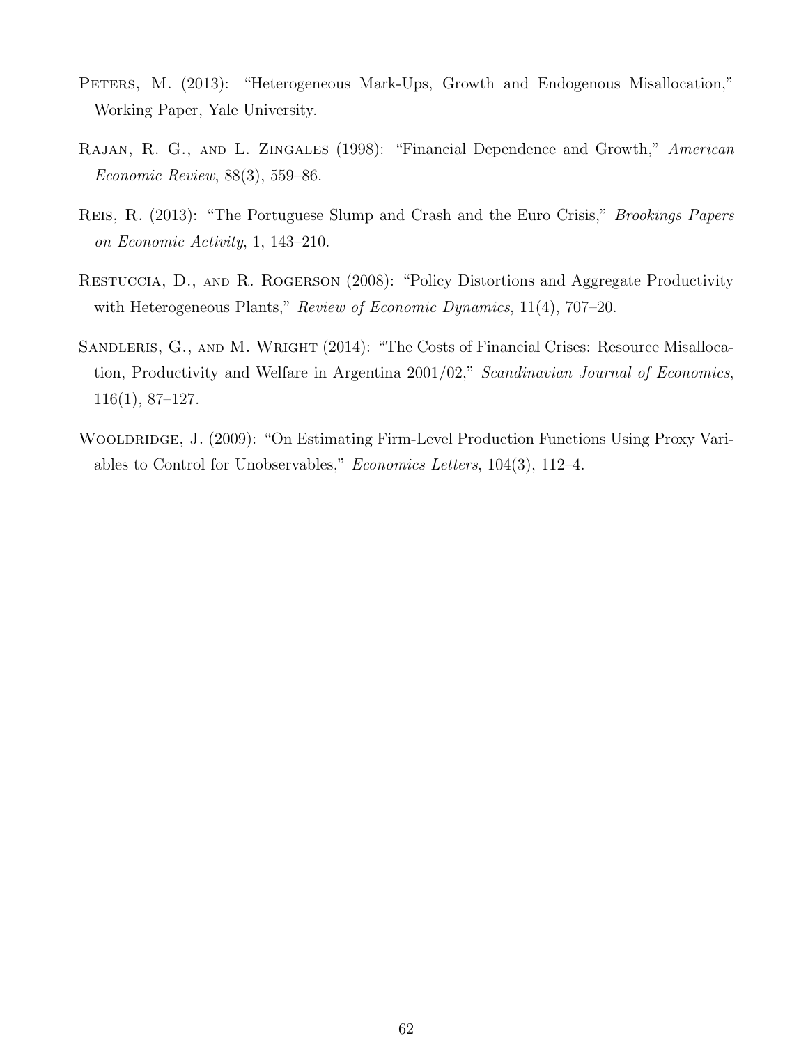Peters, M. (2013): "Heterogeneous Mark-Ups, Growth and Endogenous Misallocation," Working Paper, Yale University.

Rajan, R. G., and L. Zingales (1998): "Financial Dependence and Growth," *American Economic Review*, 88(3), 559–86.

Reis, R. (2013): "The Portuguese Slump and Crash and the Euro Crisis," *Brookings Papers on Economic Activity*, 1, 143–210.

Restuccia, D., and R. Rogerson (2008): "Policy Distortions and Aggregate Productivity with Heterogeneous Plants," *Review of Economic Dynamics*, 11(4), 707–20.

Sandleris, G., and M. Wright (2014): "The Costs of Financial Crises: Resource Misallocation, Productivity and Welfare in Argentina 2001/02," *Scandinavian Journal of Economics*, 116(1), 87–127.

Wooldridge, J. (2009): "On Estimating Firm-Level Production Functions Using Proxy Variables to Control for Unobservables," *Economics Letters*, 104(3), 112–4.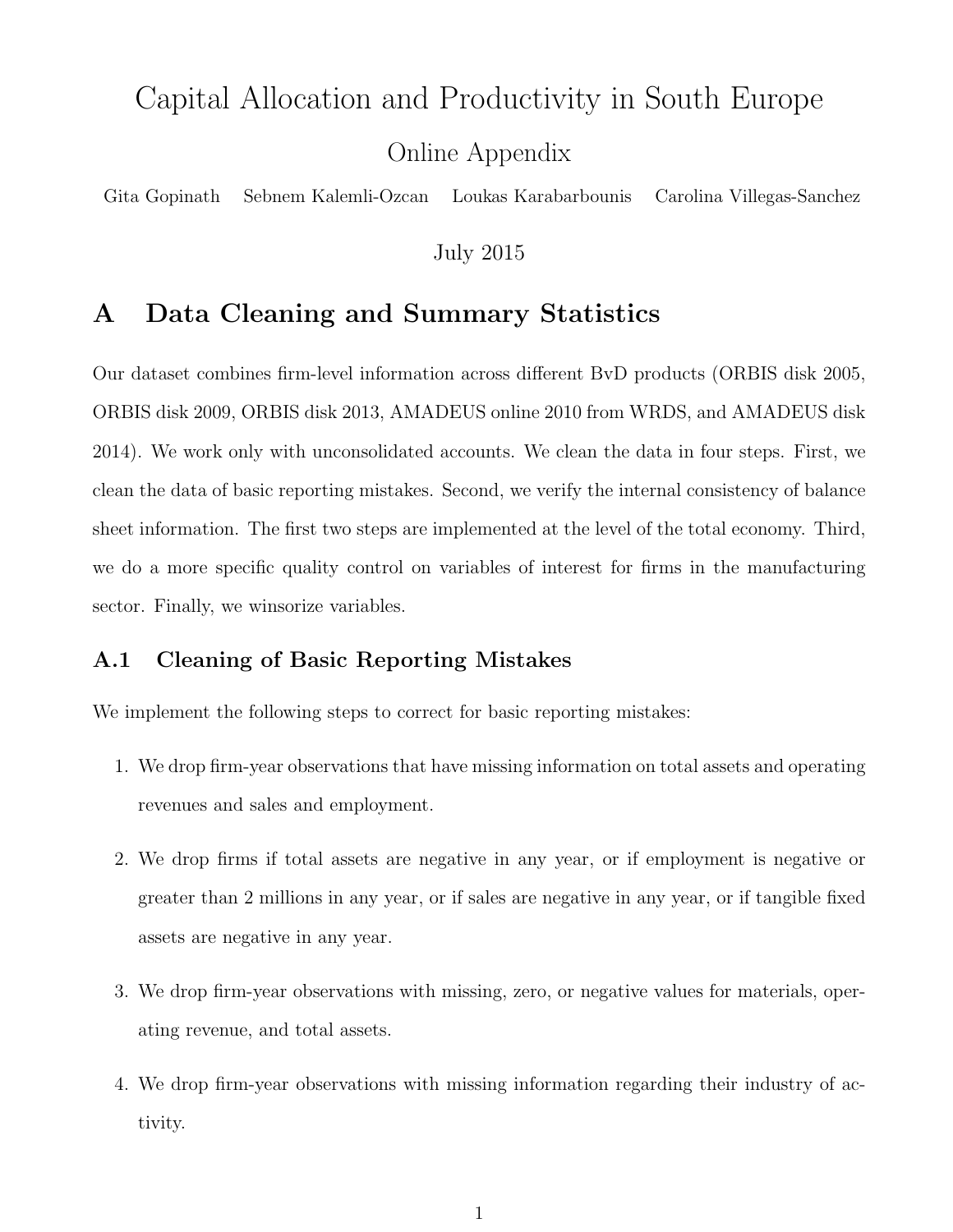# Capital Allocation and Productivity in South Europe

## Online Appendix

Gita Gopinath    Sebnem Kalemli-Ozcan    Loukas Karabarbounis    Carolina Villegas-Sanchez

July 2015

## A Data Cleaning and Summary Statistics

Our dataset combines firm-level information across different BvD products (ORBIS disk 2005, ORBIS disk 2009, ORBIS disk 2013, AMADEUS online 2010 from WRDS, and AMADEUS disk 2014). We work only with unconsolidated accounts. We clean the data in four steps. First, we clean the data of basic reporting mistakes. Second, we verify the internal consistency of balance sheet information. The first two steps are implemented at the level of the total economy. Third, we do a more specific quality control on variables of interest for firms in the manufacturing sector. Finally, we winsorize variables.

### A.1 Cleaning of Basic Reporting Mistakes

We implement the following steps to correct for basic reporting mistakes:

1. We drop firm-year observations that have missing information on total assets and operating revenues and sales and employment.

2. We drop firms if total assets are negative in any year, or if employment is negative or greater than 2 millions in any year, or if sales are negative in any year, or if tangible fixed assets are negative in any year.

3. We drop firm-year observations with missing, zero, or negative values for materials, operating revenue, and total assets.

4. We drop firm-year observations with missing information regarding their industry of activity.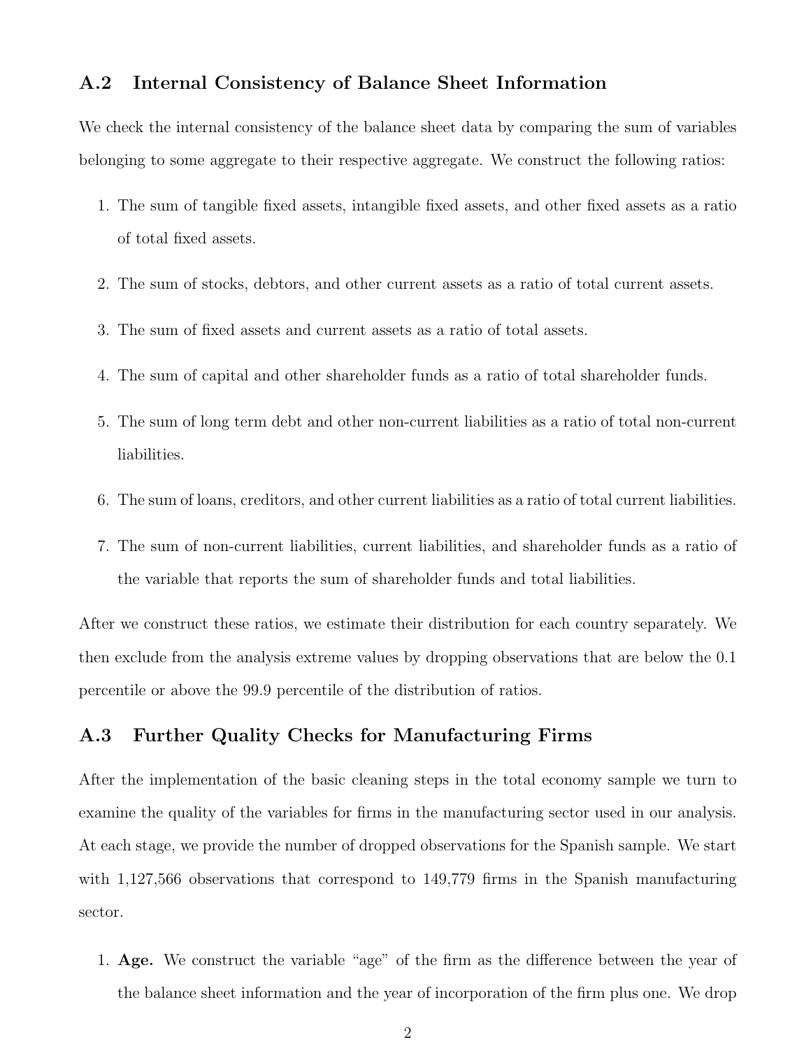## A.2 Internal Consistency of Balance Sheet Information

We check the internal consistency of the balance sheet data by comparing the sum of variables belonging to some aggregate to their respective aggregate. We construct the following ratios:

1. The sum of tangible fixed assets, intangible fixed assets, and other fixed assets as a ratio of total fixed assets.
2. The sum of stocks, debtors, and other current assets as a ratio of total current assets.
3. The sum of fixed assets and current assets as a ratio of total assets.
4. The sum of capital and other shareholder funds as a ratio of total shareholder funds.
5. The sum of long term debt and other non-current liabilities as a ratio of total non-current liabilities.
6. The sum of loans, creditors, and other current liabilities as a ratio of total current liabilities.
7. The sum of non-current liabilities, current liabilities, and shareholder funds as a ratio of the variable that reports the sum of shareholder funds and total liabilities.

After we construct these ratios, we estimate their distribution for each country separately. We then exclude from the analysis extreme values by dropping observations that are below the 0.1 percentile or above the 99.9 percentile of the distribution of ratios.

## A.3 Further Quality Checks for Manufacturing Firms

After the implementation of the basic cleaning steps in the total economy sample we turn to examine the quality of the variables for firms in the manufacturing sector used in our analysis. At each stage, we provide the number of dropped observations for the Spanish sample. We start with 1,127,566 observations that correspond to 149,779 firms in the Spanish manufacturing sector.

1. **Age.** We construct the variable "age" of the firm as the difference between the year of the balance sheet information and the year of incorporation of the firm plus one. We drop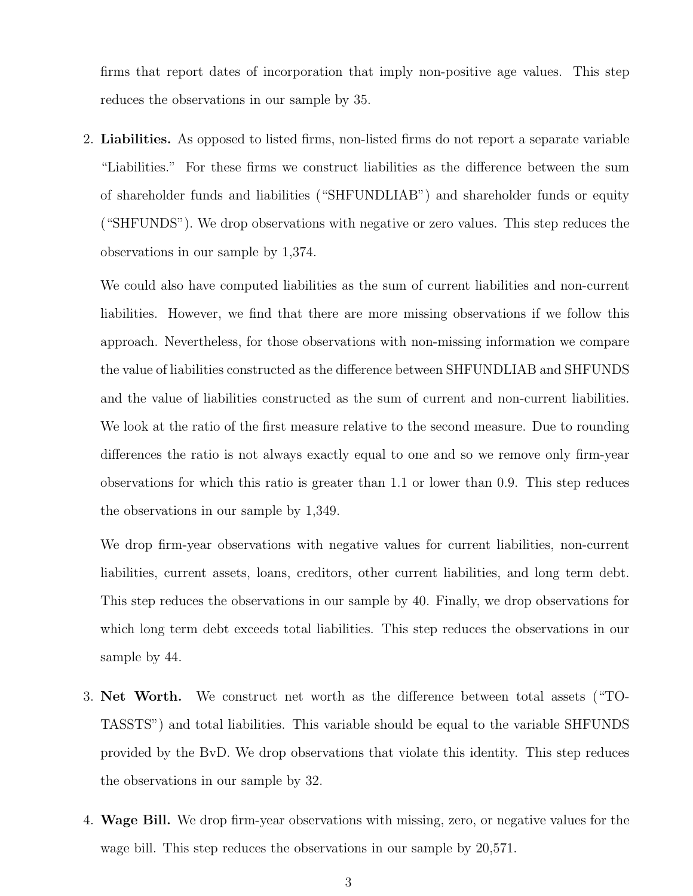firms that report dates of incorporation that imply non-positive age values. This step reduces the observations in our sample by 35.

2. **Liabilities.** As opposed to listed firms, non-listed firms do not report a separate variable "Liabilities." For these firms we construct liabilities as the difference between the sum of shareholder funds and liabilities ("SHFUNDLIAB") and shareholder funds or equity ("SHFUNDS"). We drop observations with negative or zero values. This step reduces the observations in our sample by 1,374.

   We could also have computed liabilities as the sum of current liabilities and non-current liabilities. However, we find that there are more missing observations if we follow this approach. Nevertheless, for those observations with non-missing information we compare the value of liabilities constructed as the difference between SHFUNDLIAB and SHFUNDS and the value of liabilities constructed as the sum of current and non-current liabilities. We look at the ratio of the first measure relative to the second measure. Due to rounding differences the ratio is not always exactly equal to one and so we remove only firm-year observations for which this ratio is greater than 1.1 or lower than 0.9. This step reduces the observations in our sample by 1,349.

   We drop firm-year observations with negative values for current liabilities, non-current liabilities, current assets, loans, creditors, other current liabilities, and long term debt. This step reduces the observations in our sample by 40. Finally, we drop observations for which long term debt exceeds total liabilities. This step reduces the observations in our sample by 44.

3. **Net Worth.** We construct net worth as the difference between total assets ("TOTASSTS") and total liabilities. This variable should be equal to the variable SHFUNDS provided by the BvD. We drop observations that violate this identity. This step reduces the observations in our sample by 32.

4. **Wage Bill.** We drop firm-year observations with missing, zero, or negative values for the wage bill. This step reduces the observations in our sample by 20,571.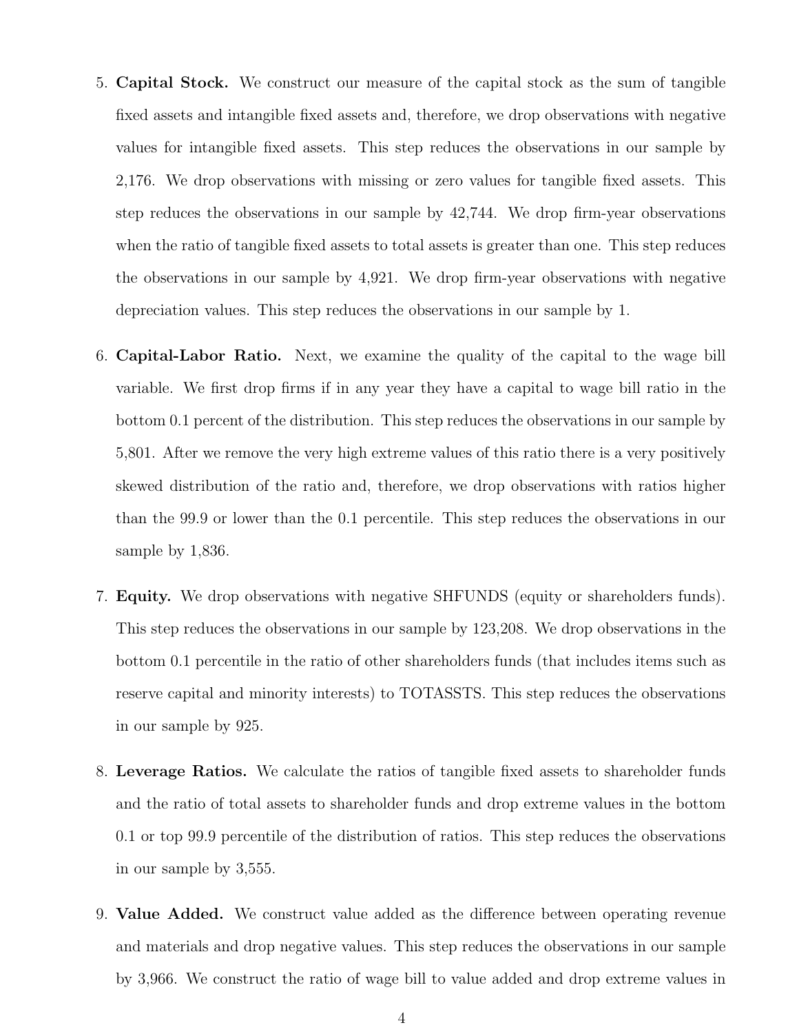5. **Capital Stock.** We construct our measure of the capital stock as the sum of tangible fixed assets and intangible fixed assets and, therefore, we drop observations with negative values for intangible fixed assets. This step reduces the observations in our sample by 2,176. We drop observations with missing or zero values for tangible fixed assets. This step reduces the observations in our sample by 42,744. We drop firm-year observations when the ratio of tangible fixed assets to total assets is greater than one. This step reduces the observations in our sample by 4,921. We drop firm-year observations with negative depreciation values. This step reduces the observations in our sample by 1.

6. **Capital-Labor Ratio.** Next, we examine the quality of the capital to the wage bill variable. We first drop firms if in any year they have a capital to wage bill ratio in the bottom 0.1 percent of the distribution. This step reduces the observations in our sample by 5,801. After we remove the very high extreme values of this ratio there is a very positively skewed distribution of the ratio and, therefore, we drop observations with ratios higher than the 99.9 or lower than the 0.1 percentile. This step reduces the observations in our sample by 1,836.

7. **Equity.** We drop observations with negative SHFUNDS (equity or shareholders funds). This step reduces the observations in our sample by 123,208. We drop observations in the bottom 0.1 percentile in the ratio of other shareholders funds (that includes items such as reserve capital and minority interests) to TOTASSTS. This step reduces the observations in our sample by 925.

8. **Leverage Ratios.** We calculate the ratios of tangible fixed assets to shareholder funds and the ratio of total assets to shareholder funds and drop extreme values in the bottom 0.1 or top 99.9 percentile of the distribution of ratios. This step reduces the observations in our sample by 3,555.

9. **Value Added.** We construct value added as the difference between operating revenue and materials and drop negative values. This step reduces the observations in our sample by 3,966. We construct the ratio of wage bill to value added and drop extreme values in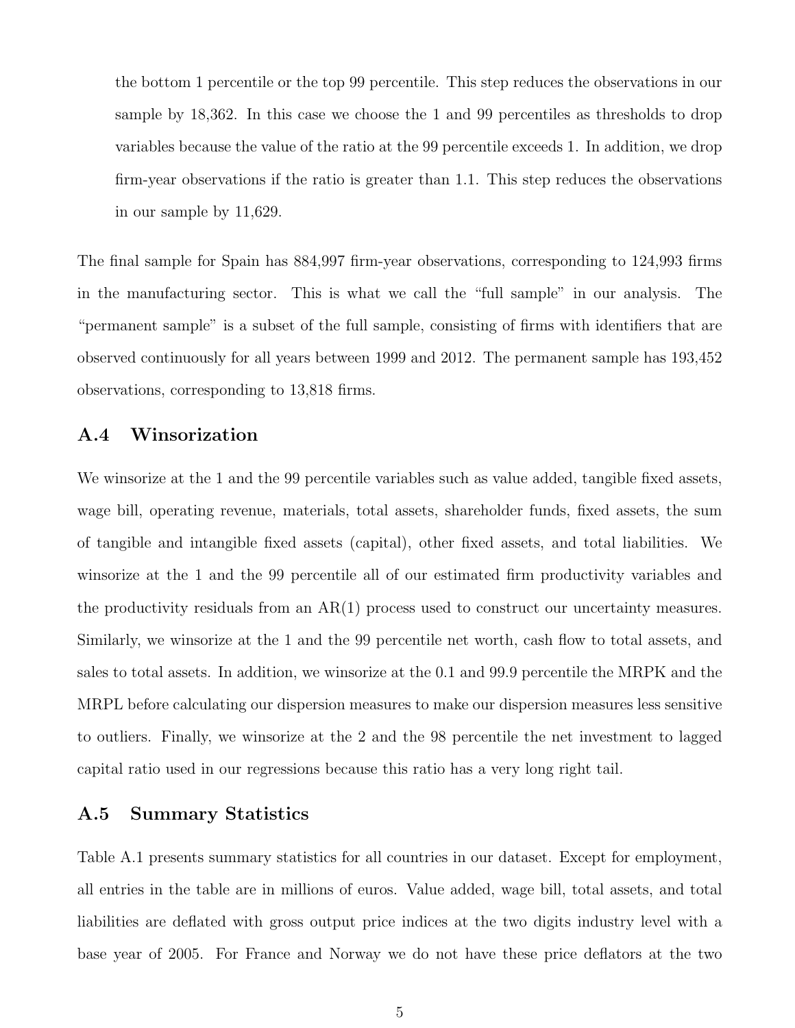the bottom 1 percentile or the top 99 percentile. This step reduces the observations in our sample by 18,362. In this case we choose the 1 and 99 percentiles as thresholds to drop variables because the value of the ratio at the 99 percentile exceeds 1. In addition, we drop firm-year observations if the ratio is greater than 1.1. This step reduces the observations in our sample by 11,629.

The final sample for Spain has 884,997 firm-year observations, corresponding to 124,993 firms in the manufacturing sector. This is what we call the "full sample" in our analysis. The "permanent sample" is a subset of the full sample, consisting of firms with identifiers that are observed continuously for all years between 1999 and 2012. The permanent sample has 193,452 observations, corresponding to 13,818 firms.

## A.4 Winsorization

We winsorize at the 1 and the 99 percentile variables such as value added, tangible fixed assets, wage bill, operating revenue, materials, total assets, shareholder funds, fixed assets, the sum of tangible and intangible fixed assets (capital), other fixed assets, and total liabilities. We winsorize at the 1 and the 99 percentile all of our estimated firm productivity variables and the productivity residuals from an AR(1) process used to construct our uncertainty measures. Similarly, we winsorize at the 1 and the 99 percentile net worth, cash flow to total assets, and sales to total assets. In addition, we winsorize at the 0.1 and 99.9 percentile the MRPK and the MRPL before calculating our dispersion measures to make our dispersion measures less sensitive to outliers. Finally, we winsorize at the 2 and the 98 percentile the net investment to lagged capital ratio used in our regressions because this ratio has a very long right tail.

## A.5 Summary Statistics

Table A.1 presents summary statistics for all countries in our dataset. Except for employment, all entries in the table are in millions of euros. Value added, wage bill, total assets, and total liabilities are deflated with gross output price indices at the two digits industry level with a base year of 2005. For France and Norway we do not have these price deflators at the two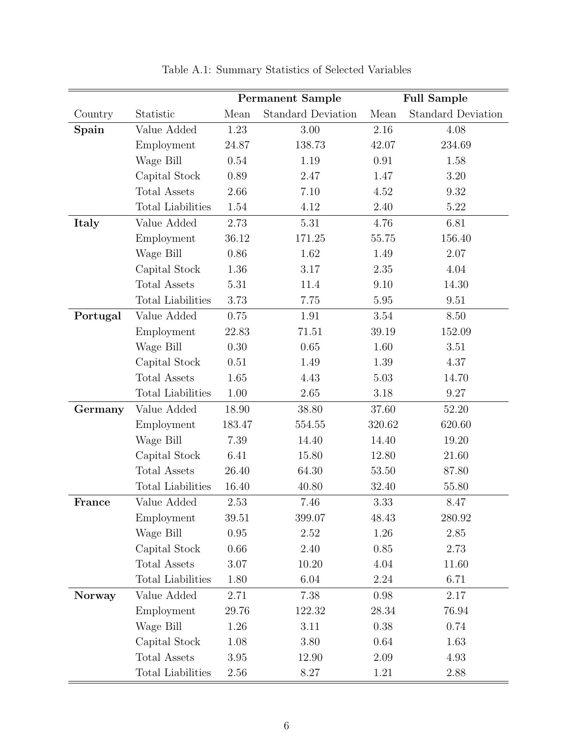Table A.1: Summary Statistics of Selected Variables

| | | **Permanent Sample** | | **Full Sample** | |
|---|---|---|---|---|---|
| Country | Statistic | Mean | Standard Deviation | Mean | Standard Deviation |
| **Spain** | Value Added | 1.23 | 3.00 | 2.16 | 4.08 |
| | Employment | 24.87 | 138.73 | 42.07 | 234.69 |
| | Wage Bill | 0.54 | 1.19 | 0.91 | 1.58 |
| | Capital Stock | 0.89 | 2.47 | 1.47 | 3.20 |
| | Total Assets | 2.66 | 7.10 | 4.52 | 9.32 |
| | Total Liabilities | 1.54 | 4.12 | 2.40 | 5.22 |
| **Italy** | Value Added | 2.73 | 5.31 | 4.76 | 6.81 |
| | Employment | 36.12 | 171.25 | 55.75 | 156.40 |
| | Wage Bill | 0.86 | 1.62 | 1.49 | 2.07 |
| | Capital Stock | 1.36 | 3.17 | 2.35 | 4.04 |
| | Total Assets | 5.31 | 11.4 | 9.10 | 14.30 |
| | Total Liabilities | 3.73 | 7.75 | 5.95 | 9.51 |
| **Portugal** | Value Added | 0.75 | 1.91 | 3.54 | 8.50 |
| | Employment | 22.83 | 71.51 | 39.19 | 152.09 |
| | Wage Bill | 0.30 | 0.65 | 1.60 | 3.51 |
| | Capital Stock | 0.51 | 1.49 | 1.39 | 4.37 |
| | Total Assets | 1.65 | 4.43 | 5.03 | 14.70 |
| | Total Liabilities | 1.00 | 2.65 | 3.18 | 9.27 |
| **Germany** | Value Added | 18.90 | 38.80 | 37.60 | 52.20 |
| | Employment | 183.47 | 554.55 | 320.62 | 620.60 |
| | Wage Bill | 7.39 | 14.40 | 14.40 | 19.20 |
| | Capital Stock | 6.41 | 15.80 | 12.80 | 21.60 |
| | Total Assets | 26.40 | 64.30 | 53.50 | 87.80 |
| | Total Liabilities | 16.40 | 40.80 | 32.40 | 55.80 |
| **France** | Value Added | 2.53 | 7.46 | 3.33 | 8.47 |
| | Employment | 39.51 | 399.07 | 48.43 | 280.92 |
| | Wage Bill | 0.95 | 2.52 | 1.26 | 2.85 |
| | Capital Stock | 0.66 | 2.40 | 0.85 | 2.73 |
| | Total Assets | 3.07 | 10.20 | 4.04 | 11.60 |
| | Total Liabilities | 1.80 | 6.04 | 2.24 | 6.71 |
| **Norway** | Value Added | 2.71 | 7.38 | 0.98 | 2.17 |
| | Employment | 29.76 | 122.32 | 28.34 | 76.94 |
| | Wage Bill | 1.26 | 3.11 | 0.38 | 0.74 |
| | Capital Stock | 1.08 | 3.80 | 0.64 | 1.63 |
| | Total Assets | 3.95 | 12.90 | 2.09 | 4.93 |
| | Total Liabilities | 2.56 | 8.27 | 1.21 | 2.88 |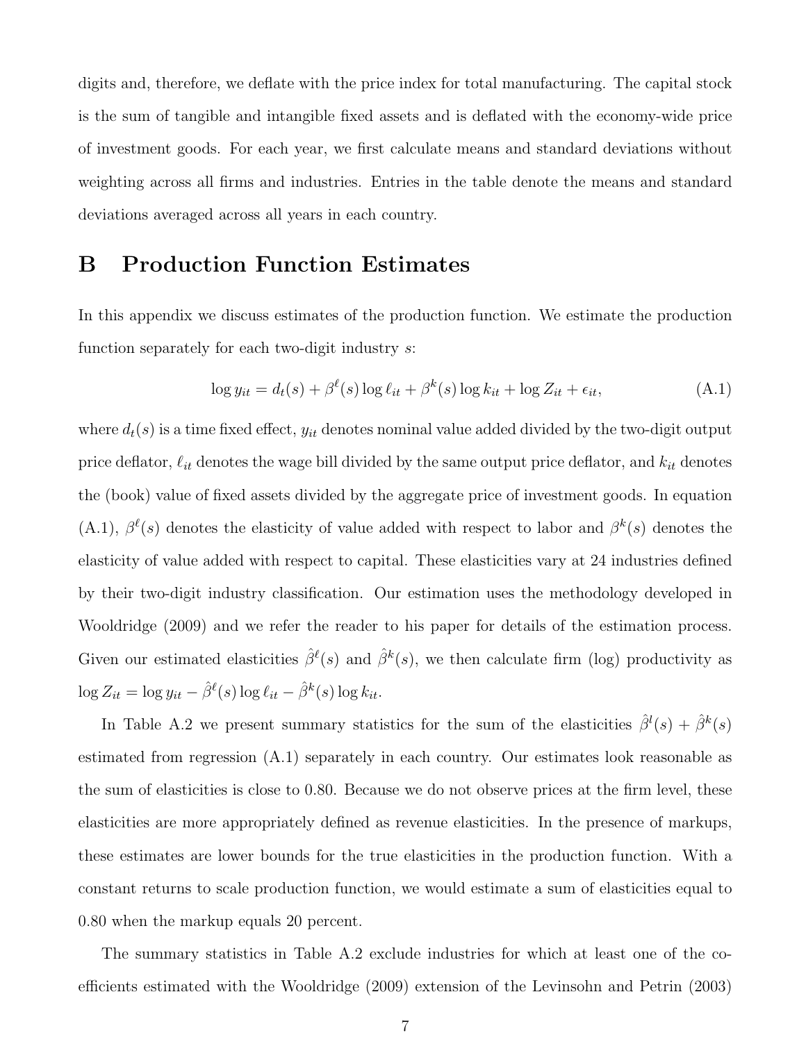digits and, therefore, we deflate with the price index for total manufacturing. The capital stock is the sum of tangible and intangible fixed assets and is deflated with the economy-wide price of investment goods. For each year, we first calculate means and standard deviations without weighting across all firms and industries. Entries in the table denote the means and standard deviations averaged across all years in each country.

# B Production Function Estimates

In this appendix we discuss estimates of the production function. We estimate the production function separately for each two-digit industry $s$:

$$\log y_{it} = d_t(s) + \beta^{\ell}(s) \log \ell_{it} + \beta^{k}(s) \log k_{it} + \log Z_{it} + \epsilon_{it}, \tag{A.1}$$

where $d_t(s)$ is a time fixed effect, $y_{it}$ denotes nominal value added divided by the two-digit output price deflator, $\ell_{it}$ denotes the wage bill divided by the same output price deflator, and $k_{it}$ denotes the (book) value of fixed assets divided by the aggregate price of investment goods. In equation (A.1), $\beta^{\ell}(s)$ denotes the elasticity of value added with respect to labor and $\beta^{k}(s)$ denotes the elasticity of value added with respect to capital. These elasticities vary at 24 industries defined by their two-digit industry classification. Our estimation uses the methodology developed in Wooldridge (2009) and we refer the reader to his paper for details of the estimation process. Given our estimated elasticities $\hat{\beta}^{\ell}(s)$ and $\hat{\beta}^{k}(s)$, we then calculate firm (log) productivity as $\log Z_{it} = \log y_{it} - \hat{\beta}^{\ell}(s) \log \ell_{it} - \hat{\beta}^{k}(s) \log k_{it}$.

In Table A.2 we present summary statistics for the sum of the elasticities $\hat{\beta}^{l}(s) + \hat{\beta}^{k}(s)$ estimated from regression (A.1) separately in each country. Our estimates look reasonable as the sum of elasticities is close to 0.80. Because we do not observe prices at the firm level, these elasticities are more appropriately defined as revenue elasticities. In the presence of markups, these estimates are lower bounds for the true elasticities in the production function. With a constant returns to scale production function, we would estimate a sum of elasticities equal to 0.80 when the markup equals 20 percent.

The summary statistics in Table A.2 exclude industries for which at least one of the coefficients estimated with the Wooldridge (2009) extension of the Levinsohn and Petrin (2003)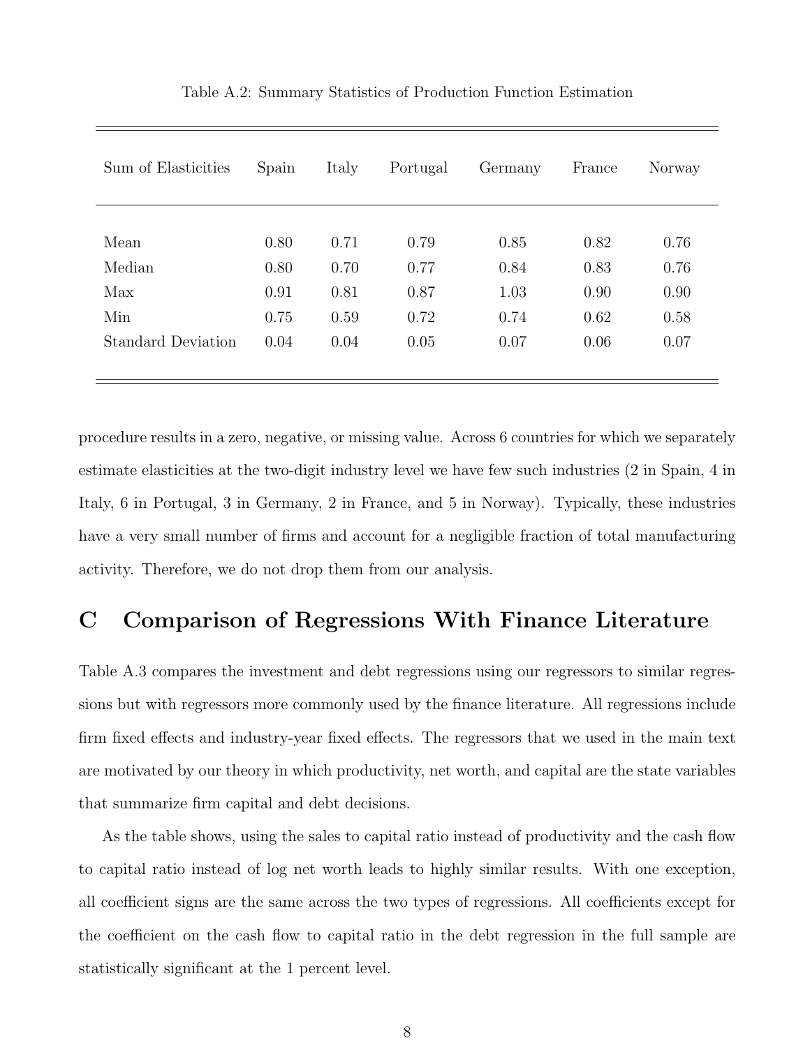Table A.2: Summary Statistics of Production Function Estimation

| Sum of Elasticities | Spain | Italy | Portugal | Germany | France | Norway |
|---|---|---|---|---|---|---|
| Mean | 0.80 | 0.71 | 0.79 | 0.85 | 0.82 | 0.76 |
| Median | 0.80 | 0.70 | 0.77 | 0.84 | 0.83 | 0.76 |
| Max | 0.91 | 0.81 | 0.87 | 1.03 | 0.90 | 0.90 |
| Min | 0.75 | 0.59 | 0.72 | 0.74 | 0.62 | 0.58 |
| Standard Deviation | 0.04 | 0.04 | 0.05 | 0.07 | 0.06 | 0.07 |

procedure results in a zero, negative, or missing value. Across 6 countries for which we separately estimate elasticities at the two-digit industry level we have few such industries (2 in Spain, 4 in Italy, 6 in Portugal, 3 in Germany, 2 in France, and 5 in Norway). Typically, these industries have a very small number of firms and account for a negligible fraction of total manufacturing activity. Therefore, we do not drop them from our analysis.

# C Comparison of Regressions With Finance Literature

Table A.3 compares the investment and debt regressions using our regressors to similar regressions but with regressors more commonly used by the finance literature. All regressions include firm fixed effects and industry-year fixed effects. The regressors that we used in the main text are motivated by our theory in which productivity, net worth, and capital are the state variables that summarize firm capital and debt decisions.

As the table shows, using the sales to capital ratio instead of productivity and the cash flow to capital ratio instead of log net worth leads to highly similar results. With one exception, all coefficient signs are the same across the two types of regressions. All coefficients except for the coefficient on the cash flow to capital ratio in the debt regression in the full sample are statistically significant at the 1 percent level.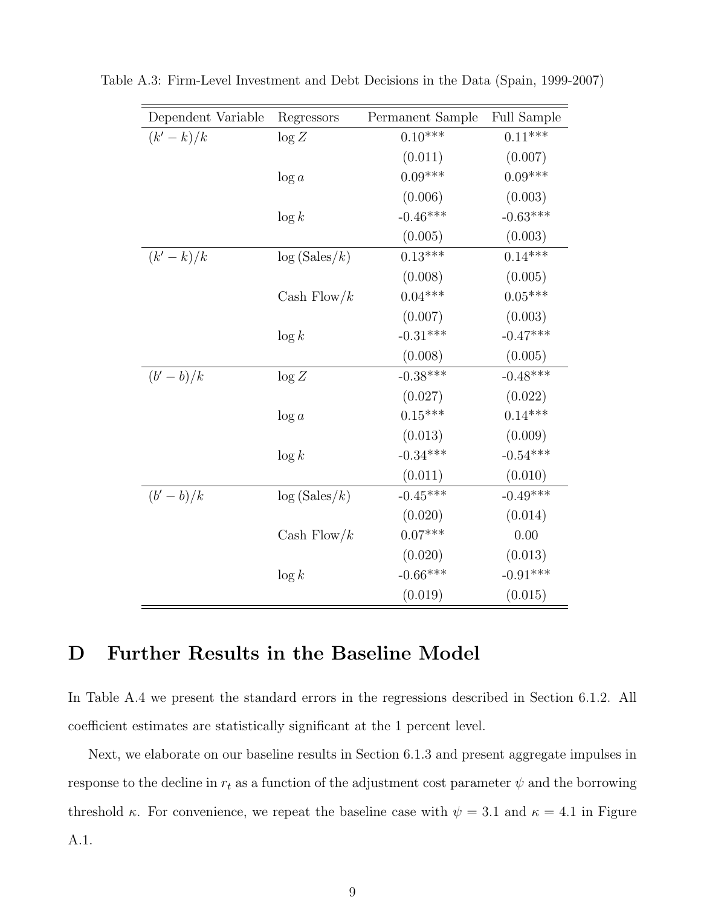Table A.3: Firm-Level Investment and Debt Decisions in the Data (Spain, 1999-2007)

| Dependent Variable | Regressors | Permanent Sample | Full Sample |
|---|---|---|---|
| $(k'-k)/k$ | $\log Z$ | 0.10*** | 0.11*** |
| | | (0.011) | (0.007) |
| | $\log a$ | 0.09*** | 0.09*** |
| | | (0.006) | (0.003) |
| | $\log k$ | -0.46*** | -0.63*** |
| | | (0.005) | (0.003) |
| $(k'-k)/k$ | $\log(\text{Sales}/k)$ | 0.13*** | 0.14*** |
| | | (0.008) | (0.005) |
| | Cash Flow$/k$ | 0.04*** | 0.05*** |
| | | (0.007) | (0.003) |
| | $\log k$ | -0.31*** | -0.47*** |
| | | (0.008) | (0.005) |
| $(b'-b)/k$ | $\log Z$ | -0.38*** | -0.48*** |
| | | (0.027) | (0.022) |
| | $\log a$ | 0.15*** | 0.14*** |
| | | (0.013) | (0.009) |
| | $\log k$ | -0.34*** | -0.54*** |
| | | (0.011) | (0.010) |
| $(b'-b)/k$ | $\log(\text{Sales}/k)$ | -0.45*** | -0.49*** |
| | | (0.020) | (0.014) |
| | Cash Flow$/k$ | 0.07*** | 0.00 |
| | | (0.020) | (0.013) |
| | $\log k$ | -0.66*** | -0.91*** |
| | | (0.019) | (0.015) |

# D Further Results in the Baseline Model

In Table A.4 we present the standard errors in the regressions described in Section 6.1.2. All coefficient estimates are statistically significant at the 1 percent level.

Next, we elaborate on our baseline results in Section 6.1.3 and present aggregate impulses in response to the decline in $r_t$ as a function of the adjustment cost parameter $\psi$ and the borrowing threshold $\kappa$. For convenience, we repeat the baseline case with $\psi = 3.1$ and $\kappa = 4.1$ in Figure A.1.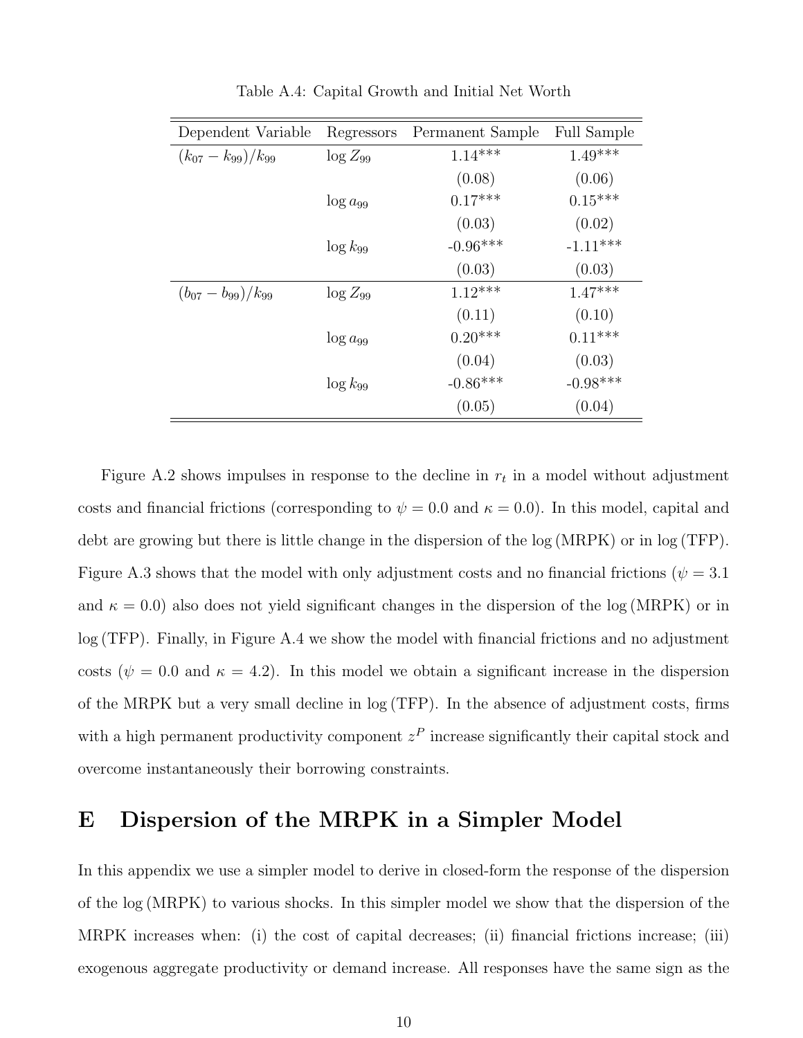Table A.4: Capital Growth and Initial Net Worth

| Dependent Variable | Regressors | Permanent Sample | Full Sample |
|---|---|---|---|
| $(k_{07} - k_{99})/k_{99}$ | $\log Z_{99}$ | 1.14*** | 1.49*** |
| | | (0.08) | (0.06) |
| | $\log a_{99}$ | 0.17*** | 0.15*** |
| | | (0.03) | (0.02) |
| | $\log k_{99}$ | -0.96*** | -1.11*** |
| | | (0.03) | (0.03) |
| $(b_{07} - b_{99})/k_{99}$ | $\log Z_{99}$ | 1.12*** | 1.47*** |
| | | (0.11) | (0.10) |
| | $\log a_{99}$ | 0.20*** | 0.11*** |
| | | (0.04) | (0.03) |
| | $\log k_{99}$ | -0.86*** | -0.98*** |
| | | (0.05) | (0.04) |

Figure A.2 shows impulses in response to the decline in $r_t$ in a model without adjustment costs and financial frictions (corresponding to $\psi = 0.0$ and $\kappa = 0.0$). In this model, capital and debt are growing but there is little change in the dispersion of the $\log(\text{MRPK})$ or in $\log(\text{TFP})$. Figure A.3 shows that the model with only adjustment costs and no financial frictions ($\psi = 3.1$ and $\kappa = 0.0$) also does not yield significant changes in the dispersion of the $\log(\text{MRPK})$ or in $\log(\text{TFP})$. Finally, in Figure A.4 we show the model with financial frictions and no adjustment costs ($\psi = 0.0$ and $\kappa = 4.2$). In this model we obtain a significant increase in the dispersion of the MRPK but a very small decline in $\log(\text{TFP})$. In the absence of adjustment costs, firms with a high permanent productivity component $z^P$ increase significantly their capital stock and overcome instantaneously their borrowing constraints.

# E Dispersion of the MRPK in a Simpler Model

In this appendix we use a simpler model to derive in closed-form the response of the dispersion of the $\log(\text{MRPK})$ to various shocks. In this simpler model we show that the dispersion of the MRPK increases when: (i) the cost of capital decreases; (ii) financial frictions increase; (iii) exogenous aggregate productivity or demand increase. All responses have the same sign as the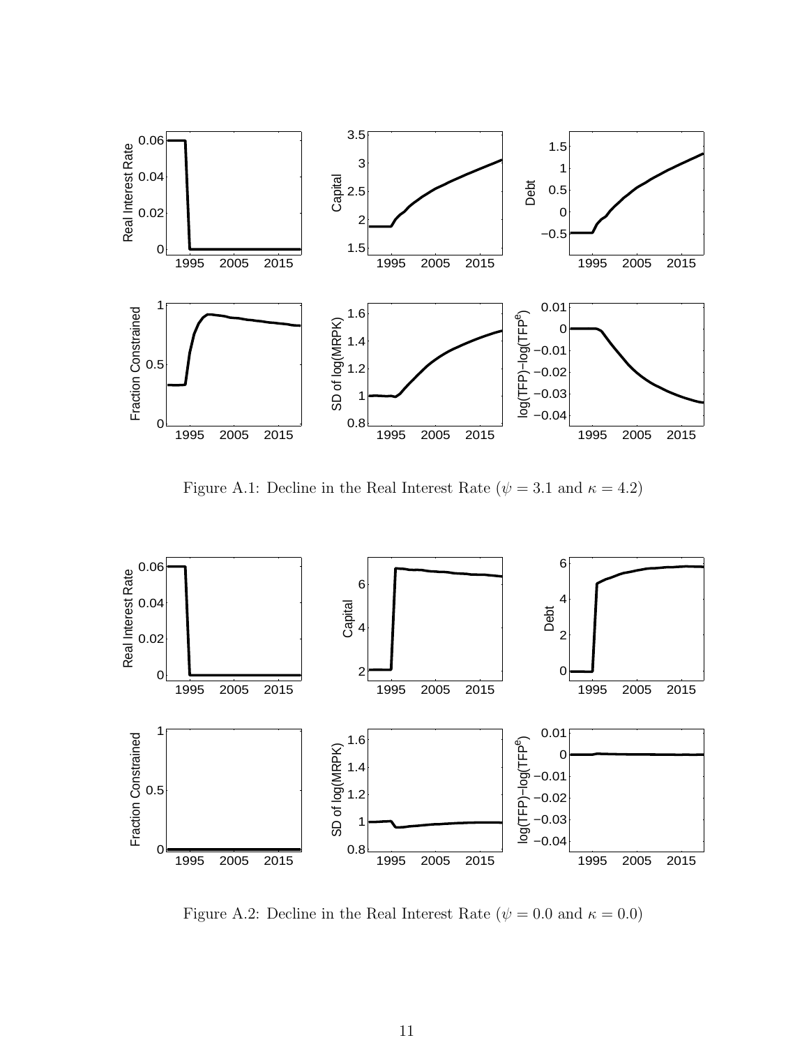Figure A.1: Decline in the Real Interest Rate ($\psi = 3.1$ and $\kappa = 4.2$)

Figure A.2: Decline in the Real Interest Rate ($\psi = 0.0$ and $\kappa = 0.0$)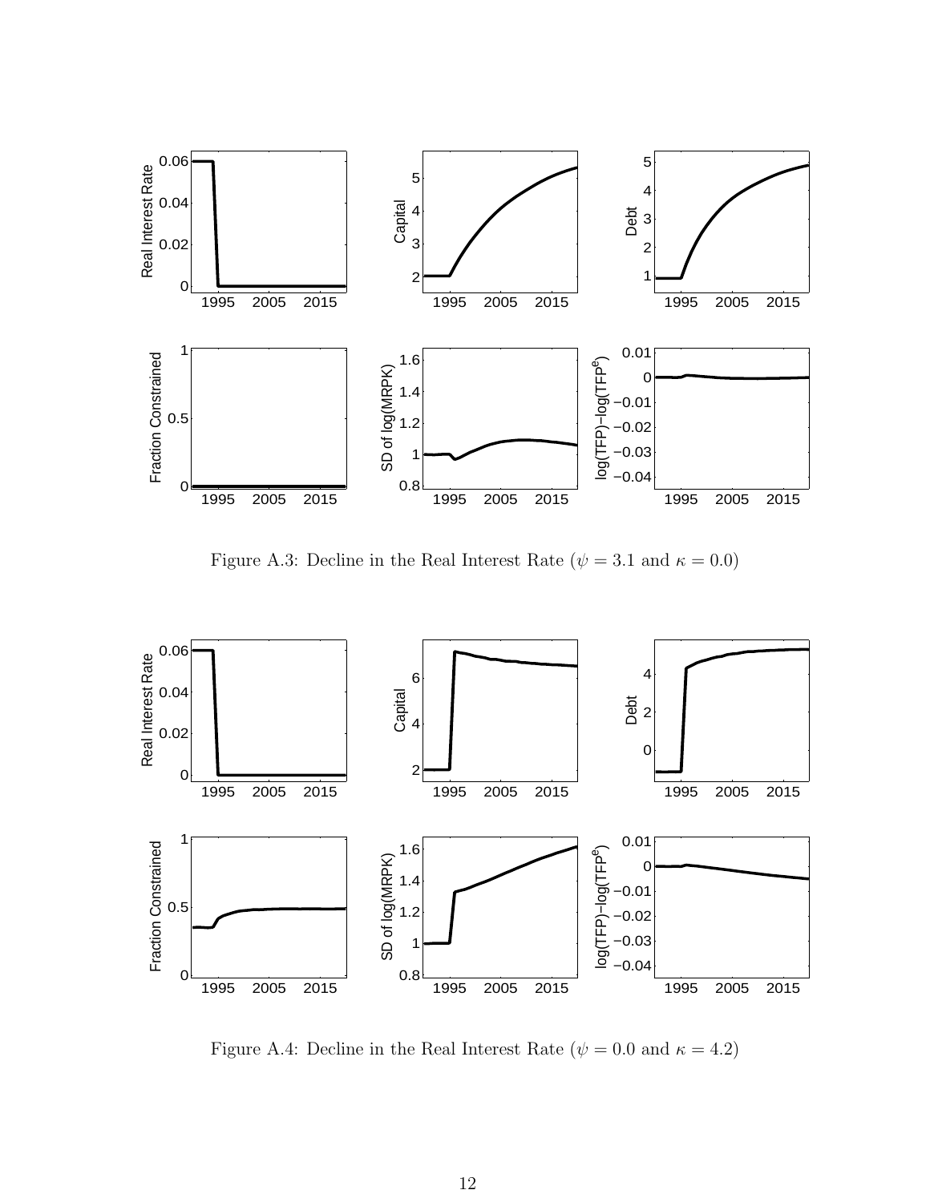Figure A.3: Decline in the Real Interest Rate ($\psi = 3.1$ and $\kappa = 0.0$)

Figure A.4: Decline in the Real Interest Rate ($\psi = 0.0$ and $\kappa = 4.2$)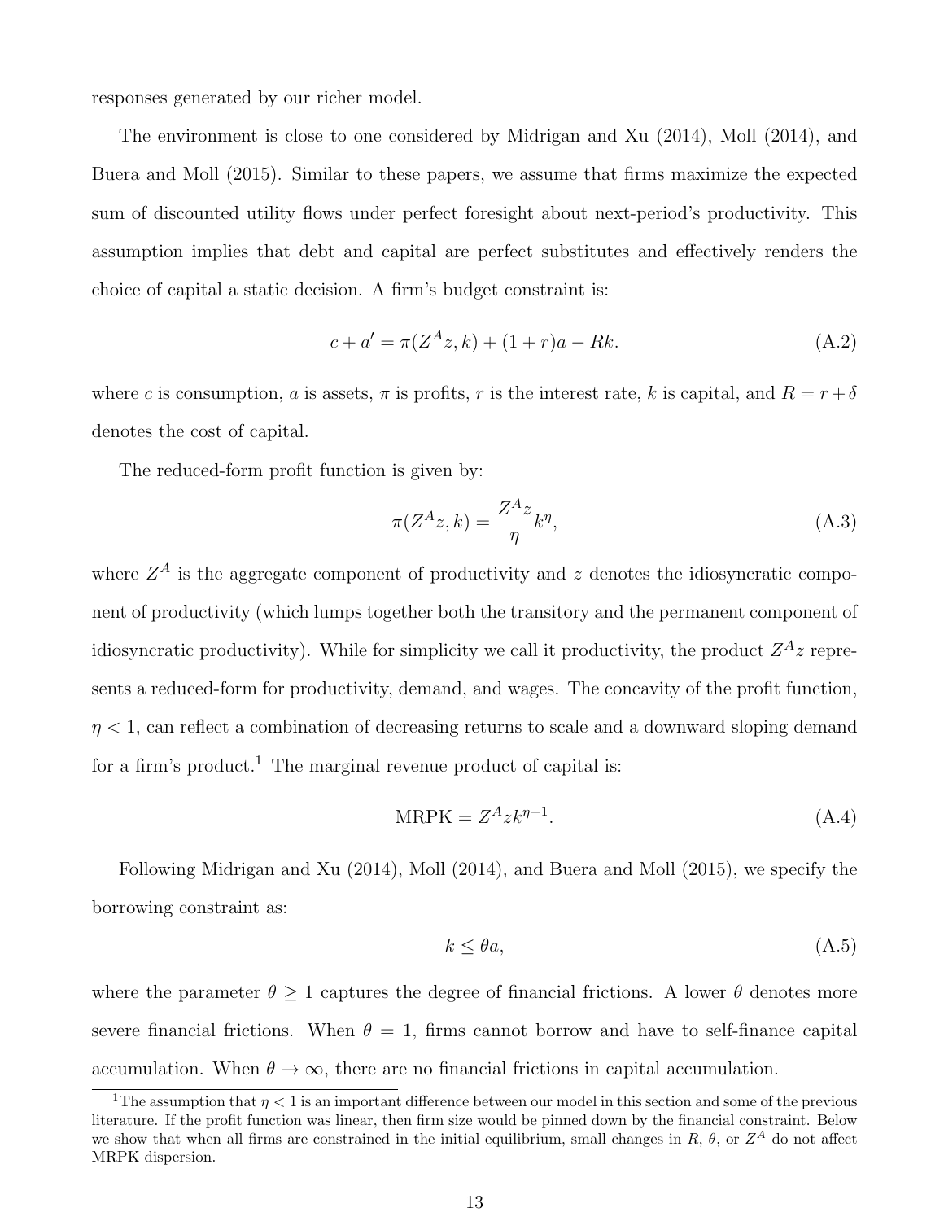responses generated by our richer model.

The environment is close to one considered by Midrigan and Xu (2014), Moll (2014), and Buera and Moll (2015). Similar to these papers, we assume that firms maximize the expected sum of discounted utility flows under perfect foresight about next-period's productivity. This assumption implies that debt and capital are perfect substitutes and effectively renders the choice of capital a static decision. A firm's budget constraint is:

$$c + a' = \pi(Z^A z, k) + (1 + r)a - Rk. \tag{A.2}$$

where $c$ is consumption, $a$ is assets, $\pi$ is profits, $r$ is the interest rate, $k$ is capital, and $R = r + \delta$ denotes the cost of capital.

The reduced-form profit function is given by:

$$\pi(Z^A z, k) = \frac{Z^A z}{\eta} k^{\eta}, \tag{A.3}$$

where $Z^A$ is the aggregate component of productivity and $z$ denotes the idiosyncratic component of productivity (which lumps together both the transitory and the permanent component of idiosyncratic productivity). While for simplicity we call it productivity, the product $Z^A z$ represents a reduced-form for productivity, demand, and wages. The concavity of the profit function, $\eta < 1$, can reflect a combination of decreasing returns to scale and a downward sloping demand for a firm's product.[1] The marginal revenue product of capital is:

$$\text{MRPK} = Z^A z k^{\eta - 1}. \tag{A.4}$$

Following Midrigan and Xu (2014), Moll (2014), and Buera and Moll (2015), we specify the borrowing constraint as:

$$k \leq \theta a, \tag{A.5}$$

where the parameter $\theta \geq 1$ captures the degree of financial frictions. A lower $\theta$ denotes more severe financial frictions. When $\theta = 1$, firms cannot borrow and have to self-finance capital accumulation. When $\theta \to \infty$, there are no financial frictions in capital accumulation.

[1] The assumption that $\eta < 1$ is an important difference between our model in this section and some of the previous literature. If the profit function was linear, then firm size would be pinned down by the financial constraint. Below we show that when all firms are constrained in the initial equilibrium, small changes in $R$, $\theta$, or $Z^A$ do not affect MRPK dispersion.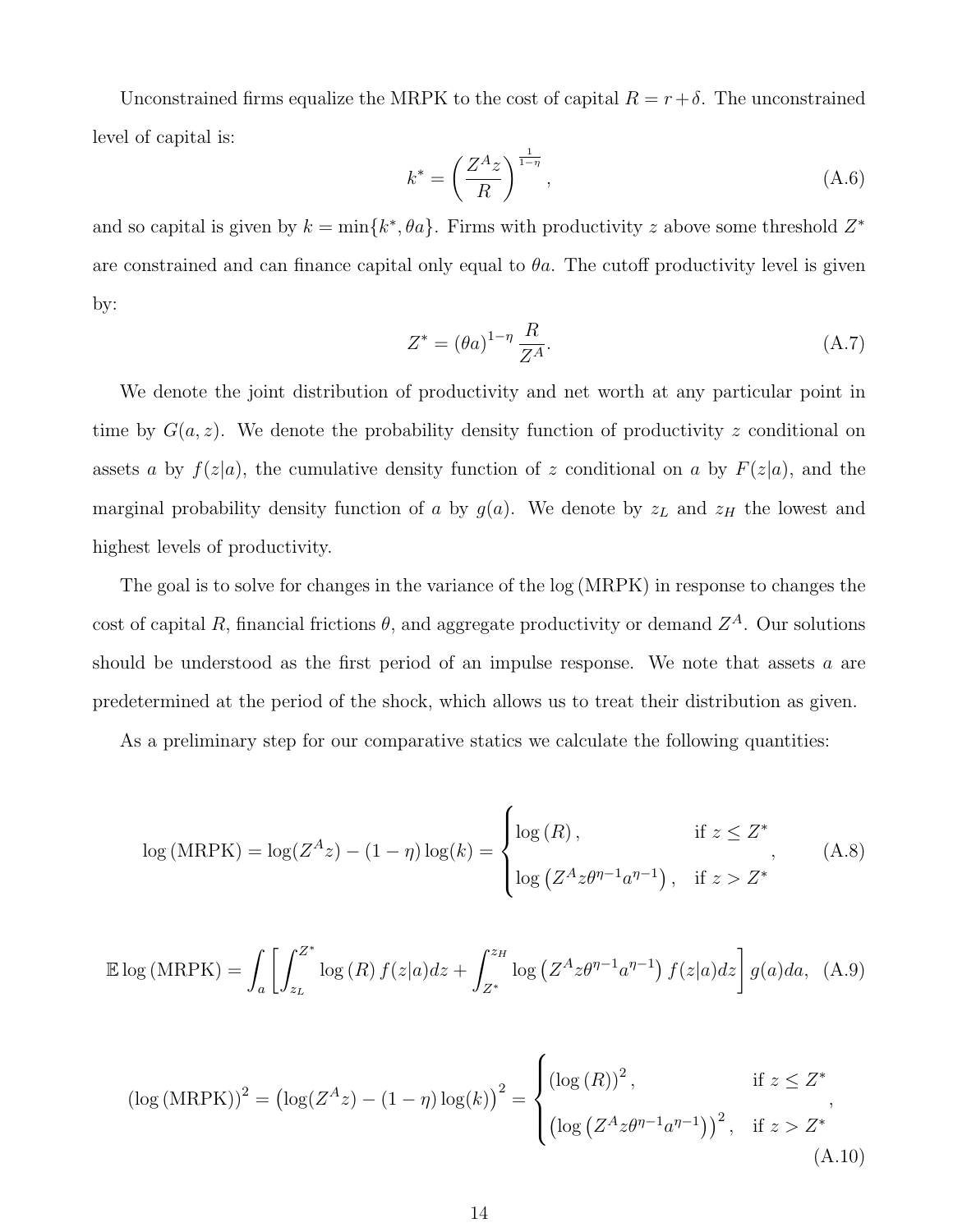Unconstrained firms equalize the MRPK to the cost of capital $R = r + \delta$. The unconstrained level of capital is:

$$k^* = \left(\frac{Z^A z}{R}\right)^{\frac{1}{1-\eta}}, \tag{A.6}$$

and so capital is given by $k = \min\{k^*, \theta a\}$. Firms with productivity $z$ above some threshold $Z^*$ are constrained and can finance capital only equal to $\theta a$. The cutoff productivity level is given by:

$$Z^* = (\theta a)^{1-\eta} \frac{R}{Z^A}. \tag{A.7}$$

We denote the joint distribution of productivity and net worth at any particular point in time by $G(a, z)$. We denote the probability density function of productivity $z$ conditional on assets $a$ by $f(z|a)$, the cumulative density function of $z$ conditional on $a$ by $F(z|a)$, and the marginal probability density function of $a$ by $g(a)$. We denote by $z_L$ and $z_H$ the lowest and highest levels of productivity.

The goal is to solve for changes in the variance of the log (MRPK) in response to changes the cost of capital $R$, financial frictions $\theta$, and aggregate productivity or demand $Z^A$. Our solutions should be understood as the first period of an impulse response. We note that assets $a$ are predetermined at the period of the shock, which allows us to treat their distribution as given.

As a preliminary step for our comparative statics we calculate the following quantities:

$$\log(\text{MRPK}) = \log(Z^A z) - (1-\eta)\log(k) = \begin{cases} \log(R), & \text{if } z \leq Z^* \\ \log\left(Z^A z \theta^{\eta-1} a^{\eta-1}\right), & \text{if } z > Z^* \end{cases}, \tag{A.8}$$

$$\mathbb{E}\log(\text{MRPK}) = \int_a \left[\int_{z_L}^{Z^*} \log(R) f(z|a)dz + \int_{Z^*}^{z_H} \log\left(Z^A z \theta^{\eta-1} a^{\eta-1}\right) f(z|a)dz\right] g(a)da, \tag{A.9}$$

$$(\log(\text{MRPK}))^2 = \left(\log(Z^A z) - (1-\eta)\log(k)\right)^2 = \begin{cases} (\log(R))^2, & \text{if } z \leq Z^* \\ \left(\log\left(Z^A z \theta^{\eta-1} a^{\eta-1}\right)\right)^2, & \text{if } z > Z^* \end{cases}, \tag{A.10}$$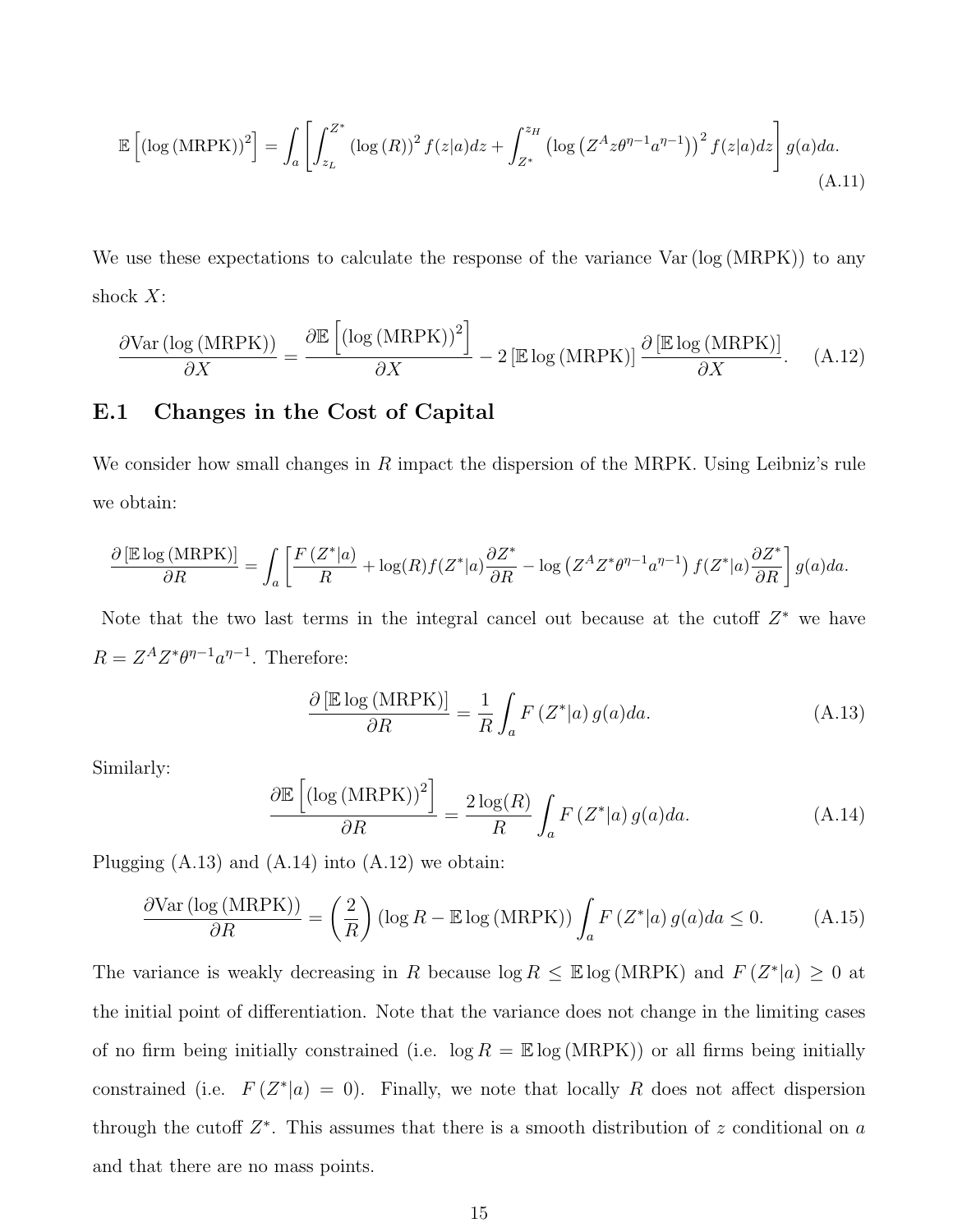$$\mathbb{E}\left[(\log(\text{MRPK}))^2\right] = \int_a \left[\int_{z_L}^{Z^*} (\log(R))^2 f(z|a)dz + \int_{Z^*}^{z_H} \left(\log\left(Z^A z\theta^{\eta-1}a^{\eta-1}\right)\right)^2 f(z|a)dz\right] g(a)da. \tag{A.11}$$

We use these expectations to calculate the response of the variance Var (log (MRPK)) to any shock $X$:

$$\frac{\partial \text{Var}(\log(\text{MRPK}))}{\partial X} = \frac{\partial \mathbb{E}\left[(\log(\text{MRPK}))^2\right]}{\partial X} - 2\left[\mathbb{E}\log(\text{MRPK})\right]\frac{\partial\left[\mathbb{E}\log(\text{MRPK})\right]}{\partial X}. \tag{A.12}$$

## E.1 Changes in the Cost of Capital

We consider how small changes in $R$ impact the dispersion of the MRPK. Using Leibniz's rule we obtain:

$$\frac{\partial\left[\mathbb{E}\log(\text{MRPK})\right]}{\partial R} = \int_a \left[\frac{F(Z^*|a)}{R} + \log(R)f(Z^*|a)\frac{\partial Z^*}{\partial R} - \log\left(Z^A Z^*\theta^{\eta-1}a^{\eta-1}\right)f(Z^*|a)\frac{\partial Z^*}{\partial R}\right] g(a)da.$$

Note that the two last terms in the integral cancel out because at the cutoff $Z^*$ we have $R = Z^A Z^*\theta^{\eta-1}a^{\eta-1}$. Therefore:

$$\frac{\partial\left[\mathbb{E}\log(\text{MRPK})\right]}{\partial R} = \frac{1}{R}\int_a F(Z^*|a)\, g(a)da. \tag{A.13}$$

Similarly:

$$\frac{\partial \mathbb{E}\left[(\log(\text{MRPK}))^2\right]}{\partial R} = \frac{2\log(R)}{R}\int_a F(Z^*|a)\, g(a)da. \tag{A.14}$$

Plugging (A.13) and (A.14) into (A.12) we obtain:

$$\frac{\partial \text{Var}(\log(\text{MRPK}))}{\partial R} = \left(\frac{2}{R}\right)(\log R - \mathbb{E}\log(\text{MRPK}))\int_a F(Z^*|a)\, g(a)da \leq 0. \tag{A.15}$$

The variance is weakly decreasing in $R$ because $\log R \leq \mathbb{E}\log(\text{MRPK})$ and $F(Z^*|a) \geq 0$ at the initial point of differentiation. Note that the variance does not change in the limiting cases of no firm being initially constrained (i.e. $\log R = \mathbb{E}\log(\text{MRPK})$) or all firms being initially constrained (i.e. $F(Z^*|a) = 0$). Finally, we note that locally $R$ does not affect dispersion through the cutoff $Z^*$. This assumes that there is a smooth distribution of $z$ conditional on $a$ and that there are no mass points.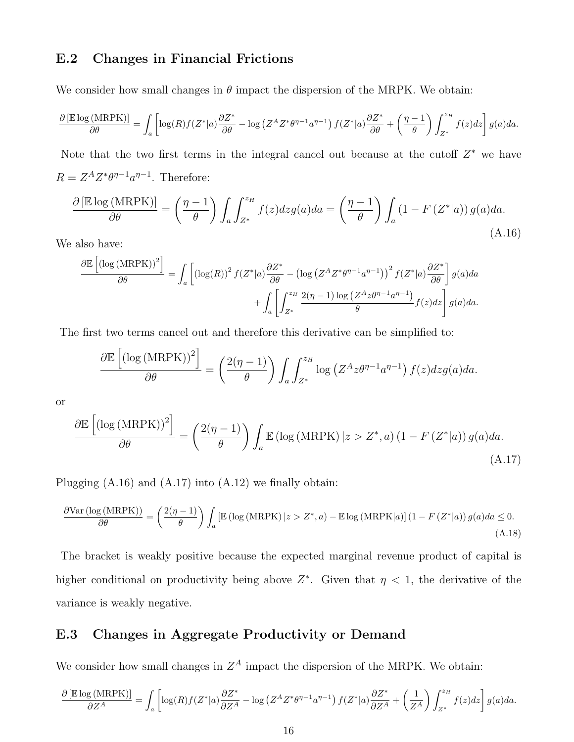## E.2 Changes in Financial Frictions

We consider how small changes in $\theta$ impact the dispersion of the MRPK. We obtain:

$$\frac{\partial \left[\mathbb{E}\log\left(\text{MRPK}\right)\right]}{\partial \theta} = \int_a \left[\log(R) f(Z^*|a)\frac{\partial Z^*}{\partial \theta} - \log\left(Z^A Z^* \theta^{\eta-1} a^{\eta-1}\right) f(Z^*|a)\frac{\partial Z^*}{\partial \theta} + \left(\frac{\eta-1}{\theta}\right)\int_{Z^*}^{z_H} f(z)dz\right] g(a)da.$$

Note that the two first terms in the integral cancel out because at the cutoff $Z^*$ we have $R = Z^A Z^* \theta^{\eta-1} a^{\eta-1}$. Therefore:

$$\frac{\partial \left[\mathbb{E}\log\left(\text{MRPK}\right)\right]}{\partial \theta} = \left(\frac{\eta-1}{\theta}\right)\int_a \int_{Z^*}^{z_H} f(z)dz g(a)da = \left(\frac{\eta-1}{\theta}\right)\int_a \left(1 - F\left(Z^*|a\right)\right) g(a)da. \tag{A.16}$$

We also have:

$$\frac{\partial \mathbb{E}\left[\left(\log\left(\text{MRPK}\right)\right)^2\right]}{\partial \theta} = \int_a \left[\left(\log(R)\right)^2 f(Z^*|a)\frac{\partial Z^*}{\partial \theta} - \left(\log\left(Z^A Z^* \theta^{\eta-1} a^{\eta-1}\right)\right)^2 f(Z^*|a)\frac{\partial Z^*}{\partial \theta}\right] g(a)da$$
$$+ \int_a \left[\int_{Z^*}^{z_H} \frac{2(\eta-1)\log\left(Z^A z \theta^{\eta-1} a^{\eta-1}\right)}{\theta} f(z)dz\right] g(a)da.$$

The first two terms cancel out and therefore this derivative can be simplified to:

$$\frac{\partial \mathbb{E}\left[\left(\log\left(\text{MRPK}\right)\right)^2\right]}{\partial \theta} = \left(\frac{2(\eta-1)}{\theta}\right)\int_a \int_{Z^*}^{z_H} \log\left(Z^A z \theta^{\eta-1} a^{\eta-1}\right) f(z)dz g(a)da.$$

or

$$\frac{\partial \mathbb{E}\left[\left(\log\left(\text{MRPK}\right)\right)^2\right]}{\partial \theta} = \left(\frac{2(\eta-1)}{\theta}\right)\int_a \mathbb{E}\left(\log\left(\text{MRPK}\right)|z > Z^*, a\right)\left(1 - F\left(Z^*|a\right)\right) g(a)da. \tag{A.17}$$

Plugging (A.16) and (A.17) into (A.12) we finally obtain:

$$\frac{\partial \text{Var}\left(\log\left(\text{MRPK}\right)\right)}{\partial \theta} = \left(\frac{2(\eta-1)}{\theta}\right)\int_a \left[\mathbb{E}\left(\log\left(\text{MRPK}\right)|z > Z^*, a\right) - \mathbb{E}\log\left(\text{MRPK}|a\right)\right]\left(1 - F\left(Z^*|a\right)\right) g(a)da \leq 0. \tag{A.18}$$

The bracket is weakly positive because the expected marginal revenue product of capital is higher conditional on productivity being above $Z^*$. Given that $\eta < 1$, the derivative of the variance is weakly negative.

## E.3 Changes in Aggregate Productivity or Demand

We consider how small changes in $Z^A$ impact the dispersion of the MRPK. We obtain:

$$\frac{\partial \left[\mathbb{E}\log\left(\text{MRPK}\right)\right]}{\partial Z^A} = \int_a \left[\log(R) f(Z^*|a)\frac{\partial Z^*}{\partial Z^A} - \log\left(Z^A Z^* \theta^{\eta-1} a^{\eta-1}\right) f(Z^*|a)\frac{\partial Z^*}{\partial Z^A} + \left(\frac{1}{Z^A}\right)\int_{Z^*}^{z_H} f(z)dz\right] g(a)da.$$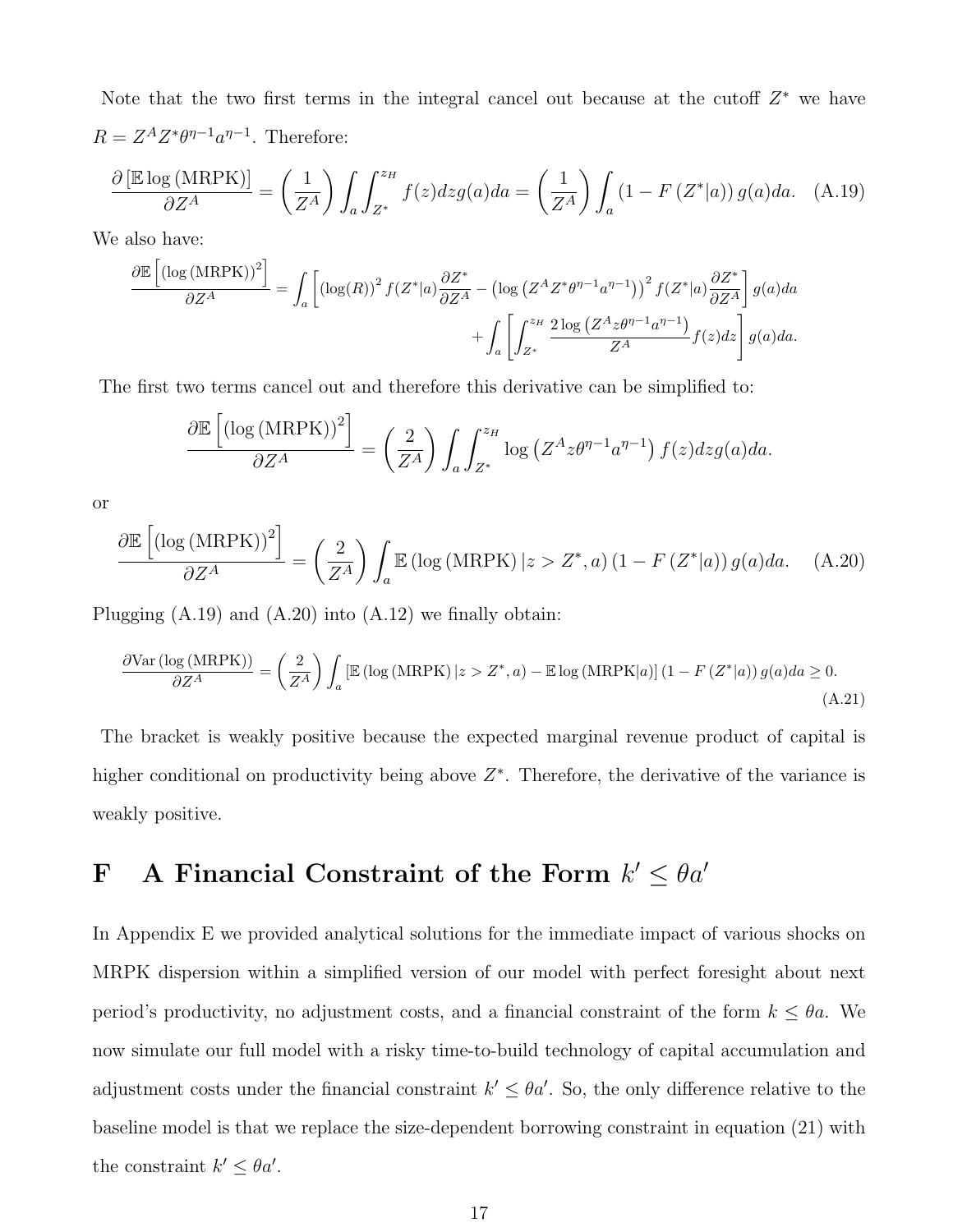Note that the two first terms in the integral cancel out because at the cutoff $Z^*$ we have $R = Z^A Z^* \theta^{\eta-1} a^{\eta-1}$. Therefore:

$$\frac{\partial \left[\mathbb{E} \log \left(\text{MRPK}\right)\right]}{\partial Z^A} = \left(\frac{1}{Z^A}\right) \int_a \int_{Z^*}^{z_H} f(z) dz g(a) da = \left(\frac{1}{Z^A}\right) \int_a \left(1 - F\left(Z^* | a\right)\right) g(a) da. \quad \text{(A.19)}$$

We also have:

$$\frac{\partial \mathbb{E}\left[\left(\log \left(\text{MRPK}\right)\right)^2\right]}{\partial Z^A} = \int_a \left[\left(\log(R)\right)^2 f(Z^*|a) \frac{\partial Z^*}{\partial Z^A} - \left(\log\left(Z^A Z^* \theta^{\eta-1} a^{\eta-1}\right)\right)^2 f(Z^*|a) \frac{\partial Z^*}{\partial Z^A}\right] g(a) da$$
$$+ \int_a \left[\int_{Z^*}^{z_H} \frac{2 \log\left(Z^A z \theta^{\eta-1} a^{\eta-1}\right)}{Z^A} f(z) dz\right] g(a) da.$$

The first two terms cancel out and therefore this derivative can be simplified to:

$$\frac{\partial \mathbb{E}\left[\left(\log \left(\text{MRPK}\right)\right)^2\right]}{\partial Z^A} = \left(\frac{2}{Z^A}\right) \int_a \int_{Z^*}^{z_H} \log\left(Z^A z \theta^{\eta-1} a^{\eta-1}\right) f(z) dz g(a) da.$$

or

$$\frac{\partial \mathbb{E}\left[\left(\log \left(\text{MRPK}\right)\right)^2\right]}{\partial Z^A} = \left(\frac{2}{Z^A}\right) \int_a \mathbb{E}\left(\log\left(\text{MRPK}\right) | z > Z^*, a\right) \left(1 - F\left(Z^*|a\right)\right) g(a) da. \quad \text{(A.20)}$$

Plugging (A.19) and (A.20) into (A.12) we finally obtain:

$$\frac{\partial \text{Var}\left(\log\left(\text{MRPK}\right)\right)}{\partial Z^A} = \left(\frac{2}{Z^A}\right) \int_a \left[\mathbb{E}\left(\log\left(\text{MRPK}\right) | z > Z^*, a\right) - \mathbb{E} \log\left(\text{MRPK}|a\right)\right] \left(1 - F\left(Z^*|a\right)\right) g(a) da \geq 0. \quad \text{(A.21)}$$

The bracket is weakly positive because the expected marginal revenue product of capital is higher conditional on productivity being above $Z^*$. Therefore, the derivative of the variance is weakly positive.

# F A Financial Constraint of the Form $k' \leq \theta a'$

In Appendix E we provided analytical solutions for the immediate impact of various shocks on MRPK dispersion within a simplified version of our model with perfect foresight about next period's productivity, no adjustment costs, and a financial constraint of the form $k \leq \theta a$. We now simulate our full model with a risky time-to-build technology of capital accumulation and adjustment costs under the financial constraint $k' \leq \theta a'$. So, the only difference relative to the baseline model is that we replace the size-dependent borrowing constraint in equation (21) with the constraint $k' \leq \theta a'$.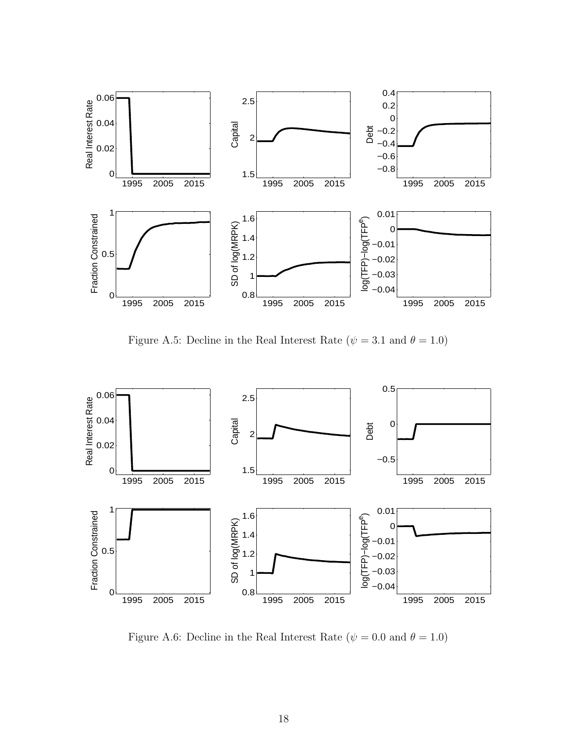Figure A.5: Decline in the Real Interest Rate ($\psi = 3.1$ and $\theta = 1.0$)

Figure A.6: Decline in the Real Interest Rate ($\psi = 0.0$ and $\theta = 1.0$)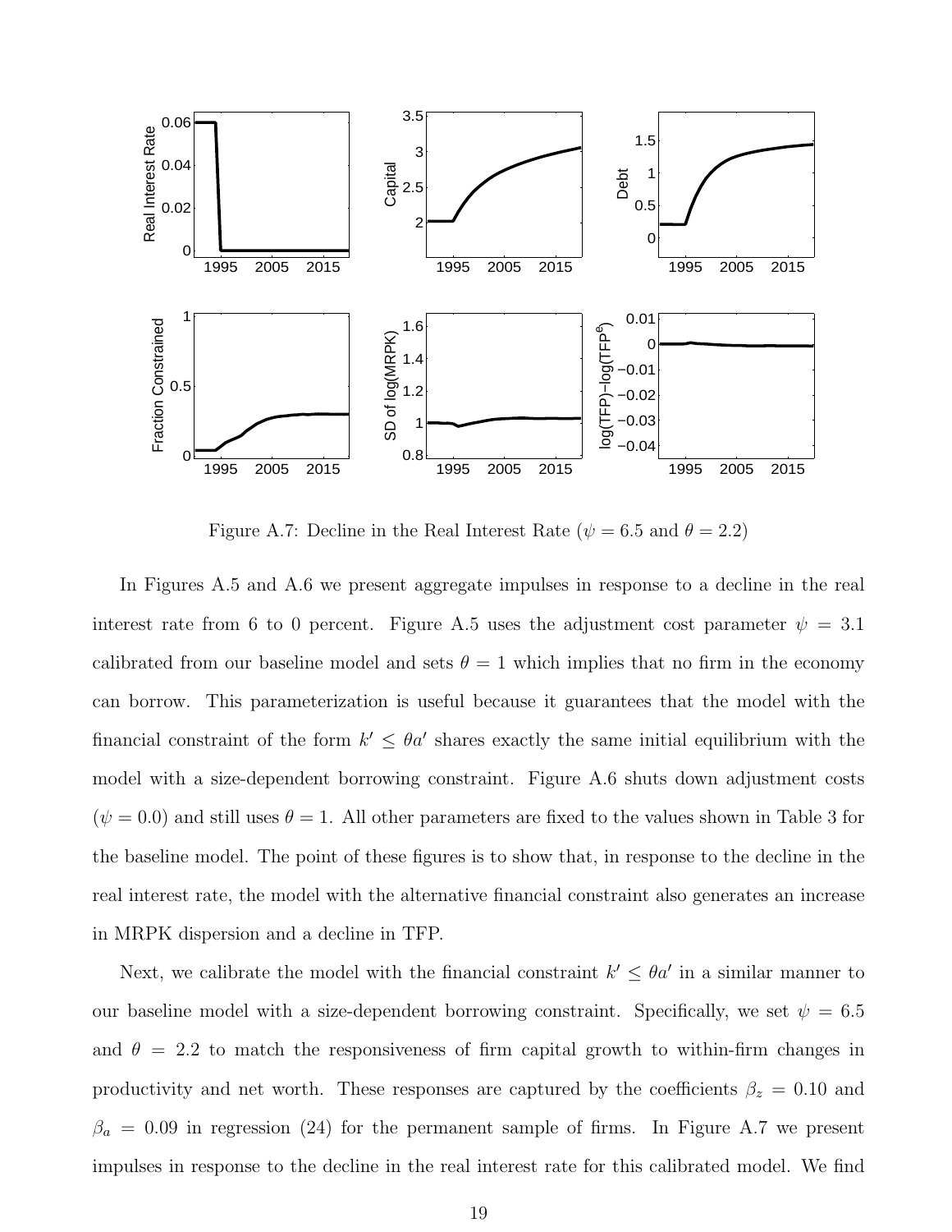Figure A.7: Decline in the Real Interest Rate ($\psi = 6.5$ and $\theta = 2.2$)

In Figures A.5 and A.6 we present aggregate impulses in response to a decline in the real interest rate from 6 to 0 percent. Figure A.5 uses the adjustment cost parameter $\psi = 3.1$ calibrated from our baseline model and sets $\theta = 1$ which implies that no firm in the economy can borrow. This parameterization is useful because it guarantees that the model with the financial constraint of the form $k' \leq \theta a'$ shares exactly the same initial equilibrium with the model with a size-dependent borrowing constraint. Figure A.6 shuts down adjustment costs ($\psi = 0.0$) and still uses $\theta = 1$. All other parameters are fixed to the values shown in Table 3 for the baseline model. The point of these figures is to show that, in response to the decline in the real interest rate, the model with the alternative financial constraint also generates an increase in MRPK dispersion and a decline in TFP.

Next, we calibrate the model with the financial constraint $k' \leq \theta a'$ in a similar manner to our baseline model with a size-dependent borrowing constraint. Specifically, we set $\psi = 6.5$ and $\theta = 2.2$ to match the responsiveness of firm capital growth to within-firm changes in productivity and net worth. These responses are captured by the coefficients $\beta_z = 0.10$ and $\beta_a = 0.09$ in regression (24) for the permanent sample of firms. In Figure A.7 we present impulses in response to the decline in the real interest rate for this calibrated model. We find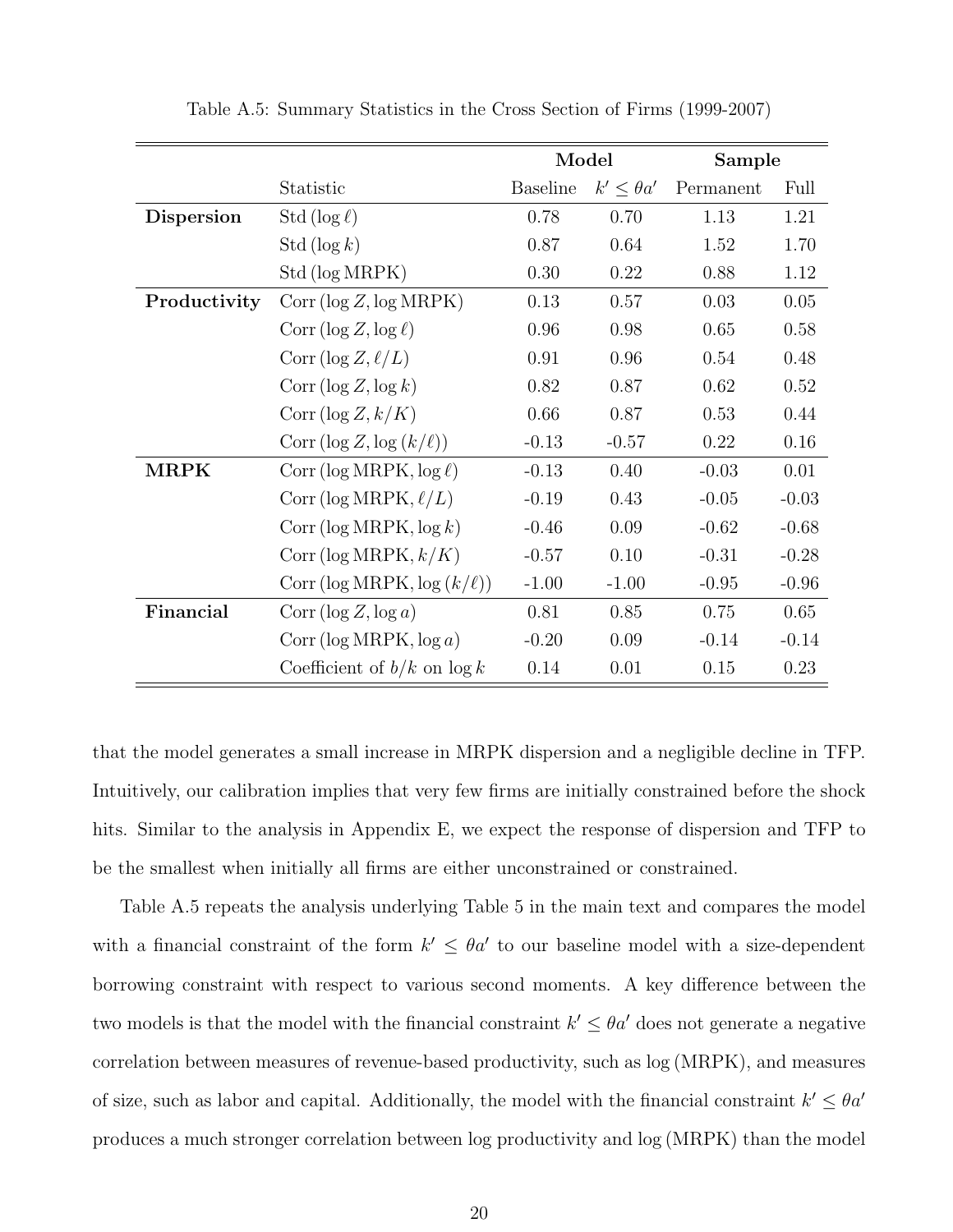Table A.5: Summary Statistics in the Cross Section of Firms (1999-2007)

| | | **Model** | | **Sample** | |
|---|---|---|---|---|---|
| | Statistic | Baseline | $k' \leq \theta a'$ | Permanent | Full |
| **Dispersion** | Std $(\log \ell)$ | 0.78 | 0.70 | 1.13 | 1.21 |
| | Std $(\log k)$ | 0.87 | 0.64 | 1.52 | 1.70 |
| | Std $(\log \text{MRPK})$ | 0.30 | 0.22 | 0.88 | 1.12 |
| **Productivity** | Corr $(\log Z, \log \text{MRPK})$ | 0.13 | 0.57 | 0.03 | 0.05 |
| | Corr $(\log Z, \log \ell)$ | 0.96 | 0.98 | 0.65 | 0.58 |
| | Corr $(\log Z, \ell/L)$ | 0.91 | 0.96 | 0.54 | 0.48 |
| | Corr $(\log Z, \log k)$ | 0.82 | 0.87 | 0.62 | 0.52 |
| | Corr $(\log Z, k/K)$ | 0.66 | 0.87 | 0.53 | 0.44 |
| | Corr $(\log Z, \log (k/\ell))$ | -0.13 | -0.57 | 0.22 | 0.16 |
| **MRPK** | Corr $(\log \text{MRPK}, \log \ell)$ | -0.13 | 0.40 | -0.03 | 0.01 |
| | Corr $(\log \text{MRPK}, \ell/L)$ | -0.19 | 0.43 | -0.05 | -0.03 |
| | Corr $(\log \text{MRPK}, \log k)$ | -0.46 | 0.09 | -0.62 | -0.68 |
| | Corr $(\log \text{MRPK}, k/K)$ | -0.57 | 0.10 | -0.31 | -0.28 |
| | Corr $(\log \text{MRPK}, \log (k/\ell))$ | -1.00 | -1.00 | -0.95 | -0.96 |
| **Financial** | Corr $(\log Z, \log a)$ | 0.81 | 0.85 | 0.75 | 0.65 |
| | Corr $(\log \text{MRPK}, \log a)$ | -0.20 | 0.09 | -0.14 | -0.14 |
| | Coefficient of $b/k$ on $\log k$ | 0.14 | 0.01 | 0.15 | 0.23 |

that the model generates a small increase in MRPK dispersion and a negligible decline in TFP. Intuitively, our calibration implies that very few firms are initially constrained before the shock hits. Similar to the analysis in Appendix E, we expect the response of dispersion and TFP to be the smallest when initially all firms are either unconstrained or constrained.

Table A.5 repeats the analysis underlying Table 5 in the main text and compares the model with a financial constraint of the form $k' \leq \theta a'$ to our baseline model with a size-dependent borrowing constraint with respect to various second moments. A key difference between the two models is that the model with the financial constraint $k' \leq \theta a'$ does not generate a negative correlation between measures of revenue-based productivity, such as $\log(\text{MRPK})$, and measures of size, such as labor and capital. Additionally, the model with the financial constraint $k' \leq \theta a'$ produces a much stronger correlation between log productivity and $\log(\text{MRPK})$ than the model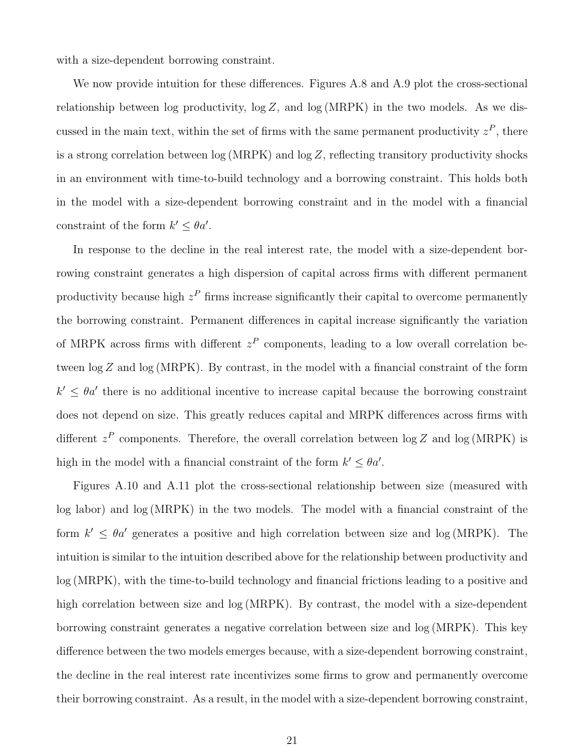with a size-dependent borrowing constraint.

We now provide intuition for these differences. Figures A.8 and A.9 plot the cross-sectional relationship between log productivity, $\log Z$, and $\log(\text{MRPK})$ in the two models. As we discussed in the main text, within the set of firms with the same permanent productivity $z^P$, there is a strong correlation between $\log(\text{MRPK})$ and $\log Z$, reflecting transitory productivity shocks in an environment with time-to-build technology and a borrowing constraint. This holds both in the model with a size-dependent borrowing constraint and in the model with a financial constraint of the form $k' \leq \theta a'$.

In response to the decline in the real interest rate, the model with a size-dependent borrowing constraint generates a high dispersion of capital across firms with different permanent productivity because high $z^P$ firms increase significantly their capital to overcome permanently the borrowing constraint. Permanent differences in capital increase significantly the variation of MRPK across firms with different $z^P$ components, leading to a low overall correlation between $\log Z$ and $\log(\text{MRPK})$. By contrast, in the model with a financial constraint of the form $k' \leq \theta a'$ there is no additional incentive to increase capital because the borrowing constraint does not depend on size. This greatly reduces capital and MRPK differences across firms with different $z^P$ components. Therefore, the overall correlation between $\log Z$ and $\log(\text{MRPK})$ is high in the model with a financial constraint of the form $k' \leq \theta a'$.

Figures A.10 and A.11 plot the cross-sectional relationship between size (measured with log labor) and $\log(\text{MRPK})$ in the two models. The model with a financial constraint of the form $k' \leq \theta a'$ generates a positive and high correlation between size and $\log(\text{MRPK})$. The intuition is similar to the intuition described above for the relationship between productivity and $\log(\text{MRPK})$, with the time-to-build technology and financial frictions leading to a positive and high correlation between size and $\log(\text{MRPK})$. By contrast, the model with a size-dependent borrowing constraint generates a negative correlation between size and $\log(\text{MRPK})$. This key difference between the two models emerges because, with a size-dependent borrowing constraint, the decline in the real interest rate incentivizes some firms to grow and permanently overcome their borrowing constraint. As a result, in the model with a size-dependent borrowing constraint,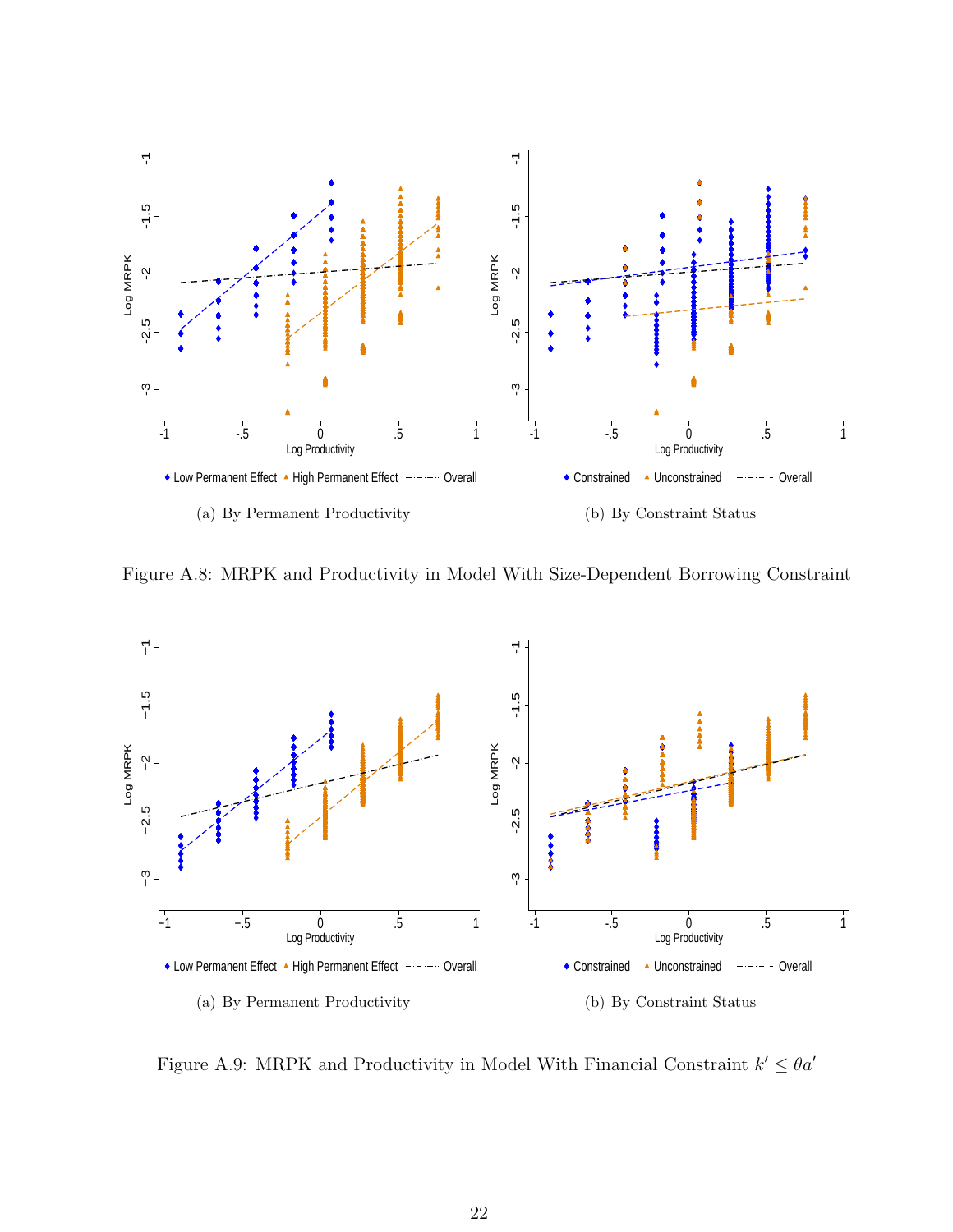(a) By Permanent Productivity

(b) By Constraint Status

Figure A.8: MRPK and Productivity in Model With Size-Dependent Borrowing Constraint

(a) By Permanent Productivity

(b) By Constraint Status

Figure A.9: MRPK and Productivity in Model With Financial Constraint $k' \leq \theta a'$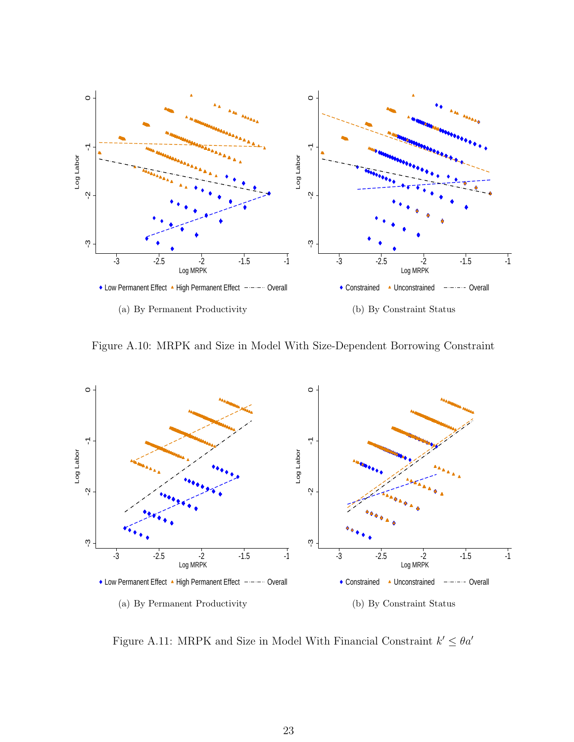(a) By Permanent Productivity

(b) By Constraint Status

Figure A.10: MRPK and Size in Model With Size-Dependent Borrowing Constraint

(a) By Permanent Productivity

(b) By Constraint Status

Figure A.11: MRPK and Size in Model With Financial Constraint $k' \leq \theta a'$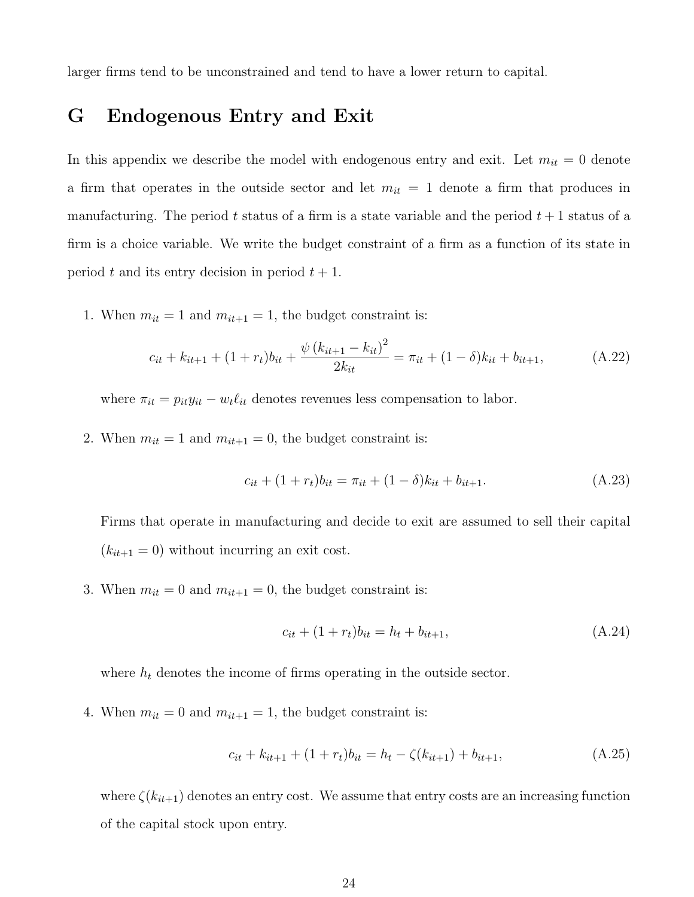larger firms tend to be unconstrained and tend to have a lower return to capital.

# G Endogenous Entry and Exit

In this appendix we describe the model with endogenous entry and exit. Let $m_{it} = 0$ denote a firm that operates in the outside sector and let $m_{it} = 1$ denote a firm that produces in manufacturing. The period $t$ status of a firm is a state variable and the period $t+1$ status of a firm is a choice variable. We write the budget constraint of a firm as a function of its state in period $t$ and its entry decision in period $t+1$.

1. When $m_{it} = 1$ and $m_{it+1} = 1$, the budget constraint is:

$$c_{it} + k_{it+1} + (1 + r_t)b_{it} + \frac{\psi\,(k_{it+1} - k_{it})^2}{2k_{it}} = \pi_{it} + (1 - \delta)k_{it} + b_{it+1}, \tag{A.22}$$

   where $\pi_{it} = p_{it}y_{it} - w_t\ell_{it}$ denotes revenues less compensation to labor.

2. When $m_{it} = 1$ and $m_{it+1} = 0$, the budget constraint is:

$$c_{it} + (1 + r_t)b_{it} = \pi_{it} + (1 - \delta)k_{it} + b_{it+1}. \tag{A.23}$$

   Firms that operate in manufacturing and decide to exit are assumed to sell their capital ($k_{it+1} = 0$) without incurring an exit cost.

3. When $m_{it} = 0$ and $m_{it+1} = 0$, the budget constraint is:

$$c_{it} + (1 + r_t)b_{it} = h_t + b_{it+1}, \tag{A.24}$$

   where $h_t$ denotes the income of firms operating in the outside sector.

4. When $m_{it} = 0$ and $m_{it+1} = 1$, the budget constraint is:

$$c_{it} + k_{it+1} + (1 + r_t)b_{it} = h_t - \zeta(k_{it+1}) + b_{it+1}, \tag{A.25}$$

   where $\zeta(k_{it+1})$ denotes an entry cost. We assume that entry costs are an increasing function of the capital stock upon entry.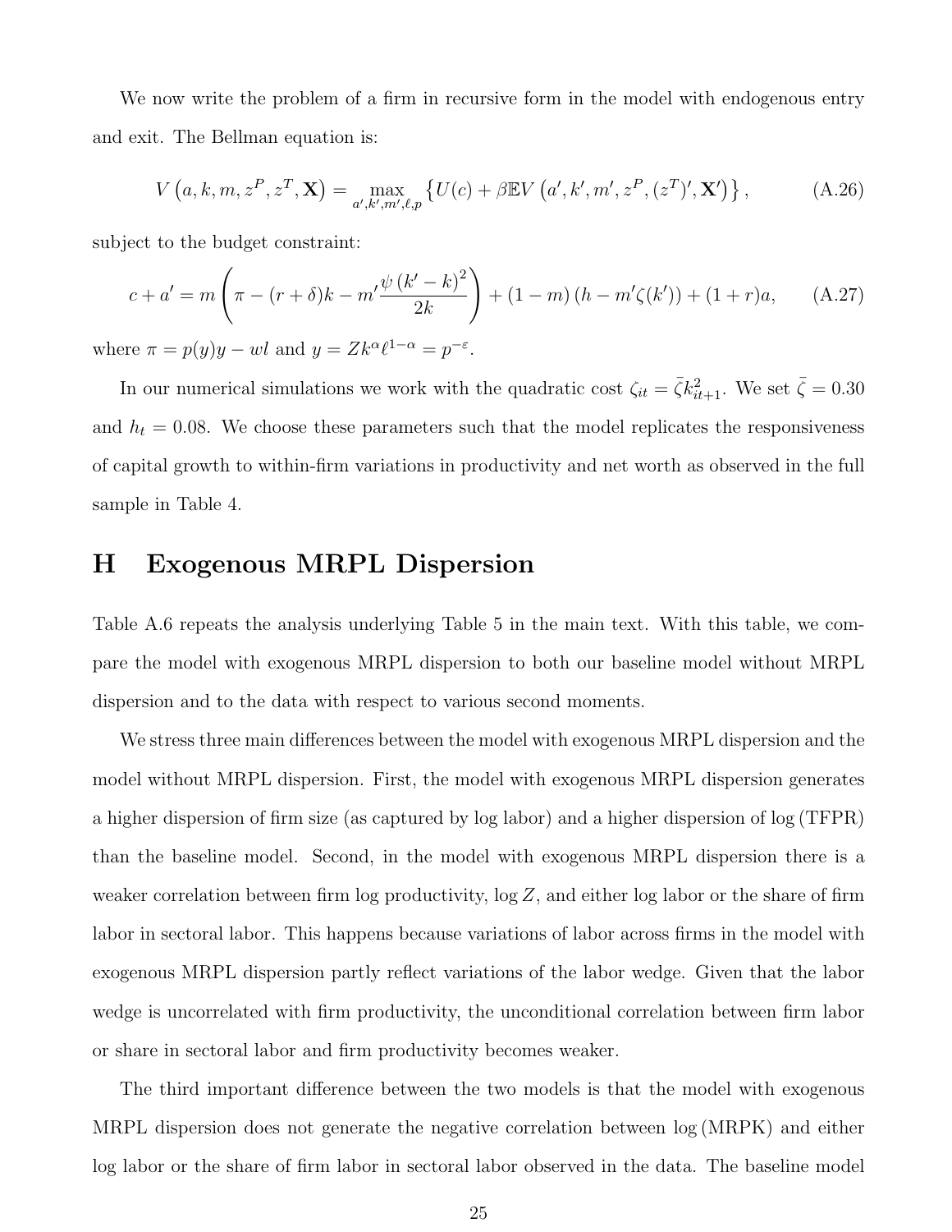We now write the problem of a firm in recursive form in the model with endogenous entry and exit. The Bellman equation is:

$$V\left(a, k, m, z^P, z^T, \mathbf{X}\right) = \max_{a', k', m', \ell, p} \left\{ U(c) + \beta \mathbb{E} V\left(a', k', m', z^P, (z^T)', \mathbf{X}'\right) \right\}, \tag{A.26}$$

subject to the budget constraint:

$$c + a' = m\left(\pi - (r+\delta)k - m' \frac{\psi\left(k'-k\right)^2}{2k}\right) + (1-m)\left(h - m'\zeta(k')\right) + (1+r)a, \tag{A.27}$$

where $\pi = p(y)y - wl$ and $y = Zk^{\alpha}\ell^{1-\alpha} = p^{-\varepsilon}$.

In our numerical simulations we work with the quadratic cost $\zeta_{it} = \bar{\zeta} k_{it+1}^2$. We set $\bar{\zeta} = 0.30$ and $h_t = 0.08$. We choose these parameters such that the model replicates the responsiveness of capital growth to within-firm variations in productivity and net worth as observed in the full sample in Table 4.

# H Exogenous MRPL Dispersion

Table A.6 repeats the analysis underlying Table 5 in the main text. With this table, we compare the model with exogenous MRPL dispersion to both our baseline model without MRPL dispersion and to the data with respect to various second moments.

We stress three main differences between the model with exogenous MRPL dispersion and the model without MRPL dispersion. First, the model with exogenous MRPL dispersion generates a higher dispersion of firm size (as captured by log labor) and a higher dispersion of log (TFPR) than the baseline model. Second, in the model with exogenous MRPL dispersion there is a weaker correlation between firm log productivity, $\log Z$, and either log labor or the share of firm labor in sectoral labor. This happens because variations of labor across firms in the model with exogenous MRPL dispersion partly reflect variations of the labor wedge. Given that the labor wedge is uncorrelated with firm productivity, the unconditional correlation between firm labor or share in sectoral labor and firm productivity becomes weaker.

The third important difference between the two models is that the model with exogenous MRPL dispersion does not generate the negative correlation between log (MRPK) and either log labor or the share of firm labor in sectoral labor observed in the data. The baseline model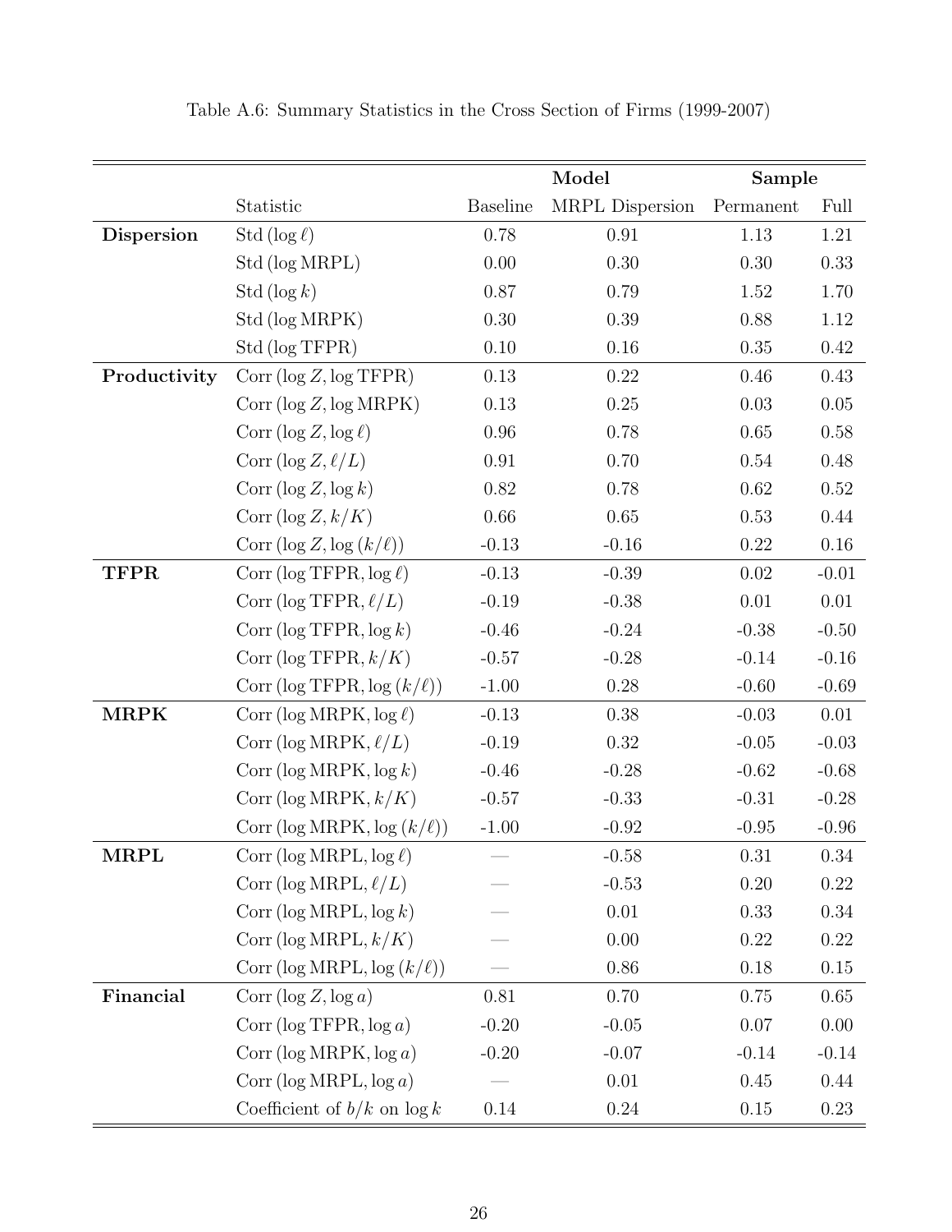Table A.6: Summary Statistics in the Cross Section of Firms (1999-2007)

| | | **Model** | | **Sample** | |
|---|---|---|---|---|---|
| | Statistic | Baseline | MRPL Dispersion | Permanent | Full |
| **Dispersion** | $\text{Std}(\log \ell)$ | 0.78 | 0.91 | 1.13 | 1.21 |
| | $\text{Std}(\log \text{MRPL})$ | 0.00 | 0.30 | 0.30 | 0.33 |
| | $\text{Std}(\log k)$ | 0.87 | 0.79 | 1.52 | 1.70 |
| | $\text{Std}(\log \text{MRPK})$ | 0.30 | 0.39 | 0.88 | 1.12 |
| | $\text{Std}(\log \text{TFPR})$ | 0.10 | 0.16 | 0.35 | 0.42 |
| **Productivity** | $\text{Corr}(\log Z, \log \text{TFPR})$ | 0.13 | 0.22 | 0.46 | 0.43 |
| | $\text{Corr}(\log Z, \log \text{MRPK})$ | 0.13 | 0.25 | 0.03 | 0.05 |
| | $\text{Corr}(\log Z, \log \ell)$ | 0.96 | 0.78 | 0.65 | 0.58 |
| | $\text{Corr}(\log Z, \ell/L)$ | 0.91 | 0.70 | 0.54 | 0.48 |
| | $\text{Corr}(\log Z, \log k)$ | 0.82 | 0.78 | 0.62 | 0.52 |
| | $\text{Corr}(\log Z, k/K)$ | 0.66 | 0.65 | 0.53 | 0.44 |
| | $\text{Corr}(\log Z, \log (k/\ell))$ | -0.13 | -0.16 | 0.22 | 0.16 |
| **TFPR** | $\text{Corr}(\log \text{TFPR}, \log \ell)$ | -0.13 | -0.39 | 0.02 | -0.01 |
| | $\text{Corr}(\log \text{TFPR}, \ell/L)$ | -0.19 | -0.38 | 0.01 | 0.01 |
| | $\text{Corr}(\log \text{TFPR}, \log k)$ | -0.46 | -0.24 | -0.38 | -0.50 |
| | $\text{Corr}(\log \text{TFPR}, k/K)$ | -0.57 | -0.28 | -0.14 | -0.16 |
| | $\text{Corr}(\log \text{TFPR}, \log (k/\ell))$ | -1.00 | 0.28 | -0.60 | -0.69 |
| **MRPK** | $\text{Corr}(\log \text{MRPK}, \log \ell)$ | -0.13 | 0.38 | -0.03 | 0.01 |
| | $\text{Corr}(\log \text{MRPK}, \ell/L)$ | -0.19 | 0.32 | -0.05 | -0.03 |
| | $\text{Corr}(\log \text{MRPK}, \log k)$ | -0.46 | -0.28 | -0.62 | -0.68 |
| | $\text{Corr}(\log \text{MRPK}, k/K)$ | -0.57 | -0.33 | -0.31 | -0.28 |
| | $\text{Corr}(\log \text{MRPK}, \log (k/\ell))$ | -1.00 | -0.92 | -0.95 | -0.96 |
| **MRPL** | $\text{Corr}(\log \text{MRPL}, \log \ell)$ | — | -0.58 | 0.31 | 0.34 |
| | $\text{Corr}(\log \text{MRPL}, \ell/L)$ | — | -0.53 | 0.20 | 0.22 |
| | $\text{Corr}(\log \text{MRPL}, \log k)$ | — | 0.01 | 0.33 | 0.34 |
| | $\text{Corr}(\log \text{MRPL}, k/K)$ | — | 0.00 | 0.22 | 0.22 |
| | $\text{Corr}(\log \text{MRPL}, \log (k/\ell))$ | — | 0.86 | 0.18 | 0.15 |
| **Financial** | $\text{Corr}(\log Z, \log a)$ | 0.81 | 0.70 | 0.75 | 0.65 |
| | $\text{Corr}(\log \text{TFPR}, \log a)$ | -0.20 | -0.05 | 0.07 | 0.00 |
| | $\text{Corr}(\log \text{MRPK}, \log a)$ | -0.20 | -0.07 | -0.14 | -0.14 |
| | $\text{Corr}(\log \text{MRPL}, \log a)$ | — | 0.01 | 0.45 | 0.44 |
| | Coefficient of $b/k$ on $\log k$ | 0.14 | 0.24 | 0.15 | 0.23 |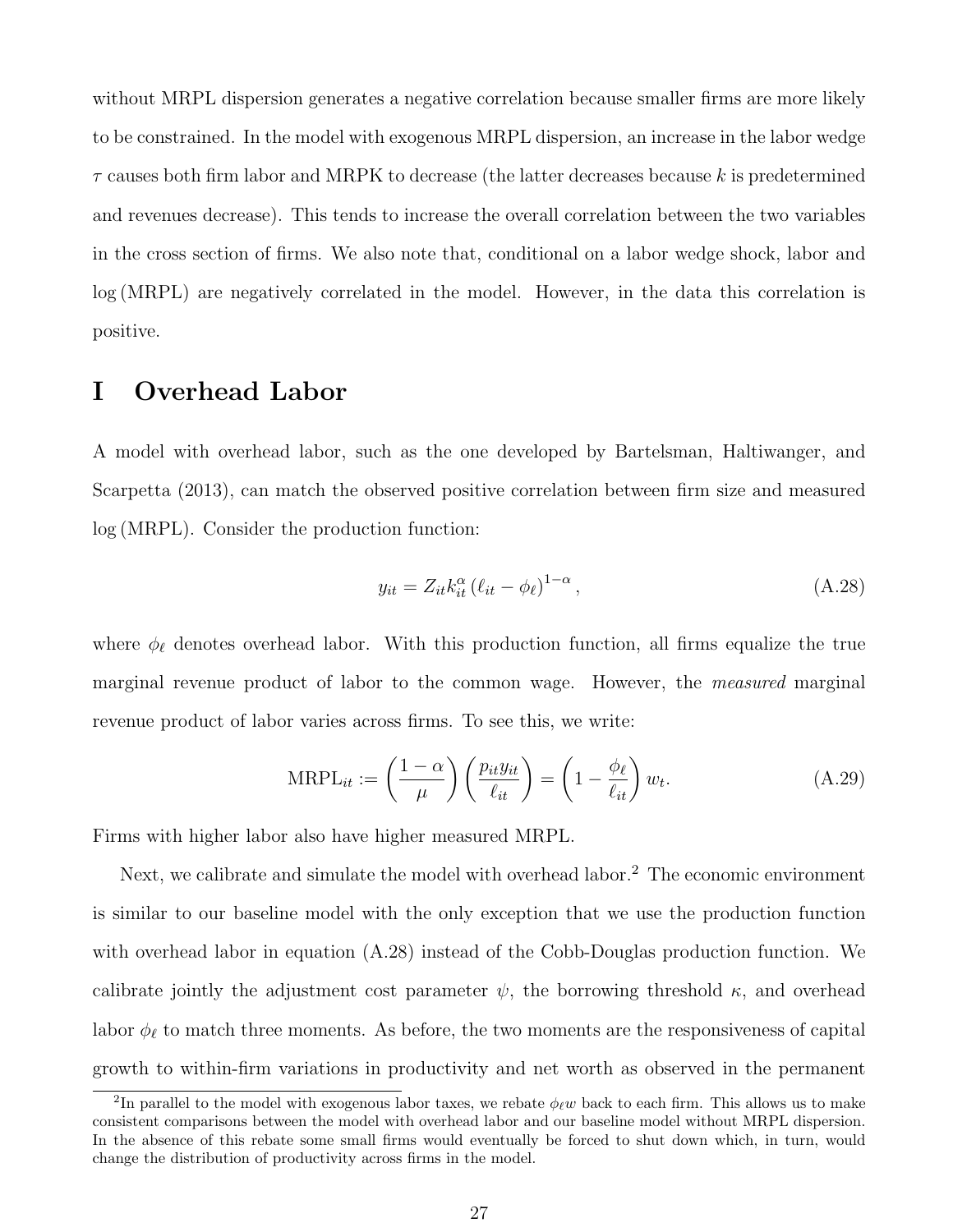without MRPL dispersion generates a negative correlation because smaller firms are more likely to be constrained. In the model with exogenous MRPL dispersion, an increase in the labor wedge $\tau$ causes both firm labor and MRPK to decrease (the latter decreases because $k$ is predetermined and revenues decrease). This tends to increase the overall correlation between the two variables in the cross section of firms. We also note that, conditional on a labor wedge shock, labor and $\log(\text{MRPL})$ are negatively correlated in the model. However, in the data this correlation is positive.

# I Overhead Labor

A model with overhead labor, such as the one developed by Bartelsman, Haltiwanger, and Scarpetta (2013), can match the observed positive correlation between firm size and measured $\log(\text{MRPL})$. Consider the production function:

$$y_{it} = Z_{it} k_{it}^{\alpha} \left(\ell_{it} - \phi_{\ell}\right)^{1-\alpha}, \tag{A.28}$$

where $\phi_{\ell}$ denotes overhead labor. With this production function, all firms equalize the true marginal revenue product of labor to the common wage. However, the *measured* marginal revenue product of labor varies across firms. To see this, we write:

$$\text{MRPL}_{it} := \left(\frac{1-\alpha}{\mu}\right)\left(\frac{p_{it} y_{it}}{\ell_{it}}\right) = \left(1 - \frac{\phi_{\ell}}{\ell_{it}}\right) w_t. \tag{A.29}$$

Firms with higher labor also have higher measured MRPL.

Next, we calibrate and simulate the model with overhead labor.[2] The economic environment is similar to our baseline model with the only exception that we use the production function with overhead labor in equation (A.28) instead of the Cobb-Douglas production function. We calibrate jointly the adjustment cost parameter $\psi$, the borrowing threshold $\kappa$, and overhead labor $\phi_{\ell}$ to match three moments. As before, the two moments are the responsiveness of capital growth to within-firm variations in productivity and net worth as observed in the permanent

[2] In parallel to the model with exogenous labor taxes, we rebate $\phi_{\ell} w$ back to each firm. This allows us to make consistent comparisons between the model with overhead labor and our baseline model without MRPL dispersion. In the absence of this rebate some small firms would eventually be forced to shut down which, in turn, would change the distribution of productivity across firms in the model.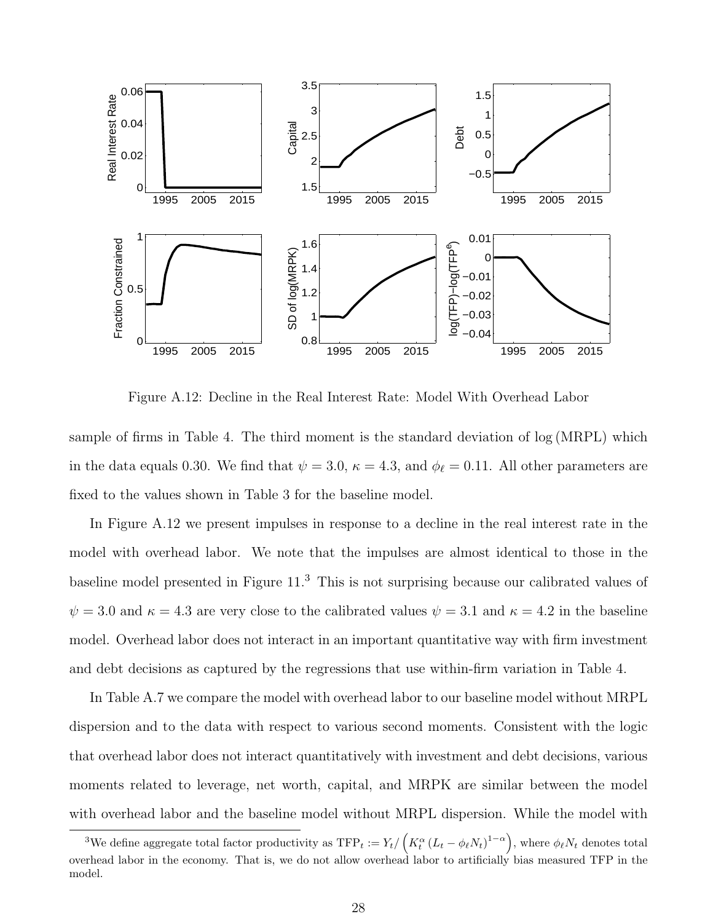Figure A.12: Decline in the Real Interest Rate: Model With Overhead Labor

sample of firms in Table 4. The third moment is the standard deviation of $\log(\text{MRPL})$ which in the data equals 0.30. We find that $\psi = 3.0$, $\kappa = 4.3$, and $\phi_\ell = 0.11$. All other parameters are fixed to the values shown in Table 3 for the baseline model.

In Figure A.12 we present impulses in response to a decline in the real interest rate in the model with overhead labor. We note that the impulses are almost identical to those in the baseline model presented in Figure 11.[3] This is not surprising because our calibrated values of $\psi = 3.0$ and $\kappa = 4.3$ are very close to the calibrated values $\psi = 3.1$ and $\kappa = 4.2$ in the baseline model. Overhead labor does not interact in an important quantitative way with firm investment and debt decisions as captured by the regressions that use within-firm variation in Table 4.

In Table A.7 we compare the model with overhead labor to our baseline model without MRPL dispersion and to the data with respect to various second moments. Consistent with the logic that overhead labor does not interact quantitatively with investment and debt decisions, various moments related to leverage, net worth, capital, and MRPK are similar between the model with overhead labor and the baseline model without MRPL dispersion. While the model with

[3]We define aggregate total factor productivity as $\text{TFP}_t := Y_t / \left( K_t^\alpha \left(L_t - \phi_\ell N_t\right)^{1-\alpha} \right)$, where $\phi_\ell N_t$ denotes total overhead labor in the economy. That is, we do not allow overhead labor to artificially bias measured TFP in the model.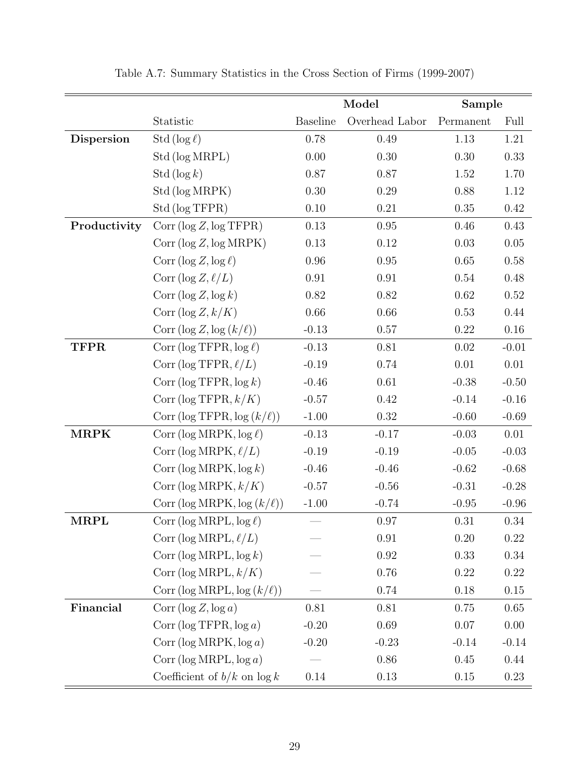Table A.7: Summary Statistics in the Cross Section of Firms (1999-2007)

| | | **Model** | | **Sample** | |
|---|---|---|---|---|---|
| | Statistic | Baseline | Overhead Labor | Permanent | Full |
| **Dispersion** | $\text{Std}(\log \ell)$ | 0.78 | 0.49 | 1.13 | 1.21 |
| | $\text{Std}(\log \text{MRPL})$ | 0.00 | 0.30 | 0.30 | 0.33 |
| | $\text{Std}(\log k)$ | 0.87 | 0.87 | 1.52 | 1.70 |
| | $\text{Std}(\log \text{MRPK})$ | 0.30 | 0.29 | 0.88 | 1.12 |
| | $\text{Std}(\log \text{TFPR})$ | 0.10 | 0.21 | 0.35 | 0.42 |
| **Productivity** | $\text{Corr}(\log Z, \log \text{TFPR})$ | 0.13 | 0.95 | 0.46 | 0.43 |
| | $\text{Corr}(\log Z, \log \text{MRPK})$ | 0.13 | 0.12 | 0.03 | 0.05 |
| | $\text{Corr}(\log Z, \log \ell)$ | 0.96 | 0.95 | 0.65 | 0.58 |
| | $\text{Corr}(\log Z, \ell/L)$ | 0.91 | 0.91 | 0.54 | 0.48 |
| | $\text{Corr}(\log Z, \log k)$ | 0.82 | 0.82 | 0.62 | 0.52 |
| | $\text{Corr}(\log Z, k/K)$ | 0.66 | 0.66 | 0.53 | 0.44 |
| | $\text{Corr}(\log Z, \log(k/\ell))$ | -0.13 | 0.57 | 0.22 | 0.16 |
| **TFPR** | $\text{Corr}(\log \text{TFPR}, \log \ell)$ | -0.13 | 0.81 | 0.02 | -0.01 |
| | $\text{Corr}(\log \text{TFPR}, \ell/L)$ | -0.19 | 0.74 | 0.01 | 0.01 |
| | $\text{Corr}(\log \text{TFPR}, \log k)$ | -0.46 | 0.61 | -0.38 | -0.50 |
| | $\text{Corr}(\log \text{TFPR}, k/K)$ | -0.57 | 0.42 | -0.14 | -0.16 |
| | $\text{Corr}(\log \text{TFPR}, \log(k/\ell))$ | -1.00 | 0.32 | -0.60 | -0.69 |
| **MRPK** | $\text{Corr}(\log \text{MRPK}, \log \ell)$ | -0.13 | -0.17 | -0.03 | 0.01 |
| | $\text{Corr}(\log \text{MRPK}, \ell/L)$ | -0.19 | -0.19 | -0.05 | -0.03 |
| | $\text{Corr}(\log \text{MRPK}, \log k)$ | -0.46 | -0.46 | -0.62 | -0.68 |
| | $\text{Corr}(\log \text{MRPK}, k/K)$ | -0.57 | -0.56 | -0.31 | -0.28 |
| | $\text{Corr}(\log \text{MRPK}, \log(k/\ell))$ | -1.00 | -0.74 | -0.95 | -0.96 |
| **MRPL** | $\text{Corr}(\log \text{MRPL}, \log \ell)$ | — | 0.97 | 0.31 | 0.34 |
| | $\text{Corr}(\log \text{MRPL}, \ell/L)$ | — | 0.91 | 0.20 | 0.22 |
| | $\text{Corr}(\log \text{MRPL}, \log k)$ | — | 0.92 | 0.33 | 0.34 |
| | $\text{Corr}(\log \text{MRPL}, k/K)$ | — | 0.76 | 0.22 | 0.22 |
| | $\text{Corr}(\log \text{MRPL}, \log(k/\ell))$ | — | 0.74 | 0.18 | 0.15 |
| **Financial** | $\text{Corr}(\log Z, \log a)$ | 0.81 | 0.81 | 0.75 | 0.65 |
| | $\text{Corr}(\log \text{TFPR}, \log a)$ | -0.20 | 0.69 | 0.07 | 0.00 |
| | $\text{Corr}(\log \text{MRPK}, \log a)$ | -0.20 | -0.23 | -0.14 | -0.14 |
| | $\text{Corr}(\log \text{MRPL}, \log a)$ | — | 0.86 | 0.45 | 0.44 |
| | Coefficient of $b/k$ on $\log k$ | 0.14 | 0.13 | 0.15 | 0.23 |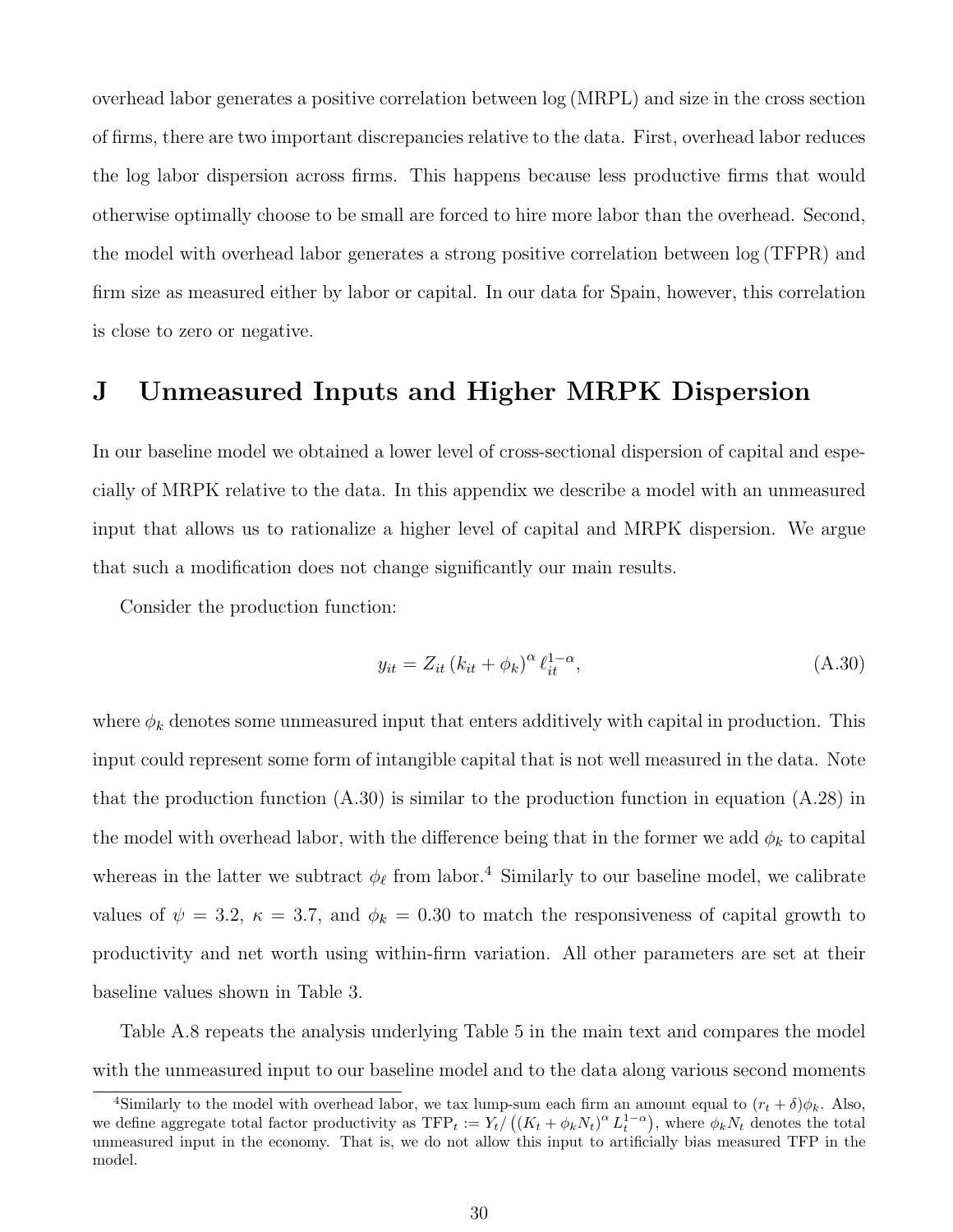overhead labor generates a positive correlation between log (MRPL) and size in the cross section of firms, there are two important discrepancies relative to the data. First, overhead labor reduces the log labor dispersion across firms. This happens because less productive firms that would otherwise optimally choose to be small are forced to hire more labor than the overhead. Second, the model with overhead labor generates a strong positive correlation between log (TFPR) and firm size as measured either by labor or capital. In our data for Spain, however, this correlation is close to zero or negative.

# J Unmeasured Inputs and Higher MRPK Dispersion

In our baseline model we obtained a lower level of cross-sectional dispersion of capital and especially of MRPK relative to the data. In this appendix we describe a model with an unmeasured input that allows us to rationalize a higher level of capital and MRPK dispersion. We argue that such a modification does not change significantly our main results.

Consider the production function:

$$y_{it} = Z_{it} \left(k_{it} + \phi_k\right)^{\alpha} \ell_{it}^{1-\alpha}, \tag{A.30}$$

where $\phi_k$ denotes some unmeasured input that enters additively with capital in production. This input could represent some form of intangible capital that is not well measured in the data. Note that the production function (A.30) is similar to the production function in equation (A.28) in the model with overhead labor, with the difference being that in the former we add $\phi_k$ to capital whereas in the latter we subtract $\phi_\ell$ from labor.[4] Similarly to our baseline model, we calibrate values of $\psi = 3.2$, $\kappa = 3.7$, and $\phi_k = 0.30$ to match the responsiveness of capital growth to productivity and net worth using within-firm variation. All other parameters are set at their baseline values shown in Table 3.

Table A.8 repeats the analysis underlying Table 5 in the main text and compares the model with the unmeasured input to our baseline model and to the data along various second moments

[4] Similarly to the model with overhead labor, we tax lump-sum each firm an amount equal to $(r_t + \delta)\phi_k$. Also, we define aggregate total factor productivity as $\text{TFP}_t := Y_t / \left( (K_t + \phi_k N_t)^{\alpha} L_t^{1-\alpha} \right)$, where $\phi_k N_t$ denotes the total unmeasured input in the economy. That is, we do not allow this input to artificially bias measured TFP in the model.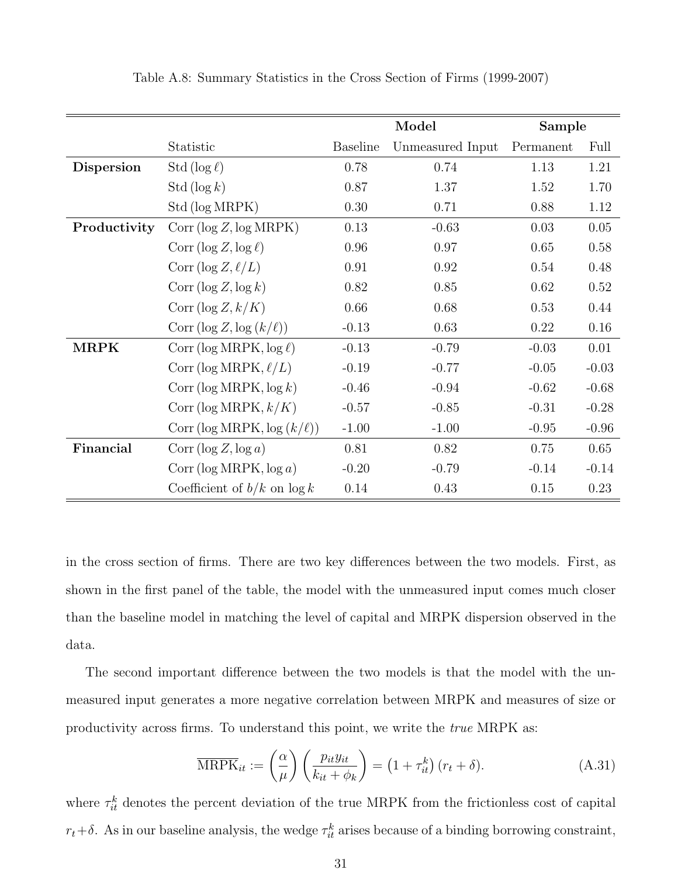Table A.8: Summary Statistics in the Cross Section of Firms (1999-2007)

| | | **Model** | | **Sample** | |
|---|---|---|---|---|---|
| | Statistic | Baseline | Unmeasured Input | Permanent | Full |
| **Dispersion** | Std $(\log \ell)$ | 0.78 | 0.74 | 1.13 | 1.21 |
| | Std $(\log k)$ | 0.87 | 1.37 | 1.52 | 1.70 |
| | Std $(\log \text{MRPK})$ | 0.30 | 0.71 | 0.88 | 1.12 |
| **Productivity** | Corr $(\log Z, \log \text{MRPK})$ | 0.13 | -0.63 | 0.03 | 0.05 |
| | Corr $(\log Z, \log \ell)$ | 0.96 | 0.97 | 0.65 | 0.58 |
| | Corr $(\log Z, \ell/L)$ | 0.91 | 0.92 | 0.54 | 0.48 |
| | Corr $(\log Z, \log k)$ | 0.82 | 0.85 | 0.62 | 0.52 |
| | Corr $(\log Z, k/K)$ | 0.66 | 0.68 | 0.53 | 0.44 |
| | Corr $(\log Z, \log (k/\ell))$ | -0.13 | 0.63 | 0.22 | 0.16 |
| **MRPK** | Corr $(\log \text{MRPK}, \log \ell)$ | -0.13 | -0.79 | -0.03 | 0.01 |
| | Corr $(\log \text{MRPK}, \ell/L)$ | -0.19 | -0.77 | -0.05 | -0.03 |
| | Corr $(\log \text{MRPK}, \log k)$ | -0.46 | -0.94 | -0.62 | -0.68 |
| | Corr $(\log \text{MRPK}, k/K)$ | -0.57 | -0.85 | -0.31 | -0.28 |
| | Corr $(\log \text{MRPK}, \log (k/\ell))$ | -1.00 | -1.00 | -0.95 | -0.96 |
| **Financial** | Corr $(\log Z, \log a)$ | 0.81 | 0.82 | 0.75 | 0.65 |
| | Corr $(\log \text{MRPK}, \log a)$ | -0.20 | -0.79 | -0.14 | -0.14 |
| | Coefficient of $b/k$ on $\log k$ | 0.14 | 0.43 | 0.15 | 0.23 |

in the cross section of firms. There are two key differences between the two models. First, as shown in the first panel of the table, the model with the unmeasured input comes much closer than the baseline model in matching the level of capital and MRPK dispersion observed in the data.

The second important difference between the two models is that the model with the unmeasured input generates a more negative correlation between MRPK and measures of size or productivity across firms. To understand this point, we write the *true* MRPK as:

$$\overline{\text{MRPK}}_{it} := \left(\frac{\alpha}{\mu}\right)\left(\frac{p_{it} y_{it}}{k_{it} + \phi_k}\right) = \left(1 + \tau_{it}^k\right)(r_t + \delta). \tag{A.31}$$

where $\tau_{it}^k$ denotes the percent deviation of the true MRPK from the frictionless cost of capital $r_t + \delta$. As in our baseline analysis, the wedge $\tau_{it}^k$ arises because of a binding borrowing constraint,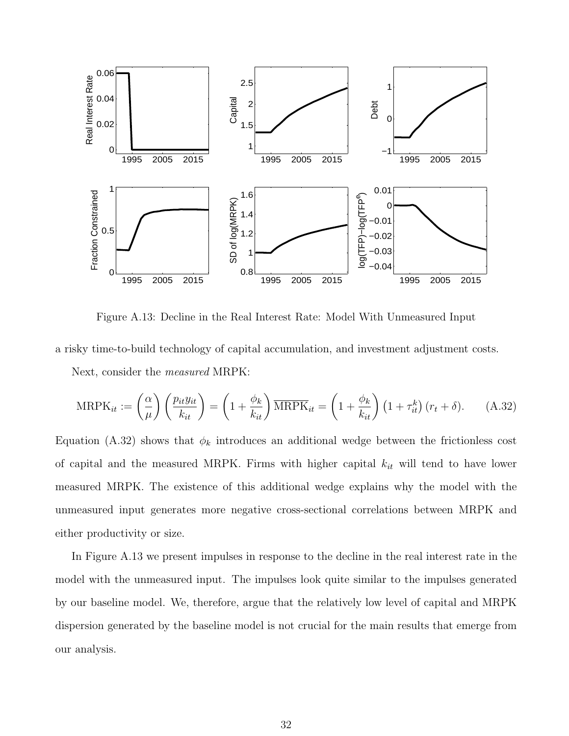Real Interest Rate
0.06
0.04
0.02
0
1995 2005 2015

Capital
2.5
2
1.5
1
1995 2005 2015

Debt
1
0
−1
1995 2005 2015

Fraction Constrained
1
0.5
0
1995 2005 2015

SD of log(MRPK)
1.6
1.4
1.2
1
0.8
1995 2005 2015

log(TFP)−log(TFP^e)
0.01
0
−0.01
−0.02
−0.03
−0.04
1995 2005 2015

Figure A.13: Decline in the Real Interest Rate: Model With Unmeasured Input

a risky time-to-build technology of capital accumulation, and investment adjustment costs.

Next, consider the *measured* MRPK:

$$\text{MRPK}_{it} := \left(\frac{\alpha}{\mu}\right)\left(\frac{p_{it}y_{it}}{k_{it}}\right) = \left(1+\frac{\phi_k}{k_{it}}\right)\overline{\text{MRPK}}_{it} = \left(1+\frac{\phi_k}{k_{it}}\right)\left(1+\tau_{it}^k\right)(r_t+\delta). \tag{A.32}$$

Equation (A.32) shows that $\phi_k$ introduces an additional wedge between the frictionless cost of capital and the measured MRPK. Firms with higher capital $k_{it}$ will tend to have lower measured MRPK. The existence of this additional wedge explains why the model with the unmeasured input generates more negative cross-sectional correlations between MRPK and either productivity or size.

In Figure A.13 we present impulses in response to the decline in the real interest rate in the model with the unmeasured input. The impulses look quite similar to the impulses generated by our baseline model. We, therefore, argue that the relatively low level of capital and MRPK dispersion generated by the baseline model is not crucial for the main results that emerge from our analysis.